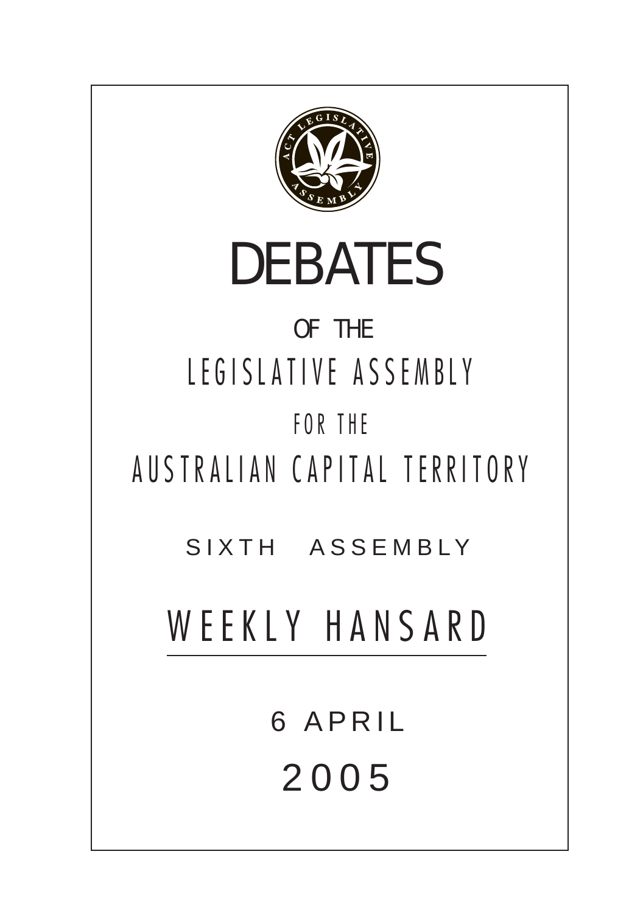# DEBATES

OF THE

LEGISLATIVE ASSEMBLY

FOR THE

AUSTRALIAN CAPITAL TERRITORY

SIXTH ASSEMBLY

## WEEKLY HANSARD

6 APRIL

2005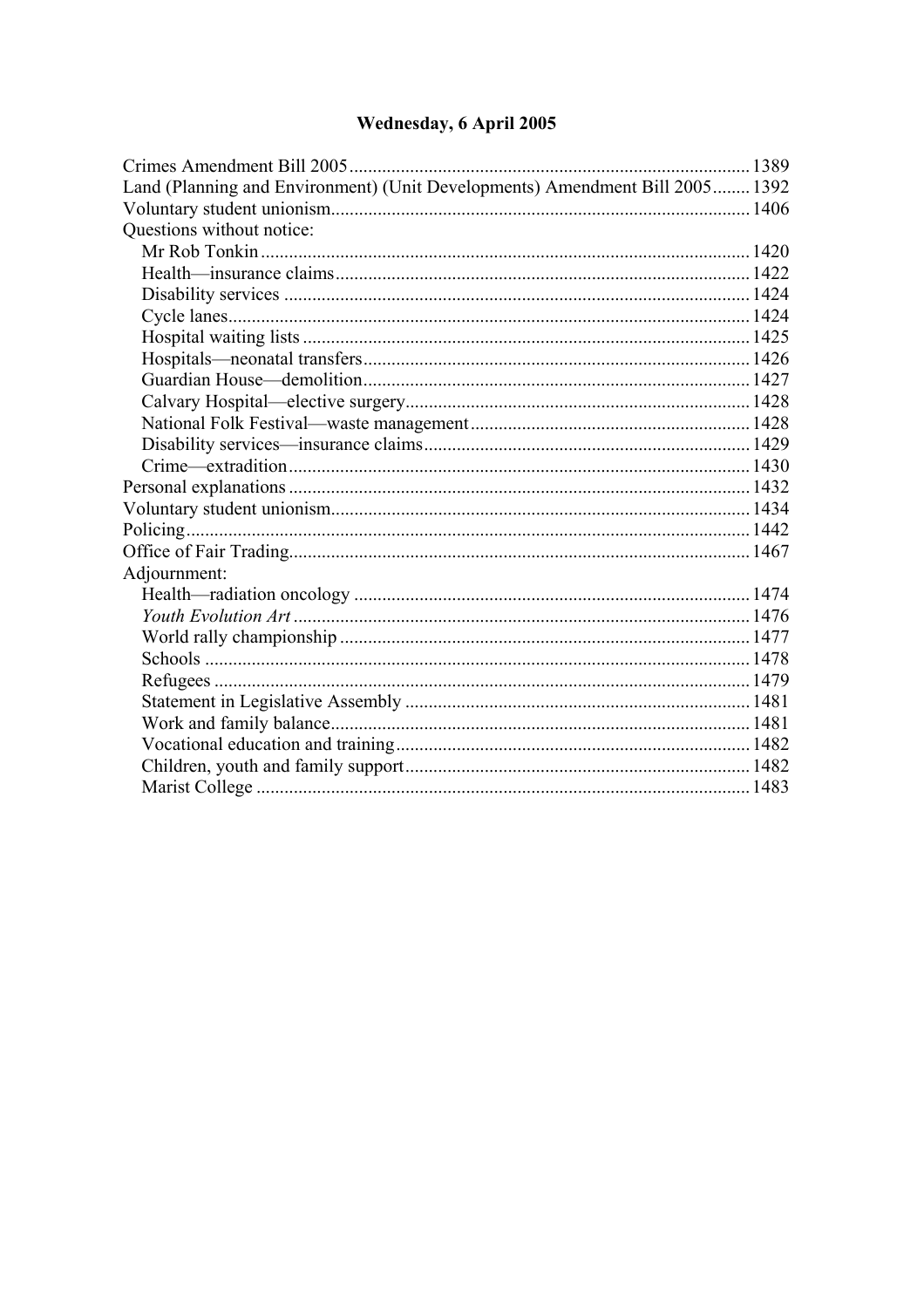## Wednesday, 6 April 2005

Crimes Amendment Bill 2005 ..... 1389
Land (Planning and Environment) (Unit Developments) Amendment Bill 2005 ..... 1392
Voluntary student unionism ..... 1406
Questions without notice:
- Mr Rob Tonkin ..... 1420
- Health—insurance claims ..... 1422
- Disability services ..... 1424
- Cycle lanes ..... 1424
- Hospital waiting lists ..... 1425
- Hospitals—neonatal transfers ..... 1426
- Guardian House—demolition ..... 1427
- Calvary Hospital—elective surgery ..... 1428
- National Folk Festival—waste management ..... 1428
- Disability services—insurance claims ..... 1429
- Crime—extradition ..... 1430

Personal explanations ..... 1432
Voluntary student unionism ..... 1434
Policing ..... 1442
Office of Fair Trading ..... 1467
Adjournment:
- Health—radiation oncology ..... 1474
- *Youth Evolution Art* ..... 1476
- World rally championship ..... 1477
- Schools ..... 1478
- Refugees ..... 1479
- Statement in Legislative Assembly ..... 1481
- Work and family balance ..... 1481
- Vocational education and training ..... 1482
- Children, youth and family support ..... 1482
- Marist College ..... 1483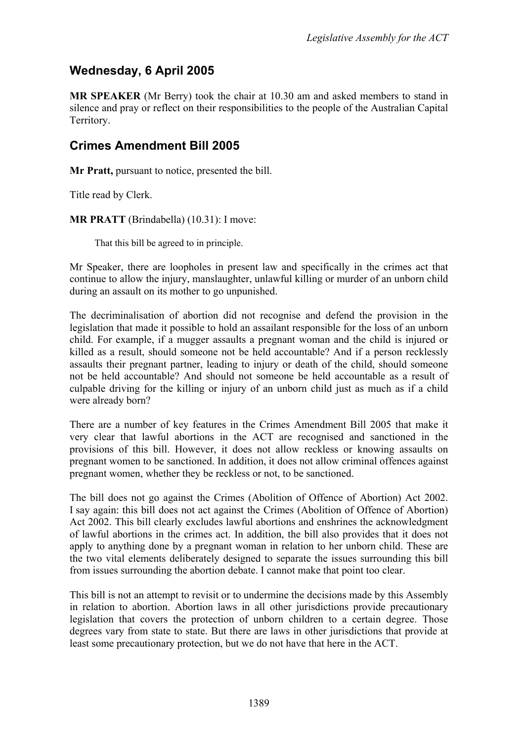## Wednesday, 6 April 2005

**MR SPEAKER** (Mr Berry) took the chair at 10.30 am and asked members to stand in silence and pray or reflect on their responsibilities to the people of the Australian Capital Territory.

## Crimes Amendment Bill 2005

**Mr Pratt,** pursuant to notice, presented the bill.

Title read by Clerk.

**MR PRATT** (Brindabella) (10.31): I move:

> That this bill be agreed to in principle.

Mr Speaker, there are loopholes in present law and specifically in the crimes act that continue to allow the injury, manslaughter, unlawful killing or murder of an unborn child during an assault on its mother to go unpunished.

The decriminalisation of abortion did not recognise and defend the provision in the legislation that made it possible to hold an assailant responsible for the loss of an unborn child. For example, if a mugger assaults a pregnant woman and the child is injured or killed as a result, should someone not be held accountable? And if a person recklessly assaults their pregnant partner, leading to injury or death of the child, should someone not be held accountable? And should not someone be held accountable as a result of culpable driving for the killing or injury of an unborn child just as much as if a child were already born?

There are a number of key features in the Crimes Amendment Bill 2005 that make it very clear that lawful abortions in the ACT are recognised and sanctioned in the provisions of this bill. However, it does not allow reckless or knowing assaults on pregnant women to be sanctioned. In addition, it does not allow criminal offences against pregnant women, whether they be reckless or not, to be sanctioned.

The bill does not go against the Crimes (Abolition of Offence of Abortion) Act 2002. I say again: this bill does not act against the Crimes (Abolition of Offence of Abortion) Act 2002. This bill clearly excludes lawful abortions and enshrines the acknowledgment of lawful abortions in the crimes act. In addition, the bill also provides that it does not apply to anything done by a pregnant woman in relation to her unborn child. These are the two vital elements deliberately designed to separate the issues surrounding this bill from issues surrounding the abortion debate. I cannot make that point too clear.

This bill is not an attempt to revisit or to undermine the decisions made by this Assembly in relation to abortion. Abortion laws in all other jurisdictions provide precautionary legislation that covers the protection of unborn children to a certain degree. Those degrees vary from state to state. But there are laws in other jurisdictions that provide at least some precautionary protection, but we do not have that here in the ACT.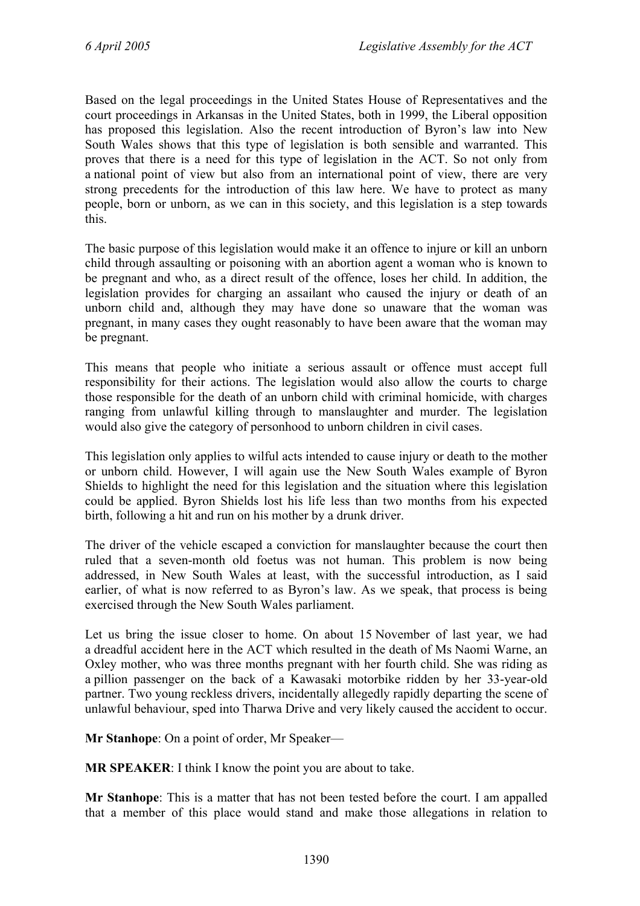Based on the legal proceedings in the United States House of Representatives and the court proceedings in Arkansas in the United States, both in 1999, the Liberal opposition has proposed this legislation. Also the recent introduction of Byron's law into New South Wales shows that this type of legislation is both sensible and warranted. This proves that there is a need for this type of legislation in the ACT. So not only from a national point of view but also from an international point of view, there are very strong precedents for the introduction of this law here. We have to protect as many people, born or unborn, as we can in this society, and this legislation is a step towards this.

The basic purpose of this legislation would make it an offence to injure or kill an unborn child through assaulting or poisoning with an abortion agent a woman who is known to be pregnant and who, as a direct result of the offence, loses her child. In addition, the legislation provides for charging an assailant who caused the injury or death of an unborn child and, although they may have done so unaware that the woman was pregnant, in many cases they ought reasonably to have been aware that the woman may be pregnant.

This means that people who initiate a serious assault or offence must accept full responsibility for their actions. The legislation would also allow the courts to charge those responsible for the death of an unborn child with criminal homicide, with charges ranging from unlawful killing through to manslaughter and murder. The legislation would also give the category of personhood to unborn children in civil cases.

This legislation only applies to wilful acts intended to cause injury or death to the mother or unborn child. However, I will again use the New South Wales example of Byron Shields to highlight the need for this legislation and the situation where this legislation could be applied. Byron Shields lost his life less than two months from his expected birth, following a hit and run on his mother by a drunk driver.

The driver of the vehicle escaped a conviction for manslaughter because the court then ruled that a seven-month old foetus was not human. This problem is now being addressed, in New South Wales at least, with the successful introduction, as I said earlier, of what is now referred to as Byron's law. As we speak, that process is being exercised through the New South Wales parliament.

Let us bring the issue closer to home. On about 15 November of last year, we had a dreadful accident here in the ACT which resulted in the death of Ms Naomi Warne, an Oxley mother, who was three months pregnant with her fourth child. She was riding as a pillion passenger on the back of a Kawasaki motorbike ridden by her 33-year-old partner. Two young reckless drivers, incidentally allegedly rapidly departing the scene of unlawful behaviour, sped into Tharwa Drive and very likely caused the accident to occur.

**Mr Stanhope**: On a point of order, Mr Speaker—

**MR SPEAKER**: I think I know the point you are about to take.

**Mr Stanhope**: This is a matter that has not been tested before the court. I am appalled that a member of this place would stand and make those allegations in relation to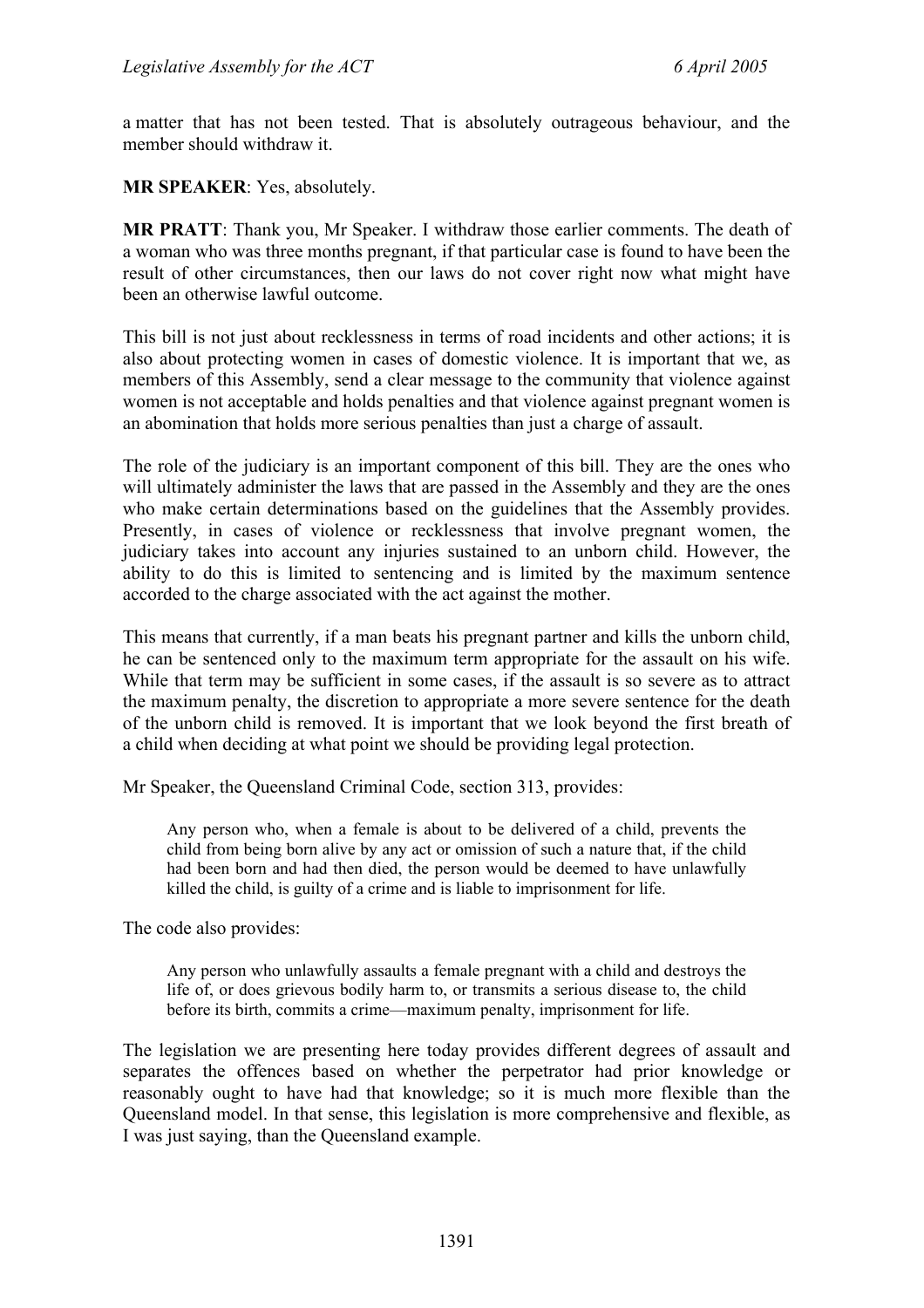a matter that has not been tested. That is absolutely outrageous behaviour, and the member should withdraw it.

**MR SPEAKER**: Yes, absolutely.

**MR PRATT**: Thank you, Mr Speaker. I withdraw those earlier comments. The death of a woman who was three months pregnant, if that particular case is found to have been the result of other circumstances, then our laws do not cover right now what might have been an otherwise lawful outcome.

This bill is not just about recklessness in terms of road incidents and other actions; it is also about protecting women in cases of domestic violence. It is important that we, as members of this Assembly, send a clear message to the community that violence against women is not acceptable and holds penalties and that violence against pregnant women is an abomination that holds more serious penalties than just a charge of assault.

The role of the judiciary is an important component of this bill. They are the ones who will ultimately administer the laws that are passed in the Assembly and they are the ones who make certain determinations based on the guidelines that the Assembly provides. Presently, in cases of violence or recklessness that involve pregnant women, the judiciary takes into account any injuries sustained to an unborn child. However, the ability to do this is limited to sentencing and is limited by the maximum sentence accorded to the charge associated with the act against the mother.

This means that currently, if a man beats his pregnant partner and kills the unborn child, he can be sentenced only to the maximum term appropriate for the assault on his wife. While that term may be sufficient in some cases, if the assault is so severe as to attract the maximum penalty, the discretion to appropriate a more severe sentence for the death of the unborn child is removed. It is important that we look beyond the first breath of a child when deciding at what point we should be providing legal protection.

Mr Speaker, the Queensland Criminal Code, section 313, provides:

> Any person who, when a female is about to be delivered of a child, prevents the child from being born alive by any act or omission of such a nature that, if the child had been born and had then died, the person would be deemed to have unlawfully killed the child, is guilty of a crime and is liable to imprisonment for life.

The code also provides:

> Any person who unlawfully assaults a female pregnant with a child and destroys the life of, or does grievous bodily harm to, or transmits a serious disease to, the child before its birth, commits a crime—maximum penalty, imprisonment for life.

The legislation we are presenting here today provides different degrees of assault and separates the offences based on whether the perpetrator had prior knowledge or reasonably ought to have had that knowledge; so it is much more flexible than the Queensland model. In that sense, this legislation is more comprehensive and flexible, as I was just saying, than the Queensland example.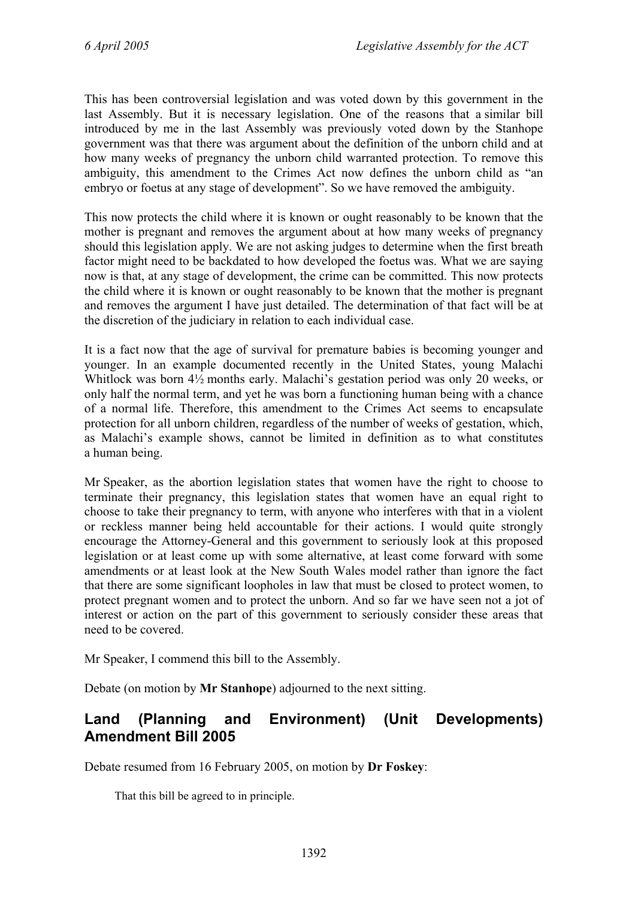This has been controversial legislation and was voted down by this government in the last Assembly. But it is necessary legislation. One of the reasons that a similar bill introduced by me in the last Assembly was previously voted down by the Stanhope government was that there was argument about the definition of the unborn child and at how many weeks of pregnancy the unborn child warranted protection. To remove this ambiguity, this amendment to the Crimes Act now defines the unborn child as "an embryo or foetus at any stage of development". So we have removed the ambiguity.

This now protects the child where it is known or ought reasonably to be known that the mother is pregnant and removes the argument about at how many weeks of pregnancy should this legislation apply. We are not asking judges to determine when the first breath factor might need to be backdated to how developed the foetus was. What we are saying now is that, at any stage of development, the crime can be committed. This now protects the child where it is known or ought reasonably to be known that the mother is pregnant and removes the argument I have just detailed. The determination of that fact will be at the discretion of the judiciary in relation to each individual case.

It is a fact now that the age of survival for premature babies is becoming younger and younger. In an example documented recently in the United States, young Malachi Whitlock was born 4½ months early. Malachi's gestation period was only 20 weeks, or only half the normal term, and yet he was born a functioning human being with a chance of a normal life. Therefore, this amendment to the Crimes Act seems to encapsulate protection for all unborn children, regardless of the number of weeks of gestation, which, as Malachi's example shows, cannot be limited in definition as to what constitutes a human being.

Mr Speaker, as the abortion legislation states that women have the right to choose to terminate their pregnancy, this legislation states that women have an equal right to choose to take their pregnancy to term, with anyone who interferes with that in a violent or reckless manner being held accountable for their actions. I would quite strongly encourage the Attorney-General and this government to seriously look at this proposed legislation or at least come up with some alternative, at least come forward with some amendments or at least look at the New South Wales model rather than ignore the fact that there are some significant loopholes in law that must be closed to protect women, to protect pregnant women and to protect the unborn. And so far we have seen not a jot of interest or action on the part of this government to seriously consider these areas that need to be covered.

Mr Speaker, I commend this bill to the Assembly.

Debate (on motion by **Mr Stanhope**) adjourned to the next sitting.

## Land (Planning and Environment) (Unit Developments) Amendment Bill 2005

Debate resumed from 16 February 2005, on motion by **Dr Foskey**:

> That this bill be agreed to in principle.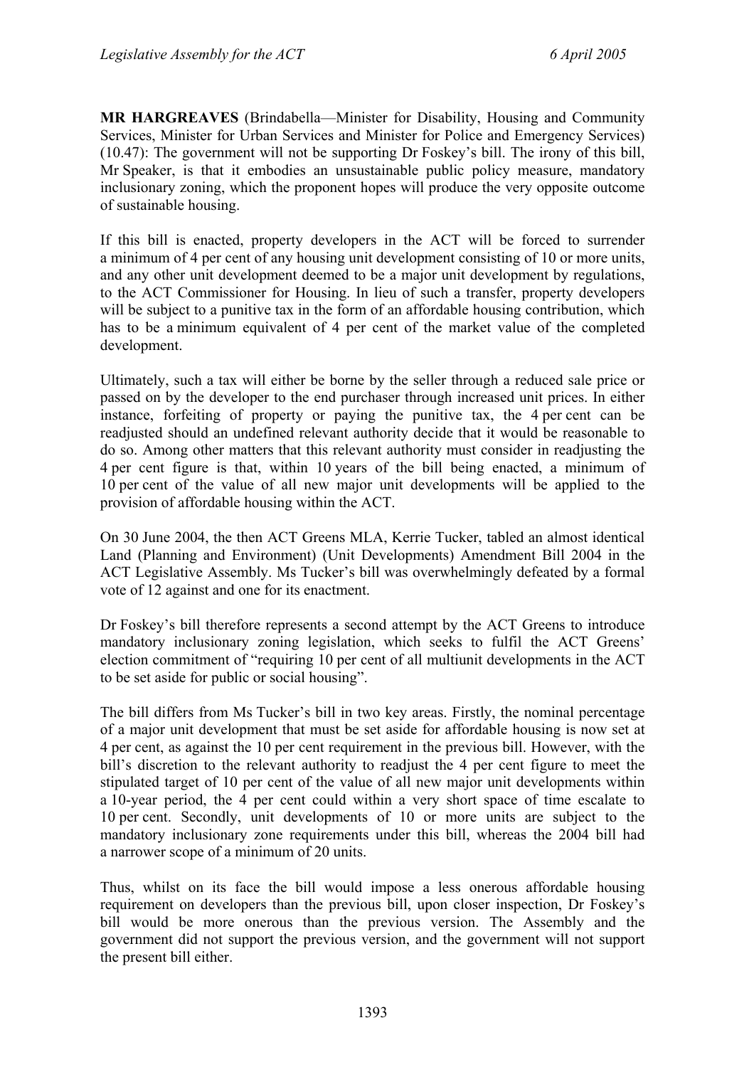**MR HARGREAVES** (Brindabella—Minister for Disability, Housing and Community Services, Minister for Urban Services and Minister for Police and Emergency Services) (10.47): The government will not be supporting Dr Foskey's bill. The irony of this bill, Mr Speaker, is that it embodies an unsustainable public policy measure, mandatory inclusionary zoning, which the proponent hopes will produce the very opposite outcome of sustainable housing.

If this bill is enacted, property developers in the ACT will be forced to surrender a minimum of 4 per cent of any housing unit development consisting of 10 or more units, and any other unit development deemed to be a major unit development by regulations, to the ACT Commissioner for Housing. In lieu of such a transfer, property developers will be subject to a punitive tax in the form of an affordable housing contribution, which has to be a minimum equivalent of 4 per cent of the market value of the completed development.

Ultimately, such a tax will either be borne by the seller through a reduced sale price or passed on by the developer to the end purchaser through increased unit prices. In either instance, forfeiting of property or paying the punitive tax, the 4 per cent can be readjusted should an undefined relevant authority decide that it would be reasonable to do so. Among other matters that this relevant authority must consider in readjusting the 4 per cent figure is that, within 10 years of the bill being enacted, a minimum of 10 per cent of the value of all new major unit developments will be applied to the provision of affordable housing within the ACT.

On 30 June 2004, the then ACT Greens MLA, Kerrie Tucker, tabled an almost identical Land (Planning and Environment) (Unit Developments) Amendment Bill 2004 in the ACT Legislative Assembly. Ms Tucker's bill was overwhelmingly defeated by a formal vote of 12 against and one for its enactment.

Dr Foskey's bill therefore represents a second attempt by the ACT Greens to introduce mandatory inclusionary zoning legislation, which seeks to fulfil the ACT Greens' election commitment of "requiring 10 per cent of all multiunit developments in the ACT to be set aside for public or social housing".

The bill differs from Ms Tucker's bill in two key areas. Firstly, the nominal percentage of a major unit development that must be set aside for affordable housing is now set at 4 per cent, as against the 10 per cent requirement in the previous bill. However, with the bill's discretion to the relevant authority to readjust the 4 per cent figure to meet the stipulated target of 10 per cent of the value of all new major unit developments within a 10-year period, the 4 per cent could within a very short space of time escalate to 10 per cent. Secondly, unit developments of 10 or more units are subject to the mandatory inclusionary zone requirements under this bill, whereas the 2004 bill had a narrower scope of a minimum of 20 units.

Thus, whilst on its face the bill would impose a less onerous affordable housing requirement on developers than the previous bill, upon closer inspection, Dr Foskey's bill would be more onerous than the previous version. The Assembly and the government did not support the previous version, and the government will not support the present bill either.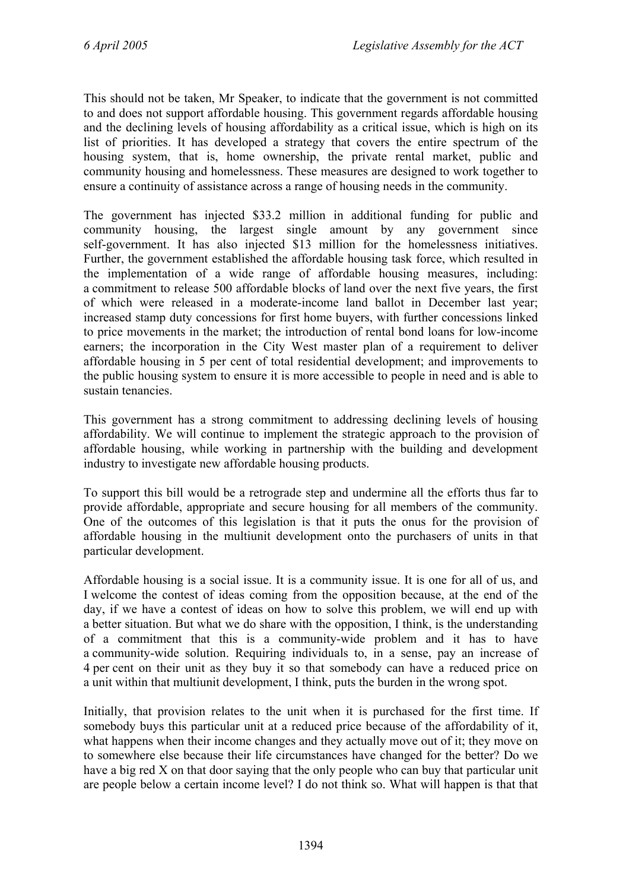This should not be taken, Mr Speaker, to indicate that the government is not committed to and does not support affordable housing. This government regards affordable housing and the declining levels of housing affordability as a critical issue, which is high on its list of priorities. It has developed a strategy that covers the entire spectrum of the housing system, that is, home ownership, the private rental market, public and community housing and homelessness. These measures are designed to work together to ensure a continuity of assistance across a range of housing needs in the community.

The government has injected $33.2 million in additional funding for public and community housing, the largest single amount by any government since self-government. It has also injected $13 million for the homelessness initiatives. Further, the government established the affordable housing task force, which resulted in the implementation of a wide range of affordable housing measures, including: a commitment to release 500 affordable blocks of land over the next five years, the first of which were released in a moderate-income land ballot in December last year; increased stamp duty concessions for first home buyers, with further concessions linked to price movements in the market; the introduction of rental bond loans for low-income earners; the incorporation in the City West master plan of a requirement to deliver affordable housing in 5 per cent of total residential development; and improvements to the public housing system to ensure it is more accessible to people in need and is able to sustain tenancies.

This government has a strong commitment to addressing declining levels of housing affordability. We will continue to implement the strategic approach to the provision of affordable housing, while working in partnership with the building and development industry to investigate new affordable housing products.

To support this bill would be a retrograde step and undermine all the efforts thus far to provide affordable, appropriate and secure housing for all members of the community. One of the outcomes of this legislation is that it puts the onus for the provision of affordable housing in the multiunit development onto the purchasers of units in that particular development.

Affordable housing is a social issue. It is a community issue. It is one for all of us, and I welcome the contest of ideas coming from the opposition because, at the end of the day, if we have a contest of ideas on how to solve this problem, we will end up with a better situation. But what we do share with the opposition, I think, is the understanding of a commitment that this is a community-wide problem and it has to have a community-wide solution. Requiring individuals to, in a sense, pay an increase of 4 per cent on their unit as they buy it so that somebody can have a reduced price on a unit within that multiunit development, I think, puts the burden in the wrong spot.

Initially, that provision relates to the unit when it is purchased for the first time. If somebody buys this particular unit at a reduced price because of the affordability of it, what happens when their income changes and they actually move out of it; they move on to somewhere else because their life circumstances have changed for the better? Do we have a big red X on that door saying that the only people who can buy that particular unit are people below a certain income level? I do not think so. What will happen is that that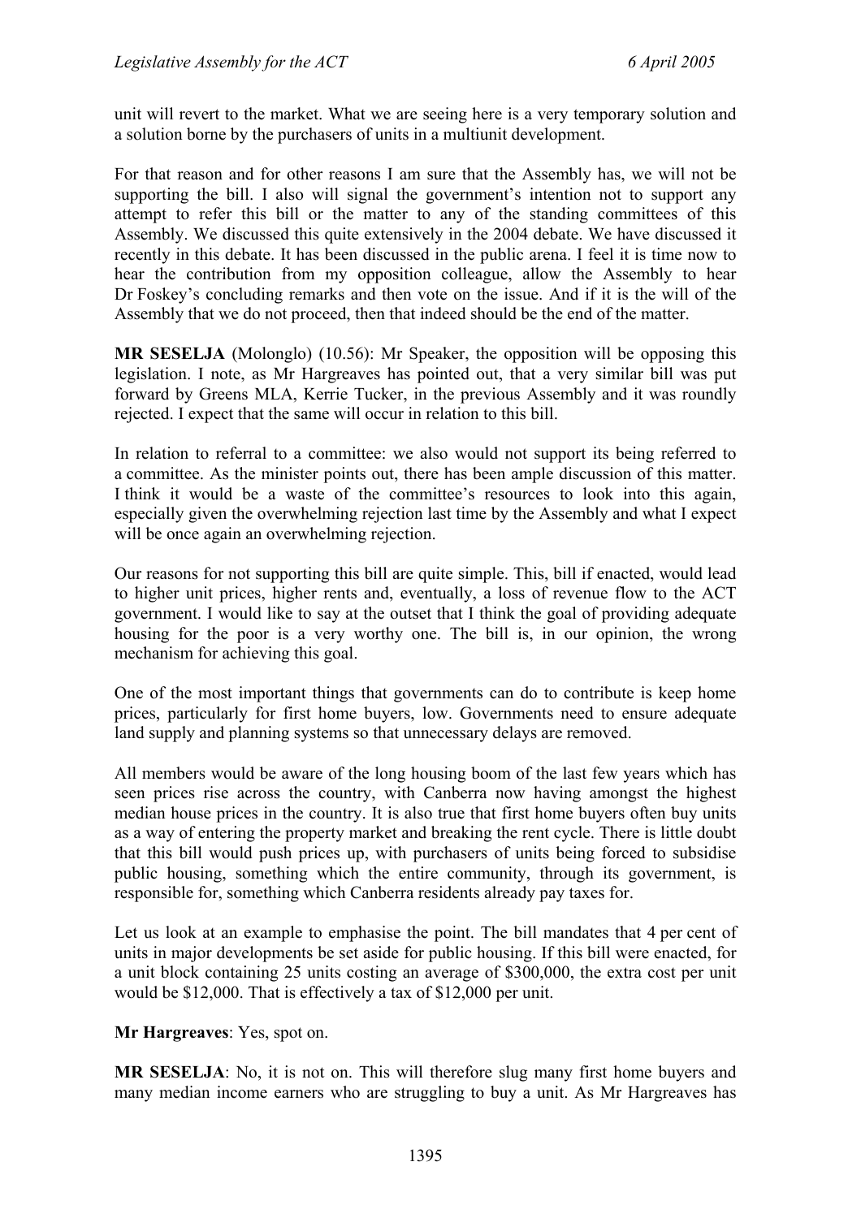unit will revert to the market. What we are seeing here is a very temporary solution and a solution borne by the purchasers of units in a multiunit development.

For that reason and for other reasons I am sure that the Assembly has, we will not be supporting the bill. I also will signal the government's intention not to support any attempt to refer this bill or the matter to any of the standing committees of this Assembly. We discussed this quite extensively in the 2004 debate. We have discussed it recently in this debate. It has been discussed in the public arena. I feel it is time now to hear the contribution from my opposition colleague, allow the Assembly to hear Dr Foskey's concluding remarks and then vote on the issue. And if it is the will of the Assembly that we do not proceed, then that indeed should be the end of the matter.

**MR SESELJA** (Molonglo) (10.56): Mr Speaker, the opposition will be opposing this legislation. I note, as Mr Hargreaves has pointed out, that a very similar bill was put forward by Greens MLA, Kerrie Tucker, in the previous Assembly and it was roundly rejected. I expect that the same will occur in relation to this bill.

In relation to referral to a committee: we also would not support its being referred to a committee. As the minister points out, there has been ample discussion of this matter. I think it would be a waste of the committee's resources to look into this again, especially given the overwhelming rejection last time by the Assembly and what I expect will be once again an overwhelming rejection.

Our reasons for not supporting this bill are quite simple. This, bill if enacted, would lead to higher unit prices, higher rents and, eventually, a loss of revenue flow to the ACT government. I would like to say at the outset that I think the goal of providing adequate housing for the poor is a very worthy one. The bill is, in our opinion, the wrong mechanism for achieving this goal.

One of the most important things that governments can do to contribute is keep home prices, particularly for first home buyers, low. Governments need to ensure adequate land supply and planning systems so that unnecessary delays are removed.

All members would be aware of the long housing boom of the last few years which has seen prices rise across the country, with Canberra now having amongst the highest median house prices in the country. It is also true that first home buyers often buy units as a way of entering the property market and breaking the rent cycle. There is little doubt that this bill would push prices up, with purchasers of units being forced to subsidise public housing, something which the entire community, through its government, is responsible for, something which Canberra residents already pay taxes for.

Let us look at an example to emphasise the point. The bill mandates that 4 per cent of units in major developments be set aside for public housing. If this bill were enacted, for a unit block containing 25 units costing an average of $300,000, the extra cost per unit would be $12,000. That is effectively a tax of $12,000 per unit.

**Mr Hargreaves**: Yes, spot on.

**MR SESELJA**: No, it is not on. This will therefore slug many first home buyers and many median income earners who are struggling to buy a unit. As Mr Hargreaves has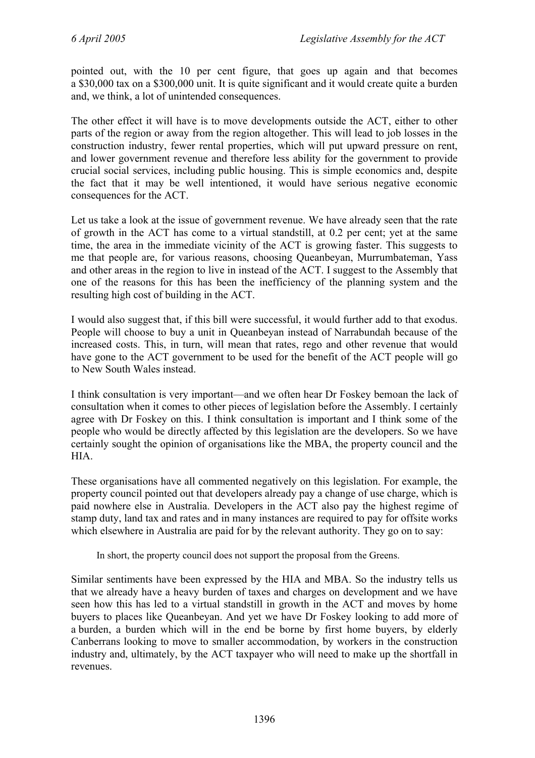pointed out, with the 10 per cent figure, that goes up again and that becomes a $30,000 tax on a $300,000 unit. It is quite significant and it would create quite a burden and, we think, a lot of unintended consequences.

The other effect it will have is to move developments outside the ACT, either to other parts of the region or away from the region altogether. This will lead to job losses in the construction industry, fewer rental properties, which will put upward pressure on rent, and lower government revenue and therefore less ability for the government to provide crucial social services, including public housing. This is simple economics and, despite the fact that it may be well intentioned, it would have serious negative economic consequences for the ACT.

Let us take a look at the issue of government revenue. We have already seen that the rate of growth in the ACT has come to a virtual standstill, at 0.2 per cent; yet at the same time, the area in the immediate vicinity of the ACT is growing faster. This suggests to me that people are, for various reasons, choosing Queanbeyan, Murrumbateman, Yass and other areas in the region to live in instead of the ACT. I suggest to the Assembly that one of the reasons for this has been the inefficiency of the planning system and the resulting high cost of building in the ACT.

I would also suggest that, if this bill were successful, it would further add to that exodus. People will choose to buy a unit in Queanbeyan instead of Narrabundah because of the increased costs. This, in turn, will mean that rates, rego and other revenue that would have gone to the ACT government to be used for the benefit of the ACT people will go to New South Wales instead.

I think consultation is very important—and we often hear Dr Foskey bemoan the lack of consultation when it comes to other pieces of legislation before the Assembly. I certainly agree with Dr Foskey on this. I think consultation is important and I think some of the people who would be directly affected by this legislation are the developers. So we have certainly sought the opinion of organisations like the MBA, the property council and the HIA.

These organisations have all commented negatively on this legislation. For example, the property council pointed out that developers already pay a change of use charge, which is paid nowhere else in Australia. Developers in the ACT also pay the highest regime of stamp duty, land tax and rates and in many instances are required to pay for offsite works which elsewhere in Australia are paid for by the relevant authority. They go on to say:

> In short, the property council does not support the proposal from the Greens.

Similar sentiments have been expressed by the HIA and MBA. So the industry tells us that we already have a heavy burden of taxes and charges on development and we have seen how this has led to a virtual standstill in growth in the ACT and moves by home buyers to places like Queanbeyan. And yet we have Dr Foskey looking to add more of a burden, a burden which will in the end be borne by first home buyers, by elderly Canberrans looking to move to smaller accommodation, by workers in the construction industry and, ultimately, by the ACT taxpayer who will need to make up the shortfall in revenues.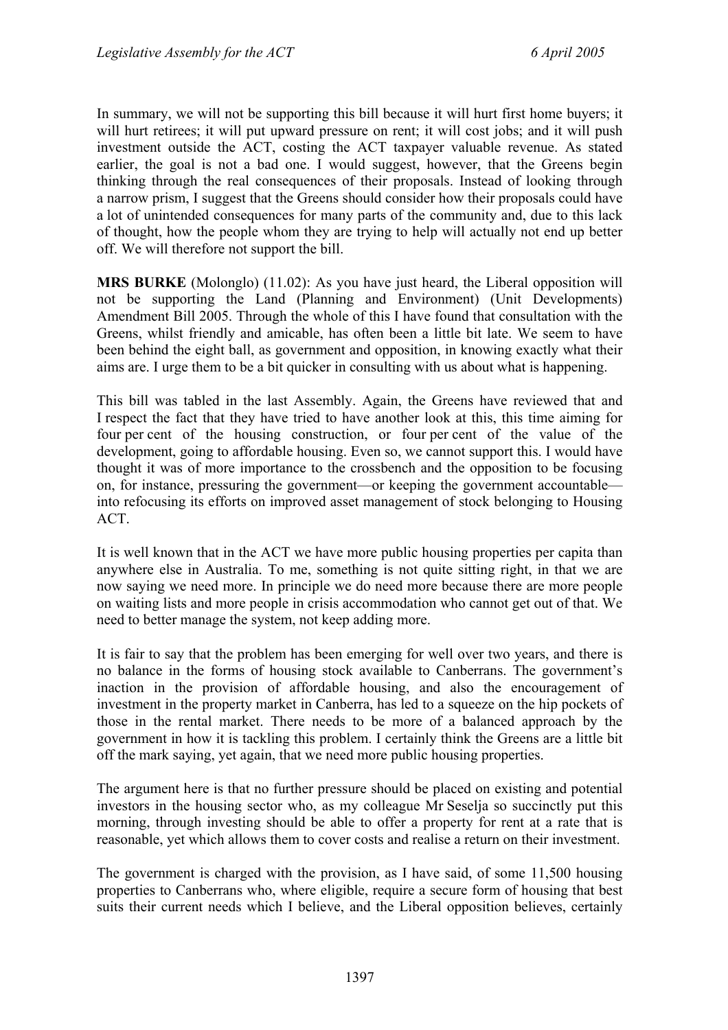In summary, we will not be supporting this bill because it will hurt first home buyers; it will hurt retirees; it will put upward pressure on rent; it will cost jobs; and it will push investment outside the ACT, costing the ACT taxpayer valuable revenue. As stated earlier, the goal is not a bad one. I would suggest, however, that the Greens begin thinking through the real consequences of their proposals. Instead of looking through a narrow prism, I suggest that the Greens should consider how their proposals could have a lot of unintended consequences for many parts of the community and, due to this lack of thought, how the people whom they are trying to help will actually not end up better off. We will therefore not support the bill.

**MRS BURKE** (Molonglo) (11.02): As you have just heard, the Liberal opposition will not be supporting the Land (Planning and Environment) (Unit Developments) Amendment Bill 2005. Through the whole of this I have found that consultation with the Greens, whilst friendly and amicable, has often been a little bit late. We seem to have been behind the eight ball, as government and opposition, in knowing exactly what their aims are. I urge them to be a bit quicker in consulting with us about what is happening.

This bill was tabled in the last Assembly. Again, the Greens have reviewed that and I respect the fact that they have tried to have another look at this, this time aiming for four per cent of the housing construction, or four per cent of the value of the development, going to affordable housing. Even so, we cannot support this. I would have thought it was of more importance to the crossbench and the opposition to be focusing on, for instance, pressuring the government—or keeping the government accountable—into refocusing its efforts on improved asset management of stock belonging to Housing ACT.

It is well known that in the ACT we have more public housing properties per capita than anywhere else in Australia. To me, something is not quite sitting right, in that we are now saying we need more. In principle we do need more because there are more people on waiting lists and more people in crisis accommodation who cannot get out of that. We need to better manage the system, not keep adding more.

It is fair to say that the problem has been emerging for well over two years, and there is no balance in the forms of housing stock available to Canberrans. The government's inaction in the provision of affordable housing, and also the encouragement of investment in the property market in Canberra, has led to a squeeze on the hip pockets of those in the rental market. There needs to be more of a balanced approach by the government in how it is tackling this problem. I certainly think the Greens are a little bit off the mark saying, yet again, that we need more public housing properties.

The argument here is that no further pressure should be placed on existing and potential investors in the housing sector who, as my colleague Mr Seselja so succinctly put this morning, through investing should be able to offer a property for rent at a rate that is reasonable, yet which allows them to cover costs and realise a return on their investment.

The government is charged with the provision, as I have said, of some 11,500 housing properties to Canberrans who, where eligible, require a secure form of housing that best suits their current needs which I believe, and the Liberal opposition believes, certainly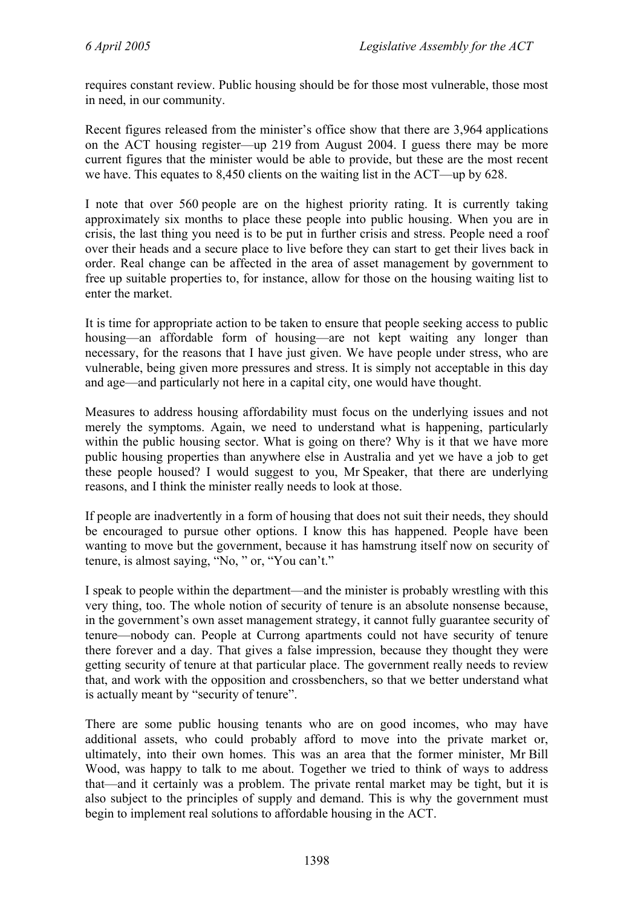requires constant review. Public housing should be for those most vulnerable, those most in need, in our community.

Recent figures released from the minister's office show that there are 3,964 applications on the ACT housing register—up 219 from August 2004. I guess there may be more current figures that the minister would be able to provide, but these are the most recent we have. This equates to 8,450 clients on the waiting list in the ACT—up by 628.

I note that over 560 people are on the highest priority rating. It is currently taking approximately six months to place these people into public housing. When you are in crisis, the last thing you need is to be put in further crisis and stress. People need a roof over their heads and a secure place to live before they can start to get their lives back in order. Real change can be affected in the area of asset management by government to free up suitable properties to, for instance, allow for those on the housing waiting list to enter the market.

It is time for appropriate action to be taken to ensure that people seeking access to public housing—an affordable form of housing—are not kept waiting any longer than necessary, for the reasons that I have just given. We have people under stress, who are vulnerable, being given more pressures and stress. It is simply not acceptable in this day and age—and particularly not here in a capital city, one would have thought.

Measures to address housing affordability must focus on the underlying issues and not merely the symptoms. Again, we need to understand what is happening, particularly within the public housing sector. What is going on there? Why is it that we have more public housing properties than anywhere else in Australia and yet we have a job to get these people housed? I would suggest to you, Mr Speaker, that there are underlying reasons, and I think the minister really needs to look at those.

If people are inadvertently in a form of housing that does not suit their needs, they should be encouraged to pursue other options. I know this has happened. People have been wanting to move but the government, because it has hamstrung itself now on security of tenure, is almost saying, "No, " or, "You can't."

I speak to people within the department—and the minister is probably wrestling with this very thing, too. The whole notion of security of tenure is an absolute nonsense because, in the government's own asset management strategy, it cannot fully guarantee security of tenure—nobody can. People at Currong apartments could not have security of tenure there forever and a day. That gives a false impression, because they thought they were getting security of tenure at that particular place. The government really needs to review that, and work with the opposition and crossbenchers, so that we better understand what is actually meant by "security of tenure".

There are some public housing tenants who are on good incomes, who may have additional assets, who could probably afford to move into the private market or, ultimately, into their own homes. This was an area that the former minister, Mr Bill Wood, was happy to talk to me about. Together we tried to think of ways to address that—and it certainly was a problem. The private rental market may be tight, but it is also subject to the principles of supply and demand. This is why the government must begin to implement real solutions to affordable housing in the ACT.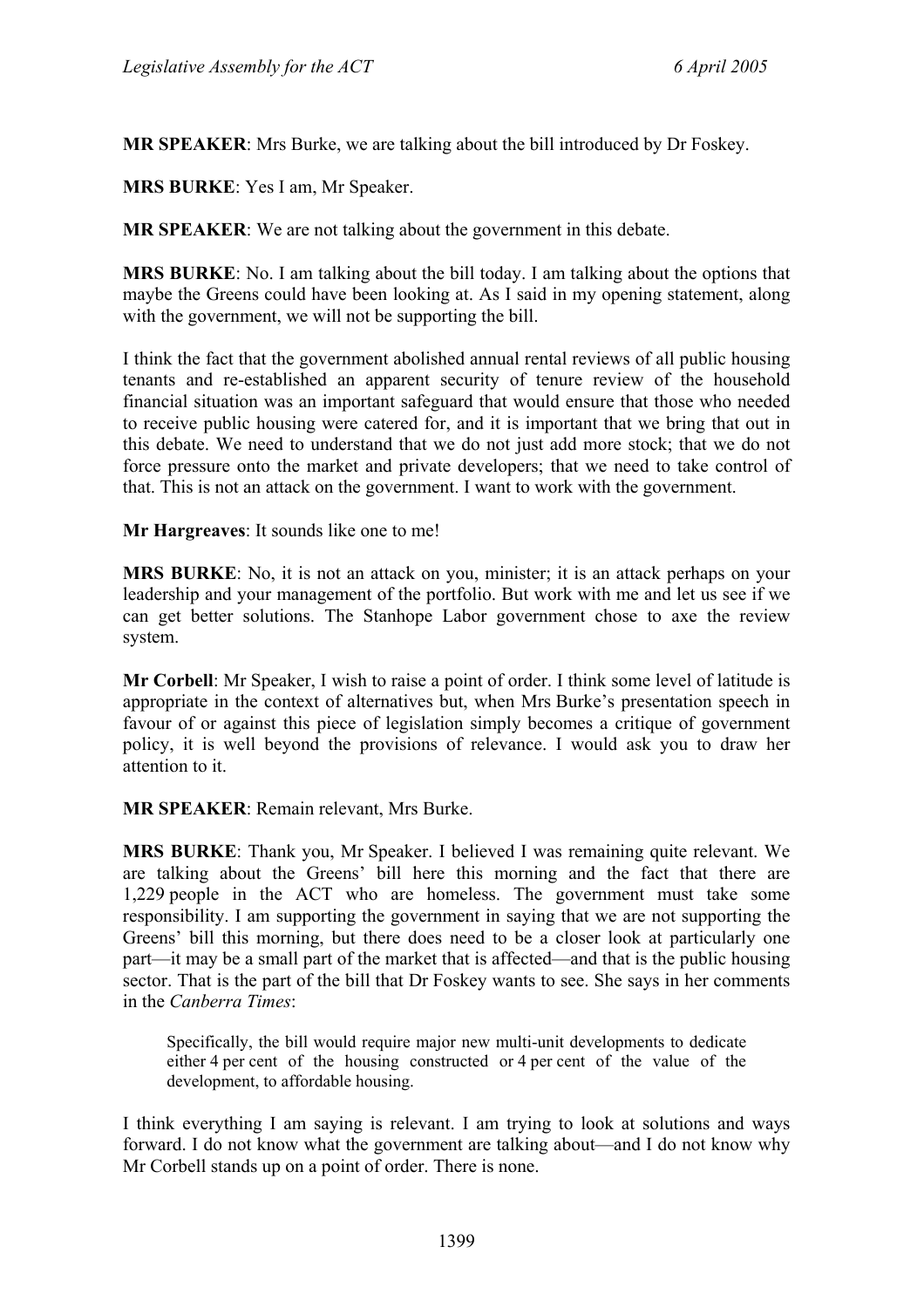**MR SPEAKER**: Mrs Burke, we are talking about the bill introduced by Dr Foskey.

**MRS BURKE**: Yes I am, Mr Speaker.

**MR SPEAKER**: We are not talking about the government in this debate.

**MRS BURKE**: No. I am talking about the bill today. I am talking about the options that maybe the Greens could have been looking at. As I said in my opening statement, along with the government, we will not be supporting the bill.

I think the fact that the government abolished annual rental reviews of all public housing tenants and re-established an apparent security of tenure review of the household financial situation was an important safeguard that would ensure that those who needed to receive public housing were catered for, and it is important that we bring that out in this debate. We need to understand that we do not just add more stock; that we do not force pressure onto the market and private developers; that we need to take control of that. This is not an attack on the government. I want to work with the government.

**Mr Hargreaves**: It sounds like one to me!

**MRS BURKE**: No, it is not an attack on you, minister; it is an attack perhaps on your leadership and your management of the portfolio. But work with me and let us see if we can get better solutions. The Stanhope Labor government chose to axe the review system.

**Mr Corbell**: Mr Speaker, I wish to raise a point of order. I think some level of latitude is appropriate in the context of alternatives but, when Mrs Burke's presentation speech in favour of or against this piece of legislation simply becomes a critique of government policy, it is well beyond the provisions of relevance. I would ask you to draw her attention to it.

**MR SPEAKER**: Remain relevant, Mrs Burke.

**MRS BURKE**: Thank you, Mr Speaker. I believed I was remaining quite relevant. We are talking about the Greens' bill here this morning and the fact that there are 1,229 people in the ACT who are homeless. The government must take some responsibility. I am supporting the government in saying that we are not supporting the Greens' bill this morning, but there does need to be a closer look at particularly one part—it may be a small part of the market that is affected—and that is the public housing sector. That is the part of the bill that Dr Foskey wants to see. She says in her comments in the *Canberra Times*:

> Specifically, the bill would require major new multi-unit developments to dedicate either 4 per cent of the housing constructed or 4 per cent of the value of the development, to affordable housing.

I think everything I am saying is relevant. I am trying to look at solutions and ways forward. I do not know what the government are talking about—and I do not know why Mr Corbell stands up on a point of order. There is none.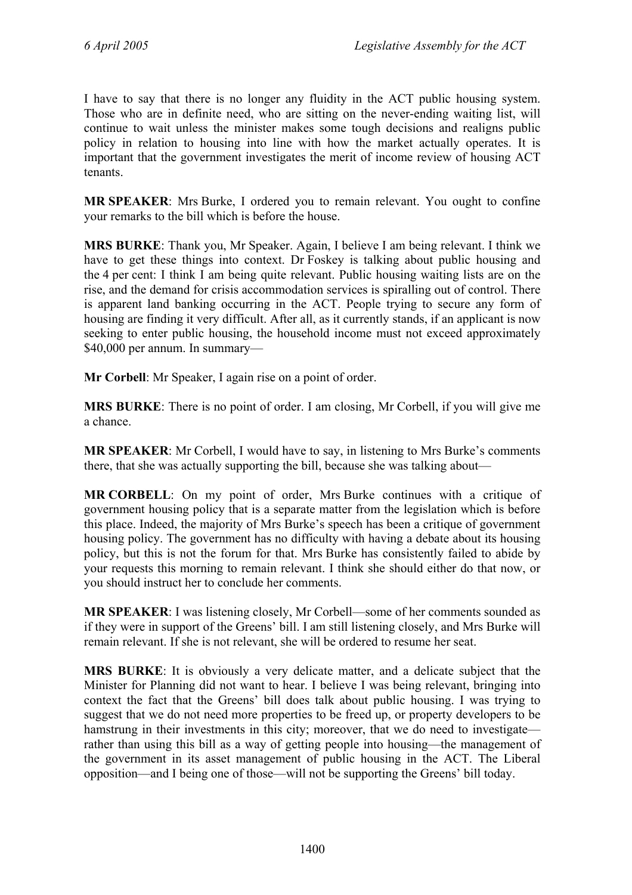I have to say that there is no longer any fluidity in the ACT public housing system. Those who are in definite need, who are sitting on the never-ending waiting list, will continue to wait unless the minister makes some tough decisions and realigns public policy in relation to housing into line with how the market actually operates. It is important that the government investigates the merit of income review of housing ACT tenants.

**MR SPEAKER**: Mrs Burke, I ordered you to remain relevant. You ought to confine your remarks to the bill which is before the house.

**MRS BURKE**: Thank you, Mr Speaker. Again, I believe I am being relevant. I think we have to get these things into context. Dr Foskey is talking about public housing and the 4 per cent: I think I am being quite relevant. Public housing waiting lists are on the rise, and the demand for crisis accommodation services is spiralling out of control. There is apparent land banking occurring in the ACT. People trying to secure any form of housing are finding it very difficult. After all, as it currently stands, if an applicant is now seeking to enter public housing, the household income must not exceed approximately $40,000 per annum. In summary—

**Mr Corbell**: Mr Speaker, I again rise on a point of order.

**MRS BURKE**: There is no point of order. I am closing, Mr Corbell, if you will give me a chance.

**MR SPEAKER**: Mr Corbell, I would have to say, in listening to Mrs Burke's comments there, that she was actually supporting the bill, because she was talking about—

**MR CORBELL**: On my point of order, Mrs Burke continues with a critique of government housing policy that is a separate matter from the legislation which is before this place. Indeed, the majority of Mrs Burke's speech has been a critique of government housing policy. The government has no difficulty with having a debate about its housing policy, but this is not the forum for that. Mrs Burke has consistently failed to abide by your requests this morning to remain relevant. I think she should either do that now, or you should instruct her to conclude her comments.

**MR SPEAKER**: I was listening closely, Mr Corbell—some of her comments sounded as if they were in support of the Greens' bill. I am still listening closely, and Mrs Burke will remain relevant. If she is not relevant, she will be ordered to resume her seat.

**MRS BURKE**: It is obviously a very delicate matter, and a delicate subject that the Minister for Planning did not want to hear. I believe I was being relevant, bringing into context the fact that the Greens' bill does talk about public housing. I was trying to suggest that we do not need more properties to be freed up, or property developers to be hamstrung in their investments in this city; moreover, that we do need to investigate—rather than using this bill as a way of getting people into housing—the management of the government in its asset management of public housing in the ACT. The Liberal opposition—and I being one of those—will not be supporting the Greens' bill today.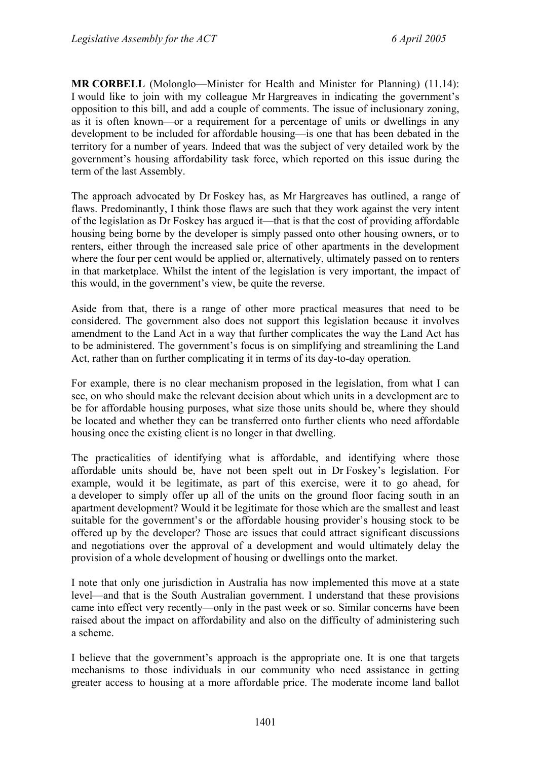**MR CORBELL** (Molonglo—Minister for Health and Minister for Planning) (11.14): I would like to join with my colleague Mr Hargreaves in indicating the government's opposition to this bill, and add a couple of comments. The issue of inclusionary zoning, as it is often known—or a requirement for a percentage of units or dwellings in any development to be included for affordable housing—is one that has been debated in the territory for a number of years. Indeed that was the subject of very detailed work by the government's housing affordability task force, which reported on this issue during the term of the last Assembly.

The approach advocated by Dr Foskey has, as Mr Hargreaves has outlined, a range of flaws. Predominantly, I think those flaws are such that they work against the very intent of the legislation as Dr Foskey has argued it—that is that the cost of providing affordable housing being borne by the developer is simply passed onto other housing owners, or to renters, either through the increased sale price of other apartments in the development where the four per cent would be applied or, alternatively, ultimately passed on to renters in that marketplace. Whilst the intent of the legislation is very important, the impact of this would, in the government's view, be quite the reverse.

Aside from that, there is a range of other more practical measures that need to be considered. The government also does not support this legislation because it involves amendment to the Land Act in a way that further complicates the way the Land Act has to be administered. The government's focus is on simplifying and streamlining the Land Act, rather than on further complicating it in terms of its day-to-day operation.

For example, there is no clear mechanism proposed in the legislation, from what I can see, on who should make the relevant decision about which units in a development are to be for affordable housing purposes, what size those units should be, where they should be located and whether they can be transferred onto further clients who need affordable housing once the existing client is no longer in that dwelling.

The practicalities of identifying what is affordable, and identifying where those affordable units should be, have not been spelt out in Dr Foskey's legislation. For example, would it be legitimate, as part of this exercise, were it to go ahead, for a developer to simply offer up all of the units on the ground floor facing south in an apartment development? Would it be legitimate for those which are the smallest and least suitable for the government's or the affordable housing provider's housing stock to be offered up by the developer? Those are issues that could attract significant discussions and negotiations over the approval of a development and would ultimately delay the provision of a whole development of housing or dwellings onto the market.

I note that only one jurisdiction in Australia has now implemented this move at a state level—and that is the South Australian government. I understand that these provisions came into effect very recently—only in the past week or so. Similar concerns have been raised about the impact on affordability and also on the difficulty of administering such a scheme.

I believe that the government's approach is the appropriate one. It is one that targets mechanisms to those individuals in our community who need assistance in getting greater access to housing at a more affordable price. The moderate income land ballot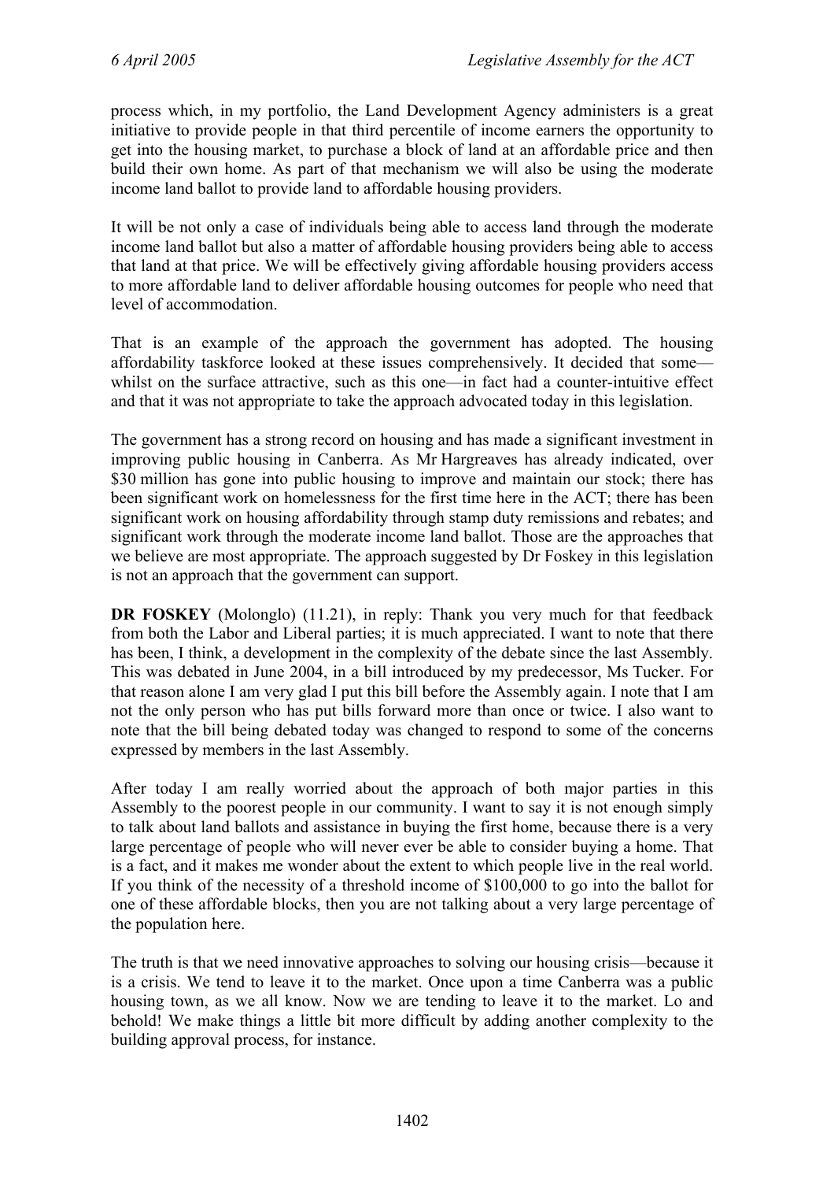process which, in my portfolio, the Land Development Agency administers is a great initiative to provide people in that third percentile of income earners the opportunity to get into the housing market, to purchase a block of land at an affordable price and then build their own home. As part of that mechanism we will also be using the moderate income land ballot to provide land to affordable housing providers.

It will be not only a case of individuals being able to access land through the moderate income land ballot but also a matter of affordable housing providers being able to access that land at that price. We will be effectively giving affordable housing providers access to more affordable land to deliver affordable housing outcomes for people who need that level of accommodation.

That is an example of the approach the government has adopted. The housing affordability taskforce looked at these issues comprehensively. It decided that some—whilst on the surface attractive, such as this one—in fact had a counter-intuitive effect and that it was not appropriate to take the approach advocated today in this legislation.

The government has a strong record on housing and has made a significant investment in improving public housing in Canberra. As Mr Hargreaves has already indicated, over $30 million has gone into public housing to improve and maintain our stock; there has been significant work on homelessness for the first time here in the ACT; there has been significant work on housing affordability through stamp duty remissions and rebates; and significant work through the moderate income land ballot. Those are the approaches that we believe are most appropriate. The approach suggested by Dr Foskey in this legislation is not an approach that the government can support.

**DR FOSKEY** (Molonglo) (11.21), in reply: Thank you very much for that feedback from both the Labor and Liberal parties; it is much appreciated. I want to note that there has been, I think, a development in the complexity of the debate since the last Assembly. This was debated in June 2004, in a bill introduced by my predecessor, Ms Tucker. For that reason alone I am very glad I put this bill before the Assembly again. I note that I am not the only person who has put bills forward more than once or twice. I also want to note that the bill being debated today was changed to respond to some of the concerns expressed by members in the last Assembly.

After today I am really worried about the approach of both major parties in this Assembly to the poorest people in our community. I want to say it is not enough simply to talk about land ballots and assistance in buying the first home, because there is a very large percentage of people who will never ever be able to consider buying a home. That is a fact, and it makes me wonder about the extent to which people live in the real world. If you think of the necessity of a threshold income of $100,000 to go into the ballot for one of these affordable blocks, then you are not talking about a very large percentage of the population here.

The truth is that we need innovative approaches to solving our housing crisis—because it is a crisis. We tend to leave it to the market. Once upon a time Canberra was a public housing town, as we all know. Now we are tending to leave it to the market. Lo and behold! We make things a little bit more difficult by adding another complexity to the building approval process, for instance.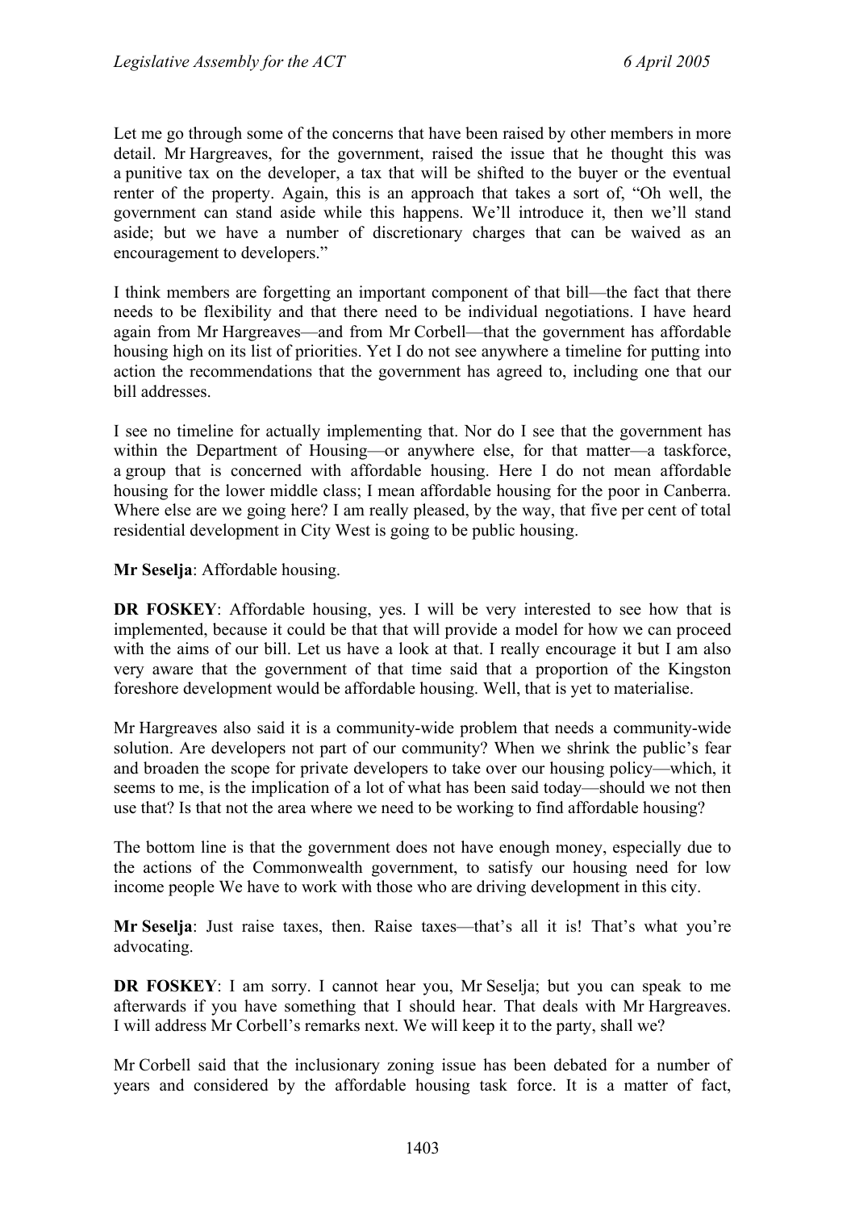Let me go through some of the concerns that have been raised by other members in more detail. Mr Hargreaves, for the government, raised the issue that he thought this was a punitive tax on the developer, a tax that will be shifted to the buyer or the eventual renter of the property. Again, this is an approach that takes a sort of, "Oh well, the government can stand aside while this happens. We'll introduce it, then we'll stand aside; but we have a number of discretionary charges that can be waived as an encouragement to developers."

I think members are forgetting an important component of that bill—the fact that there needs to be flexibility and that there need to be individual negotiations. I have heard again from Mr Hargreaves—and from Mr Corbell—that the government has affordable housing high on its list of priorities. Yet I do not see anywhere a timeline for putting into action the recommendations that the government has agreed to, including one that our bill addresses.

I see no timeline for actually implementing that. Nor do I see that the government has within the Department of Housing—or anywhere else, for that matter—a taskforce, a group that is concerned with affordable housing. Here I do not mean affordable housing for the lower middle class; I mean affordable housing for the poor in Canberra. Where else are we going here? I am really pleased, by the way, that five per cent of total residential development in City West is going to be public housing.

**Mr Seselja**: Affordable housing.

**DR FOSKEY**: Affordable housing, yes. I will be very interested to see how that is implemented, because it could be that that will provide a model for how we can proceed with the aims of our bill. Let us have a look at that. I really encourage it but I am also very aware that the government of that time said that a proportion of the Kingston foreshore development would be affordable housing. Well, that is yet to materialise.

Mr Hargreaves also said it is a community-wide problem that needs a community-wide solution. Are developers not part of our community? When we shrink the public's fear and broaden the scope for private developers to take over our housing policy—which, it seems to me, is the implication of a lot of what has been said today—should we not then use that? Is that not the area where we need to be working to find affordable housing?

The bottom line is that the government does not have enough money, especially due to the actions of the Commonwealth government, to satisfy our housing need for low income people We have to work with those who are driving development in this city.

**Mr Seselja**: Just raise taxes, then. Raise taxes—that's all it is! That's what you're advocating.

**DR FOSKEY**: I am sorry. I cannot hear you, Mr Seselja; but you can speak to me afterwards if you have something that I should hear. That deals with Mr Hargreaves. I will address Mr Corbell's remarks next. We will keep it to the party, shall we?

Mr Corbell said that the inclusionary zoning issue has been debated for a number of years and considered by the affordable housing task force. It is a matter of fact,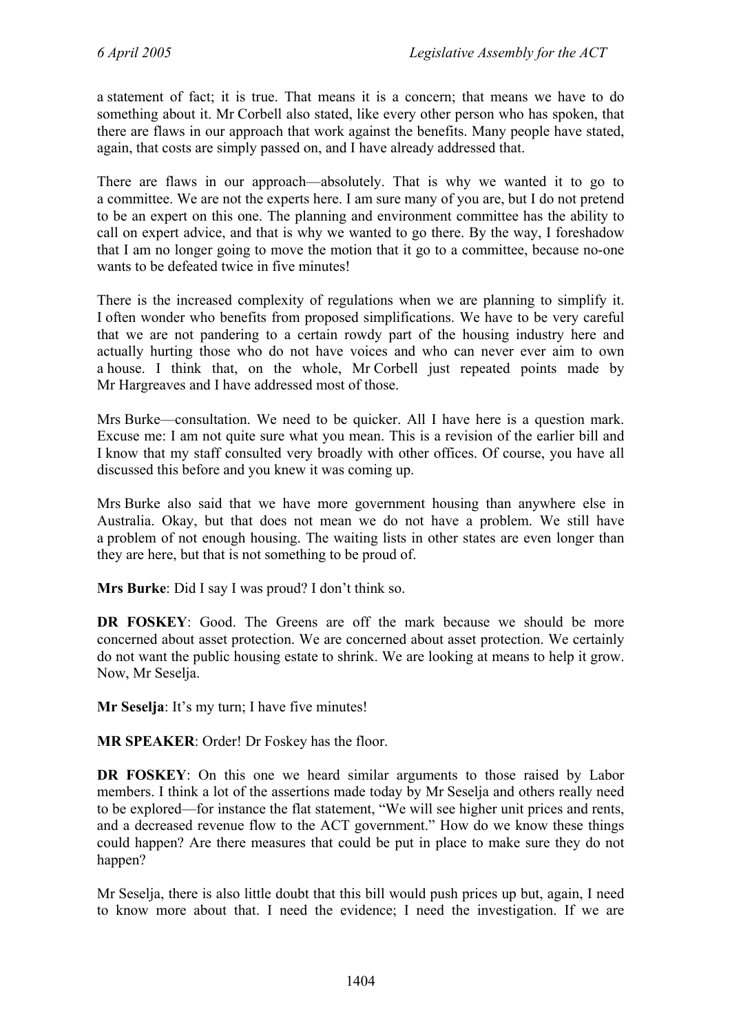a statement of fact; it is true. That means it is a concern; that means we have to do something about it. Mr Corbell also stated, like every other person who has spoken, that there are flaws in our approach that work against the benefits. Many people have stated, again, that costs are simply passed on, and I have already addressed that.

There are flaws in our approach—absolutely. That is why we wanted it to go to a committee. We are not the experts here. I am sure many of you are, but I do not pretend to be an expert on this one. The planning and environment committee has the ability to call on expert advice, and that is why we wanted to go there. By the way, I foreshadow that I am no longer going to move the motion that it go to a committee, because no-one wants to be defeated twice in five minutes!

There is the increased complexity of regulations when we are planning to simplify it. I often wonder who benefits from proposed simplifications. We have to be very careful that we are not pandering to a certain rowdy part of the housing industry here and actually hurting those who do not have voices and who can never ever aim to own a house. I think that, on the whole, Mr Corbell just repeated points made by Mr Hargreaves and I have addressed most of those.

Mrs Burke—consultation. We need to be quicker. All I have here is a question mark. Excuse me: I am not quite sure what you mean. This is a revision of the earlier bill and I know that my staff consulted very broadly with other offices. Of course, you have all discussed this before and you knew it was coming up.

Mrs Burke also said that we have more government housing than anywhere else in Australia. Okay, but that does not mean we do not have a problem. We still have a problem of not enough housing. The waiting lists in other states are even longer than they are here, but that is not something to be proud of.

**Mrs Burke**: Did I say I was proud? I don't think so.

**DR FOSKEY**: Good. The Greens are off the mark because we should be more concerned about asset protection. We are concerned about asset protection. We certainly do not want the public housing estate to shrink. We are looking at means to help it grow. Now, Mr Seselja.

**Mr Seselja**: It's my turn; I have five minutes!

**MR SPEAKER**: Order! Dr Foskey has the floor.

**DR FOSKEY**: On this one we heard similar arguments to those raised by Labor members. I think a lot of the assertions made today by Mr Seselja and others really need to be explored—for instance the flat statement, "We will see higher unit prices and rents, and a decreased revenue flow to the ACT government." How do we know these things could happen? Are there measures that could be put in place to make sure they do not happen?

Mr Seselja, there is also little doubt that this bill would push prices up but, again, I need to know more about that. I need the evidence; I need the investigation. If we are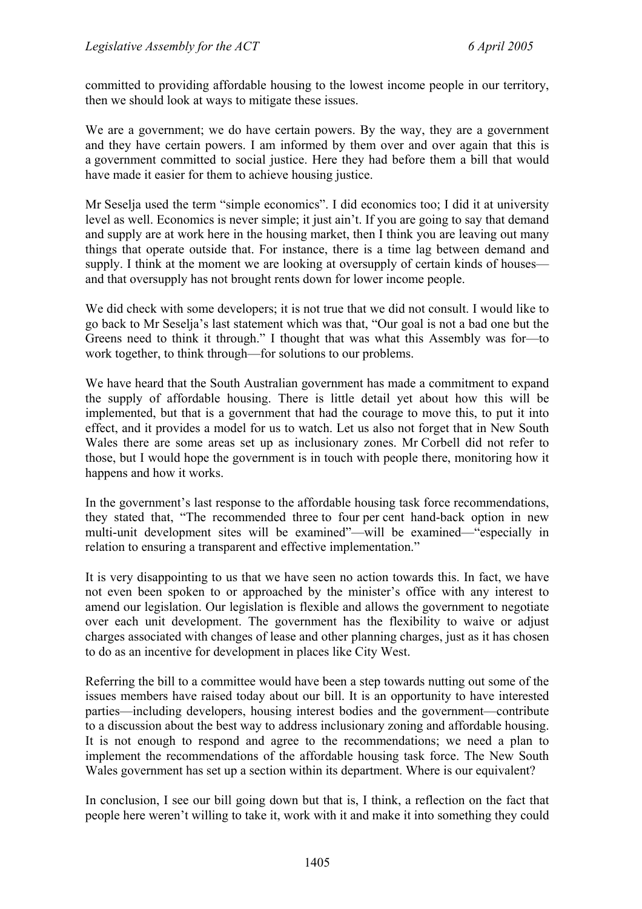committed to providing affordable housing to the lowest income people in our territory, then we should look at ways to mitigate these issues.

We are a government; we do have certain powers. By the way, they are a government and they have certain powers. I am informed by them over and over again that this is a government committed to social justice. Here they had before them a bill that would have made it easier for them to achieve housing justice.

Mr Seselja used the term "simple economics". I did economics too; I did it at university level as well. Economics is never simple; it just ain't. If you are going to say that demand and supply are at work here in the housing market, then I think you are leaving out many things that operate outside that. For instance, there is a time lag between demand and supply. I think at the moment we are looking at oversupply of certain kinds of houses—and that oversupply has not brought rents down for lower income people.

We did check with some developers; it is not true that we did not consult. I would like to go back to Mr Seselja's last statement which was that, "Our goal is not a bad one but the Greens need to think it through." I thought that was what this Assembly was for—to work together, to think through—for solutions to our problems.

We have heard that the South Australian government has made a commitment to expand the supply of affordable housing. There is little detail yet about how this will be implemented, but that is a government that had the courage to move this, to put it into effect, and it provides a model for us to watch. Let us also not forget that in New South Wales there are some areas set up as inclusionary zones. Mr Corbell did not refer to those, but I would hope the government is in touch with people there, monitoring how it happens and how it works.

In the government's last response to the affordable housing task force recommendations, they stated that, "The recommended three to four per cent hand-back option in new multi-unit development sites will be examined"—will be examined—"especially in relation to ensuring a transparent and effective implementation."

It is very disappointing to us that we have seen no action towards this. In fact, we have not even been spoken to or approached by the minister's office with any interest to amend our legislation. Our legislation is flexible and allows the government to negotiate over each unit development. The government has the flexibility to waive or adjust charges associated with changes of lease and other planning charges, just as it has chosen to do as an incentive for development in places like City West.

Referring the bill to a committee would have been a step towards nutting out some of the issues members have raised today about our bill. It is an opportunity to have interested parties—including developers, housing interest bodies and the government—contribute to a discussion about the best way to address inclusionary zoning and affordable housing. It is not enough to respond and agree to the recommendations; we need a plan to implement the recommendations of the affordable housing task force. The New South Wales government has set up a section within its department. Where is our equivalent?

In conclusion, I see our bill going down but that is, I think, a reflection on the fact that people here weren't willing to take it, work with it and make it into something they could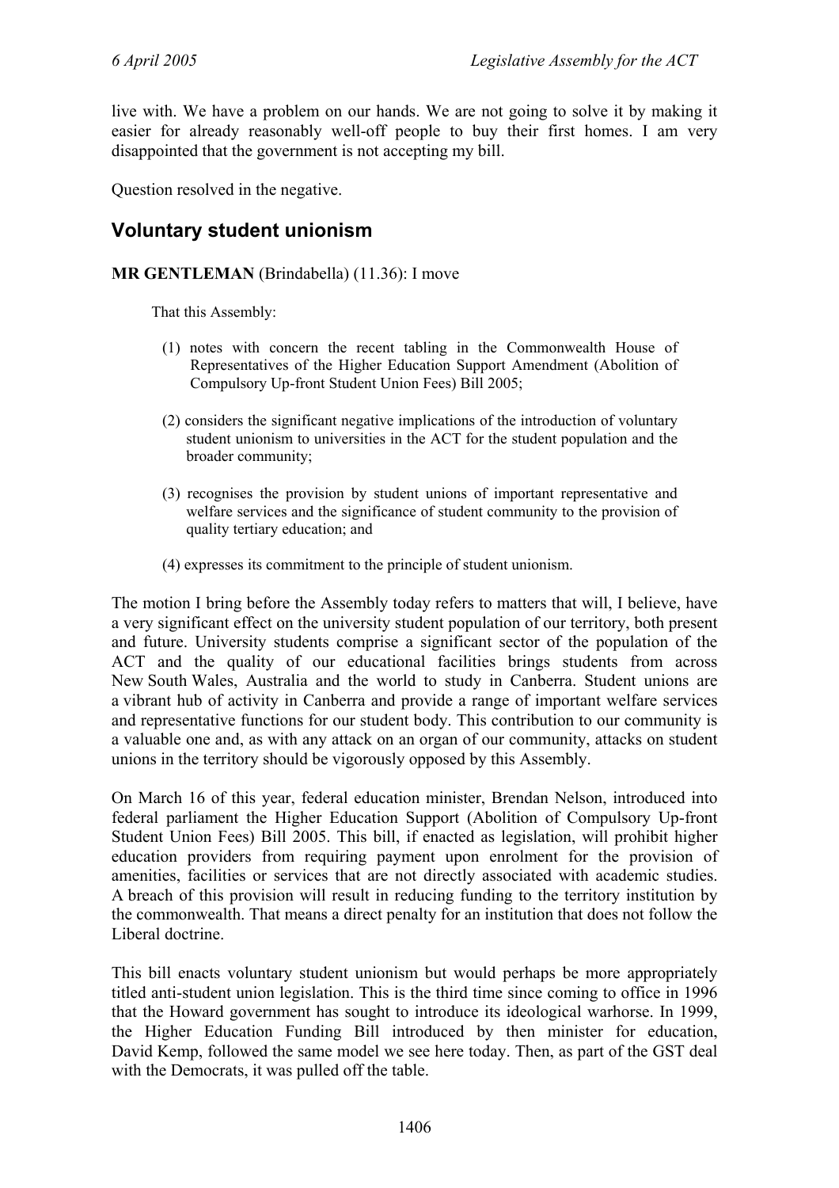live with. We have a problem on our hands. We are not going to solve it by making it easier for already reasonably well-off people to buy their first homes. I am very disappointed that the government is not accepting my bill.

Question resolved in the negative.

## Voluntary student unionism

**MR GENTLEMAN** (Brindabella) (11.36): I move

> That this Assembly:
>
> (1) notes with concern the recent tabling in the Commonwealth House of Representatives of the Higher Education Support Amendment (Abolition of Compulsory Up-front Student Union Fees) Bill 2005;
>
> (2) considers the significant negative implications of the introduction of voluntary student unionism to universities in the ACT for the student population and the broader community;
>
> (3) recognises the provision by student unions of important representative and welfare services and the significance of student community to the provision of quality tertiary education; and
>
> (4) expresses its commitment to the principle of student unionism.

The motion I bring before the Assembly today refers to matters that will, I believe, have a very significant effect on the university student population of our territory, both present and future. University students comprise a significant sector of the population of the ACT and the quality of our educational facilities brings students from across New South Wales, Australia and the world to study in Canberra. Student unions are a vibrant hub of activity in Canberra and provide a range of important welfare services and representative functions for our student body. This contribution to our community is a valuable one and, as with any attack on an organ of our community, attacks on student unions in the territory should be vigorously opposed by this Assembly.

On March 16 of this year, federal education minister, Brendan Nelson, introduced into federal parliament the Higher Education Support (Abolition of Compulsory Up-front Student Union Fees) Bill 2005. This bill, if enacted as legislation, will prohibit higher education providers from requiring payment upon enrolment for the provision of amenities, facilities or services that are not directly associated with academic studies. A breach of this provision will result in reducing funding to the territory institution by the commonwealth. That means a direct penalty for an institution that does not follow the Liberal doctrine.

This bill enacts voluntary student unionism but would perhaps be more appropriately titled anti-student union legislation. This is the third time since coming to office in 1996 that the Howard government has sought to introduce its ideological warhorse. In 1999, the Higher Education Funding Bill introduced by then minister for education, David Kemp, followed the same model we see here today. Then, as part of the GST deal with the Democrats, it was pulled off the table.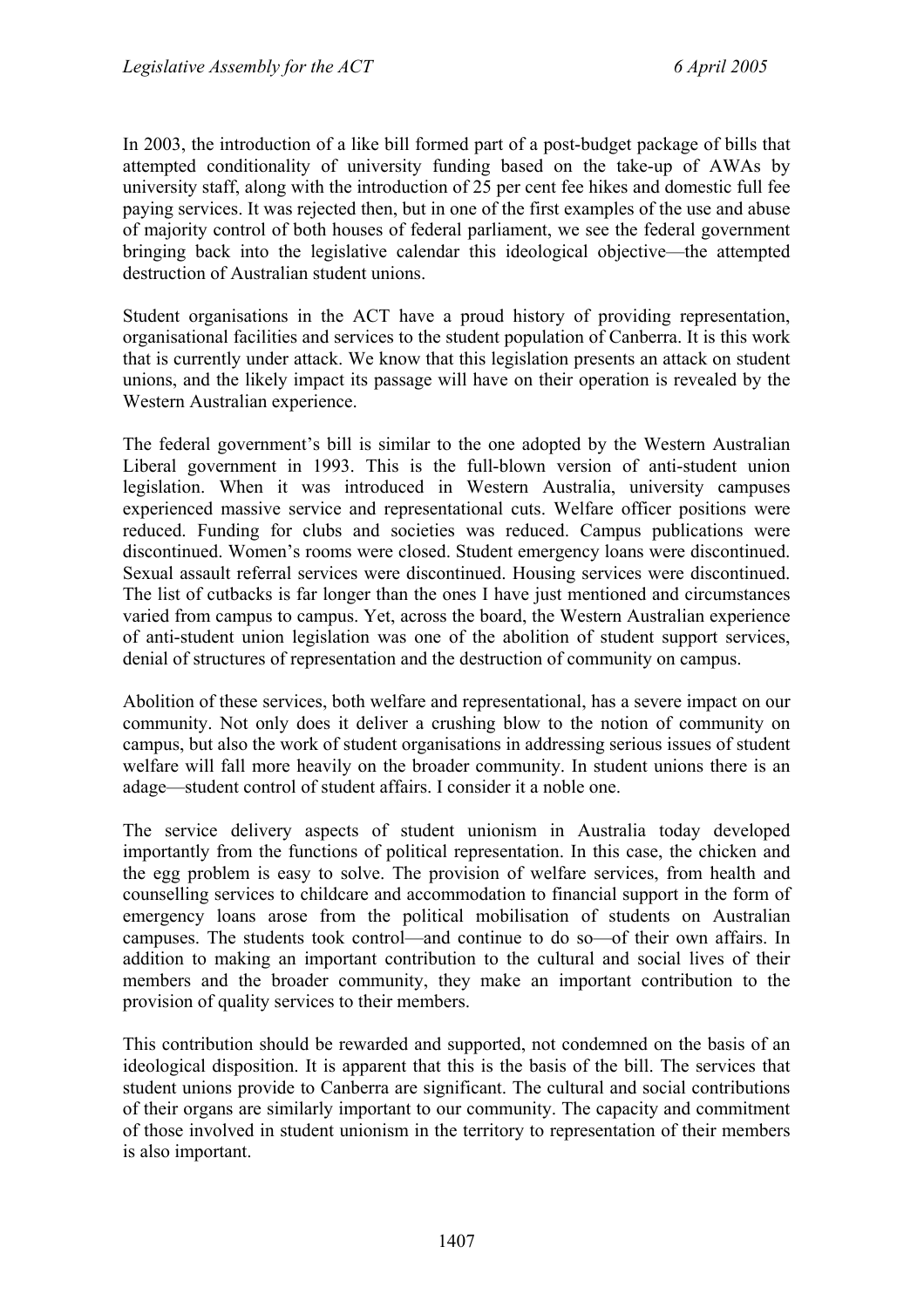In 2003, the introduction of a like bill formed part of a post-budget package of bills that attempted conditionality of university funding based on the take-up of AWAs by university staff, along with the introduction of 25 per cent fee hikes and domestic full fee paying services. It was rejected then, but in one of the first examples of the use and abuse of majority control of both houses of federal parliament, we see the federal government bringing back into the legislative calendar this ideological objective—the attempted destruction of Australian student unions.

Student organisations in the ACT have a proud history of providing representation, organisational facilities and services to the student population of Canberra. It is this work that is currently under attack. We know that this legislation presents an attack on student unions, and the likely impact its passage will have on their operation is revealed by the Western Australian experience.

The federal government's bill is similar to the one adopted by the Western Australian Liberal government in 1993. This is the full-blown version of anti-student union legislation. When it was introduced in Western Australia, university campuses experienced massive service and representational cuts. Welfare officer positions were reduced. Funding for clubs and societies was reduced. Campus publications were discontinued. Women's rooms were closed. Student emergency loans were discontinued. Sexual assault referral services were discontinued. Housing services were discontinued. The list of cutbacks is far longer than the ones I have just mentioned and circumstances varied from campus to campus. Yet, across the board, the Western Australian experience of anti-student union legislation was one of the abolition of student support services, denial of structures of representation and the destruction of community on campus.

Abolition of these services, both welfare and representational, has a severe impact on our community. Not only does it deliver a crushing blow to the notion of community on campus, but also the work of student organisations in addressing serious issues of student welfare will fall more heavily on the broader community. In student unions there is an adage—student control of student affairs. I consider it a noble one.

The service delivery aspects of student unionism in Australia today developed importantly from the functions of political representation. In this case, the chicken and the egg problem is easy to solve. The provision of welfare services, from health and counselling services to childcare and accommodation to financial support in the form of emergency loans arose from the political mobilisation of students on Australian campuses. The students took control—and continue to do so—of their own affairs. In addition to making an important contribution to the cultural and social lives of their members and the broader community, they make an important contribution to the provision of quality services to their members.

This contribution should be rewarded and supported, not condemned on the basis of an ideological disposition. It is apparent that this is the basis of the bill. The services that student unions provide to Canberra are significant. The cultural and social contributions of their organs are similarly important to our community. The capacity and commitment of those involved in student unionism in the territory to representation of their members is also important.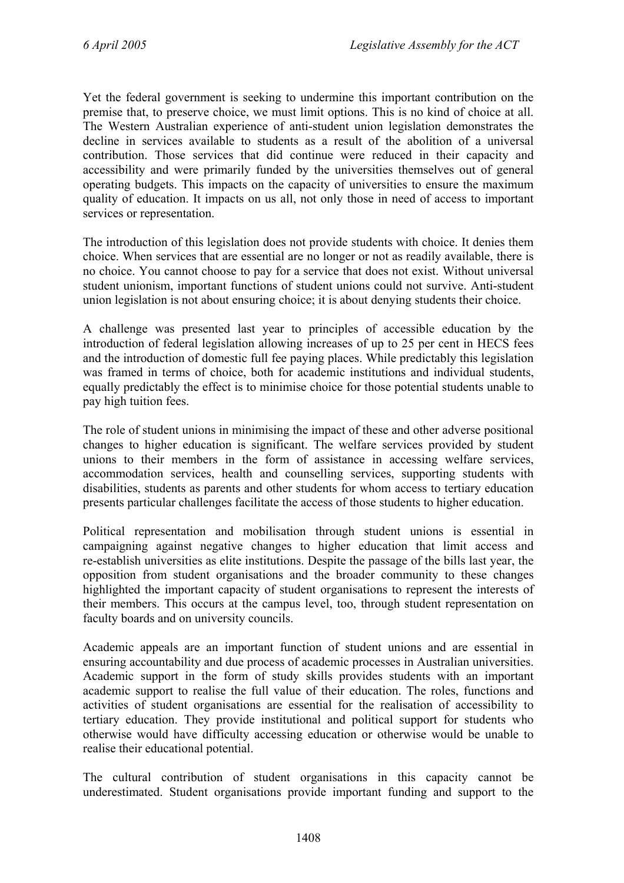Yet the federal government is seeking to undermine this important contribution on the premise that, to preserve choice, we must limit options. This is no kind of choice at all. The Western Australian experience of anti-student union legislation demonstrates the decline in services available to students as a result of the abolition of a universal contribution. Those services that did continue were reduced in their capacity and accessibility and were primarily funded by the universities themselves out of general operating budgets. This impacts on the capacity of universities to ensure the maximum quality of education. It impacts on us all, not only those in need of access to important services or representation.

The introduction of this legislation does not provide students with choice. It denies them choice. When services that are essential are no longer or not as readily available, there is no choice. You cannot choose to pay for a service that does not exist. Without universal student unionism, important functions of student unions could not survive. Anti-student union legislation is not about ensuring choice; it is about denying students their choice.

A challenge was presented last year to principles of accessible education by the introduction of federal legislation allowing increases of up to 25 per cent in HECS fees and the introduction of domestic full fee paying places. While predictably this legislation was framed in terms of choice, both for academic institutions and individual students, equally predictably the effect is to minimise choice for those potential students unable to pay high tuition fees.

The role of student unions in minimising the impact of these and other adverse positional changes to higher education is significant. The welfare services provided by student unions to their members in the form of assistance in accessing welfare services, accommodation services, health and counselling services, supporting students with disabilities, students as parents and other students for whom access to tertiary education presents particular challenges facilitate the access of those students to higher education.

Political representation and mobilisation through student unions is essential in campaigning against negative changes to higher education that limit access and re-establish universities as elite institutions. Despite the passage of the bills last year, the opposition from student organisations and the broader community to these changes highlighted the important capacity of student organisations to represent the interests of their members. This occurs at the campus level, too, through student representation on faculty boards and on university councils.

Academic appeals are an important function of student unions and are essential in ensuring accountability and due process of academic processes in Australian universities. Academic support in the form of study skills provides students with an important academic support to realise the full value of their education. The roles, functions and activities of student organisations are essential for the realisation of accessibility to tertiary education. They provide institutional and political support for students who otherwise would have difficulty accessing education or otherwise would be unable to realise their educational potential.

The cultural contribution of student organisations in this capacity cannot be underestimated. Student organisations provide important funding and support to the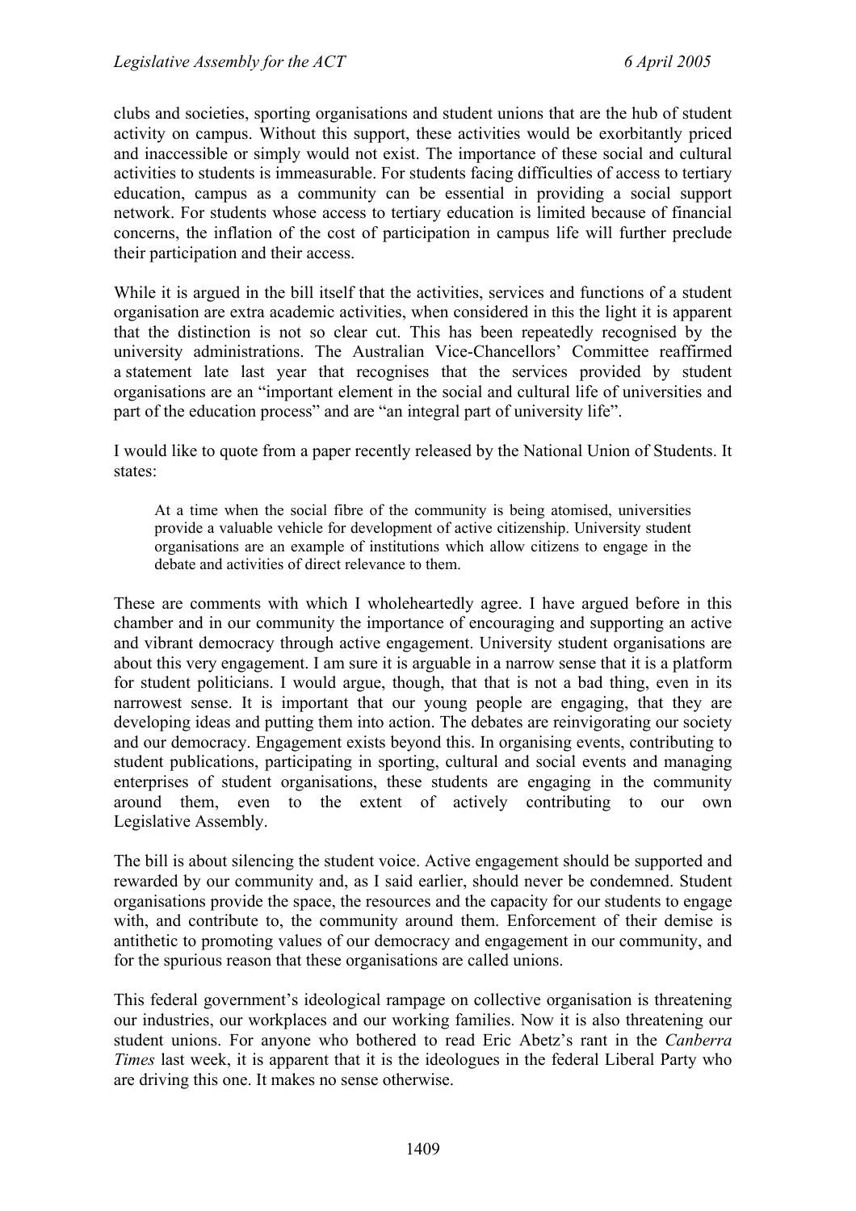clubs and societies, sporting organisations and student unions that are the hub of student activity on campus. Without this support, these activities would be exorbitantly priced and inaccessible or simply would not exist. The importance of these social and cultural activities to students is immeasurable. For students facing difficulties of access to tertiary education, campus as a community can be essential in providing a social support network. For students whose access to tertiary education is limited because of financial concerns, the inflation of the cost of participation in campus life will further preclude their participation and their access.

While it is argued in the bill itself that the activities, services and functions of a student organisation are extra academic activities, when considered in this the light it is apparent that the distinction is not so clear cut. This has been repeatedly recognised by the university administrations. The Australian Vice-Chancellors' Committee reaffirmed a statement late last year that recognises that the services provided by student organisations are an "important element in the social and cultural life of universities and part of the education process" and are "an integral part of university life".

I would like to quote from a paper recently released by the National Union of Students. It states:

> At a time when the social fibre of the community is being atomised, universities provide a valuable vehicle for development of active citizenship. University student organisations are an example of institutions which allow citizens to engage in the debate and activities of direct relevance to them.

These are comments with which I wholeheartedly agree. I have argued before in this chamber and in our community the importance of encouraging and supporting an active and vibrant democracy through active engagement. University student organisations are about this very engagement. I am sure it is arguable in a narrow sense that it is a platform for student politicians. I would argue, though, that that is not a bad thing, even in its narrowest sense. It is important that our young people are engaging, that they are developing ideas and putting them into action. The debates are reinvigorating our society and our democracy. Engagement exists beyond this. In organising events, contributing to student publications, participating in sporting, cultural and social events and managing enterprises of student organisations, these students are engaging in the community around them, even to the extent of actively contributing to our own Legislative Assembly.

The bill is about silencing the student voice. Active engagement should be supported and rewarded by our community and, as I said earlier, should never be condemned. Student organisations provide the space, the resources and the capacity for our students to engage with, and contribute to, the community around them. Enforcement of their demise is antithetic to promoting values of our democracy and engagement in our community, and for the spurious reason that these organisations are called unions.

This federal government's ideological rampage on collective organisation is threatening our industries, our workplaces and our working families. Now it is also threatening our student unions. For anyone who bothered to read Eric Abetz's rant in the *Canberra Times* last week, it is apparent that it is the ideologues in the federal Liberal Party who are driving this one. It makes no sense otherwise.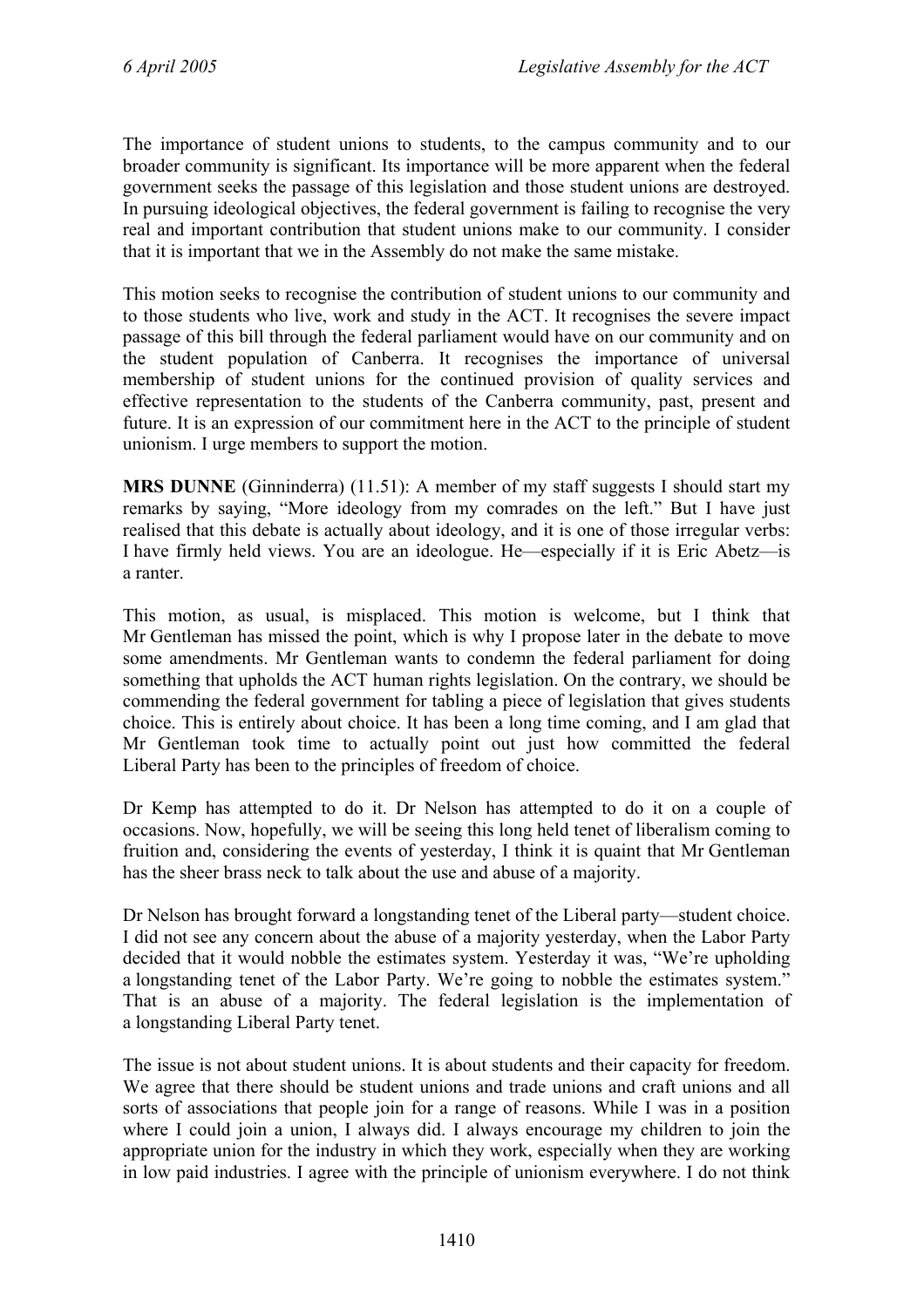The importance of student unions to students, to the campus community and to our broader community is significant. Its importance will be more apparent when the federal government seeks the passage of this legislation and those student unions are destroyed. In pursuing ideological objectives, the federal government is failing to recognise the very real and important contribution that student unions make to our community. I consider that it is important that we in the Assembly do not make the same mistake.

This motion seeks to recognise the contribution of student unions to our community and to those students who live, work and study in the ACT. It recognises the severe impact passage of this bill through the federal parliament would have on our community and on the student population of Canberra. It recognises the importance of universal membership of student unions for the continued provision of quality services and effective representation to the students of the Canberra community, past, present and future. It is an expression of our commitment here in the ACT to the principle of student unionism. I urge members to support the motion.

**MRS DUNNE** (Ginninderra) (11.51): A member of my staff suggests I should start my remarks by saying, "More ideology from my comrades on the left." But I have just realised that this debate is actually about ideology, and it is one of those irregular verbs: I have firmly held views. You are an ideologue. He—especially if it is Eric Abetz—is a ranter.

This motion, as usual, is misplaced. This motion is welcome, but I think that Mr Gentleman has missed the point, which is why I propose later in the debate to move some amendments. Mr Gentleman wants to condemn the federal parliament for doing something that upholds the ACT human rights legislation. On the contrary, we should be commending the federal government for tabling a piece of legislation that gives students choice. This is entirely about choice. It has been a long time coming, and I am glad that Mr Gentleman took time to actually point out just how committed the federal Liberal Party has been to the principles of freedom of choice.

Dr Kemp has attempted to do it. Dr Nelson has attempted to do it on a couple of occasions. Now, hopefully, we will be seeing this long held tenet of liberalism coming to fruition and, considering the events of yesterday, I think it is quaint that Mr Gentleman has the sheer brass neck to talk about the use and abuse of a majority.

Dr Nelson has brought forward a longstanding tenet of the Liberal party—student choice. I did not see any concern about the abuse of a majority yesterday, when the Labor Party decided that it would nobble the estimates system. Yesterday it was, "We're upholding a longstanding tenet of the Labor Party. We're going to nobble the estimates system." That is an abuse of a majority. The federal legislation is the implementation of a longstanding Liberal Party tenet.

The issue is not about student unions. It is about students and their capacity for freedom. We agree that there should be student unions and trade unions and craft unions and all sorts of associations that people join for a range of reasons. While I was in a position where I could join a union, I always did. I always encourage my children to join the appropriate union for the industry in which they work, especially when they are working in low paid industries. I agree with the principle of unionism everywhere. I do not think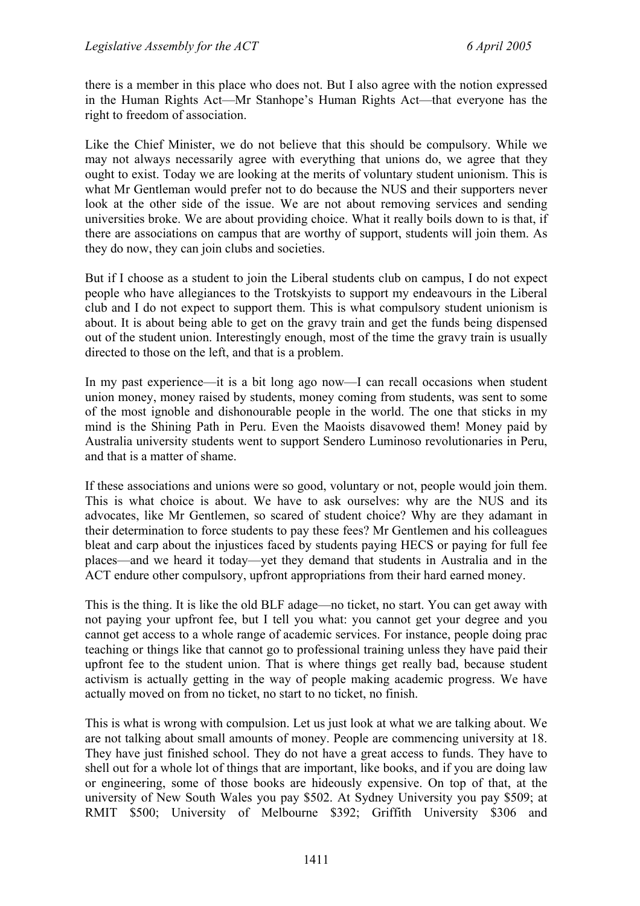there is a member in this place who does not. But I also agree with the notion expressed in the Human Rights Act—Mr Stanhope's Human Rights Act—that everyone has the right to freedom of association.

Like the Chief Minister, we do not believe that this should be compulsory. While we may not always necessarily agree with everything that unions do, we agree that they ought to exist. Today we are looking at the merits of voluntary student unionism. This is what Mr Gentleman would prefer not to do because the NUS and their supporters never look at the other side of the issue. We are not about removing services and sending universities broke. We are about providing choice. What it really boils down to is that, if there are associations on campus that are worthy of support, students will join them. As they do now, they can join clubs and societies.

But if I choose as a student to join the Liberal students club on campus, I do not expect people who have allegiances to the Trotskyists to support my endeavours in the Liberal club and I do not expect to support them. This is what compulsory student unionism is about. It is about being able to get on the gravy train and get the funds being dispensed out of the student union. Interestingly enough, most of the time the gravy train is usually directed to those on the left, and that is a problem.

In my past experience—it is a bit long ago now—I can recall occasions when student union money, money raised by students, money coming from students, was sent to some of the most ignoble and dishonourable people in the world. The one that sticks in my mind is the Shining Path in Peru. Even the Maoists disavowed them! Money paid by Australia university students went to support Sendero Luminoso revolutionaries in Peru, and that is a matter of shame.

If these associations and unions were so good, voluntary or not, people would join them. This is what choice is about. We have to ask ourselves: why are the NUS and its advocates, like Mr Gentlemen, so scared of student choice? Why are they adamant in their determination to force students to pay these fees? Mr Gentlemen and his colleagues bleat and carp about the injustices faced by students paying HECS or paying for full fee places—and we heard it today—yet they demand that students in Australia and in the ACT endure other compulsory, upfront appropriations from their hard earned money.

This is the thing. It is like the old BLF adage—no ticket, no start. You can get away with not paying your upfront fee, but I tell you what: you cannot get your degree and you cannot get access to a whole range of academic services. For instance, people doing prac teaching or things like that cannot go to professional training unless they have paid their upfront fee to the student union. That is where things get really bad, because student activism is actually getting in the way of people making academic progress. We have actually moved on from no ticket, no start to no ticket, no finish.

This is what is wrong with compulsion. Let us just look at what we are talking about. We are not talking about small amounts of money. People are commencing university at 18. They have just finished school. They do not have a great access to funds. They have to shell out for a whole lot of things that are important, like books, and if you are doing law or engineering, some of those books are hideously expensive. On top of that, at the university of New South Wales you pay $502. At Sydney University you pay $509; at RMIT $500; University of Melbourne $392; Griffith University $306 and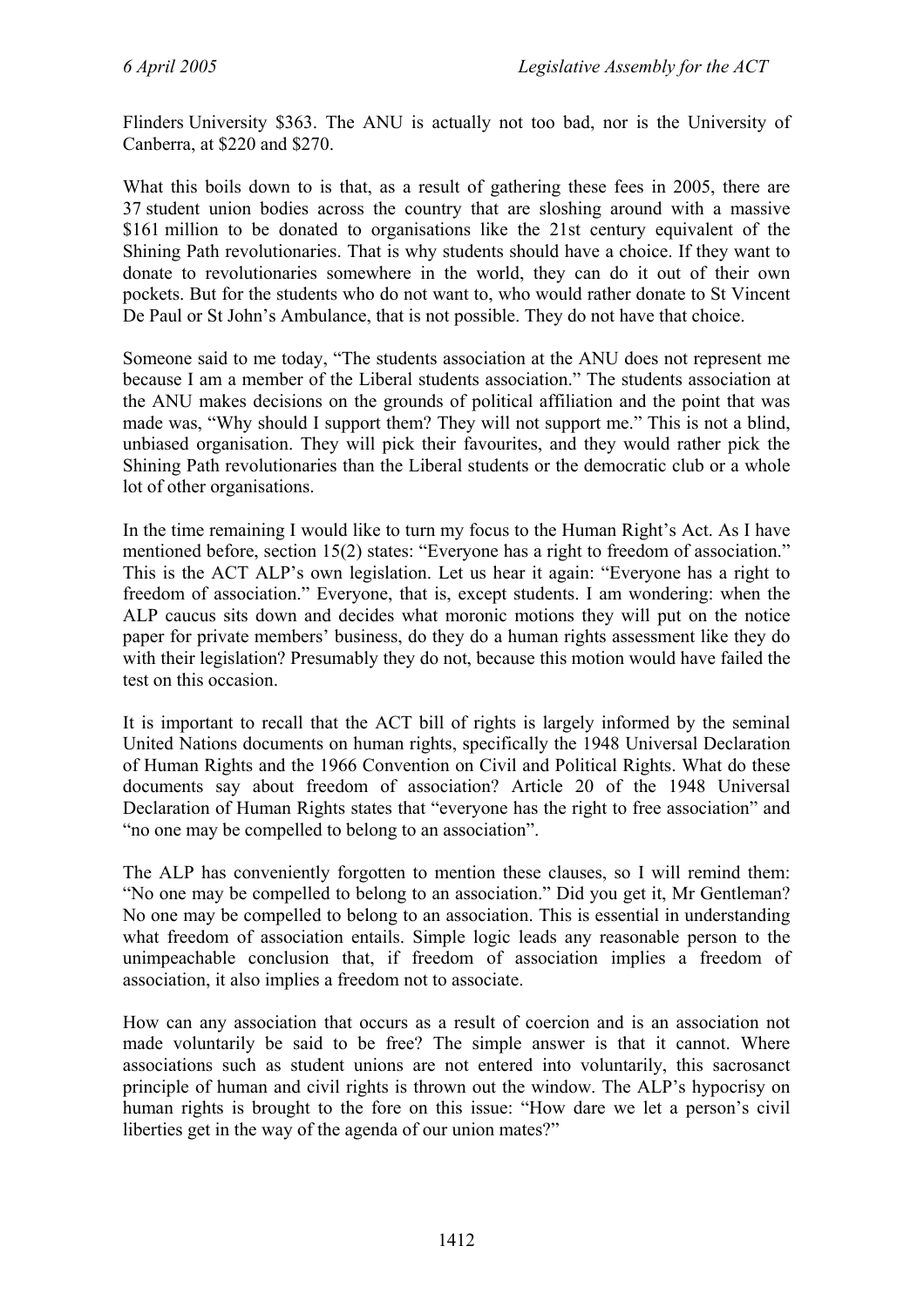Flinders University $363. The ANU is actually not too bad, nor is the University of Canberra, at $220 and $270.

What this boils down to is that, as a result of gathering these fees in 2005, there are 37 student union bodies across the country that are sloshing around with a massive $161 million to be donated to organisations like the 21st century equivalent of the Shining Path revolutionaries. That is why students should have a choice. If they want to donate to revolutionaries somewhere in the world, they can do it out of their own pockets. But for the students who do not want to, who would rather donate to St Vincent De Paul or St John's Ambulance, that is not possible. They do not have that choice.

Someone said to me today, "The students association at the ANU does not represent me because I am a member of the Liberal students association." The students association at the ANU makes decisions on the grounds of political affiliation and the point that was made was, "Why should I support them? They will not support me." This is not a blind, unbiased organisation. They will pick their favourites, and they would rather pick the Shining Path revolutionaries than the Liberal students or the democratic club or a whole lot of other organisations.

In the time remaining I would like to turn my focus to the Human Right's Act. As I have mentioned before, section 15(2) states: "Everyone has a right to freedom of association." This is the ACT ALP's own legislation. Let us hear it again: "Everyone has a right to freedom of association." Everyone, that is, except students. I am wondering: when the ALP caucus sits down and decides what moronic motions they will put on the notice paper for private members' business, do they do a human rights assessment like they do with their legislation? Presumably they do not, because this motion would have failed the test on this occasion.

It is important to recall that the ACT bill of rights is largely informed by the seminal United Nations documents on human rights, specifically the 1948 Universal Declaration of Human Rights and the 1966 Convention on Civil and Political Rights. What do these documents say about freedom of association? Article 20 of the 1948 Universal Declaration of Human Rights states that "everyone has the right to free association" and "no one may be compelled to belong to an association".

The ALP has conveniently forgotten to mention these clauses, so I will remind them: "No one may be compelled to belong to an association." Did you get it, Mr Gentleman? No one may be compelled to belong to an association. This is essential in understanding what freedom of association entails. Simple logic leads any reasonable person to the unimpeachable conclusion that, if freedom of association implies a freedom of association, it also implies a freedom not to associate.

How can any association that occurs as a result of coercion and is an association not made voluntarily be said to be free? The simple answer is that it cannot. Where associations such as student unions are not entered into voluntarily, this sacrosanct principle of human and civil rights is thrown out the window. The ALP's hypocrisy on human rights is brought to the fore on this issue: "How dare we let a person's civil liberties get in the way of the agenda of our union mates?"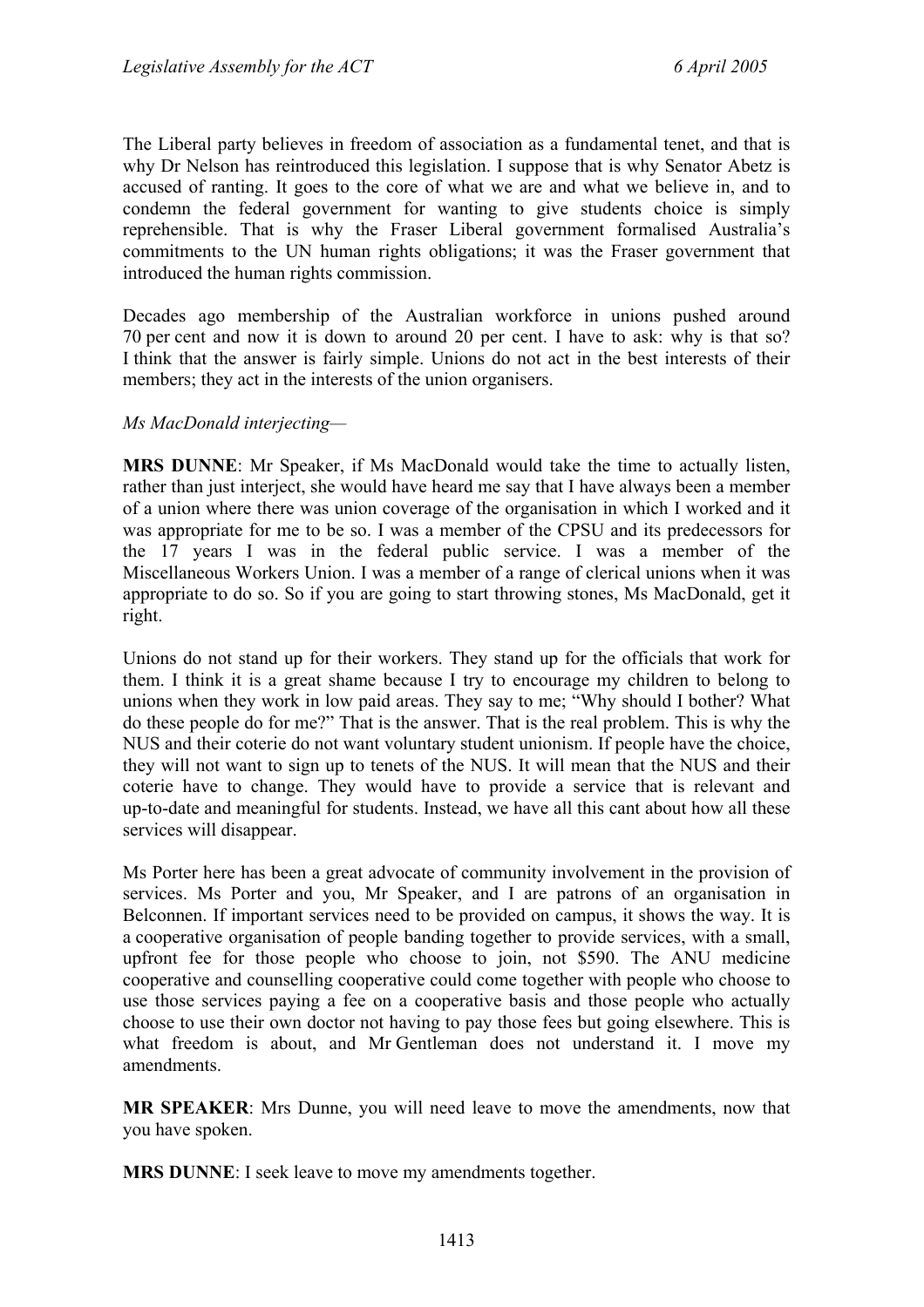The Liberal party believes in freedom of association as a fundamental tenet, and that is why Dr Nelson has reintroduced this legislation. I suppose that is why Senator Abetz is accused of ranting. It goes to the core of what we are and what we believe in, and to condemn the federal government for wanting to give students choice is simply reprehensible. That is why the Fraser Liberal government formalised Australia's commitments to the UN human rights obligations; it was the Fraser government that introduced the human rights commission.

Decades ago membership of the Australian workforce in unions pushed around 70 per cent and now it is down to around 20 per cent. I have to ask: why is that so? I think that the answer is fairly simple. Unions do not act in the best interests of their members; they act in the interests of the union organisers.

*Ms MacDonald interjecting*—

**MRS DUNNE**: Mr Speaker, if Ms MacDonald would take the time to actually listen, rather than just interject, she would have heard me say that I have always been a member of a union where there was union coverage of the organisation in which I worked and it was appropriate for me to be so. I was a member of the CPSU and its predecessors for the 17 years I was in the federal public service. I was a member of the Miscellaneous Workers Union. I was a member of a range of clerical unions when it was appropriate to do so. So if you are going to start throwing stones, Ms MacDonald, get it right.

Unions do not stand up for their workers. They stand up for the officials that work for them. I think it is a great shame because I try to encourage my children to belong to unions when they work in low paid areas. They say to me; "Why should I bother? What do these people do for me?" That is the answer. That is the real problem. This is why the NUS and their coterie do not want voluntary student unionism. If people have the choice, they will not want to sign up to tenets of the NUS. It will mean that the NUS and their coterie have to change. They would have to provide a service that is relevant and up-to-date and meaningful for students. Instead, we have all this cant about how all these services will disappear.

Ms Porter here has been a great advocate of community involvement in the provision of services. Ms Porter and you, Mr Speaker, and I are patrons of an organisation in Belconnen. If important services need to be provided on campus, it shows the way. It is a cooperative organisation of people banding together to provide services, with a small, upfront fee for those people who choose to join, not $590. The ANU medicine cooperative and counselling cooperative could come together with people who choose to use those services paying a fee on a cooperative basis and those people who actually choose to use their own doctor not having to pay those fees but going elsewhere. This is what freedom is about, and Mr Gentleman does not understand it. I move my amendments.

**MR SPEAKER**: Mrs Dunne, you will need leave to move the amendments, now that you have spoken.

**MRS DUNNE**: I seek leave to move my amendments together.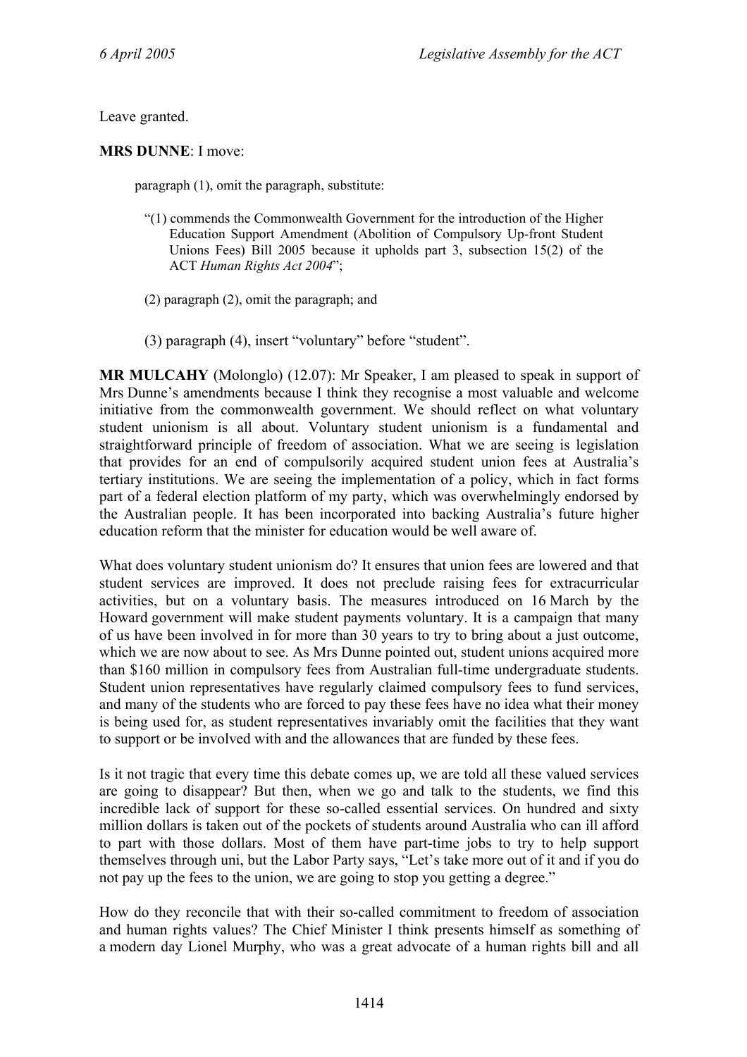Leave granted.

**MRS DUNNE**: I move:

> paragraph (1), omit the paragraph, substitute:
>
> "(1) commends the Commonwealth Government for the introduction of the Higher Education Support Amendment (Abolition of Compulsory Up-front Student Unions Fees) Bill 2005 because it upholds part 3, subsection 15(2) of the ACT *Human Rights Act 2004*";
>
> (2) paragraph (2), omit the paragraph; and
>
> (3) paragraph (4), insert "voluntary" before "student".

**MR MULCAHY** (Molonglo) (12.07): Mr Speaker, I am pleased to speak in support of Mrs Dunne's amendments because I think they recognise a most valuable and welcome initiative from the commonwealth government. We should reflect on what voluntary student unionism is all about. Voluntary student unionism is a fundamental and straightforward principle of freedom of association. What we are seeing is legislation that provides for an end of compulsorily acquired student union fees at Australia's tertiary institutions. We are seeing the implementation of a policy, which in fact forms part of a federal election platform of my party, which was overwhelmingly endorsed by the Australian people. It has been incorporated into backing Australia's future higher education reform that the minister for education would be well aware of.

What does voluntary student unionism do? It ensures that union fees are lowered and that student services are improved. It does not preclude raising fees for extracurricular activities, but on a voluntary basis. The measures introduced on 16 March by the Howard government will make student payments voluntary. It is a campaign that many of us have been involved in for more than 30 years to try to bring about a just outcome, which we are now about to see. As Mrs Dunne pointed out, student unions acquired more than $160 million in compulsory fees from Australian full-time undergraduate students. Student union representatives have regularly claimed compulsory fees to fund services, and many of the students who are forced to pay these fees have no idea what their money is being used for, as student representatives invariably omit the facilities that they want to support or be involved with and the allowances that are funded by these fees.

Is it not tragic that every time this debate comes up, we are told all these valued services are going to disappear? But then, when we go and talk to the students, we find this incredible lack of support for these so-called essential services. On hundred and sixty million dollars is taken out of the pockets of students around Australia who can ill afford to part with those dollars. Most of them have part-time jobs to try to help support themselves through uni, but the Labor Party says, "Let's take more out of it and if you do not pay up the fees to the union, we are going to stop you getting a degree."

How do they reconcile that with their so-called commitment to freedom of association and human rights values? The Chief Minister I think presents himself as something of a modern day Lionel Murphy, who was a great advocate of a human rights bill and all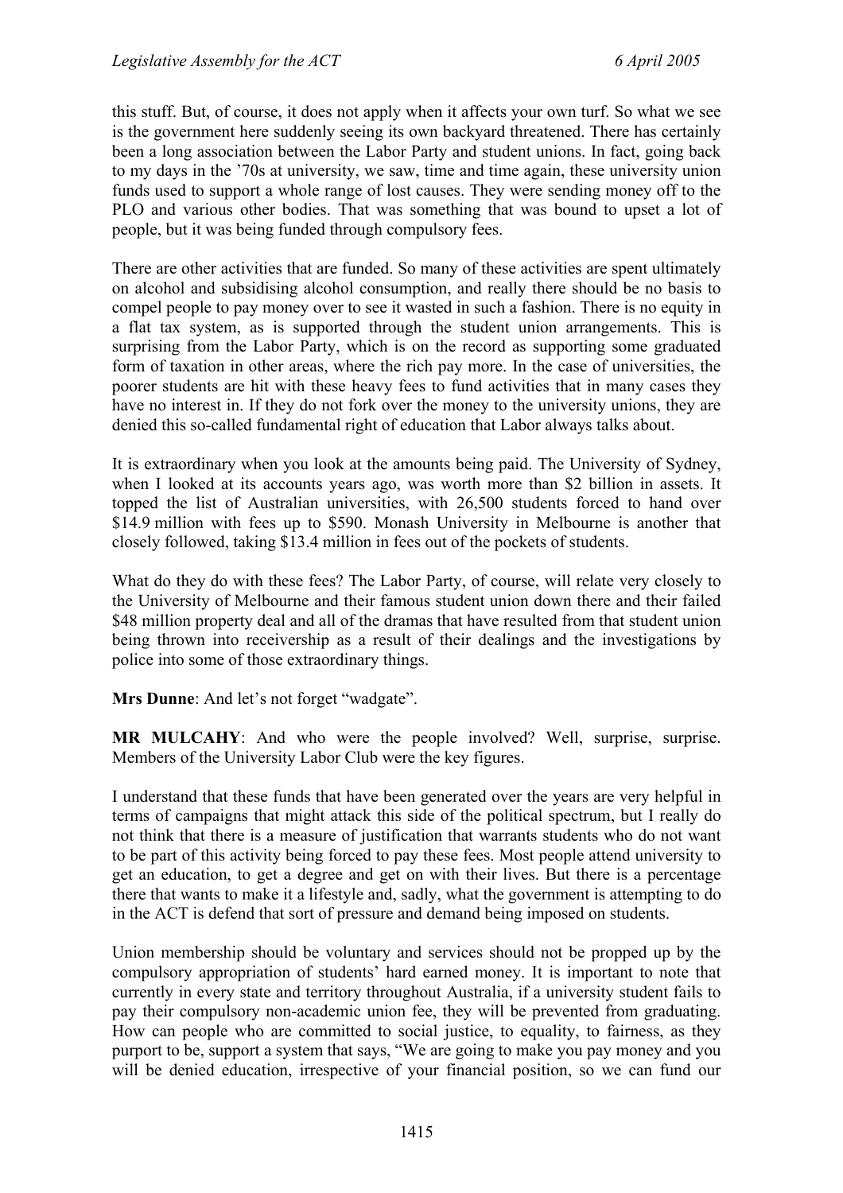this stuff. But, of course, it does not apply when it affects your own turf. So what we see is the government here suddenly seeing its own backyard threatened. There has certainly been a long association between the Labor Party and student unions. In fact, going back to my days in the '70s at university, we saw, time and time again, these university union funds used to support a whole range of lost causes. They were sending money off to the PLO and various other bodies. That was something that was bound to upset a lot of people, but it was being funded through compulsory fees.

There are other activities that are funded. So many of these activities are spent ultimately on alcohol and subsidising alcohol consumption, and really there should be no basis to compel people to pay money over to see it wasted in such a fashion. There is no equity in a flat tax system, as is supported through the student union arrangements. This is surprising from the Labor Party, which is on the record as supporting some graduated form of taxation in other areas, where the rich pay more. In the case of universities, the poorer students are hit with these heavy fees to fund activities that in many cases they have no interest in. If they do not fork over the money to the university unions, they are denied this so-called fundamental right of education that Labor always talks about.

It is extraordinary when you look at the amounts being paid. The University of Sydney, when I looked at its accounts years ago, was worth more than $2 billion in assets. It topped the list of Australian universities, with 26,500 students forced to hand over $14.9 million with fees up to $590. Monash University in Melbourne is another that closely followed, taking $13.4 million in fees out of the pockets of students.

What do they do with these fees? The Labor Party, of course, will relate very closely to the University of Melbourne and their famous student union down there and their failed $48 million property deal and all of the dramas that have resulted from that student union being thrown into receivership as a result of their dealings and the investigations by police into some of those extraordinary things.

**Mrs Dunne**: And let's not forget "wadgate".

**MR MULCAHY**: And who were the people involved? Well, surprise, surprise. Members of the University Labor Club were the key figures.

I understand that these funds that have been generated over the years are very helpful in terms of campaigns that might attack this side of the political spectrum, but I really do not think that there is a measure of justification that warrants students who do not want to be part of this activity being forced to pay these fees. Most people attend university to get an education, to get a degree and get on with their lives. But there is a percentage there that wants to make it a lifestyle and, sadly, what the government is attempting to do in the ACT is defend that sort of pressure and demand being imposed on students.

Union membership should be voluntary and services should not be propped up by the compulsory appropriation of students' hard earned money. It is important to note that currently in every state and territory throughout Australia, if a university student fails to pay their compulsory non-academic union fee, they will be prevented from graduating. How can people who are committed to social justice, to equality, to fairness, as they purport to be, support a system that says, "We are going to make you pay money and you will be denied education, irrespective of your financial position, so we can fund our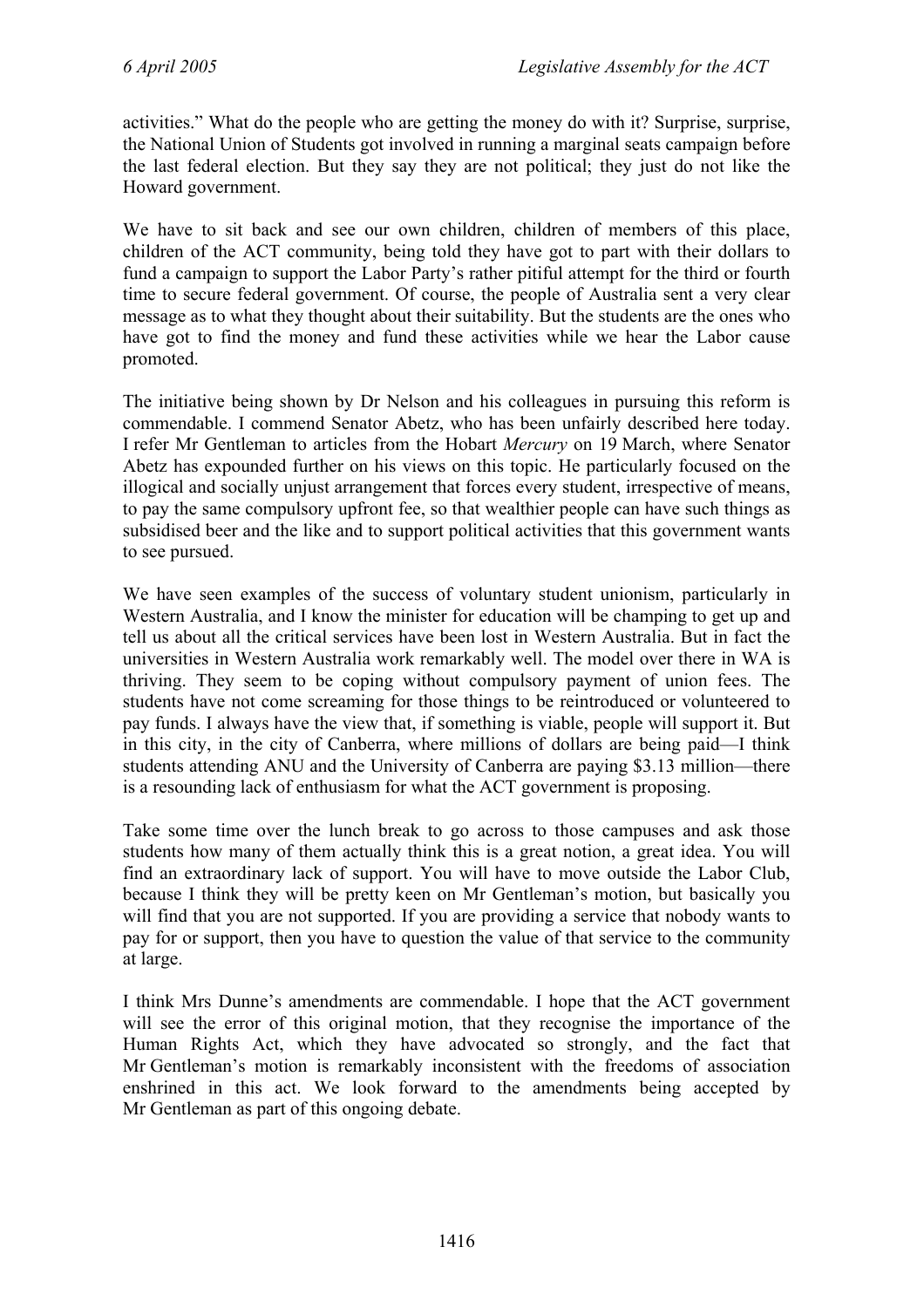activities." What do the people who are getting the money do with it? Surprise, surprise, the National Union of Students got involved in running a marginal seats campaign before the last federal election. But they say they are not political; they just do not like the Howard government.

We have to sit back and see our own children, children of members of this place, children of the ACT community, being told they have got to part with their dollars to fund a campaign to support the Labor Party's rather pitiful attempt for the third or fourth time to secure federal government. Of course, the people of Australia sent a very clear message as to what they thought about their suitability. But the students are the ones who have got to find the money and fund these activities while we hear the Labor cause promoted.

The initiative being shown by Dr Nelson and his colleagues in pursuing this reform is commendable. I commend Senator Abetz, who has been unfairly described here today. I refer Mr Gentleman to articles from the Hobart *Mercury* on 19 March, where Senator Abetz has expounded further on his views on this topic. He particularly focused on the illogical and socially unjust arrangement that forces every student, irrespective of means, to pay the same compulsory upfront fee, so that wealthier people can have such things as subsidised beer and the like and to support political activities that this government wants to see pursued.

We have seen examples of the success of voluntary student unionism, particularly in Western Australia, and I know the minister for education will be champing to get up and tell us about all the critical services have been lost in Western Australia. But in fact the universities in Western Australia work remarkably well. The model over there in WA is thriving. They seem to be coping without compulsory payment of union fees. The students have not come screaming for those things to be reintroduced or volunteered to pay funds. I always have the view that, if something is viable, people will support it. But in this city, in the city of Canberra, where millions of dollars are being paid—I think students attending ANU and the University of Canberra are paying $3.13 million—there is a resounding lack of enthusiasm for what the ACT government is proposing.

Take some time over the lunch break to go across to those campuses and ask those students how many of them actually think this is a great notion, a great idea. You will find an extraordinary lack of support. You will have to move outside the Labor Club, because I think they will be pretty keen on Mr Gentleman's motion, but basically you will find that you are not supported. If you are providing a service that nobody wants to pay for or support, then you have to question the value of that service to the community at large.

I think Mrs Dunne's amendments are commendable. I hope that the ACT government will see the error of this original motion, that they recognise the importance of the Human Rights Act, which they have advocated so strongly, and the fact that Mr Gentleman's motion is remarkably inconsistent with the freedoms of association enshrined in this act. We look forward to the amendments being accepted by Mr Gentleman as part of this ongoing debate.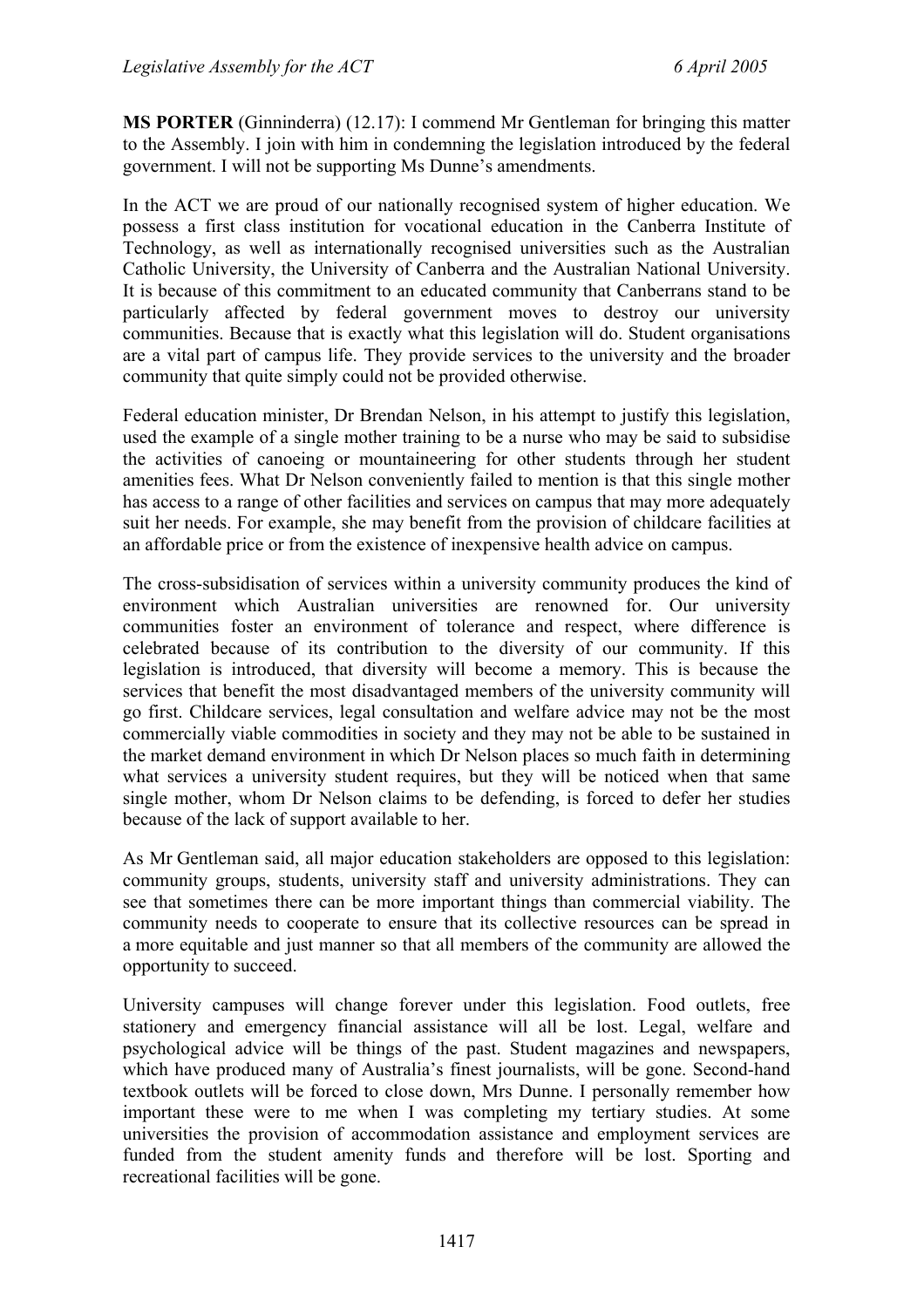**MS PORTER** (Ginninderra) (12.17): I commend Mr Gentleman for bringing this matter to the Assembly. I join with him in condemning the legislation introduced by the federal government. I will not be supporting Ms Dunne's amendments.

In the ACT we are proud of our nationally recognised system of higher education. We possess a first class institution for vocational education in the Canberra Institute of Technology, as well as internationally recognised universities such as the Australian Catholic University, the University of Canberra and the Australian National University. It is because of this commitment to an educated community that Canberrans stand to be particularly affected by federal government moves to destroy our university communities. Because that is exactly what this legislation will do. Student organisations are a vital part of campus life. They provide services to the university and the broader community that quite simply could not be provided otherwise.

Federal education minister, Dr Brendan Nelson, in his attempt to justify this legislation, used the example of a single mother training to be a nurse who may be said to subsidise the activities of canoeing or mountaineering for other students through her student amenities fees. What Dr Nelson conveniently failed to mention is that this single mother has access to a range of other facilities and services on campus that may more adequately suit her needs. For example, she may benefit from the provision of childcare facilities at an affordable price or from the existence of inexpensive health advice on campus.

The cross-subsidisation of services within a university community produces the kind of environment which Australian universities are renowned for. Our university communities foster an environment of tolerance and respect, where difference is celebrated because of its contribution to the diversity of our community. If this legislation is introduced, that diversity will become a memory. This is because the services that benefit the most disadvantaged members of the university community will go first. Childcare services, legal consultation and welfare advice may not be the most commercially viable commodities in society and they may not be able to be sustained in the market demand environment in which Dr Nelson places so much faith in determining what services a university student requires, but they will be noticed when that same single mother, whom Dr Nelson claims to be defending, is forced to defer her studies because of the lack of support available to her.

As Mr Gentleman said, all major education stakeholders are opposed to this legislation: community groups, students, university staff and university administrations. They can see that sometimes there can be more important things than commercial viability. The community needs to cooperate to ensure that its collective resources can be spread in a more equitable and just manner so that all members of the community are allowed the opportunity to succeed.

University campuses will change forever under this legislation. Food outlets, free stationery and emergency financial assistance will all be lost. Legal, welfare and psychological advice will be things of the past. Student magazines and newspapers, which have produced many of Australia's finest journalists, will be gone. Second-hand textbook outlets will be forced to close down, Mrs Dunne. I personally remember how important these were to me when I was completing my tertiary studies. At some universities the provision of accommodation assistance and employment services are funded from the student amenity funds and therefore will be lost. Sporting and recreational facilities will be gone.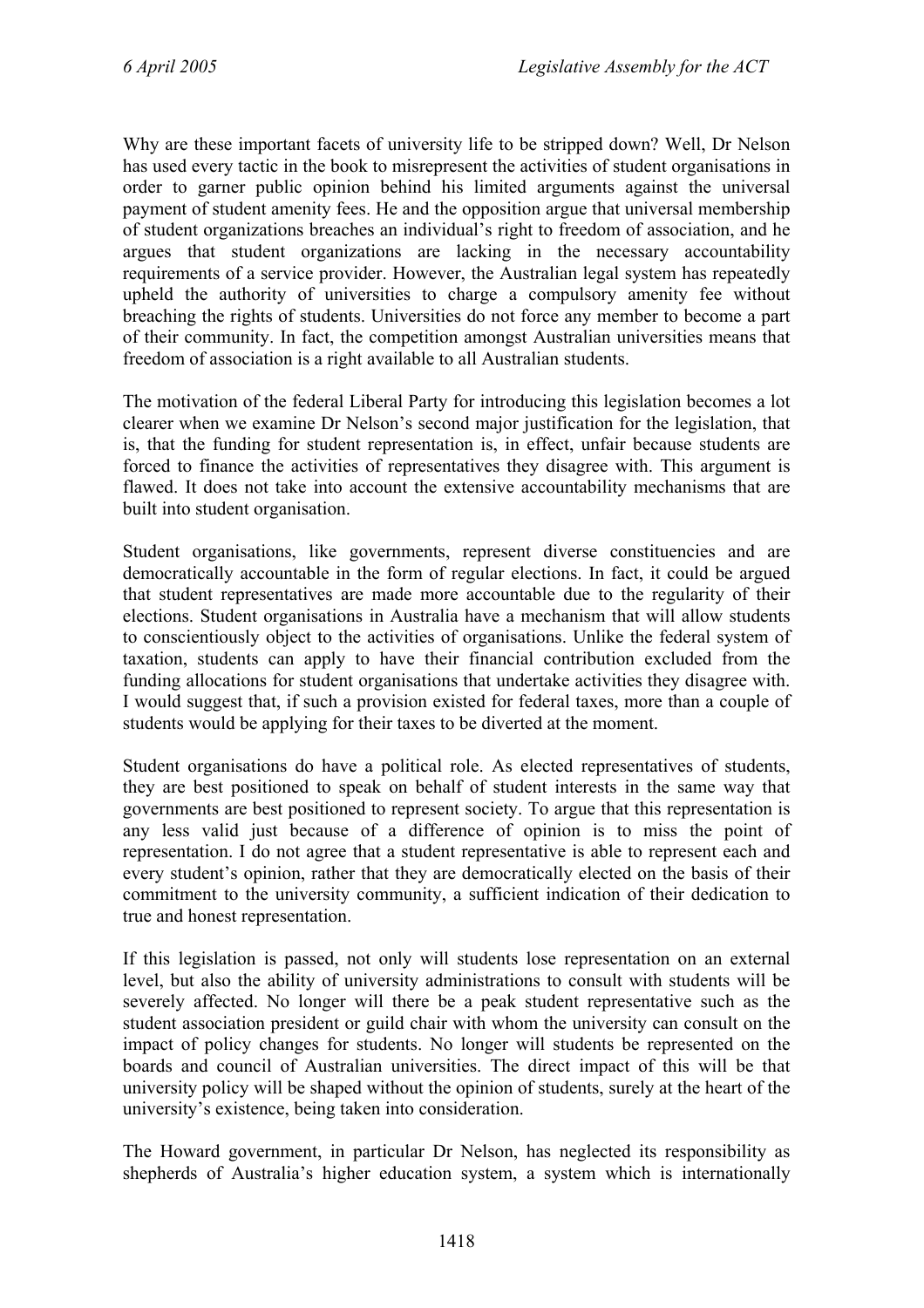Why are these important facets of university life to be stripped down? Well, Dr Nelson has used every tactic in the book to misrepresent the activities of student organisations in order to garner public opinion behind his limited arguments against the universal payment of student amenity fees. He and the opposition argue that universal membership of student organizations breaches an individual's right to freedom of association, and he argues that student organizations are lacking in the necessary accountability requirements of a service provider. However, the Australian legal system has repeatedly upheld the authority of universities to charge a compulsory amenity fee without breaching the rights of students. Universities do not force any member to become a part of their community. In fact, the competition amongst Australian universities means that freedom of association is a right available to all Australian students.

The motivation of the federal Liberal Party for introducing this legislation becomes a lot clearer when we examine Dr Nelson's second major justification for the legislation, that is, that the funding for student representation is, in effect, unfair because students are forced to finance the activities of representatives they disagree with. This argument is flawed. It does not take into account the extensive accountability mechanisms that are built into student organisation.

Student organisations, like governments, represent diverse constituencies and are democratically accountable in the form of regular elections. In fact, it could be argued that student representatives are made more accountable due to the regularity of their elections. Student organisations in Australia have a mechanism that will allow students to conscientiously object to the activities of organisations. Unlike the federal system of taxation, students can apply to have their financial contribution excluded from the funding allocations for student organisations that undertake activities they disagree with. I would suggest that, if such a provision existed for federal taxes, more than a couple of students would be applying for their taxes to be diverted at the moment.

Student organisations do have a political role. As elected representatives of students, they are best positioned to speak on behalf of student interests in the same way that governments are best positioned to represent society. To argue that this representation is any less valid just because of a difference of opinion is to miss the point of representation. I do not agree that a student representative is able to represent each and every student's opinion, rather that they are democratically elected on the basis of their commitment to the university community, a sufficient indication of their dedication to true and honest representation.

If this legislation is passed, not only will students lose representation on an external level, but also the ability of university administrations to consult with students will be severely affected. No longer will there be a peak student representative such as the student association president or guild chair with whom the university can consult on the impact of policy changes for students. No longer will students be represented on the boards and council of Australian universities. The direct impact of this will be that university policy will be shaped without the opinion of students, surely at the heart of the university's existence, being taken into consideration.

The Howard government, in particular Dr Nelson, has neglected its responsibility as shepherds of Australia's higher education system, a system which is internationally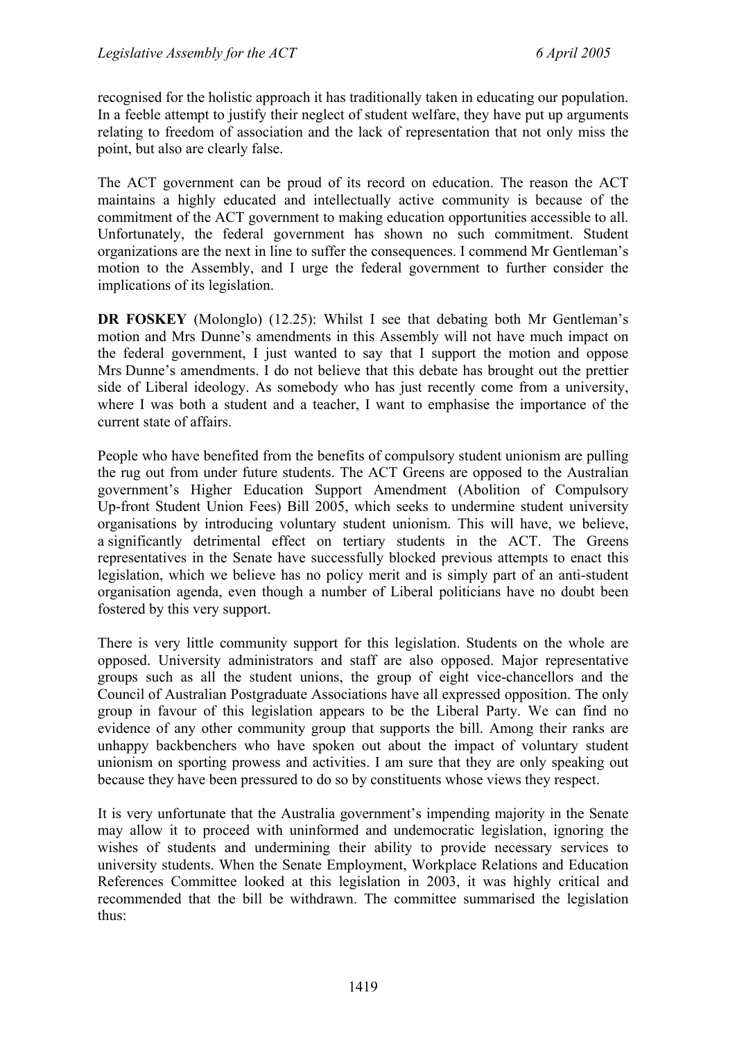recognised for the holistic approach it has traditionally taken in educating our population. In a feeble attempt to justify their neglect of student welfare, they have put up arguments relating to freedom of association and the lack of representation that not only miss the point, but also are clearly false.

The ACT government can be proud of its record on education. The reason the ACT maintains a highly educated and intellectually active community is because of the commitment of the ACT government to making education opportunities accessible to all. Unfortunately, the federal government has shown no such commitment. Student organizations are the next in line to suffer the consequences. I commend Mr Gentleman's motion to the Assembly, and I urge the federal government to further consider the implications of its legislation.

**DR FOSKEY** (Molonglo) (12.25): Whilst I see that debating both Mr Gentleman's motion and Mrs Dunne's amendments in this Assembly will not have much impact on the federal government, I just wanted to say that I support the motion and oppose Mrs Dunne's amendments. I do not believe that this debate has brought out the prettier side of Liberal ideology. As somebody who has just recently come from a university, where I was both a student and a teacher, I want to emphasise the importance of the current state of affairs.

People who have benefited from the benefits of compulsory student unionism are pulling the rug out from under future students. The ACT Greens are opposed to the Australian government's Higher Education Support Amendment (Abolition of Compulsory Up-front Student Union Fees) Bill 2005, which seeks to undermine student university organisations by introducing voluntary student unionism. This will have, we believe, a significantly detrimental effect on tertiary students in the ACT. The Greens representatives in the Senate have successfully blocked previous attempts to enact this legislation, which we believe has no policy merit and is simply part of an anti-student organisation agenda, even though a number of Liberal politicians have no doubt been fostered by this very support.

There is very little community support for this legislation. Students on the whole are opposed. University administrators and staff are also opposed. Major representative groups such as all the student unions, the group of eight vice-chancellors and the Council of Australian Postgraduate Associations have all expressed opposition. The only group in favour of this legislation appears to be the Liberal Party. We can find no evidence of any other community group that supports the bill. Among their ranks are unhappy backbenchers who have spoken out about the impact of voluntary student unionism on sporting prowess and activities. I am sure that they are only speaking out because they have been pressured to do so by constituents whose views they respect.

It is very unfortunate that the Australia government's impending majority in the Senate may allow it to proceed with uninformed and undemocratic legislation, ignoring the wishes of students and undermining their ability to provide necessary services to university students. When the Senate Employment, Workplace Relations and Education References Committee looked at this legislation in 2003, it was highly critical and recommended that the bill be withdrawn. The committee summarised the legislation thus: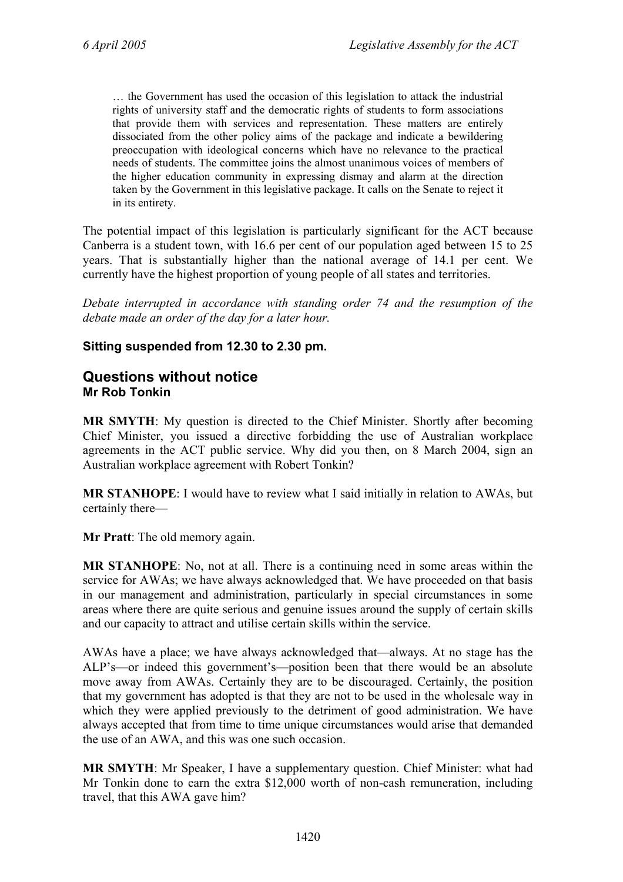> … the Government has used the occasion of this legislation to attack the industrial rights of university staff and the democratic rights of students to form associations that provide them with services and representation. These matters are entirely dissociated from the other policy aims of the package and indicate a bewildering preoccupation with ideological concerns which have no relevance to the practical needs of students. The committee joins the almost unanimous voices of members of the higher education community in expressing dismay and alarm at the direction taken by the Government in this legislative package. It calls on the Senate to reject it in its entirety.

The potential impact of this legislation is particularly significant for the ACT because Canberra is a student town, with 16.6 per cent of our population aged between 15 to 25 years. That is substantially higher than the national average of 14.1 per cent. We currently have the highest proportion of young people of all states and territories.

*Debate interrupted in accordance with standing order 74 and the resumption of the debate made an order of the day for a later hour.*

**Sitting suspended from 12.30 to 2.30 pm.**

## Questions without notice

### Mr Rob Tonkin

**MR SMYTH**: My question is directed to the Chief Minister. Shortly after becoming Chief Minister, you issued a directive forbidding the use of Australian workplace agreements in the ACT public service. Why did you then, on 8 March 2004, sign an Australian workplace agreement with Robert Tonkin?

**MR STANHOPE**: I would have to review what I said initially in relation to AWAs, but certainly there—

**Mr Pratt**: The old memory again.

**MR STANHOPE**: No, not at all. There is a continuing need in some areas within the service for AWAs; we have always acknowledged that. We have proceeded on that basis in our management and administration, particularly in special circumstances in some areas where there are quite serious and genuine issues around the supply of certain skills and our capacity to attract and utilise certain skills within the service.

AWAs have a place; we have always acknowledged that—always. At no stage has the ALP's—or indeed this government's—position been that there would be an absolute move away from AWAs. Certainly they are to be discouraged. Certainly, the position that my government has adopted is that they are not to be used in the wholesale way in which they were applied previously to the detriment of good administration. We have always accepted that from time to time unique circumstances would arise that demanded the use of an AWA, and this was one such occasion.

**MR SMYTH**: Mr Speaker, I have a supplementary question. Chief Minister: what had Mr Tonkin done to earn the extra $12,000 worth of non-cash remuneration, including travel, that this AWA gave him?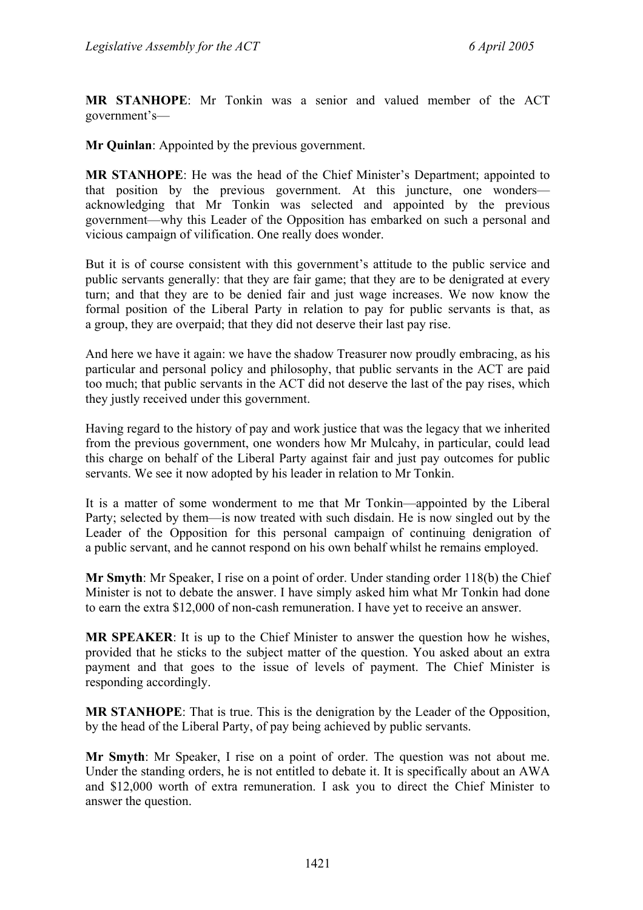**MR STANHOPE**: Mr Tonkin was a senior and valued member of the ACT government's—

**Mr Quinlan**: Appointed by the previous government.

**MR STANHOPE**: He was the head of the Chief Minister's Department; appointed to that position by the previous government. At this juncture, one wonders—acknowledging that Mr Tonkin was selected and appointed by the previous government—why this Leader of the Opposition has embarked on such a personal and vicious campaign of vilification. One really does wonder.

But it is of course consistent with this government's attitude to the public service and public servants generally: that they are fair game; that they are to be denigrated at every turn; and that they are to be denied fair and just wage increases. We now know the formal position of the Liberal Party in relation to pay for public servants is that, as a group, they are overpaid; that they did not deserve their last pay rise.

And here we have it again: we have the shadow Treasurer now proudly embracing, as his particular and personal policy and philosophy, that public servants in the ACT are paid too much; that public servants in the ACT did not deserve the last of the pay rises, which they justly received under this government.

Having regard to the history of pay and work justice that was the legacy that we inherited from the previous government, one wonders how Mr Mulcahy, in particular, could lead this charge on behalf of the Liberal Party against fair and just pay outcomes for public servants. We see it now adopted by his leader in relation to Mr Tonkin.

It is a matter of some wonderment to me that Mr Tonkin—appointed by the Liberal Party; selected by them—is now treated with such disdain. He is now singled out by the Leader of the Opposition for this personal campaign of continuing denigration of a public servant, and he cannot respond on his own behalf whilst he remains employed.

**Mr Smyth**: Mr Speaker, I rise on a point of order. Under standing order 118(b) the Chief Minister is not to debate the answer. I have simply asked him what Mr Tonkin had done to earn the extra $12,000 of non-cash remuneration. I have yet to receive an answer.

**MR SPEAKER**: It is up to the Chief Minister to answer the question how he wishes, provided that he sticks to the subject matter of the question. You asked about an extra payment and that goes to the issue of levels of payment. The Chief Minister is responding accordingly.

**MR STANHOPE**: That is true. This is the denigration by the Leader of the Opposition, by the head of the Liberal Party, of pay being achieved by public servants.

**Mr Smyth**: Mr Speaker, I rise on a point of order. The question was not about me. Under the standing orders, he is not entitled to debate it. It is specifically about an AWA and $12,000 worth of extra remuneration. I ask you to direct the Chief Minister to answer the question.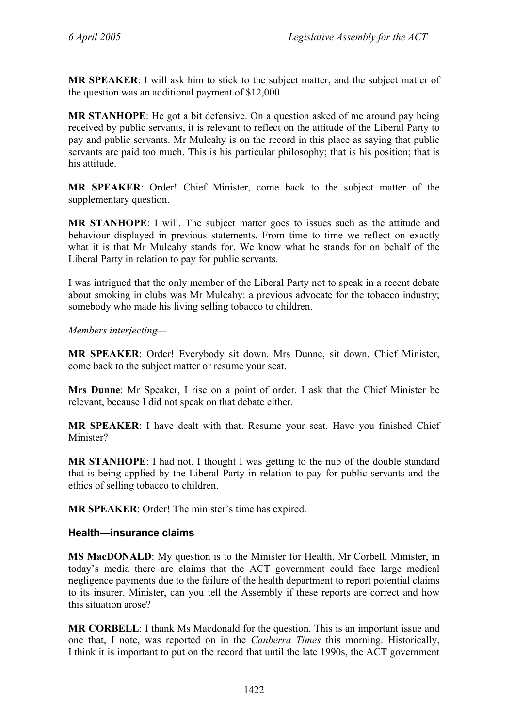**MR SPEAKER**: I will ask him to stick to the subject matter, and the subject matter of the question was an additional payment of $12,000.

**MR STANHOPE**: He got a bit defensive. On a question asked of me around pay being received by public servants, it is relevant to reflect on the attitude of the Liberal Party to pay and public servants. Mr Mulcahy is on the record in this place as saying that public servants are paid too much. This is his particular philosophy; that is his position; that is his attitude.

**MR SPEAKER**: Order! Chief Minister, come back to the subject matter of the supplementary question.

**MR STANHOPE**: I will. The subject matter goes to issues such as the attitude and behaviour displayed in previous statements. From time to time we reflect on exactly what it is that Mr Mulcahy stands for. We know what he stands for on behalf of the Liberal Party in relation to pay for public servants.

I was intrigued that the only member of the Liberal Party not to speak in a recent debate about smoking in clubs was Mr Mulcahy: a previous advocate for the tobacco industry; somebody who made his living selling tobacco to children.

*Members interjecting*—

**MR SPEAKER**: Order! Everybody sit down. Mrs Dunne, sit down. Chief Minister, come back to the subject matter or resume your seat.

**Mrs Dunne**: Mr Speaker, I rise on a point of order. I ask that the Chief Minister be relevant, because I did not speak on that debate either.

**MR SPEAKER**: I have dealt with that. Resume your seat. Have you finished Chief Minister?

**MR STANHOPE**: I had not. I thought I was getting to the nub of the double standard that is being applied by the Liberal Party in relation to pay for public servants and the ethics of selling tobacco to children.

**MR SPEAKER**: Order! The minister's time has expired.

### Health—insurance claims

**MS MacDONALD**: My question is to the Minister for Health, Mr Corbell. Minister, in today's media there are claims that the ACT government could face large medical negligence payments due to the failure of the health department to report potential claims to its insurer. Minister, can you tell the Assembly if these reports are correct and how this situation arose?

**MR CORBELL**: I thank Ms Macdonald for the question. This is an important issue and one that, I note, was reported on in the *Canberra Times* this morning. Historically, I think it is important to put on the record that until the late 1990s, the ACT government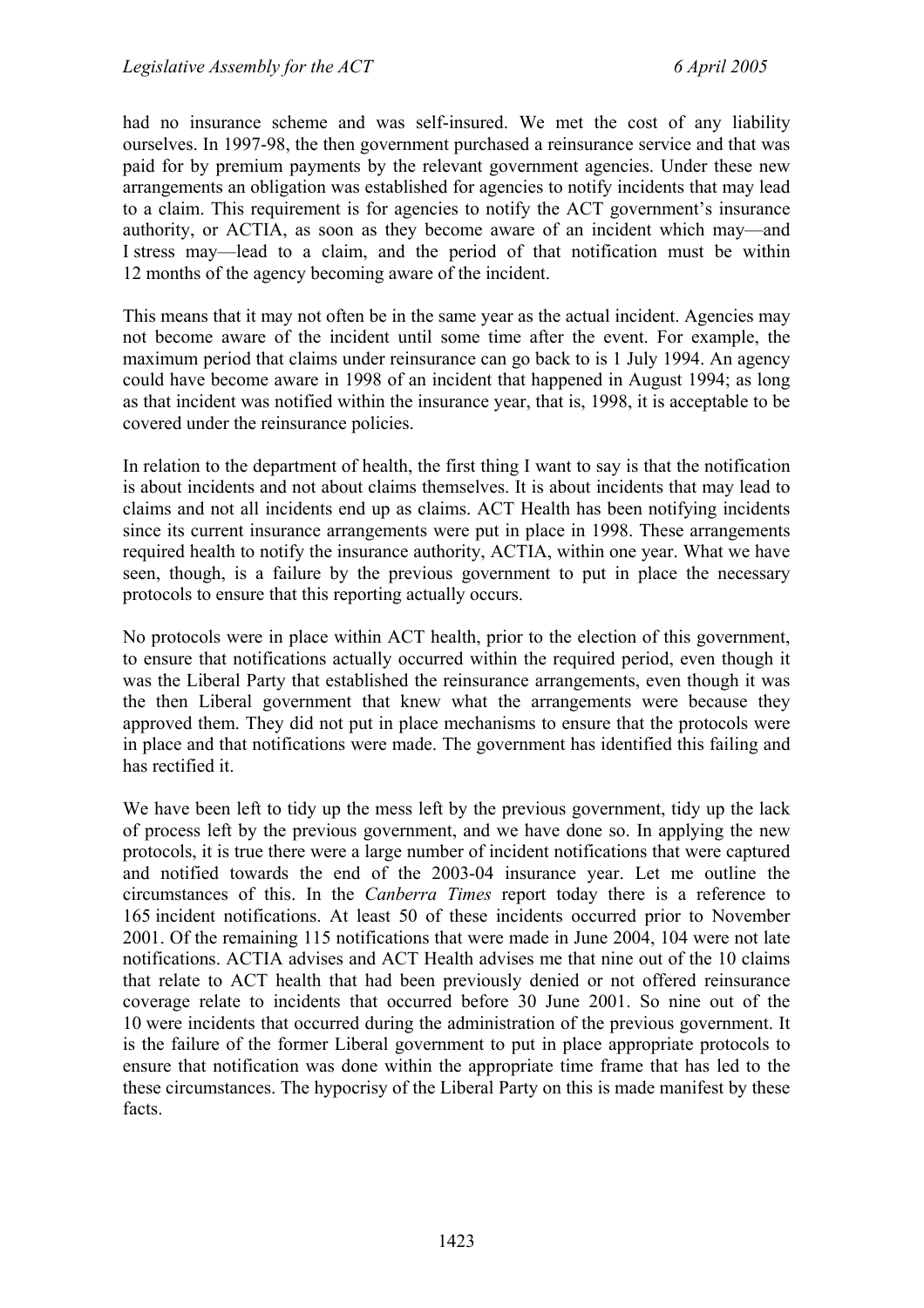had no insurance scheme and was self-insured. We met the cost of any liability ourselves. In 1997-98, the then government purchased a reinsurance service and that was paid for by premium payments by the relevant government agencies. Under these new arrangements an obligation was established for agencies to notify incidents that may lead to a claim. This requirement is for agencies to notify the ACT government's insurance authority, or ACTIA, as soon as they become aware of an incident which may—and I stress may—lead to a claim, and the period of that notification must be within 12 months of the agency becoming aware of the incident.

This means that it may not often be in the same year as the actual incident. Agencies may not become aware of the incident until some time after the event. For example, the maximum period that claims under reinsurance can go back to is 1 July 1994. An agency could have become aware in 1998 of an incident that happened in August 1994; as long as that incident was notified within the insurance year, that is, 1998, it is acceptable to be covered under the reinsurance policies.

In relation to the department of health, the first thing I want to say is that the notification is about incidents and not about claims themselves. It is about incidents that may lead to claims and not all incidents end up as claims. ACT Health has been notifying incidents since its current insurance arrangements were put in place in 1998. These arrangements required health to notify the insurance authority, ACTIA, within one year. What we have seen, though, is a failure by the previous government to put in place the necessary protocols to ensure that this reporting actually occurs.

No protocols were in place within ACT health, prior to the election of this government, to ensure that notifications actually occurred within the required period, even though it was the Liberal Party that established the reinsurance arrangements, even though it was the then Liberal government that knew what the arrangements were because they approved them. They did not put in place mechanisms to ensure that the protocols were in place and that notifications were made. The government has identified this failing and has rectified it.

We have been left to tidy up the mess left by the previous government, tidy up the lack of process left by the previous government, and we have done so. In applying the new protocols, it is true there were a large number of incident notifications that were captured and notified towards the end of the 2003-04 insurance year. Let me outline the circumstances of this. In the *Canberra Times* report today there is a reference to 165 incident notifications. At least 50 of these incidents occurred prior to November 2001. Of the remaining 115 notifications that were made in June 2004, 104 were not late notifications. ACTIA advises and ACT Health advises me that nine out of the 10 claims that relate to ACT health that had been previously denied or not offered reinsurance coverage relate to incidents that occurred before 30 June 2001. So nine out of the 10 were incidents that occurred during the administration of the previous government. It is the failure of the former Liberal government to put in place appropriate protocols to ensure that notification was done within the appropriate time frame that has led to the these circumstances. The hypocrisy of the Liberal Party on this is made manifest by these facts.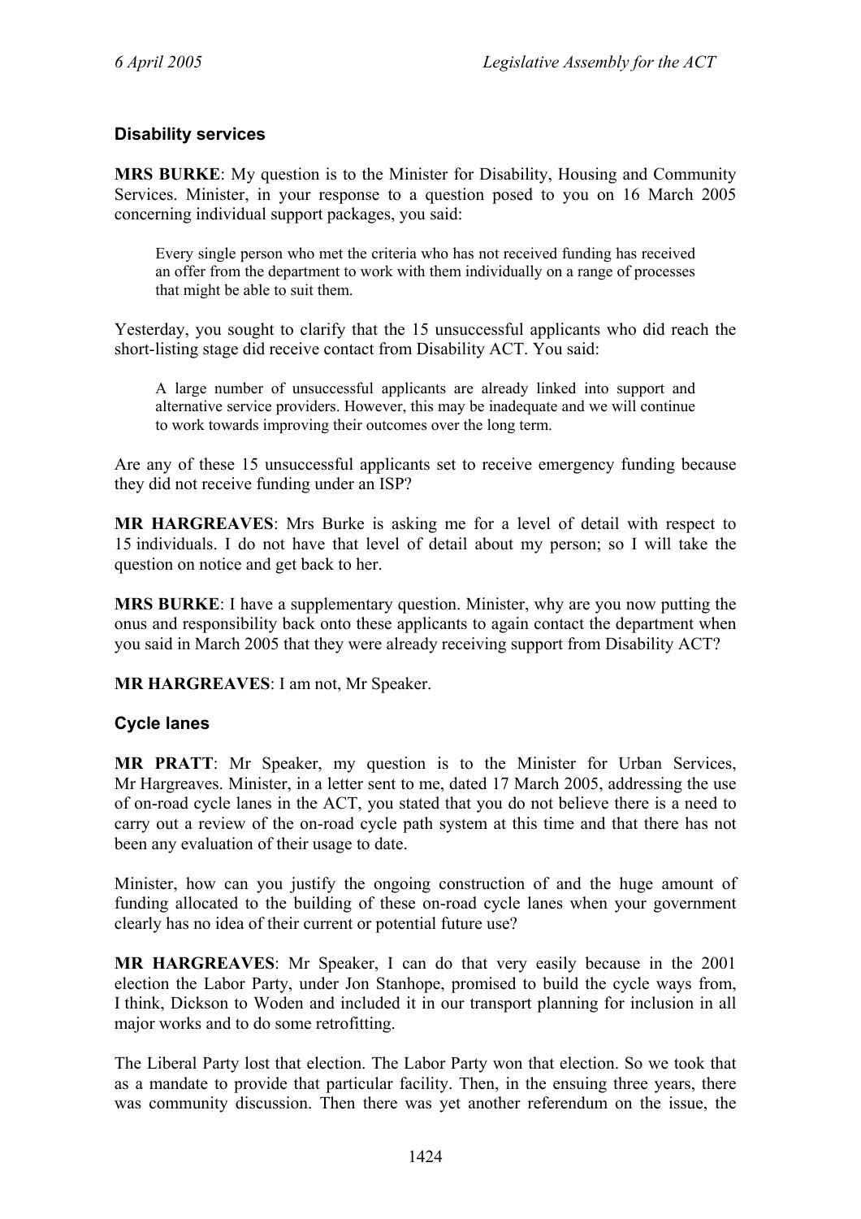### Disability services

**MRS BURKE**: My question is to the Minister for Disability, Housing and Community Services. Minister, in your response to a question posed to you on 16 March 2005 concerning individual support packages, you said:

> Every single person who met the criteria who has not received funding has received an offer from the department to work with them individually on a range of processes that might be able to suit them.

Yesterday, you sought to clarify that the 15 unsuccessful applicants who did reach the short-listing stage did receive contact from Disability ACT. You said:

> A large number of unsuccessful applicants are already linked into support and alternative service providers. However, this may be inadequate and we will continue to work towards improving their outcomes over the long term.

Are any of these 15 unsuccessful applicants set to receive emergency funding because they did not receive funding under an ISP?

**MR HARGREAVES**: Mrs Burke is asking me for a level of detail with respect to 15 individuals. I do not have that level of detail about my person; so I will take the question on notice and get back to her.

**MRS BURKE**: I have a supplementary question. Minister, why are you now putting the onus and responsibility back onto these applicants to again contact the department when you said in March 2005 that they were already receiving support from Disability ACT?

**MR HARGREAVES**: I am not, Mr Speaker.

### Cycle lanes

**MR PRATT**: Mr Speaker, my question is to the Minister for Urban Services, Mr Hargreaves. Minister, in a letter sent to me, dated 17 March 2005, addressing the use of on-road cycle lanes in the ACT, you stated that you do not believe there is a need to carry out a review of the on-road cycle path system at this time and that there has not been any evaluation of their usage to date.

Minister, how can you justify the ongoing construction of and the huge amount of funding allocated to the building of these on-road cycle lanes when your government clearly has no idea of their current or potential future use?

**MR HARGREAVES**: Mr Speaker, I can do that very easily because in the 2001 election the Labor Party, under Jon Stanhope, promised to build the cycle ways from, I think, Dickson to Woden and included it in our transport planning for inclusion in all major works and to do some retrofitting.

The Liberal Party lost that election. The Labor Party won that election. So we took that as a mandate to provide that particular facility. Then, in the ensuing three years, there was community discussion. Then there was yet another referendum on the issue, the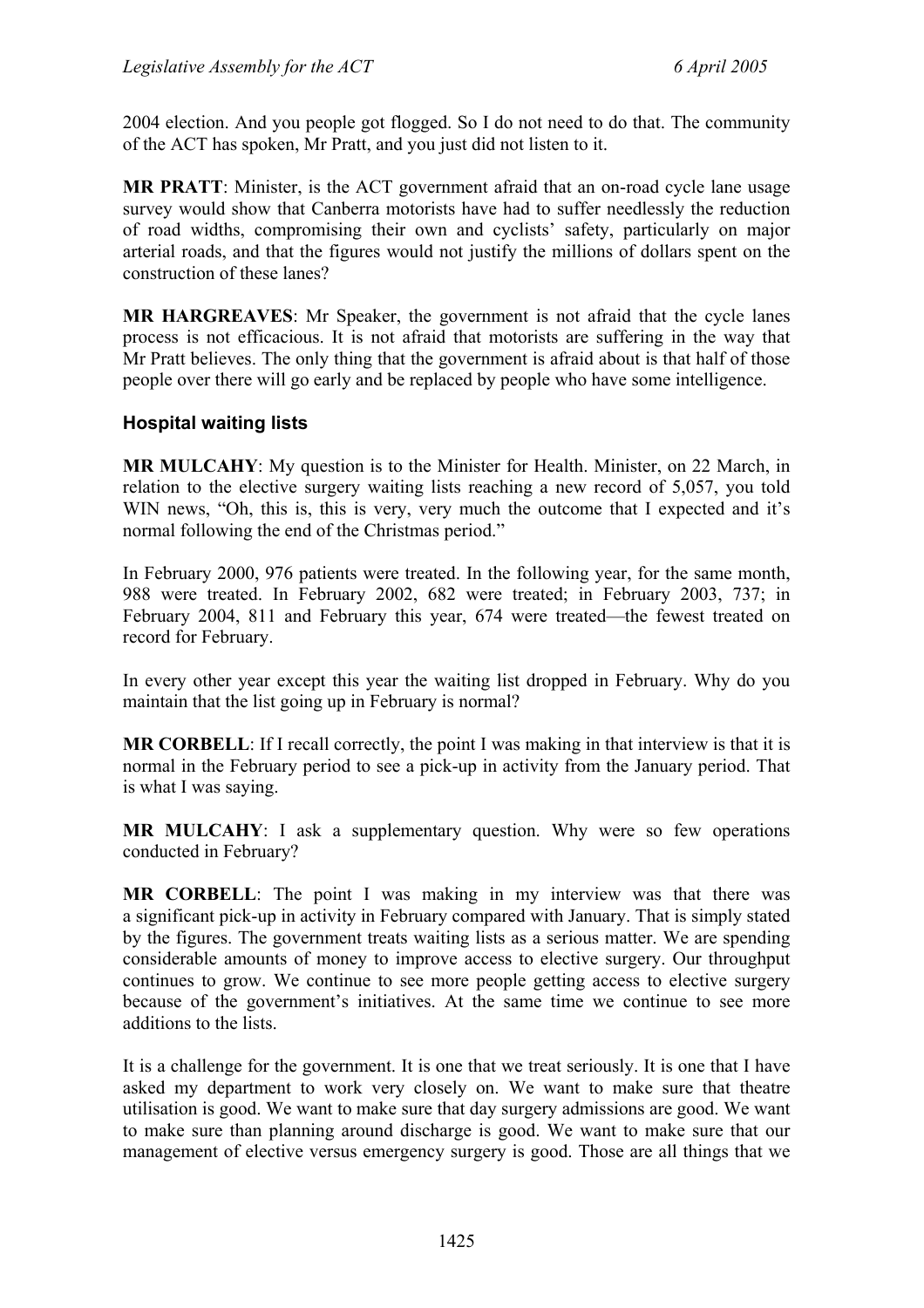2004 election. And you people got flogged. So I do not need to do that. The community of the ACT has spoken, Mr Pratt, and you just did not listen to it.

**MR PRATT**: Minister, is the ACT government afraid that an on-road cycle lane usage survey would show that Canberra motorists have had to suffer needlessly the reduction of road widths, compromising their own and cyclists' safety, particularly on major arterial roads, and that the figures would not justify the millions of dollars spent on the construction of these lanes?

**MR HARGREAVES**: Mr Speaker, the government is not afraid that the cycle lanes process is not efficacious. It is not afraid that motorists are suffering in the way that Mr Pratt believes. The only thing that the government is afraid about is that half of those people over there will go early and be replaced by people who have some intelligence.

### Hospital waiting lists

**MR MULCAHY**: My question is to the Minister for Health. Minister, on 22 March, in relation to the elective surgery waiting lists reaching a new record of 5,057, you told WIN news, "Oh, this is, this is very, very much the outcome that I expected and it's normal following the end of the Christmas period."

In February 2000, 976 patients were treated. In the following year, for the same month, 988 were treated. In February 2002, 682 were treated; in February 2003, 737; in February 2004, 811 and February this year, 674 were treated—the fewest treated on record for February.

In every other year except this year the waiting list dropped in February. Why do you maintain that the list going up in February is normal?

**MR CORBELL**: If I recall correctly, the point I was making in that interview is that it is normal in the February period to see a pick-up in activity from the January period. That is what I was saying.

**MR MULCAHY**: I ask a supplementary question. Why were so few operations conducted in February?

**MR CORBELL**: The point I was making in my interview was that there was a significant pick-up in activity in February compared with January. That is simply stated by the figures. The government treats waiting lists as a serious matter. We are spending considerable amounts of money to improve access to elective surgery. Our throughput continues to grow. We continue to see more people getting access to elective surgery because of the government's initiatives. At the same time we continue to see more additions to the lists.

It is a challenge for the government. It is one that we treat seriously. It is one that I have asked my department to work very closely on. We want to make sure that theatre utilisation is good. We want to make sure that day surgery admissions are good. We want to make sure than planning around discharge is good. We want to make sure that our management of elective versus emergency surgery is good. Those are all things that we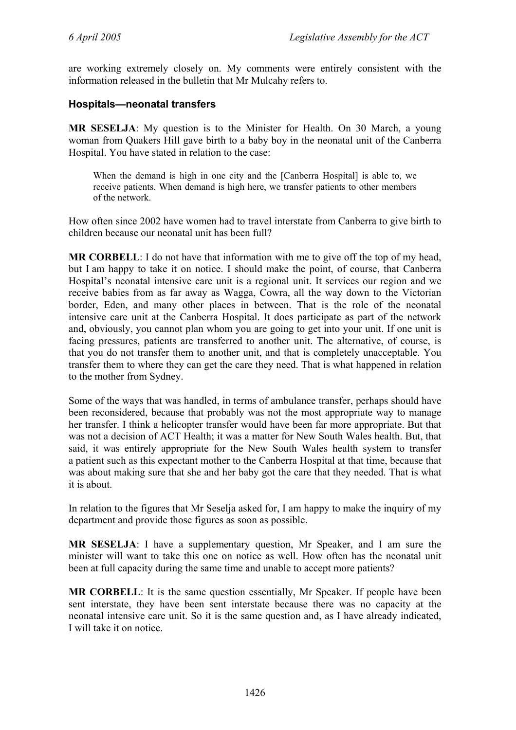are working extremely closely on. My comments were entirely consistent with the information released in the bulletin that Mr Mulcahy refers to.

### Hospitals—neonatal transfers

**MR SESELJA**: My question is to the Minister for Health. On 30 March, a young woman from Quakers Hill gave birth to a baby boy in the neonatal unit of the Canberra Hospital. You have stated in relation to the case:

> When the demand is high in one city and the [Canberra Hospital] is able to, we receive patients. When demand is high here, we transfer patients to other members of the network.

How often since 2002 have women had to travel interstate from Canberra to give birth to children because our neonatal unit has been full?

**MR CORBELL**: I do not have that information with me to give off the top of my head, but I am happy to take it on notice. I should make the point, of course, that Canberra Hospital's neonatal intensive care unit is a regional unit. It services our region and we receive babies from as far away as Wagga, Cowra, all the way down to the Victorian border, Eden, and many other places in between. That is the role of the neonatal intensive care unit at the Canberra Hospital. It does participate as part of the network and, obviously, you cannot plan whom you are going to get into your unit. If one unit is facing pressures, patients are transferred to another unit. The alternative, of course, is that you do not transfer them to another unit, and that is completely unacceptable. You transfer them to where they can get the care they need. That is what happened in relation to the mother from Sydney.

Some of the ways that was handled, in terms of ambulance transfer, perhaps should have been reconsidered, because that probably was not the most appropriate way to manage her transfer. I think a helicopter transfer would have been far more appropriate. But that was not a decision of ACT Health; it was a matter for New South Wales health. But, that said, it was entirely appropriate for the New South Wales health system to transfer a patient such as this expectant mother to the Canberra Hospital at that time, because that was about making sure that she and her baby got the care that they needed. That is what it is about.

In relation to the figures that Mr Seselja asked for, I am happy to make the inquiry of my department and provide those figures as soon as possible.

**MR SESELJA**: I have a supplementary question, Mr Speaker, and I am sure the minister will want to take this one on notice as well. How often has the neonatal unit been at full capacity during the same time and unable to accept more patients?

**MR CORBELL**: It is the same question essentially, Mr Speaker. If people have been sent interstate, they have been sent interstate because there was no capacity at the neonatal intensive care unit. So it is the same question and, as I have already indicated, I will take it on notice.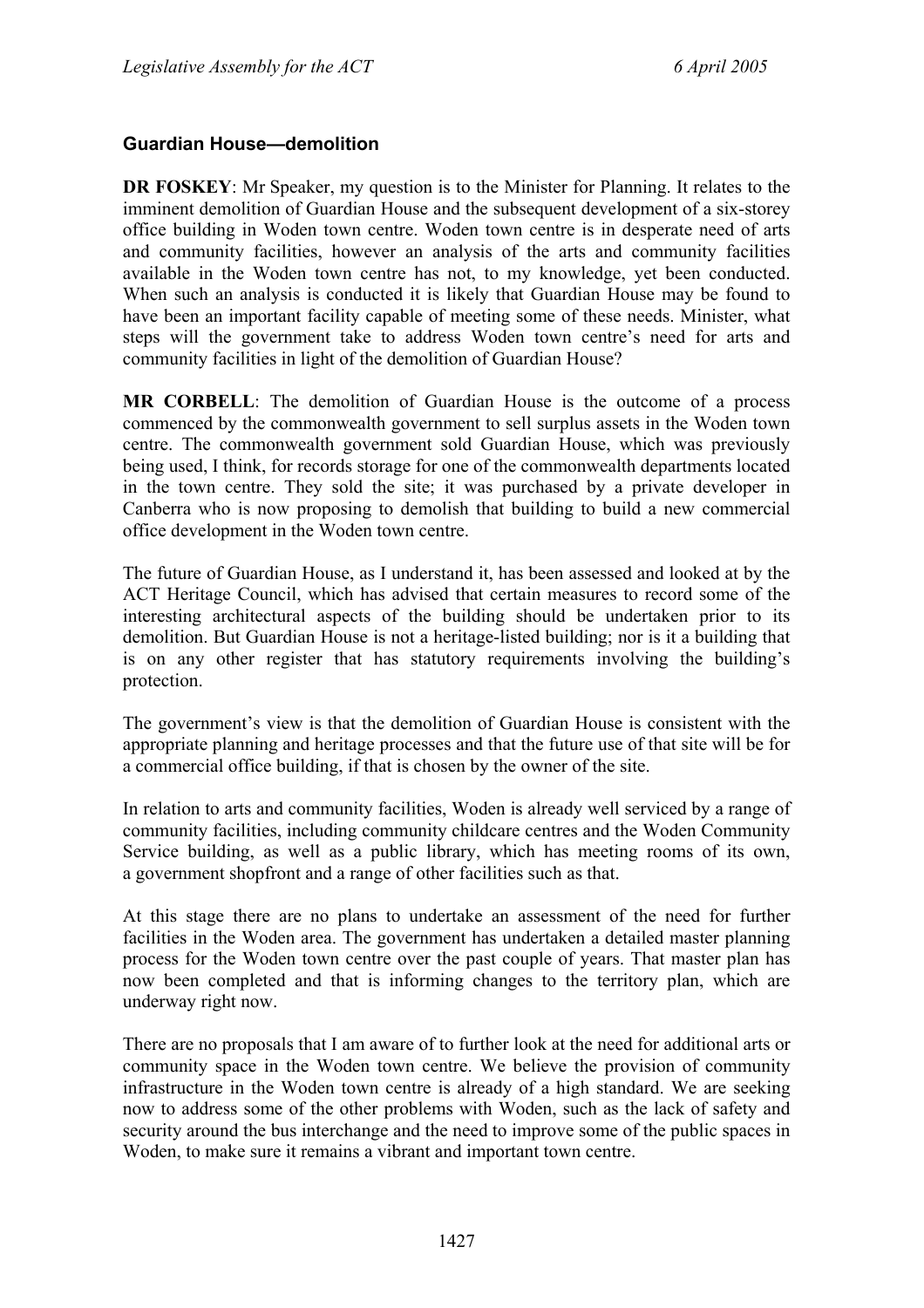### Guardian House—demolition

**DR FOSKEY**: Mr Speaker, my question is to the Minister for Planning. It relates to the imminent demolition of Guardian House and the subsequent development of a six-storey office building in Woden town centre. Woden town centre is in desperate need of arts and community facilities, however an analysis of the arts and community facilities available in the Woden town centre has not, to my knowledge, yet been conducted. When such an analysis is conducted it is likely that Guardian House may be found to have been an important facility capable of meeting some of these needs. Minister, what steps will the government take to address Woden town centre's need for arts and community facilities in light of the demolition of Guardian House?

**MR CORBELL**: The demolition of Guardian House is the outcome of a process commenced by the commonwealth government to sell surplus assets in the Woden town centre. The commonwealth government sold Guardian House, which was previously being used, I think, for records storage for one of the commonwealth departments located in the town centre. They sold the site; it was purchased by a private developer in Canberra who is now proposing to demolish that building to build a new commercial office development in the Woden town centre.

The future of Guardian House, as I understand it, has been assessed and looked at by the ACT Heritage Council, which has advised that certain measures to record some of the interesting architectural aspects of the building should be undertaken prior to its demolition. But Guardian House is not a heritage-listed building; nor is it a building that is on any other register that has statutory requirements involving the building's protection.

The government's view is that the demolition of Guardian House is consistent with the appropriate planning and heritage processes and that the future use of that site will be for a commercial office building, if that is chosen by the owner of the site.

In relation to arts and community facilities, Woden is already well serviced by a range of community facilities, including community childcare centres and the Woden Community Service building, as well as a public library, which has meeting rooms of its own, a government shopfront and a range of other facilities such as that.

At this stage there are no plans to undertake an assessment of the need for further facilities in the Woden area. The government has undertaken a detailed master planning process for the Woden town centre over the past couple of years. That master plan has now been completed and that is informing changes to the territory plan, which are underway right now.

There are no proposals that I am aware of to further look at the need for additional arts or community space in the Woden town centre. We believe the provision of community infrastructure in the Woden town centre is already of a high standard. We are seeking now to address some of the other problems with Woden, such as the lack of safety and security around the bus interchange and the need to improve some of the public spaces in Woden, to make sure it remains a vibrant and important town centre.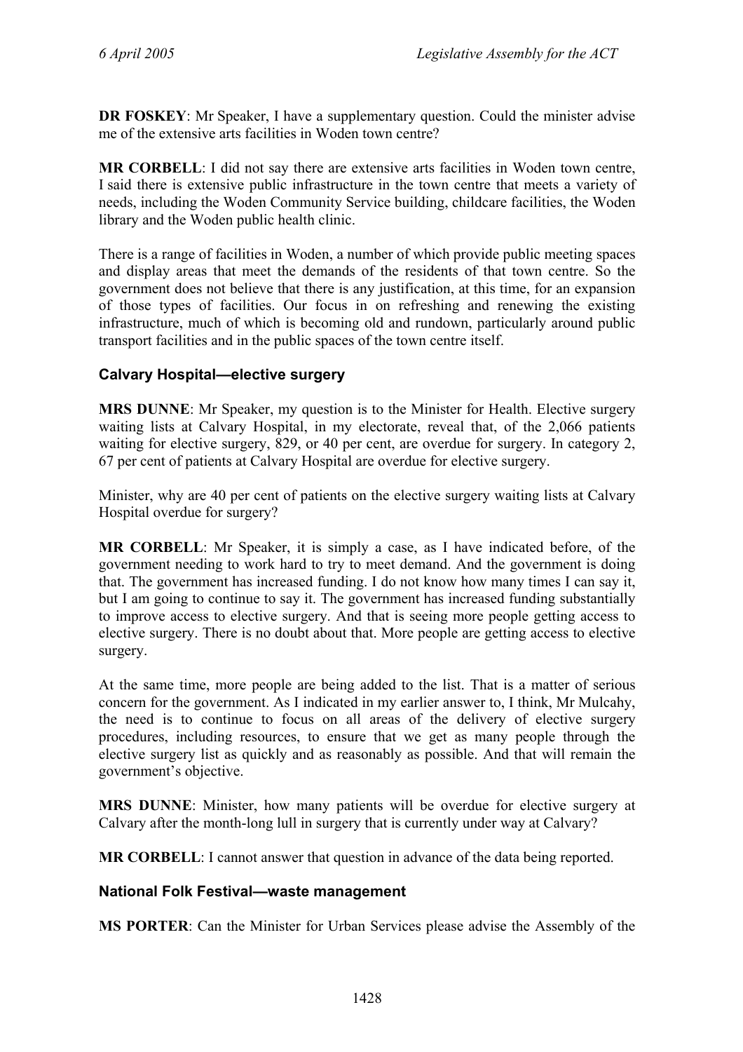**DR FOSKEY**: Mr Speaker, I have a supplementary question. Could the minister advise me of the extensive arts facilities in Woden town centre?

**MR CORBELL**: I did not say there are extensive arts facilities in Woden town centre, I said there is extensive public infrastructure in the town centre that meets a variety of needs, including the Woden Community Service building, childcare facilities, the Woden library and the Woden public health clinic.

There is a range of facilities in Woden, a number of which provide public meeting spaces and display areas that meet the demands of the residents of that town centre. So the government does not believe that there is any justification, at this time, for an expansion of those types of facilities. Our focus in on refreshing and renewing the existing infrastructure, much of which is becoming old and rundown, particularly around public transport facilities and in the public spaces of the town centre itself.

### Calvary Hospital—elective surgery

**MRS DUNNE**: Mr Speaker, my question is to the Minister for Health. Elective surgery waiting lists at Calvary Hospital, in my electorate, reveal that, of the 2,066 patients waiting for elective surgery, 829, or 40 per cent, are overdue for surgery. In category 2, 67 per cent of patients at Calvary Hospital are overdue for elective surgery.

Minister, why are 40 per cent of patients on the elective surgery waiting lists at Calvary Hospital overdue for surgery?

**MR CORBELL**: Mr Speaker, it is simply a case, as I have indicated before, of the government needing to work hard to try to meet demand. And the government is doing that. The government has increased funding. I do not know how many times I can say it, but I am going to continue to say it. The government has increased funding substantially to improve access to elective surgery. And that is seeing more people getting access to elective surgery. There is no doubt about that. More people are getting access to elective surgery.

At the same time, more people are being added to the list. That is a matter of serious concern for the government. As I indicated in my earlier answer to, I think, Mr Mulcahy, the need is to continue to focus on all areas of the delivery of elective surgery procedures, including resources, to ensure that we get as many people through the elective surgery list as quickly and as reasonably as possible. And that will remain the government's objective.

**MRS DUNNE**: Minister, how many patients will be overdue for elective surgery at Calvary after the month-long lull in surgery that is currently under way at Calvary?

**MR CORBELL**: I cannot answer that question in advance of the data being reported.

### National Folk Festival—waste management

**MS PORTER**: Can the Minister for Urban Services please advise the Assembly of the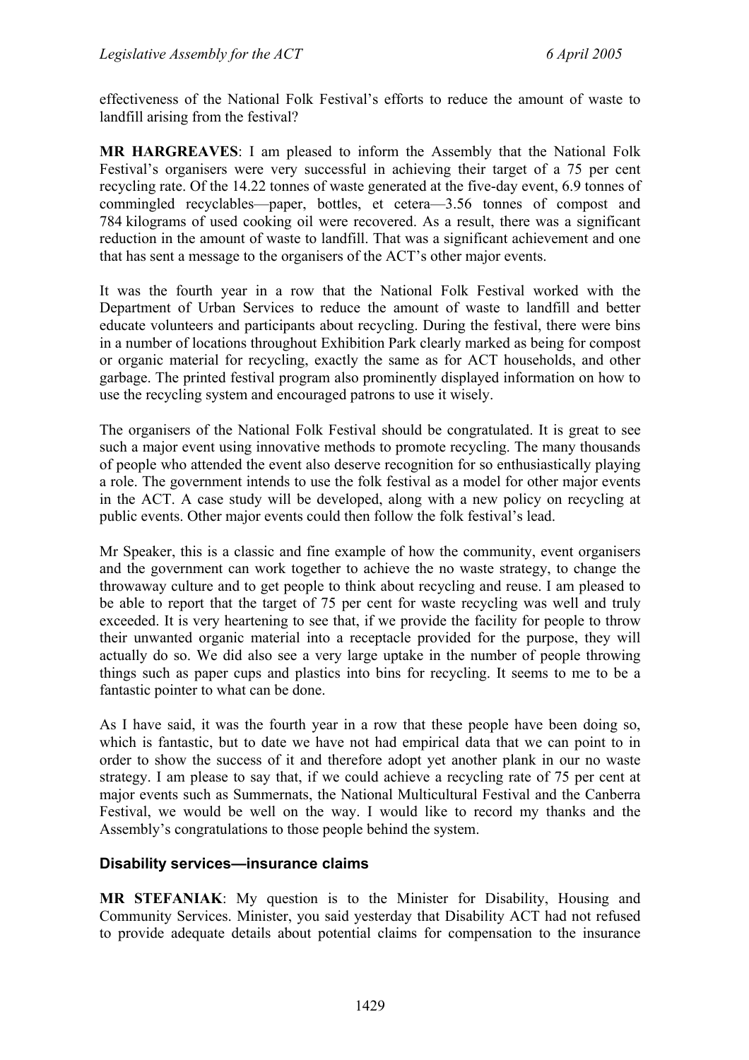effectiveness of the National Folk Festival's efforts to reduce the amount of waste to landfill arising from the festival?

**MR HARGREAVES**: I am pleased to inform the Assembly that the National Folk Festival's organisers were very successful in achieving their target of a 75 per cent recycling rate. Of the 14.22 tonnes of waste generated at the five-day event, 6.9 tonnes of commingled recyclables—paper, bottles, et cetera—3.56 tonnes of compost and 784 kilograms of used cooking oil were recovered. As a result, there was a significant reduction in the amount of waste to landfill. That was a significant achievement and one that has sent a message to the organisers of the ACT's other major events.

It was the fourth year in a row that the National Folk Festival worked with the Department of Urban Services to reduce the amount of waste to landfill and better educate volunteers and participants about recycling. During the festival, there were bins in a number of locations throughout Exhibition Park clearly marked as being for compost or organic material for recycling, exactly the same as for ACT households, and other garbage. The printed festival program also prominently displayed information on how to use the recycling system and encouraged patrons to use it wisely.

The organisers of the National Folk Festival should be congratulated. It is great to see such a major event using innovative methods to promote recycling. The many thousands of people who attended the event also deserve recognition for so enthusiastically playing a role. The government intends to use the folk festival as a model for other major events in the ACT. A case study will be developed, along with a new policy on recycling at public events. Other major events could then follow the folk festival's lead.

Mr Speaker, this is a classic and fine example of how the community, event organisers and the government can work together to achieve the no waste strategy, to change the throwaway culture and to get people to think about recycling and reuse. I am pleased to be able to report that the target of 75 per cent for waste recycling was well and truly exceeded. It is very heartening to see that, if we provide the facility for people to throw their unwanted organic material into a receptacle provided for the purpose, they will actually do so. We did also see a very large uptake in the number of people throwing things such as paper cups and plastics into bins for recycling. It seems to me to be a fantastic pointer to what can be done.

As I have said, it was the fourth year in a row that these people have been doing so, which is fantastic, but to date we have not had empirical data that we can point to in order to show the success of it and therefore adopt yet another plank in our no waste strategy. I am please to say that, if we could achieve a recycling rate of 75 per cent at major events such as Summernats, the National Multicultural Festival and the Canberra Festival, we would be well on the way. I would like to record my thanks and the Assembly's congratulations to those people behind the system.

### Disability services—insurance claims

**MR STEFANIAK**: My question is to the Minister for Disability, Housing and Community Services. Minister, you said yesterday that Disability ACT had not refused to provide adequate details about potential claims for compensation to the insurance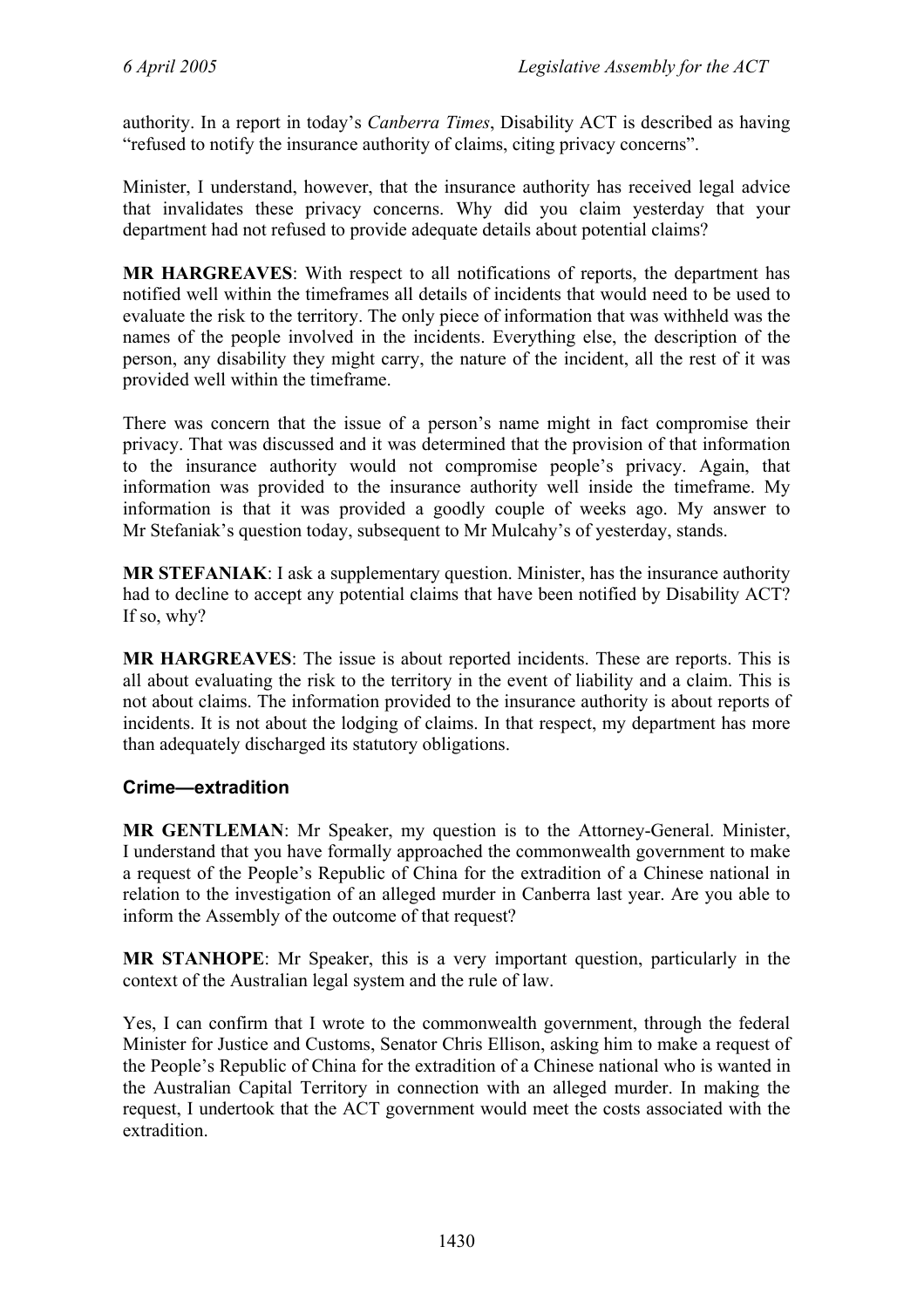authority. In a report in today's *Canberra Times*, Disability ACT is described as having "refused to notify the insurance authority of claims, citing privacy concerns".

Minister, I understand, however, that the insurance authority has received legal advice that invalidates these privacy concerns. Why did you claim yesterday that your department had not refused to provide adequate details about potential claims?

**MR HARGREAVES**: With respect to all notifications of reports, the department has notified well within the timeframes all details of incidents that would need to be used to evaluate the risk to the territory. The only piece of information that was withheld was the names of the people involved in the incidents. Everything else, the description of the person, any disability they might carry, the nature of the incident, all the rest of it was provided well within the timeframe.

There was concern that the issue of a person's name might in fact compromise their privacy. That was discussed and it was determined that the provision of that information to the insurance authority would not compromise people's privacy. Again, that information was provided to the insurance authority well inside the timeframe. My information is that it was provided a goodly couple of weeks ago. My answer to Mr Stefaniak's question today, subsequent to Mr Mulcahy's of yesterday, stands.

**MR STEFANIAK**: I ask a supplementary question. Minister, has the insurance authority had to decline to accept any potential claims that have been notified by Disability ACT? If so, why?

**MR HARGREAVES**: The issue is about reported incidents. These are reports. This is all about evaluating the risk to the territory in the event of liability and a claim. This is not about claims. The information provided to the insurance authority is about reports of incidents. It is not about the lodging of claims. In that respect, my department has more than adequately discharged its statutory obligations.

### Crime—extradition

**MR GENTLEMAN**: Mr Speaker, my question is to the Attorney-General. Minister, I understand that you have formally approached the commonwealth government to make a request of the People's Republic of China for the extradition of a Chinese national in relation to the investigation of an alleged murder in Canberra last year. Are you able to inform the Assembly of the outcome of that request?

**MR STANHOPE**: Mr Speaker, this is a very important question, particularly in the context of the Australian legal system and the rule of law.

Yes, I can confirm that I wrote to the commonwealth government, through the federal Minister for Justice and Customs, Senator Chris Ellison, asking him to make a request of the People's Republic of China for the extradition of a Chinese national who is wanted in the Australian Capital Territory in connection with an alleged murder. In making the request, I undertook that the ACT government would meet the costs associated with the extradition.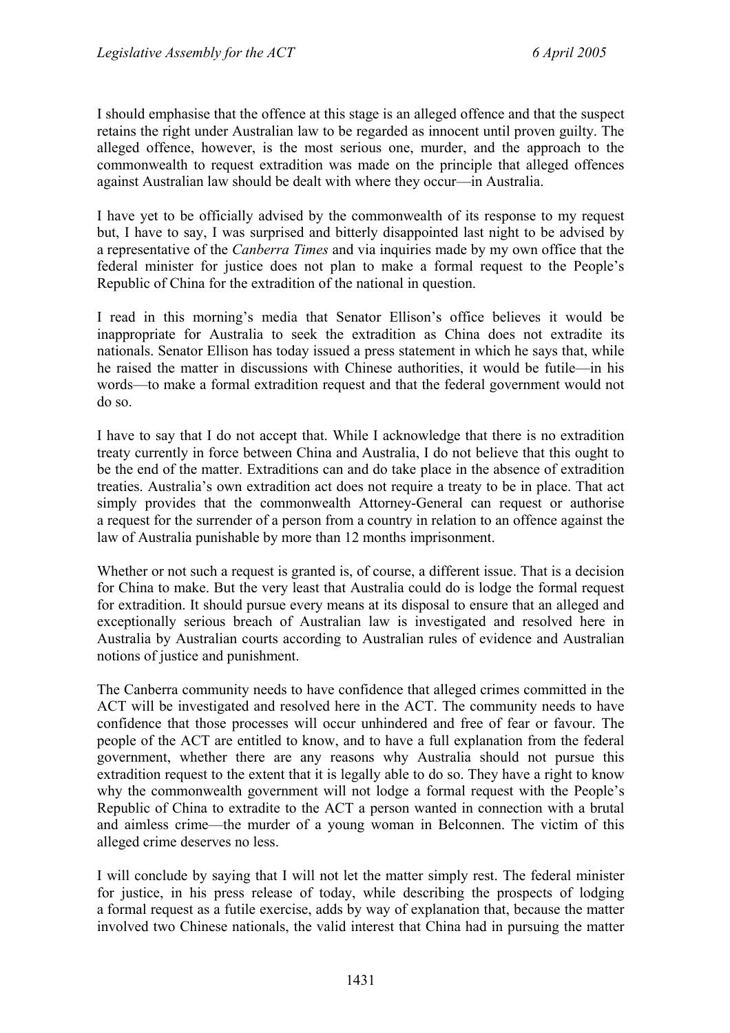I should emphasise that the offence at this stage is an alleged offence and that the suspect retains the right under Australian law to be regarded as innocent until proven guilty. The alleged offence, however, is the most serious one, murder, and the approach to the commonwealth to request extradition was made on the principle that alleged offences against Australian law should be dealt with where they occur—in Australia.

I have yet to be officially advised by the commonwealth of its response to my request but, I have to say, I was surprised and bitterly disappointed last night to be advised by a representative of the *Canberra Times* and via inquiries made by my own office that the federal minister for justice does not plan to make a formal request to the People's Republic of China for the extradition of the national in question.

I read in this morning's media that Senator Ellison's office believes it would be inappropriate for Australia to seek the extradition as China does not extradite its nationals. Senator Ellison has today issued a press statement in which he says that, while he raised the matter in discussions with Chinese authorities, it would be futile—in his words—to make a formal extradition request and that the federal government would not do so.

I have to say that I do not accept that. While I acknowledge that there is no extradition treaty currently in force between China and Australia, I do not believe that this ought to be the end of the matter. Extraditions can and do take place in the absence of extradition treaties. Australia's own extradition act does not require a treaty to be in place. That act simply provides that the commonwealth Attorney-General can request or authorise a request for the surrender of a person from a country in relation to an offence against the law of Australia punishable by more than 12 months imprisonment.

Whether or not such a request is granted is, of course, a different issue. That is a decision for China to make. But the very least that Australia could do is lodge the formal request for extradition. It should pursue every means at its disposal to ensure that an alleged and exceptionally serious breach of Australian law is investigated and resolved here in Australia by Australian courts according to Australian rules of evidence and Australian notions of justice and punishment.

The Canberra community needs to have confidence that alleged crimes committed in the ACT will be investigated and resolved here in the ACT. The community needs to have confidence that those processes will occur unhindered and free of fear or favour. The people of the ACT are entitled to know, and to have a full explanation from the federal government, whether there are any reasons why Australia should not pursue this extradition request to the extent that it is legally able to do so. They have a right to know why the commonwealth government will not lodge a formal request with the People's Republic of China to extradite to the ACT a person wanted in connection with a brutal and aimless crime—the murder of a young woman in Belconnen. The victim of this alleged crime deserves no less.

I will conclude by saying that I will not let the matter simply rest. The federal minister for justice, in his press release of today, while describing the prospects of lodging a formal request as a futile exercise, adds by way of explanation that, because the matter involved two Chinese nationals, the valid interest that China had in pursuing the matter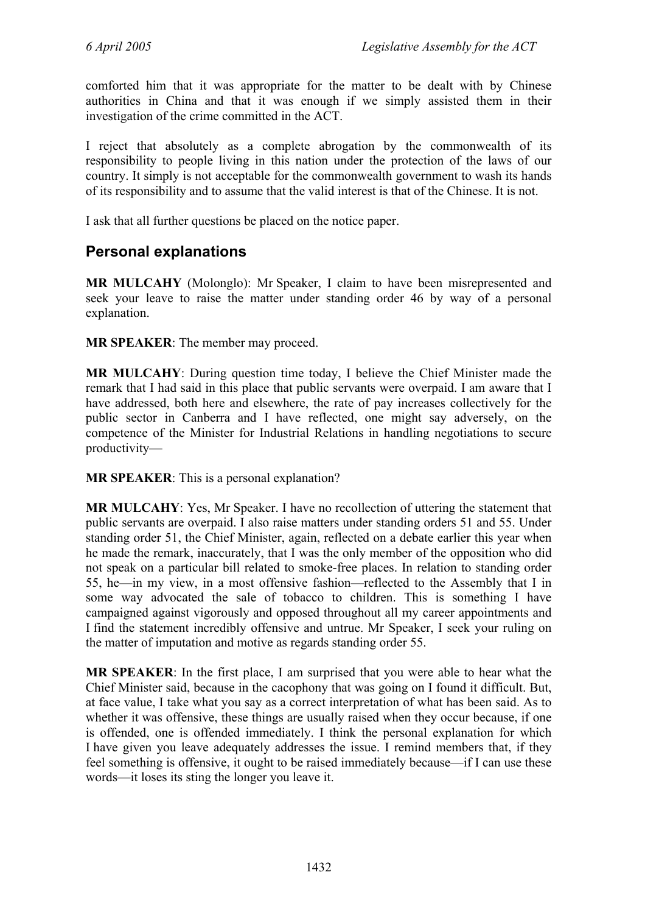comforted him that it was appropriate for the matter to be dealt with by Chinese authorities in China and that it was enough if we simply assisted them in their investigation of the crime committed in the ACT.

I reject that absolutely as a complete abrogation by the commonwealth of its responsibility to people living in this nation under the protection of the laws of our country. It simply is not acceptable for the commonwealth government to wash its hands of its responsibility and to assume that the valid interest is that of the Chinese. It is not.

I ask that all further questions be placed on the notice paper.

## Personal explanations

**MR MULCAHY** (Molonglo): Mr Speaker, I claim to have been misrepresented and seek your leave to raise the matter under standing order 46 by way of a personal explanation.

**MR SPEAKER**: The member may proceed.

**MR MULCAHY**: During question time today, I believe the Chief Minister made the remark that I had said in this place that public servants were overpaid. I am aware that I have addressed, both here and elsewhere, the rate of pay increases collectively for the public sector in Canberra and I have reflected, one might say adversely, on the competence of the Minister for Industrial Relations in handling negotiations to secure productivity—

**MR SPEAKER**: This is a personal explanation?

**MR MULCAHY**: Yes, Mr Speaker. I have no recollection of uttering the statement that public servants are overpaid. I also raise matters under standing orders 51 and 55. Under standing order 51, the Chief Minister, again, reflected on a debate earlier this year when he made the remark, inaccurately, that I was the only member of the opposition who did not speak on a particular bill related to smoke-free places. In relation to standing order 55, he—in my view, in a most offensive fashion—reflected to the Assembly that I in some way advocated the sale of tobacco to children. This is something I have campaigned against vigorously and opposed throughout all my career appointments and I find the statement incredibly offensive and untrue. Mr Speaker, I seek your ruling on the matter of imputation and motive as regards standing order 55.

**MR SPEAKER**: In the first place, I am surprised that you were able to hear what the Chief Minister said, because in the cacophony that was going on I found it difficult. But, at face value, I take what you say as a correct interpretation of what has been said. As to whether it was offensive, these things are usually raised when they occur because, if one is offended, one is offended immediately. I think the personal explanation for which I have given you leave adequately addresses the issue. I remind members that, if they feel something is offensive, it ought to be raised immediately because—if I can use these words—it loses its sting the longer you leave it.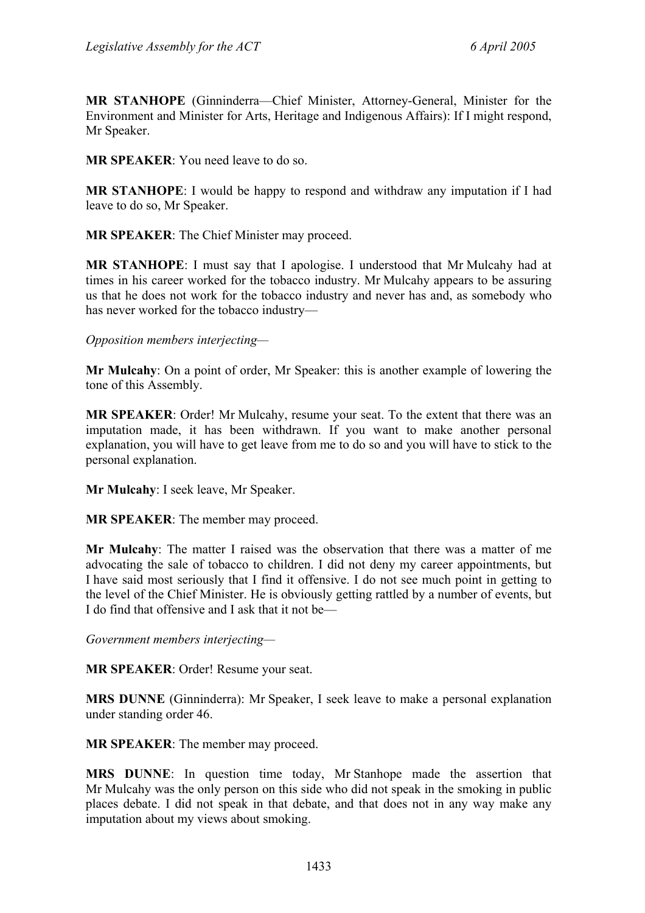**MR STANHOPE** (Ginninderra—Chief Minister, Attorney-General, Minister for the Environment and Minister for Arts, Heritage and Indigenous Affairs): If I might respond, Mr Speaker.

**MR SPEAKER**: You need leave to do so.

**MR STANHOPE**: I would be happy to respond and withdraw any imputation if I had leave to do so, Mr Speaker.

**MR SPEAKER**: The Chief Minister may proceed.

**MR STANHOPE**: I must say that I apologise. I understood that Mr Mulcahy had at times in his career worked for the tobacco industry. Mr Mulcahy appears to be assuring us that he does not work for the tobacco industry and never has and, as somebody who has never worked for the tobacco industry—

*Opposition members interjecting*—

**Mr Mulcahy**: On a point of order, Mr Speaker: this is another example of lowering the tone of this Assembly.

**MR SPEAKER**: Order! Mr Mulcahy, resume your seat. To the extent that there was an imputation made, it has been withdrawn. If you want to make another personal explanation, you will have to get leave from me to do so and you will have to stick to the personal explanation.

**Mr Mulcahy**: I seek leave, Mr Speaker.

**MR SPEAKER**: The member may proceed.

**Mr Mulcahy**: The matter I raised was the observation that there was a matter of me advocating the sale of tobacco to children. I did not deny my career appointments, but I have said most seriously that I find it offensive. I do not see much point in getting to the level of the Chief Minister. He is obviously getting rattled by a number of events, but I do find that offensive and I ask that it not be—

*Government members interjecting*—

**MR SPEAKER**: Order! Resume your seat.

**MRS DUNNE** (Ginninderra): Mr Speaker, I seek leave to make a personal explanation under standing order 46.

**MR SPEAKER**: The member may proceed.

**MRS DUNNE**: In question time today, Mr Stanhope made the assertion that Mr Mulcahy was the only person on this side who did not speak in the smoking in public places debate. I did not speak in that debate, and that does not in any way make any imputation about my views about smoking.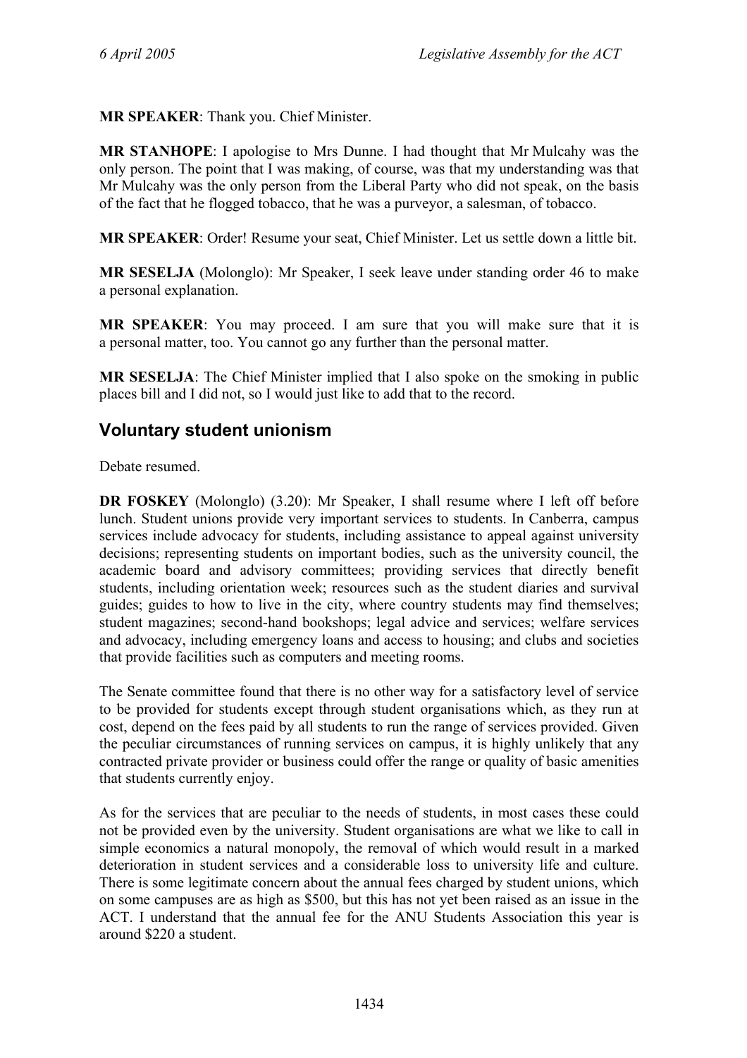**MR SPEAKER**: Thank you. Chief Minister.

**MR STANHOPE**: I apologise to Mrs Dunne. I had thought that Mr Mulcahy was the only person. The point that I was making, of course, was that my understanding was that Mr Mulcahy was the only person from the Liberal Party who did not speak, on the basis of the fact that he flogged tobacco, that he was a purveyor, a salesman, of tobacco.

**MR SPEAKER**: Order! Resume your seat, Chief Minister. Let us settle down a little bit.

**MR SESELJA** (Molonglo): Mr Speaker, I seek leave under standing order 46 to make a personal explanation.

**MR SPEAKER**: You may proceed. I am sure that you will make sure that it is a personal matter, too. You cannot go any further than the personal matter.

**MR SESELJA**: The Chief Minister implied that I also spoke on the smoking in public places bill and I did not, so I would just like to add that to the record.

## Voluntary student unionism

Debate resumed.

**DR FOSKEY** (Molonglo) (3.20): Mr Speaker, I shall resume where I left off before lunch. Student unions provide very important services to students. In Canberra, campus services include advocacy for students, including assistance to appeal against university decisions; representing students on important bodies, such as the university council, the academic board and advisory committees; providing services that directly benefit students, including orientation week; resources such as the student diaries and survival guides; guides to how to live in the city, where country students may find themselves; student magazines; second-hand bookshops; legal advice and services; welfare services and advocacy, including emergency loans and access to housing; and clubs and societies that provide facilities such as computers and meeting rooms.

The Senate committee found that there is no other way for a satisfactory level of service to be provided for students except through student organisations which, as they run at cost, depend on the fees paid by all students to run the range of services provided. Given the peculiar circumstances of running services on campus, it is highly unlikely that any contracted private provider or business could offer the range or quality of basic amenities that students currently enjoy.

As for the services that are peculiar to the needs of students, in most cases these could not be provided even by the university. Student organisations are what we like to call in simple economics a natural monopoly, the removal of which would result in a marked deterioration in student services and a considerable loss to university life and culture. There is some legitimate concern about the annual fees charged by student unions, which on some campuses are as high as $500, but this has not yet been raised as an issue in the ACT. I understand that the annual fee for the ANU Students Association this year is around $220 a student.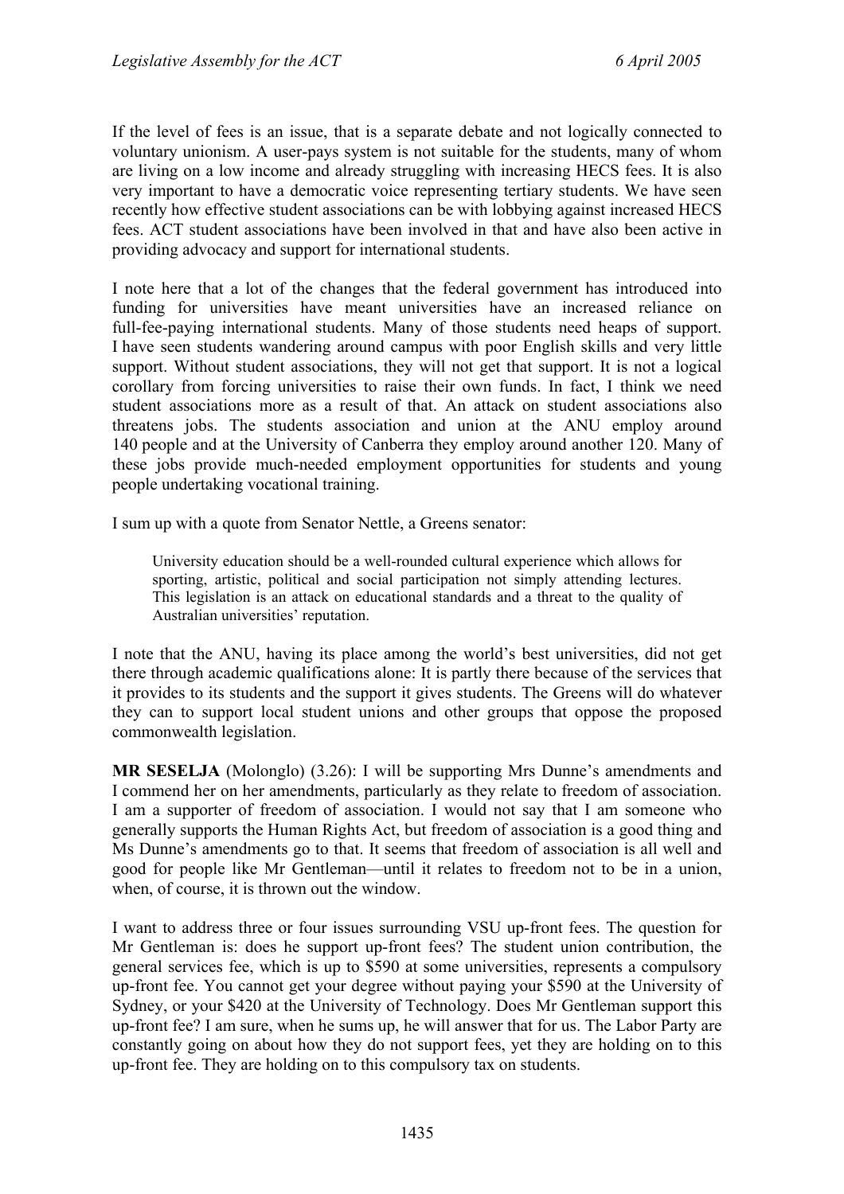If the level of fees is an issue, that is a separate debate and not logically connected to voluntary unionism. A user-pays system is not suitable for the students, many of whom are living on a low income and already struggling with increasing HECS fees. It is also very important to have a democratic voice representing tertiary students. We have seen recently how effective student associations can be with lobbying against increased HECS fees. ACT student associations have been involved in that and have also been active in providing advocacy and support for international students.

I note here that a lot of the changes that the federal government has introduced into funding for universities have meant universities have an increased reliance on full-fee-paying international students. Many of those students need heaps of support. I have seen students wandering around campus with poor English skills and very little support. Without student associations, they will not get that support. It is not a logical corollary from forcing universities to raise their own funds. In fact, I think we need student associations more as a result of that. An attack on student associations also threatens jobs. The students association and union at the ANU employ around 140 people and at the University of Canberra they employ around another 120. Many of these jobs provide much-needed employment opportunities for students and young people undertaking vocational training.

I sum up with a quote from Senator Nettle, a Greens senator:

> University education should be a well-rounded cultural experience which allows for sporting, artistic, political and social participation not simply attending lectures. This legislation is an attack on educational standards and a threat to the quality of Australian universities' reputation.

I note that the ANU, having its place among the world's best universities, did not get there through academic qualifications alone: It is partly there because of the services that it provides to its students and the support it gives students. The Greens will do whatever they can to support local student unions and other groups that oppose the proposed commonwealth legislation.

**MR SESELJA** (Molonglo) (3.26): I will be supporting Mrs Dunne's amendments and I commend her on her amendments, particularly as they relate to freedom of association. I am a supporter of freedom of association. I would not say that I am someone who generally supports the Human Rights Act, but freedom of association is a good thing and Ms Dunne's amendments go to that. It seems that freedom of association is all well and good for people like Mr Gentleman—until it relates to freedom not to be in a union, when, of course, it is thrown out the window.

I want to address three or four issues surrounding VSU up-front fees. The question for Mr Gentleman is: does he support up-front fees? The student union contribution, the general services fee, which is up to $590 at some universities, represents a compulsory up-front fee. You cannot get your degree without paying your $590 at the University of Sydney, or your $420 at the University of Technology. Does Mr Gentleman support this up-front fee? I am sure, when he sums up, he will answer that for us. The Labor Party are constantly going on about how they do not support fees, yet they are holding on to this up-front fee. They are holding on to this compulsory tax on students.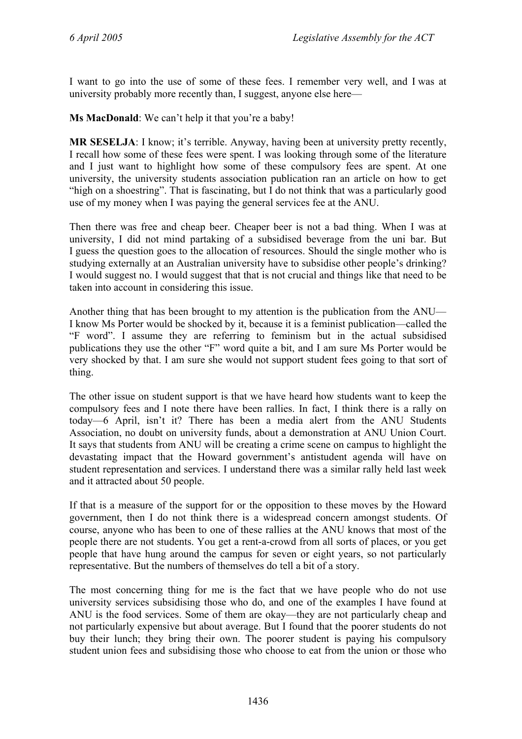I want to go into the use of some of these fees. I remember very well, and I was at university probably more recently than, I suggest, anyone else here—

**Ms MacDonald**: We can't help it that you're a baby!

**MR SESELJA**: I know; it's terrible. Anyway, having been at university pretty recently, I recall how some of these fees were spent. I was looking through some of the literature and I just want to highlight how some of these compulsory fees are spent. At one university, the university students association publication ran an article on how to get "high on a shoestring". That is fascinating, but I do not think that was a particularly good use of my money when I was paying the general services fee at the ANU.

Then there was free and cheap beer. Cheaper beer is not a bad thing. When I was at university, I did not mind partaking of a subsidised beverage from the uni bar. But I guess the question goes to the allocation of resources. Should the single mother who is studying externally at an Australian university have to subsidise other people's drinking? I would suggest no. I would suggest that that is not crucial and things like that need to be taken into account in considering this issue.

Another thing that has been brought to my attention is the publication from the ANU—I know Ms Porter would be shocked by it, because it is a feminist publication—called the "F word". I assume they are referring to feminism but in the actual subsidised publications they use the other "F" word quite a bit, and I am sure Ms Porter would be very shocked by that. I am sure she would not support student fees going to that sort of thing.

The other issue on student support is that we have heard how students want to keep the compulsory fees and I note there have been rallies. In fact, I think there is a rally on today—6 April, isn't it? There has been a media alert from the ANU Students Association, no doubt on university funds, about a demonstration at ANU Union Court. It says that students from ANU will be creating a crime scene on campus to highlight the devastating impact that the Howard government's antistudent agenda will have on student representation and services. I understand there was a similar rally held last week and it attracted about 50 people.

If that is a measure of the support for or the opposition to these moves by the Howard government, then I do not think there is a widespread concern amongst students. Of course, anyone who has been to one of these rallies at the ANU knows that most of the people there are not students. You get a rent-a-crowd from all sorts of places, or you get people that have hung around the campus for seven or eight years, so not particularly representative. But the numbers of themselves do tell a bit of a story.

The most concerning thing for me is the fact that we have people who do not use university services subsidising those who do, and one of the examples I have found at ANU is the food services. Some of them are okay—they are not particularly cheap and not particularly expensive but about average. But I found that the poorer students do not buy their lunch; they bring their own. The poorer student is paying his compulsory student union fees and subsidising those who choose to eat from the union or those who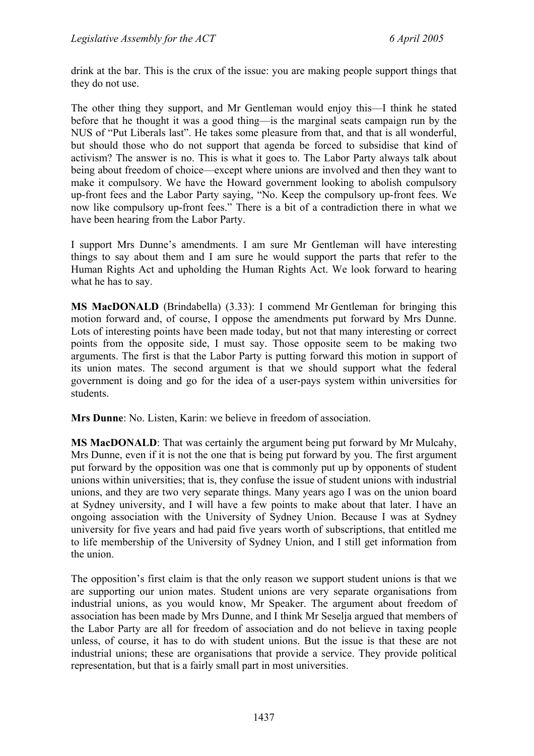drink at the bar. This is the crux of the issue: you are making people support things that they do not use.

The other thing they support, and Mr Gentleman would enjoy this—I think he stated before that he thought it was a good thing—is the marginal seats campaign run by the NUS of "Put Liberals last". He takes some pleasure from that, and that is all wonderful, but should those who do not support that agenda be forced to subsidise that kind of activism? The answer is no. This is what it goes to. The Labor Party always talk about being about freedom of choice—except where unions are involved and then they want to make it compulsory. We have the Howard government looking to abolish compulsory up-front fees and the Labor Party saying, "No. Keep the compulsory up-front fees. We now like compulsory up-front fees." There is a bit of a contradiction there in what we have been hearing from the Labor Party.

I support Mrs Dunne's amendments. I am sure Mr Gentleman will have interesting things to say about them and I am sure he would support the parts that refer to the Human Rights Act and upholding the Human Rights Act. We look forward to hearing what he has to say.

**MS MacDONALD** (Brindabella) (3.33): I commend Mr Gentleman for bringing this motion forward and, of course, I oppose the amendments put forward by Mrs Dunne. Lots of interesting points have been made today, but not that many interesting or correct points from the opposite side, I must say. Those opposite seem to be making two arguments. The first is that the Labor Party is putting forward this motion in support of its union mates. The second argument is that we should support what the federal government is doing and go for the idea of a user-pays system within universities for students.

**Mrs Dunne**: No. Listen, Karin: we believe in freedom of association.

**MS MacDONALD**: That was certainly the argument being put forward by Mr Mulcahy, Mrs Dunne, even if it is not the one that is being put forward by you. The first argument put forward by the opposition was one that is commonly put up by opponents of student unions within universities; that is, they confuse the issue of student unions with industrial unions, and they are two very separate things. Many years ago I was on the union board at Sydney university, and I will have a few points to make about that later. I have an ongoing association with the University of Sydney Union. Because I was at Sydney university for five years and had paid five years worth of subscriptions, that entitled me to life membership of the University of Sydney Union, and I still get information from the union.

The opposition's first claim is that the only reason we support student unions is that we are supporting our union mates. Student unions are very separate organisations from industrial unions, as you would know, Mr Speaker. The argument about freedom of association has been made by Mrs Dunne, and I think Mr Seselja argued that members of the Labor Party are all for freedom of association and do not believe in taxing people unless, of course, it has to do with student unions. But the issue is that these are not industrial unions; these are organisations that provide a service. They provide political representation, but that is a fairly small part in most universities.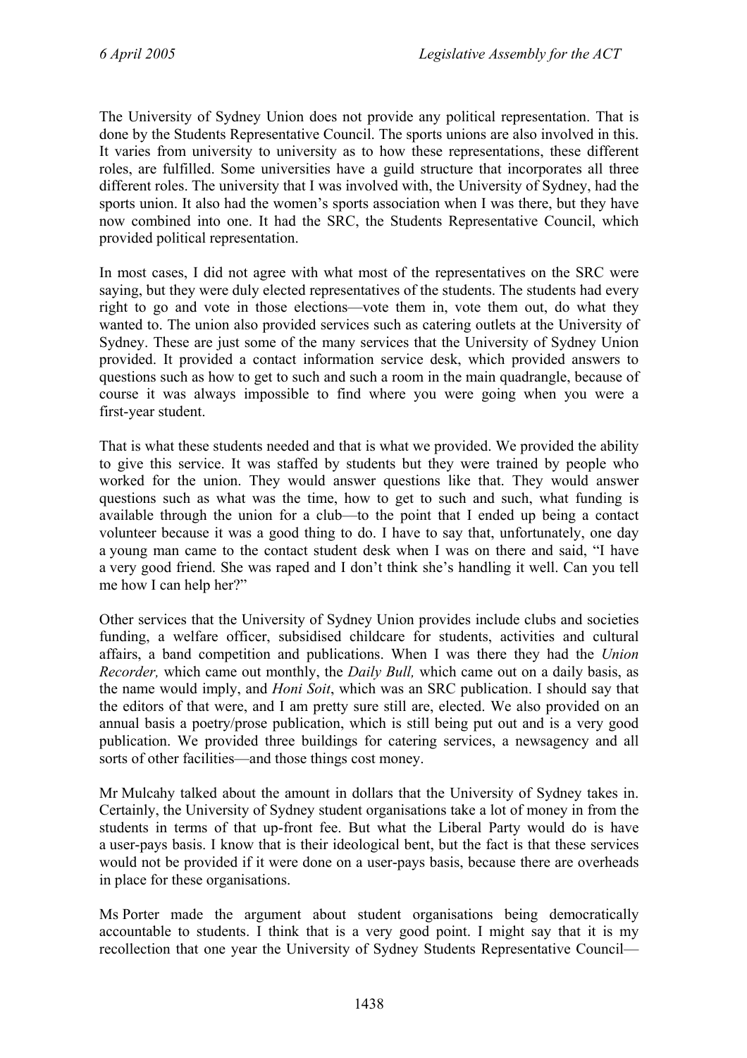The University of Sydney Union does not provide any political representation. That is done by the Students Representative Council. The sports unions are also involved in this. It varies from university to university as to how these representations, these different roles, are fulfilled. Some universities have a guild structure that incorporates all three different roles. The university that I was involved with, the University of Sydney, had the sports union. It also had the women's sports association when I was there, but they have now combined into one. It had the SRC, the Students Representative Council, which provided political representation.

In most cases, I did not agree with what most of the representatives on the SRC were saying, but they were duly elected representatives of the students. The students had every right to go and vote in those elections—vote them in, vote them out, do what they wanted to. The union also provided services such as catering outlets at the University of Sydney. These are just some of the many services that the University of Sydney Union provided. It provided a contact information service desk, which provided answers to questions such as how to get to such and such a room in the main quadrangle, because of course it was always impossible to find where you were going when you were a first-year student.

That is what these students needed and that is what we provided. We provided the ability to give this service. It was staffed by students but they were trained by people who worked for the union. They would answer questions like that. They would answer questions such as what was the time, how to get to such and such, what funding is available through the union for a club—to the point that I ended up being a contact volunteer because it was a good thing to do. I have to say that, unfortunately, one day a young man came to the contact student desk when I was on there and said, "I have a very good friend. She was raped and I don't think she's handling it well. Can you tell me how I can help her?"

Other services that the University of Sydney Union provides include clubs and societies funding, a welfare officer, subsidised childcare for students, activities and cultural affairs, a band competition and publications. When I was there they had the *Union Recorder,* which came out monthly, the *Daily Bull,* which came out on a daily basis, as the name would imply, and *Honi Soit*, which was an SRC publication. I should say that the editors of that were, and I am pretty sure still are, elected. We also provided on an annual basis a poetry/prose publication, which is still being put out and is a very good publication. We provided three buildings for catering services, a newsagency and all sorts of other facilities—and those things cost money.

Mr Mulcahy talked about the amount in dollars that the University of Sydney takes in. Certainly, the University of Sydney student organisations take a lot of money in from the students in terms of that up-front fee. But what the Liberal Party would do is have a user-pays basis. I know that is their ideological bent, but the fact is that these services would not be provided if it were done on a user-pays basis, because there are overheads in place for these organisations.

Ms Porter made the argument about student organisations being democratically accountable to students. I think that is a very good point. I might say that it is my recollection that one year the University of Sydney Students Representative Council—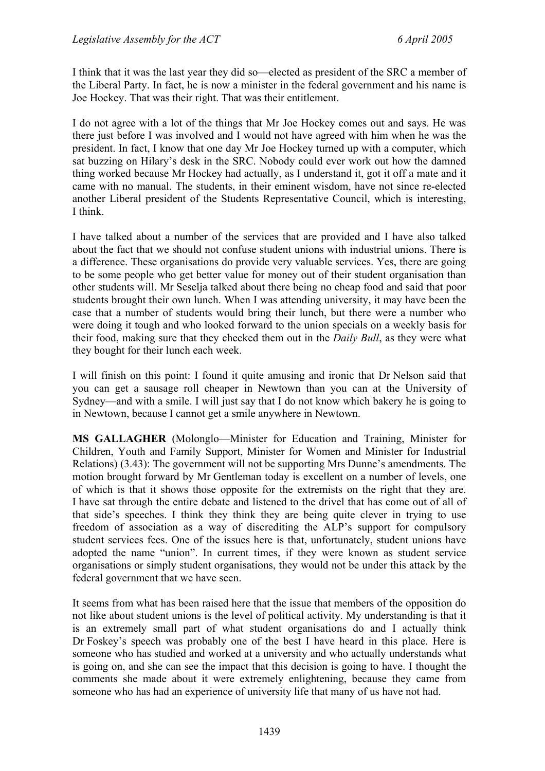I think that it was the last year they did so—elected as president of the SRC a member of the Liberal Party. In fact, he is now a minister in the federal government and his name is Joe Hockey. That was their right. That was their entitlement.

I do not agree with a lot of the things that Mr Joe Hockey comes out and says. He was there just before I was involved and I would not have agreed with him when he was the president. In fact, I know that one day Mr Joe Hockey turned up with a computer, which sat buzzing on Hilary's desk in the SRC. Nobody could ever work out how the damned thing worked because Mr Hockey had actually, as I understand it, got it off a mate and it came with no manual. The students, in their eminent wisdom, have not since re-elected another Liberal president of the Students Representative Council, which is interesting, I think.

I have talked about a number of the services that are provided and I have also talked about the fact that we should not confuse student unions with industrial unions. There is a difference. These organisations do provide very valuable services. Yes, there are going to be some people who get better value for money out of their student organisation than other students will. Mr Seselja talked about there being no cheap food and said that poor students brought their own lunch. When I was attending university, it may have been the case that a number of students would bring their lunch, but there were a number who were doing it tough and who looked forward to the union specials on a weekly basis for their food, making sure that they checked them out in the *Daily Bull*, as they were what they bought for their lunch each week.

I will finish on this point: I found it quite amusing and ironic that Dr Nelson said that you can get a sausage roll cheaper in Newtown than you can at the University of Sydney—and with a smile. I will just say that I do not know which bakery he is going to in Newtown, because I cannot get a smile anywhere in Newtown.

**MS GALLAGHER** (Molonglo—Minister for Education and Training, Minister for Children, Youth and Family Support, Minister for Women and Minister for Industrial Relations) (3.43): The government will not be supporting Mrs Dunne's amendments. The motion brought forward by Mr Gentleman today is excellent on a number of levels, one of which is that it shows those opposite for the extremists on the right that they are. I have sat through the entire debate and listened to the drivel that has come out of all of that side's speeches. I think they think they are being quite clever in trying to use freedom of association as a way of discrediting the ALP's support for compulsory student services fees. One of the issues here is that, unfortunately, student unions have adopted the name "union". In current times, if they were known as student service organisations or simply student organisations, they would not be under this attack by the federal government that we have seen.

It seems from what has been raised here that the issue that members of the opposition do not like about student unions is the level of political activity. My understanding is that it is an extremely small part of what student organisations do and I actually think Dr Foskey's speech was probably one of the best I have heard in this place. Here is someone who has studied and worked at a university and who actually understands what is going on, and she can see the impact that this decision is going to have. I thought the comments she made about it were extremely enlightening, because they came from someone who has had an experience of university life that many of us have not had.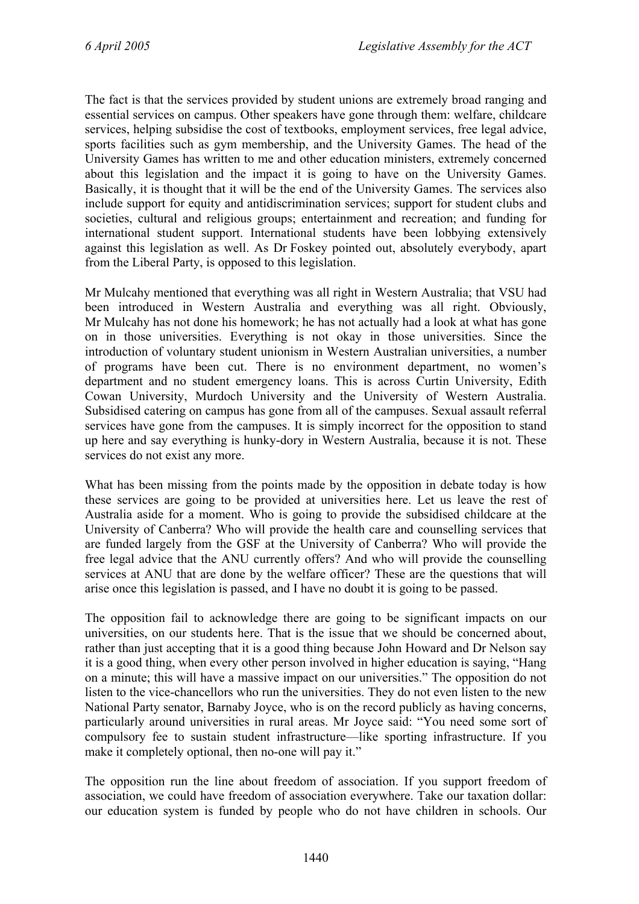The fact is that the services provided by student unions are extremely broad ranging and essential services on campus. Other speakers have gone through them: welfare, childcare services, helping subsidise the cost of textbooks, employment services, free legal advice, sports facilities such as gym membership, and the University Games. The head of the University Games has written to me and other education ministers, extremely concerned about this legislation and the impact it is going to have on the University Games. Basically, it is thought that it will be the end of the University Games. The services also include support for equity and antidiscrimination services; support for student clubs and societies, cultural and religious groups; entertainment and recreation; and funding for international student support. International students have been lobbying extensively against this legislation as well. As Dr Foskey pointed out, absolutely everybody, apart from the Liberal Party, is opposed to this legislation.

Mr Mulcahy mentioned that everything was all right in Western Australia; that VSU had been introduced in Western Australia and everything was all right. Obviously, Mr Mulcahy has not done his homework; he has not actually had a look at what has gone on in those universities. Everything is not okay in those universities. Since the introduction of voluntary student unionism in Western Australian universities, a number of programs have been cut. There is no environment department, no women's department and no student emergency loans. This is across Curtin University, Edith Cowan University, Murdoch University and the University of Western Australia. Subsidised catering on campus has gone from all of the campuses. Sexual assault referral services have gone from the campuses. It is simply incorrect for the opposition to stand up here and say everything is hunky-dory in Western Australia, because it is not. These services do not exist any more.

What has been missing from the points made by the opposition in debate today is how these services are going to be provided at universities here. Let us leave the rest of Australia aside for a moment. Who is going to provide the subsidised childcare at the University of Canberra? Who will provide the health care and counselling services that are funded largely from the GSF at the University of Canberra? Who will provide the free legal advice that the ANU currently offers? And who will provide the counselling services at ANU that are done by the welfare officer? These are the questions that will arise once this legislation is passed, and I have no doubt it is going to be passed.

The opposition fail to acknowledge there are going to be significant impacts on our universities, on our students here. That is the issue that we should be concerned about, rather than just accepting that it is a good thing because John Howard and Dr Nelson say it is a good thing, when every other person involved in higher education is saying, "Hang on a minute; this will have a massive impact on our universities." The opposition do not listen to the vice-chancellors who run the universities. They do not even listen to the new National Party senator, Barnaby Joyce, who is on the record publicly as having concerns, particularly around universities in rural areas. Mr Joyce said: "You need some sort of compulsory fee to sustain student infrastructure—like sporting infrastructure. If you make it completely optional, then no-one will pay it."

The opposition run the line about freedom of association. If you support freedom of association, we could have freedom of association everywhere. Take our taxation dollar: our education system is funded by people who do not have children in schools. Our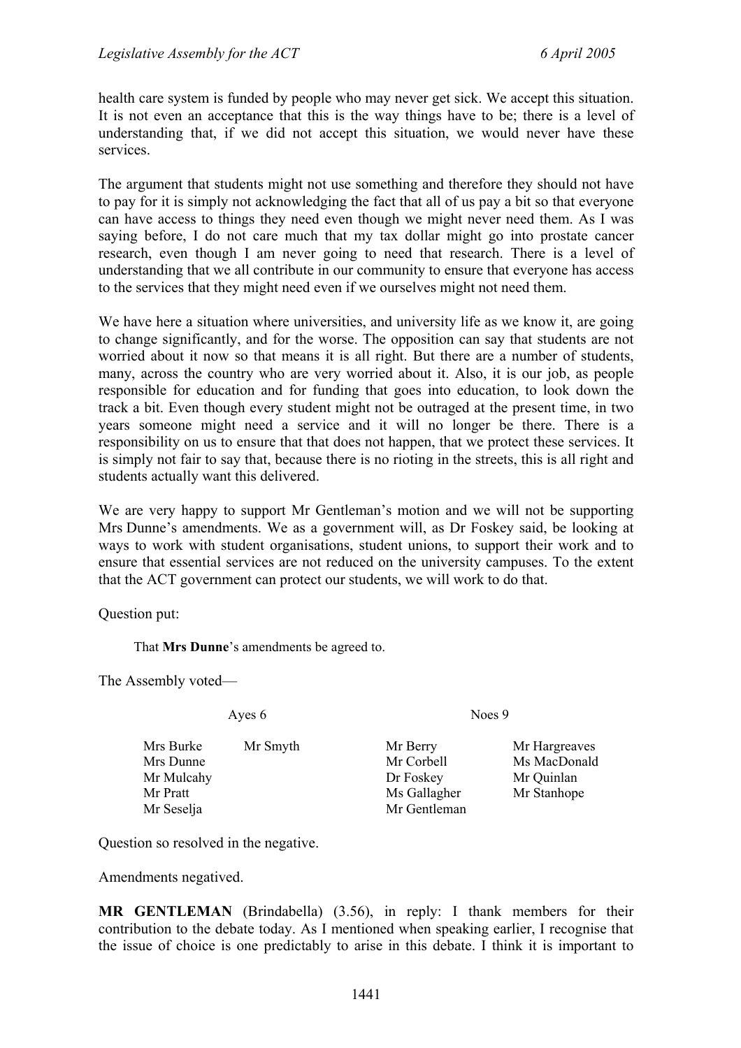health care system is funded by people who may never get sick. We accept this situation. It is not even an acceptance that this is the way things have to be; there is a level of understanding that, if we did not accept this situation, we would never have these services.

The argument that students might not use something and therefore they should not have to pay for it is simply not acknowledging the fact that all of us pay a bit so that everyone can have access to things they need even though we might never need them. As I was saying before, I do not care much that my tax dollar might go into prostate cancer research, even though I am never going to need that research. There is a level of understanding that we all contribute in our community to ensure that everyone has access to the services that they might need even if we ourselves might not need them.

We have here a situation where universities, and university life as we know it, are going to change significantly, and for the worse. The opposition can say that students are not worried about it now so that means it is all right. But there are a number of students, many, across the country who are very worried about it. Also, it is our job, as people responsible for education and for funding that goes into education, to look down the track a bit. Even though every student might not be outraged at the present time, in two years someone might need a service and it will no longer be there. There is a responsibility on us to ensure that that does not happen, that we protect these services. It is simply not fair to say that, because there is no rioting in the streets, this is all right and students actually want this delivered.

We are very happy to support Mr Gentleman's motion and we will not be supporting Mrs Dunne's amendments. We as a government will, as Dr Foskey said, be looking at ways to work with student organisations, student unions, to support their work and to ensure that essential services are not reduced on the university campuses. To the extent that the ACT government can protect our students, we will work to do that.

Question put:

> That **Mrs Dunne**'s amendments be agreed to.

The Assembly voted—

| Ayes 6 | | Noes 9 | |
|---|---|---|---|
| Mrs Burke | Mr Smyth | Mr Berry | Mr Hargreaves |
| Mrs Dunne | | Mr Corbell | Ms MacDonald |
| Mr Mulcahy | | Dr Foskey | Mr Quinlan |
| Mr Pratt | | Ms Gallagher | Mr Stanhope |
| Mr Seselja | | Mr Gentleman | |

Question so resolved in the negative.

Amendments negatived.

**MR GENTLEMAN** (Brindabella) (3.56), in reply: I thank members for their contribution to the debate today. As I mentioned when speaking earlier, I recognise that the issue of choice is one predictably to arise in this debate. I think it is important to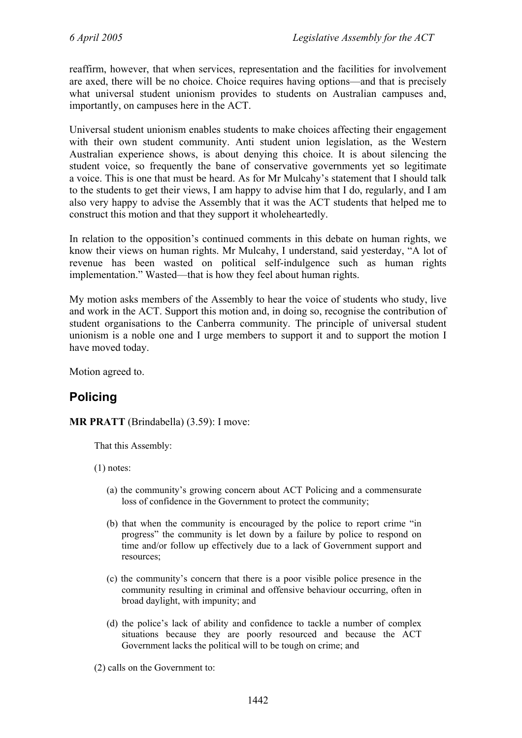reaffirm, however, that when services, representation and the facilities for involvement are axed, there will be no choice. Choice requires having options—and that is precisely what universal student unionism provides to students on Australian campuses and, importantly, on campuses here in the ACT.

Universal student unionism enables students to make choices affecting their engagement with their own student community. Anti student union legislation, as the Western Australian experience shows, is about denying this choice. It is about silencing the student voice, so frequently the bane of conservative governments yet so legitimate a voice. This is one that must be heard. As for Mr Mulcahy's statement that I should talk to the students to get their views, I am happy to advise him that I do, regularly, and I am also very happy to advise the Assembly that it was the ACT students that helped me to construct this motion and that they support it wholeheartedly.

In relation to the opposition's continued comments in this debate on human rights, we know their views on human rights. Mr Mulcahy, I understand, said yesterday, "A lot of revenue has been wasted on political self-indulgence such as human rights implementation." Wasted—that is how they feel about human rights.

My motion asks members of the Assembly to hear the voice of students who study, live and work in the ACT. Support this motion and, in doing so, recognise the contribution of student organisations to the Canberra community. The principle of universal student unionism is a noble one and I urge members to support it and to support the motion I have moved today.

Motion agreed to.

## Policing

**MR PRATT** (Brindabella) (3.59): I move:

> That this Assembly:
>
> (1) notes:
>
> > (a) the community's growing concern about ACT Policing and a commensurate loss of confidence in the Government to protect the community;
> >
> > (b) that when the community is encouraged by the police to report crime "in progress" the community is let down by a failure by police to respond on time and/or follow up effectively due to a lack of Government support and resources;
> >
> > (c) the community's concern that there is a poor visible police presence in the community resulting in criminal and offensive behaviour occurring, often in broad daylight, with impunity; and
> >
> > (d) the police's lack of ability and confidence to tackle a number of complex situations because they are poorly resourced and because the ACT Government lacks the political will to be tough on crime; and
>
> (2) calls on the Government to: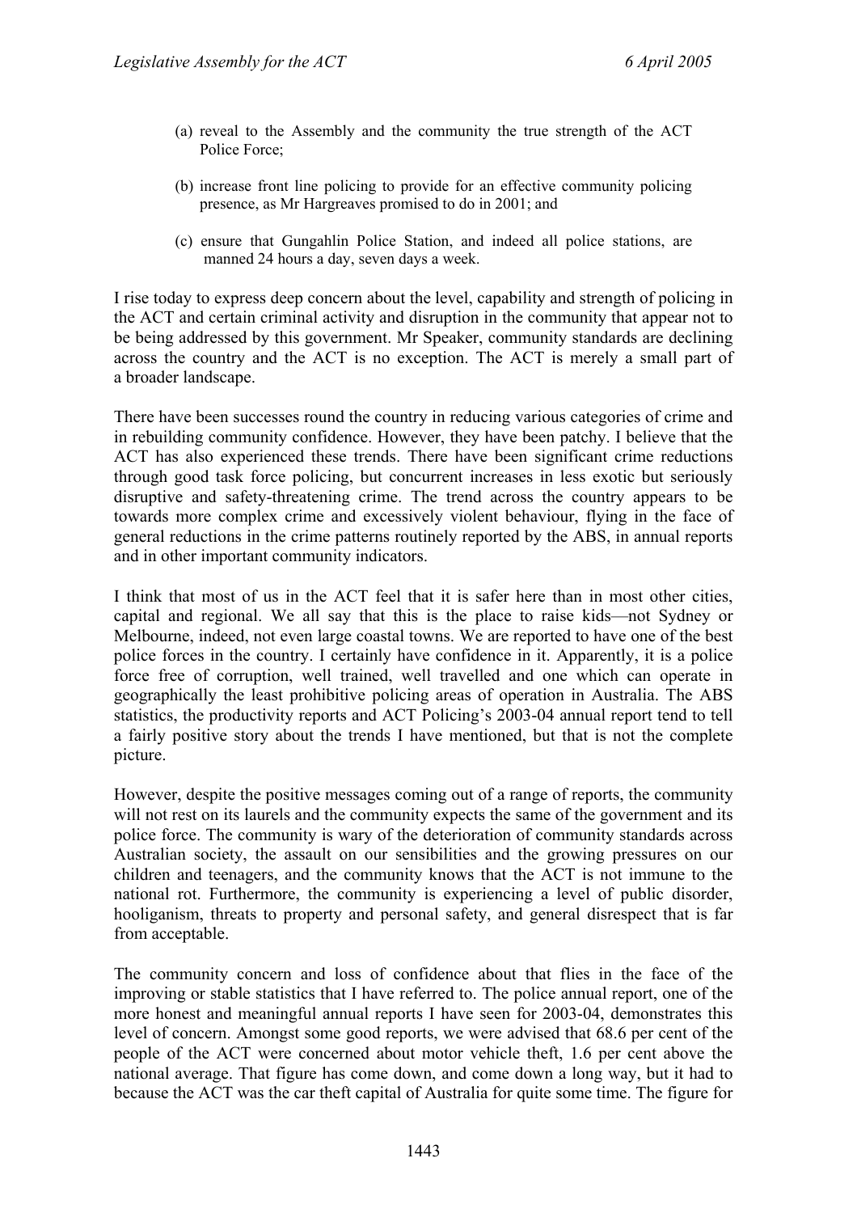(a) reveal to the Assembly and the community the true strength of the ACT Police Force;

(b) increase front line policing to provide for an effective community policing presence, as Mr Hargreaves promised to do in 2001; and

(c) ensure that Gungahlin Police Station, and indeed all police stations, are manned 24 hours a day, seven days a week.

I rise today to express deep concern about the level, capability and strength of policing in the ACT and certain criminal activity and disruption in the community that appear not to be being addressed by this government. Mr Speaker, community standards are declining across the country and the ACT is no exception. The ACT is merely a small part of a broader landscape.

There have been successes round the country in reducing various categories of crime and in rebuilding community confidence. However, they have been patchy. I believe that the ACT has also experienced these trends. There have been significant crime reductions through good task force policing, but concurrent increases in less exotic but seriously disruptive and safety-threatening crime. The trend across the country appears to be towards more complex crime and excessively violent behaviour, flying in the face of general reductions in the crime patterns routinely reported by the ABS, in annual reports and in other important community indicators.

I think that most of us in the ACT feel that it is safer here than in most other cities, capital and regional. We all say that this is the place to raise kids—not Sydney or Melbourne, indeed, not even large coastal towns. We are reported to have one of the best police forces in the country. I certainly have confidence in it. Apparently, it is a police force free of corruption, well trained, well travelled and one which can operate in geographically the least prohibitive policing areas of operation in Australia. The ABS statistics, the productivity reports and ACT Policing's 2003-04 annual report tend to tell a fairly positive story about the trends I have mentioned, but that is not the complete picture.

However, despite the positive messages coming out of a range of reports, the community will not rest on its laurels and the community expects the same of the government and its police force. The community is wary of the deterioration of community standards across Australian society, the assault on our sensibilities and the growing pressures on our children and teenagers, and the community knows that the ACT is not immune to the national rot. Furthermore, the community is experiencing a level of public disorder, hooliganism, threats to property and personal safety, and general disrespect that is far from acceptable.

The community concern and loss of confidence about that flies in the face of the improving or stable statistics that I have referred to. The police annual report, one of the more honest and meaningful annual reports I have seen for 2003-04, demonstrates this level of concern. Amongst some good reports, we were advised that 68.6 per cent of the people of the ACT were concerned about motor vehicle theft, 1.6 per cent above the national average. That figure has come down, and come down a long way, but it had to because the ACT was the car theft capital of Australia for quite some time. The figure for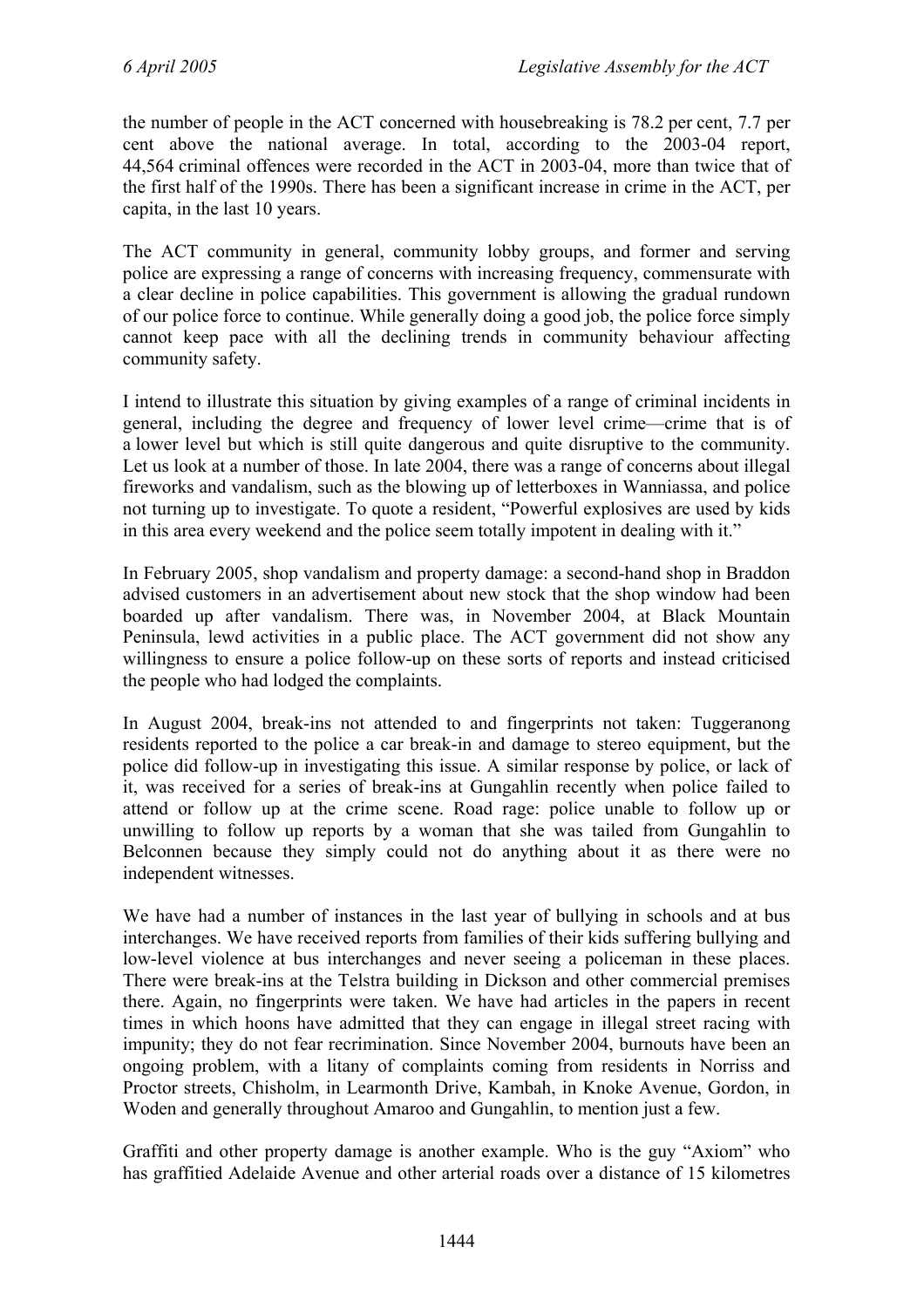the number of people in the ACT concerned with housebreaking is 78.2 per cent, 7.7 per cent above the national average. In total, according to the 2003-04 report, 44,564 criminal offences were recorded in the ACT in 2003-04, more than twice that of the first half of the 1990s. There has been a significant increase in crime in the ACT, per capita, in the last 10 years.

The ACT community in general, community lobby groups, and former and serving police are expressing a range of concerns with increasing frequency, commensurate with a clear decline in police capabilities. This government is allowing the gradual rundown of our police force to continue. While generally doing a good job, the police force simply cannot keep pace with all the declining trends in community behaviour affecting community safety.

I intend to illustrate this situation by giving examples of a range of criminal incidents in general, including the degree and frequency of lower level crime—crime that is of a lower level but which is still quite dangerous and quite disruptive to the community. Let us look at a number of those. In late 2004, there was a range of concerns about illegal fireworks and vandalism, such as the blowing up of letterboxes in Wanniassa, and police not turning up to investigate. To quote a resident, "Powerful explosives are used by kids in this area every weekend and the police seem totally impotent in dealing with it."

In February 2005, shop vandalism and property damage: a second-hand shop in Braddon advised customers in an advertisement about new stock that the shop window had been boarded up after vandalism. There was, in November 2004, at Black Mountain Peninsula, lewd activities in a public place. The ACT government did not show any willingness to ensure a police follow-up on these sorts of reports and instead criticised the people who had lodged the complaints.

In August 2004, break-ins not attended to and fingerprints not taken: Tuggeranong residents reported to the police a car break-in and damage to stereo equipment, but the police did follow-up in investigating this issue. A similar response by police, or lack of it, was received for a series of break-ins at Gungahlin recently when police failed to attend or follow up at the crime scene. Road rage: police unable to follow up or unwilling to follow up reports by a woman that she was tailed from Gungahlin to Belconnen because they simply could not do anything about it as there were no independent witnesses.

We have had a number of instances in the last year of bullying in schools and at bus interchanges. We have received reports from families of their kids suffering bullying and low-level violence at bus interchanges and never seeing a policeman in these places. There were break-ins at the Telstra building in Dickson and other commercial premises there. Again, no fingerprints were taken. We have had articles in the papers in recent times in which hoons have admitted that they can engage in illegal street racing with impunity; they do not fear recrimination. Since November 2004, burnouts have been an ongoing problem, with a litany of complaints coming from residents in Norriss and Proctor streets, Chisholm, in Learmonth Drive, Kambah, in Knoke Avenue, Gordon, in Woden and generally throughout Amaroo and Gungahlin, to mention just a few.

Graffiti and other property damage is another example. Who is the guy "Axiom" who has graffitied Adelaide Avenue and other arterial roads over a distance of 15 kilometres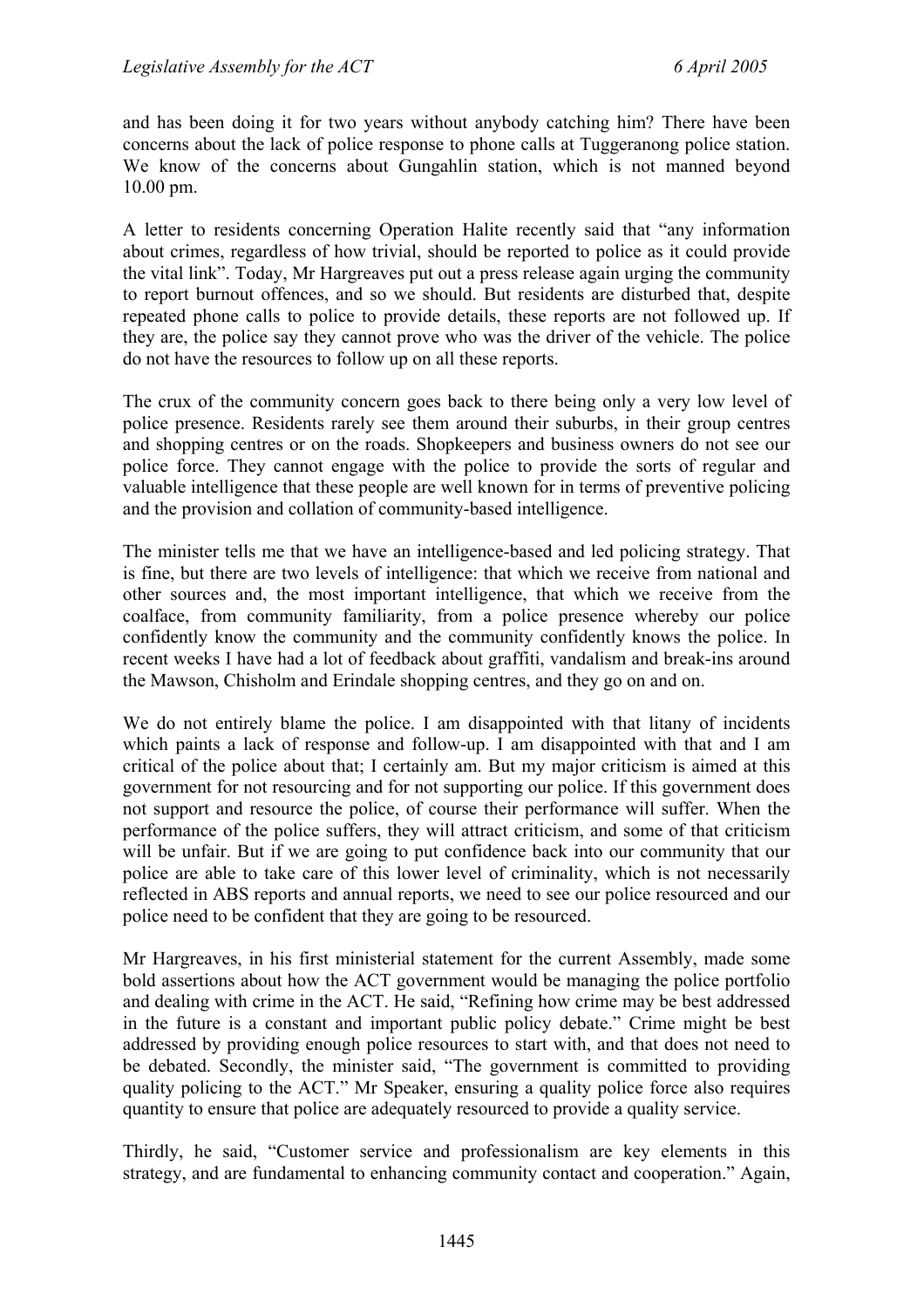and has been doing it for two years without anybody catching him? There have been concerns about the lack of police response to phone calls at Tuggeranong police station. We know of the concerns about Gungahlin station, which is not manned beyond 10.00 pm.

A letter to residents concerning Operation Halite recently said that "any information about crimes, regardless of how trivial, should be reported to police as it could provide the vital link". Today, Mr Hargreaves put out a press release again urging the community to report burnout offences, and so we should. But residents are disturbed that, despite repeated phone calls to police to provide details, these reports are not followed up. If they are, the police say they cannot prove who was the driver of the vehicle. The police do not have the resources to follow up on all these reports.

The crux of the community concern goes back to there being only a very low level of police presence. Residents rarely see them around their suburbs, in their group centres and shopping centres or on the roads. Shopkeepers and business owners do not see our police force. They cannot engage with the police to provide the sorts of regular and valuable intelligence that these people are well known for in terms of preventive policing and the provision and collation of community-based intelligence.

The minister tells me that we have an intelligence-based and led policing strategy. That is fine, but there are two levels of intelligence: that which we receive from national and other sources and, the most important intelligence, that which we receive from the coalface, from community familiarity, from a police presence whereby our police confidently know the community and the community confidently knows the police. In recent weeks I have had a lot of feedback about graffiti, vandalism and break-ins around the Mawson, Chisholm and Erindale shopping centres, and they go on and on.

We do not entirely blame the police. I am disappointed with that litany of incidents which paints a lack of response and follow-up. I am disappointed with that and I am critical of the police about that; I certainly am. But my major criticism is aimed at this government for not resourcing and for not supporting our police. If this government does not support and resource the police, of course their performance will suffer. When the performance of the police suffers, they will attract criticism, and some of that criticism will be unfair. But if we are going to put confidence back into our community that our police are able to take care of this lower level of criminality, which is not necessarily reflected in ABS reports and annual reports, we need to see our police resourced and our police need to be confident that they are going to be resourced.

Mr Hargreaves, in his first ministerial statement for the current Assembly, made some bold assertions about how the ACT government would be managing the police portfolio and dealing with crime in the ACT. He said, "Refining how crime may be best addressed in the future is a constant and important public policy debate." Crime might be best addressed by providing enough police resources to start with, and that does not need to be debated. Secondly, the minister said, "The government is committed to providing quality policing to the ACT." Mr Speaker, ensuring a quality police force also requires quantity to ensure that police are adequately resourced to provide a quality service.

Thirdly, he said, "Customer service and professionalism are key elements in this strategy, and are fundamental to enhancing community contact and cooperation." Again,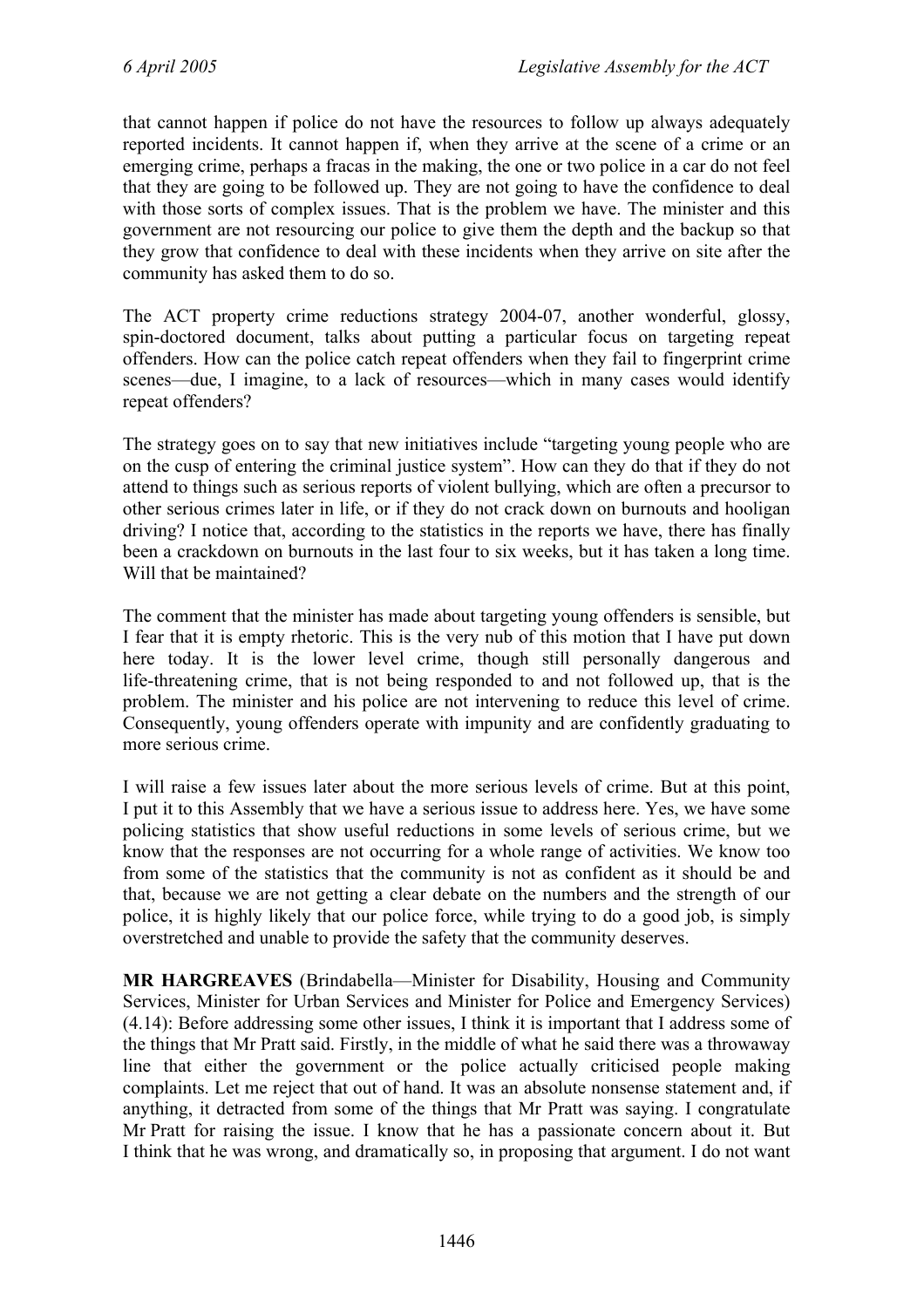that cannot happen if police do not have the resources to follow up always adequately reported incidents. It cannot happen if, when they arrive at the scene of a crime or an emerging crime, perhaps a fracas in the making, the one or two police in a car do not feel that they are going to be followed up. They are not going to have the confidence to deal with those sorts of complex issues. That is the problem we have. The minister and this government are not resourcing our police to give them the depth and the backup so that they grow that confidence to deal with these incidents when they arrive on site after the community has asked them to do so.

The ACT property crime reductions strategy 2004-07, another wonderful, glossy, spin-doctored document, talks about putting a particular focus on targeting repeat offenders. How can the police catch repeat offenders when they fail to fingerprint crime scenes—due, I imagine, to a lack of resources—which in many cases would identify repeat offenders?

The strategy goes on to say that new initiatives include "targeting young people who are on the cusp of entering the criminal justice system". How can they do that if they do not attend to things such as serious reports of violent bullying, which are often a precursor to other serious crimes later in life, or if they do not crack down on burnouts and hooligan driving? I notice that, according to the statistics in the reports we have, there has finally been a crackdown on burnouts in the last four to six weeks, but it has taken a long time. Will that be maintained?

The comment that the minister has made about targeting young offenders is sensible, but I fear that it is empty rhetoric. This is the very nub of this motion that I have put down here today. It is the lower level crime, though still personally dangerous and life-threatening crime, that is not being responded to and not followed up, that is the problem. The minister and his police are not intervening to reduce this level of crime. Consequently, young offenders operate with impunity and are confidently graduating to more serious crime.

I will raise a few issues later about the more serious levels of crime. But at this point, I put it to this Assembly that we have a serious issue to address here. Yes, we have some policing statistics that show useful reductions in some levels of serious crime, but we know that the responses are not occurring for a whole range of activities. We know too from some of the statistics that the community is not as confident as it should be and that, because we are not getting a clear debate on the numbers and the strength of our police, it is highly likely that our police force, while trying to do a good job, is simply overstretched and unable to provide the safety that the community deserves.

**MR HARGREAVES** (Brindabella—Minister for Disability, Housing and Community Services, Minister for Urban Services and Minister for Police and Emergency Services) (4.14): Before addressing some other issues, I think it is important that I address some of the things that Mr Pratt said. Firstly, in the middle of what he said there was a throwaway line that either the government or the police actually criticised people making complaints. Let me reject that out of hand. It was an absolute nonsense statement and, if anything, it detracted from some of the things that Mr Pratt was saying. I congratulate Mr Pratt for raising the issue. I know that he has a passionate concern about it. But I think that he was wrong, and dramatically so, in proposing that argument. I do not want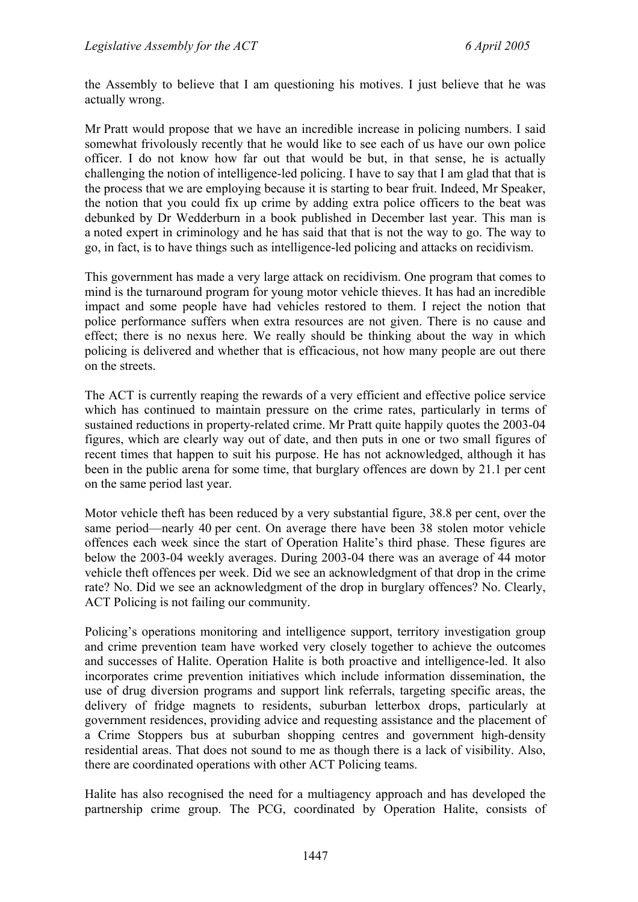the Assembly to believe that I am questioning his motives. I just believe that he was actually wrong.

Mr Pratt would propose that we have an incredible increase in policing numbers. I said somewhat frivolously recently that he would like to see each of us have our own police officer. I do not know how far out that would be but, in that sense, he is actually challenging the notion of intelligence-led policing. I have to say that I am glad that that is the process that we are employing because it is starting to bear fruit. Indeed, Mr Speaker, the notion that you could fix up crime by adding extra police officers to the beat was debunked by Dr Wedderburn in a book published in December last year. This man is a noted expert in criminology and he has said that that is not the way to go. The way to go, in fact, is to have things such as intelligence-led policing and attacks on recidivism.

This government has made a very large attack on recidivism. One program that comes to mind is the turnaround program for young motor vehicle thieves. It has had an incredible impact and some people have had vehicles restored to them. I reject the notion that police performance suffers when extra resources are not given. There is no cause and effect; there is no nexus here. We really should be thinking about the way in which policing is delivered and whether that is efficacious, not how many people are out there on the streets.

The ACT is currently reaping the rewards of a very efficient and effective police service which has continued to maintain pressure on the crime rates, particularly in terms of sustained reductions in property-related crime. Mr Pratt quite happily quotes the 2003-04 figures, which are clearly way out of date, and then puts in one or two small figures of recent times that happen to suit his purpose. He has not acknowledged, although it has been in the public arena for some time, that burglary offences are down by 21.1 per cent on the same period last year.

Motor vehicle theft has been reduced by a very substantial figure, 38.8 per cent, over the same period—nearly 40 per cent. On average there have been 38 stolen motor vehicle offences each week since the start of Operation Halite's third phase. These figures are below the 2003-04 weekly averages. During 2003-04 there was an average of 44 motor vehicle theft offences per week. Did we see an acknowledgment of that drop in the crime rate? No. Did we see an acknowledgment of the drop in burglary offences? No. Clearly, ACT Policing is not failing our community.

Policing's operations monitoring and intelligence support, territory investigation group and crime prevention team have worked very closely together to achieve the outcomes and successes of Halite. Operation Halite is both proactive and intelligence-led. It also incorporates crime prevention initiatives which include information dissemination, the use of drug diversion programs and support link referrals, targeting specific areas, the delivery of fridge magnets to residents, suburban letterbox drops, particularly at government residences, providing advice and requesting assistance and the placement of a Crime Stoppers bus at suburban shopping centres and government high-density residential areas. That does not sound to me as though there is a lack of visibility. Also, there are coordinated operations with other ACT Policing teams.

Halite has also recognised the need for a multiagency approach and has developed the partnership crime group. The PCG, coordinated by Operation Halite, consists of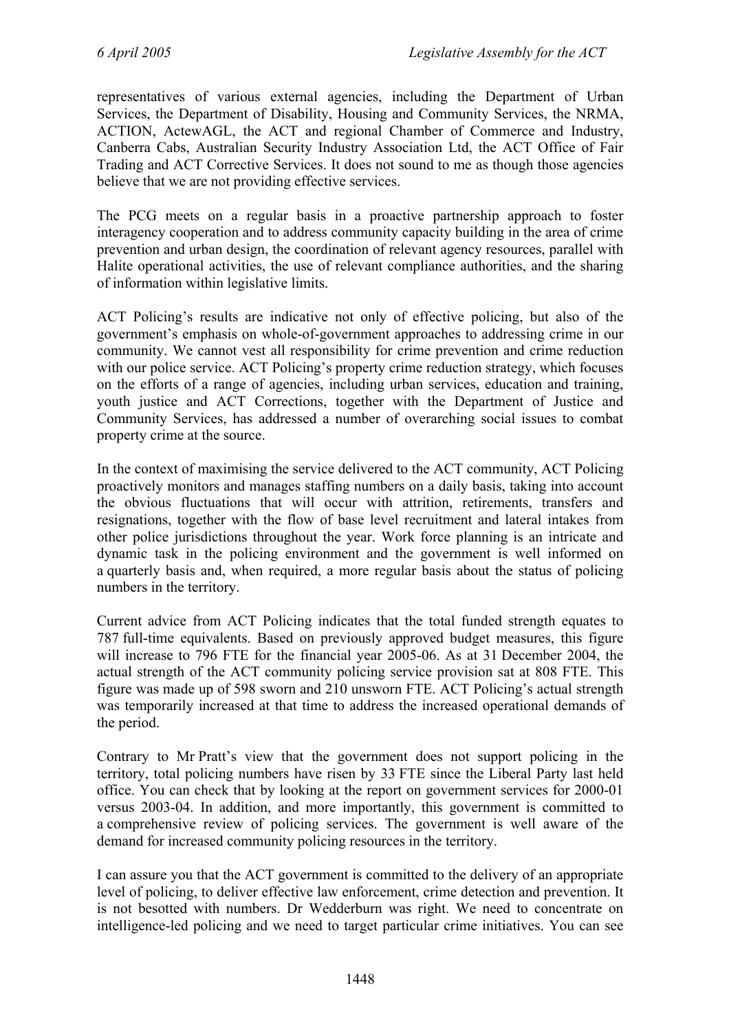representatives of various external agencies, including the Department of Urban Services, the Department of Disability, Housing and Community Services, the NRMA, ACTION, ActewAGL, the ACT and regional Chamber of Commerce and Industry, Canberra Cabs, Australian Security Industry Association Ltd, the ACT Office of Fair Trading and ACT Corrective Services. It does not sound to me as though those agencies believe that we are not providing effective services.

The PCG meets on a regular basis in a proactive partnership approach to foster interagency cooperation and to address community capacity building in the area of crime prevention and urban design, the coordination of relevant agency resources, parallel with Halite operational activities, the use of relevant compliance authorities, and the sharing of information within legislative limits.

ACT Policing's results are indicative not only of effective policing, but also of the government's emphasis on whole-of-government approaches to addressing crime in our community. We cannot vest all responsibility for crime prevention and crime reduction with our police service. ACT Policing's property crime reduction strategy, which focuses on the efforts of a range of agencies, including urban services, education and training, youth justice and ACT Corrections, together with the Department of Justice and Community Services, has addressed a number of overarching social issues to combat property crime at the source.

In the context of maximising the service delivered to the ACT community, ACT Policing proactively monitors and manages staffing numbers on a daily basis, taking into account the obvious fluctuations that will occur with attrition, retirements, transfers and resignations, together with the flow of base level recruitment and lateral intakes from other police jurisdictions throughout the year. Work force planning is an intricate and dynamic task in the policing environment and the government is well informed on a quarterly basis and, when required, a more regular basis about the status of policing numbers in the territory.

Current advice from ACT Policing indicates that the total funded strength equates to 787 full-time equivalents. Based on previously approved budget measures, this figure will increase to 796 FTE for the financial year 2005-06. As at 31 December 2004, the actual strength of the ACT community policing service provision sat at 808 FTE. This figure was made up of 598 sworn and 210 unsworn FTE. ACT Policing's actual strength was temporarily increased at that time to address the increased operational demands of the period.

Contrary to Mr Pratt's view that the government does not support policing in the territory, total policing numbers have risen by 33 FTE since the Liberal Party last held office. You can check that by looking at the report on government services for 2000-01 versus 2003-04. In addition, and more importantly, this government is committed to a comprehensive review of policing services. The government is well aware of the demand for increased community policing resources in the territory.

I can assure you that the ACT government is committed to the delivery of an appropriate level of policing, to deliver effective law enforcement, crime detection and prevention. It is not besotted with numbers. Dr Wedderburn was right. We need to concentrate on intelligence-led policing and we need to target particular crime initiatives. You can see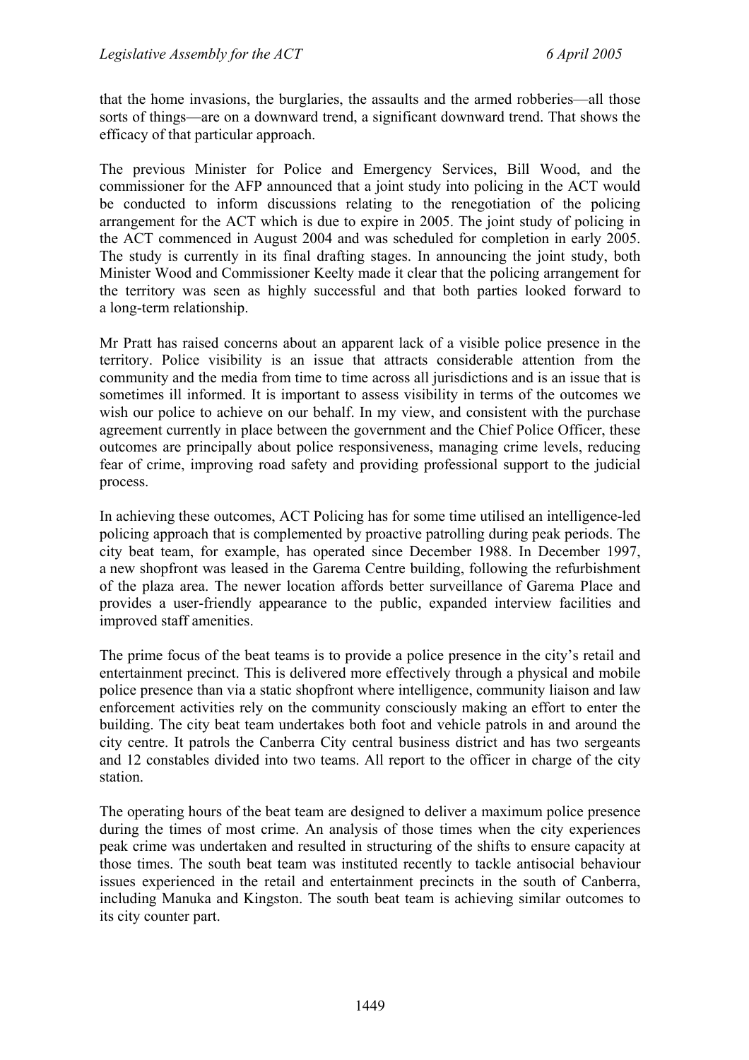that the home invasions, the burglaries, the assaults and the armed robberies—all those sorts of things—are on a downward trend, a significant downward trend. That shows the efficacy of that particular approach.

The previous Minister for Police and Emergency Services, Bill Wood, and the commissioner for the AFP announced that a joint study into policing in the ACT would be conducted to inform discussions relating to the renegotiation of the policing arrangement for the ACT which is due to expire in 2005. The joint study of policing in the ACT commenced in August 2004 and was scheduled for completion in early 2005. The study is currently in its final drafting stages. In announcing the joint study, both Minister Wood and Commissioner Keelty made it clear that the policing arrangement for the territory was seen as highly successful and that both parties looked forward to a long-term relationship.

Mr Pratt has raised concerns about an apparent lack of a visible police presence in the territory. Police visibility is an issue that attracts considerable attention from the community and the media from time to time across all jurisdictions and is an issue that is sometimes ill informed. It is important to assess visibility in terms of the outcomes we wish our police to achieve on our behalf. In my view, and consistent with the purchase agreement currently in place between the government and the Chief Police Officer, these outcomes are principally about police responsiveness, managing crime levels, reducing fear of crime, improving road safety and providing professional support to the judicial process.

In achieving these outcomes, ACT Policing has for some time utilised an intelligence-led policing approach that is complemented by proactive patrolling during peak periods. The city beat team, for example, has operated since December 1988. In December 1997, a new shopfront was leased in the Garema Centre building, following the refurbishment of the plaza area. The newer location affords better surveillance of Garema Place and provides a user-friendly appearance to the public, expanded interview facilities and improved staff amenities.

The prime focus of the beat teams is to provide a police presence in the city's retail and entertainment precinct. This is delivered more effectively through a physical and mobile police presence than via a static shopfront where intelligence, community liaison and law enforcement activities rely on the community consciously making an effort to enter the building. The city beat team undertakes both foot and vehicle patrols in and around the city centre. It patrols the Canberra City central business district and has two sergeants and 12 constables divided into two teams. All report to the officer in charge of the city station.

The operating hours of the beat team are designed to deliver a maximum police presence during the times of most crime. An analysis of those times when the city experiences peak crime was undertaken and resulted in structuring of the shifts to ensure capacity at those times. The south beat team was instituted recently to tackle antisocial behaviour issues experienced in the retail and entertainment precincts in the south of Canberra, including Manuka and Kingston. The south beat team is achieving similar outcomes to its city counter part.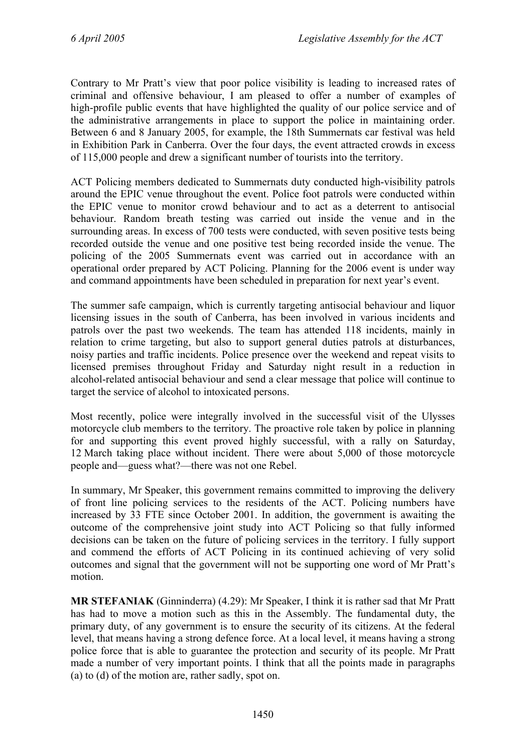Contrary to Mr Pratt's view that poor police visibility is leading to increased rates of criminal and offensive behaviour, I am pleased to offer a number of examples of high-profile public events that have highlighted the quality of our police service and of the administrative arrangements in place to support the police in maintaining order. Between 6 and 8 January 2005, for example, the 18th Summernats car festival was held in Exhibition Park in Canberra. Over the four days, the event attracted crowds in excess of 115,000 people and drew a significant number of tourists into the territory.

ACT Policing members dedicated to Summernats duty conducted high-visibility patrols around the EPIC venue throughout the event. Police foot patrols were conducted within the EPIC venue to monitor crowd behaviour and to act as a deterrent to antisocial behaviour. Random breath testing was carried out inside the venue and in the surrounding areas. In excess of 700 tests were conducted, with seven positive tests being recorded outside the venue and one positive test being recorded inside the venue. The policing of the 2005 Summernats event was carried out in accordance with an operational order prepared by ACT Policing. Planning for the 2006 event is under way and command appointments have been scheduled in preparation for next year's event.

The summer safe campaign, which is currently targeting antisocial behaviour and liquor licensing issues in the south of Canberra, has been involved in various incidents and patrols over the past two weekends. The team has attended 118 incidents, mainly in relation to crime targeting, but also to support general duties patrols at disturbances, noisy parties and traffic incidents. Police presence over the weekend and repeat visits to licensed premises throughout Friday and Saturday night result in a reduction in alcohol-related antisocial behaviour and send a clear message that police will continue to target the service of alcohol to intoxicated persons.

Most recently, police were integrally involved in the successful visit of the Ulysses motorcycle club members to the territory. The proactive role taken by police in planning for and supporting this event proved highly successful, with a rally on Saturday, 12 March taking place without incident. There were about 5,000 of those motorcycle people and—guess what?—there was not one Rebel.

In summary, Mr Speaker, this government remains committed to improving the delivery of front line policing services to the residents of the ACT. Policing numbers have increased by 33 FTE since October 2001. In addition, the government is awaiting the outcome of the comprehensive joint study into ACT Policing so that fully informed decisions can be taken on the future of policing services in the territory. I fully support and commend the efforts of ACT Policing in its continued achieving of very solid outcomes and signal that the government will not be supporting one word of Mr Pratt's motion.

**MR STEFANIAK** (Ginninderra) (4.29): Mr Speaker, I think it is rather sad that Mr Pratt has had to move a motion such as this in the Assembly. The fundamental duty, the primary duty, of any government is to ensure the security of its citizens. At the federal level, that means having a strong defence force. At a local level, it means having a strong police force that is able to guarantee the protection and security of its people. Mr Pratt made a number of very important points. I think that all the points made in paragraphs (a) to (d) of the motion are, rather sadly, spot on.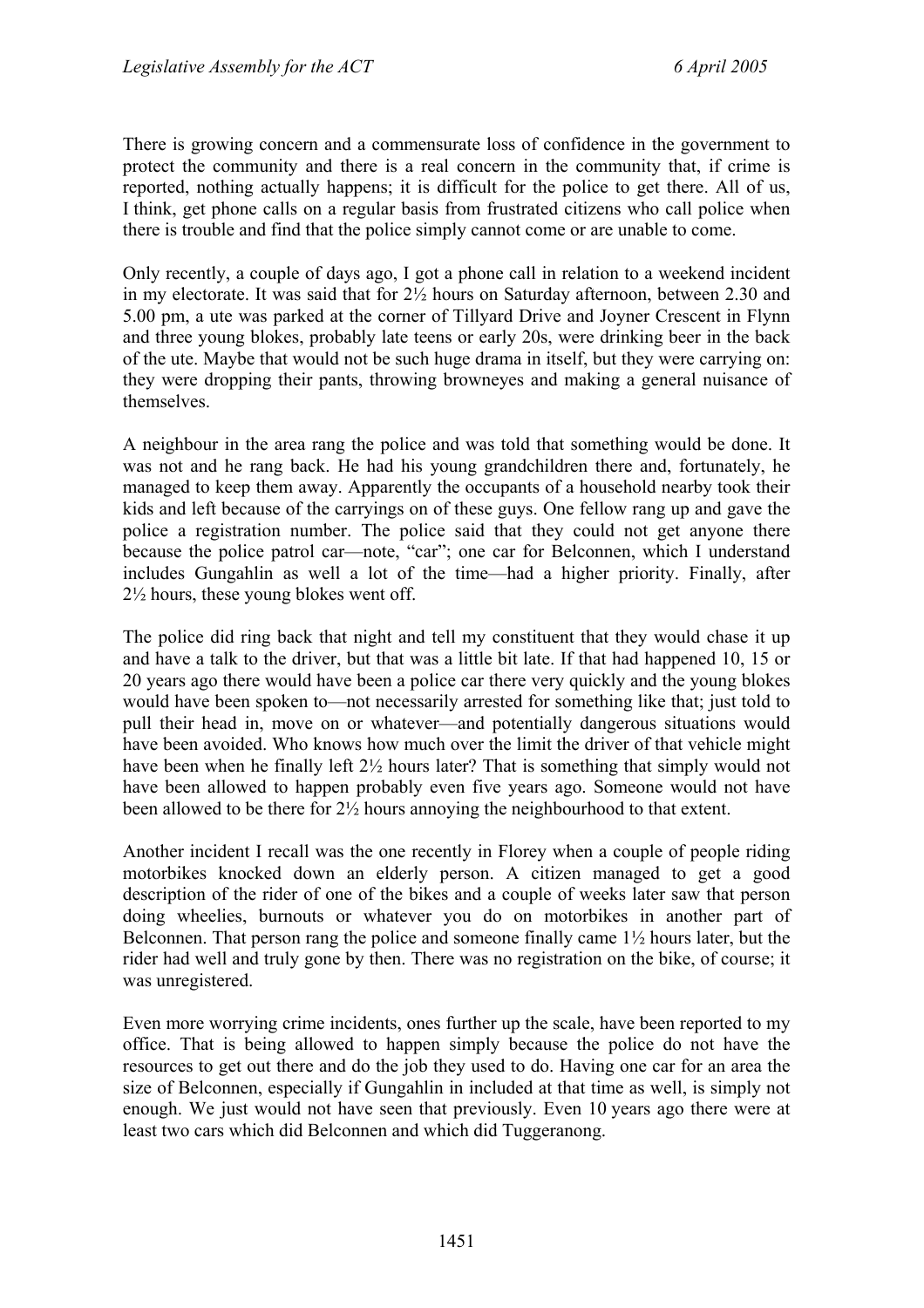There is growing concern and a commensurate loss of confidence in the government to protect the community and there is a real concern in the community that, if crime is reported, nothing actually happens; it is difficult for the police to get there. All of us, I think, get phone calls on a regular basis from frustrated citizens who call police when there is trouble and find that the police simply cannot come or are unable to come.

Only recently, a couple of days ago, I got a phone call in relation to a weekend incident in my electorate. It was said that for 2½ hours on Saturday afternoon, between 2.30 and 5.00 pm, a ute was parked at the corner of Tillyard Drive and Joyner Crescent in Flynn and three young blokes, probably late teens or early 20s, were drinking beer in the back of the ute. Maybe that would not be such huge drama in itself, but they were carrying on: they were dropping their pants, throwing browneyes and making a general nuisance of themselves.

A neighbour in the area rang the police and was told that something would be done. It was not and he rang back. He had his young grandchildren there and, fortunately, he managed to keep them away. Apparently the occupants of a household nearby took their kids and left because of the carryings on of these guys. One fellow rang up and gave the police a registration number. The police said that they could not get anyone there because the police patrol car—note, "car"; one car for Belconnen, which I understand includes Gungahlin as well a lot of the time—had a higher priority. Finally, after 2½ hours, these young blokes went off.

The police did ring back that night and tell my constituent that they would chase it up and have a talk to the driver, but that was a little bit late. If that had happened 10, 15 or 20 years ago there would have been a police car there very quickly and the young blokes would have been spoken to—not necessarily arrested for something like that; just told to pull their head in, move on or whatever—and potentially dangerous situations would have been avoided. Who knows how much over the limit the driver of that vehicle might have been when he finally left 2½ hours later? That is something that simply would not have been allowed to happen probably even five years ago. Someone would not have been allowed to be there for 2½ hours annoying the neighbourhood to that extent.

Another incident I recall was the one recently in Florey when a couple of people riding motorbikes knocked down an elderly person. A citizen managed to get a good description of the rider of one of the bikes and a couple of weeks later saw that person doing wheelies, burnouts or whatever you do on motorbikes in another part of Belconnen. That person rang the police and someone finally came 1½ hours later, but the rider had well and truly gone by then. There was no registration on the bike, of course; it was unregistered.

Even more worrying crime incidents, ones further up the scale, have been reported to my office. That is being allowed to happen simply because the police do not have the resources to get out there and do the job they used to do. Having one car for an area the size of Belconnen, especially if Gungahlin in included at that time as well, is simply not enough. We just would not have seen that previously. Even 10 years ago there were at least two cars which did Belconnen and which did Tuggeranong.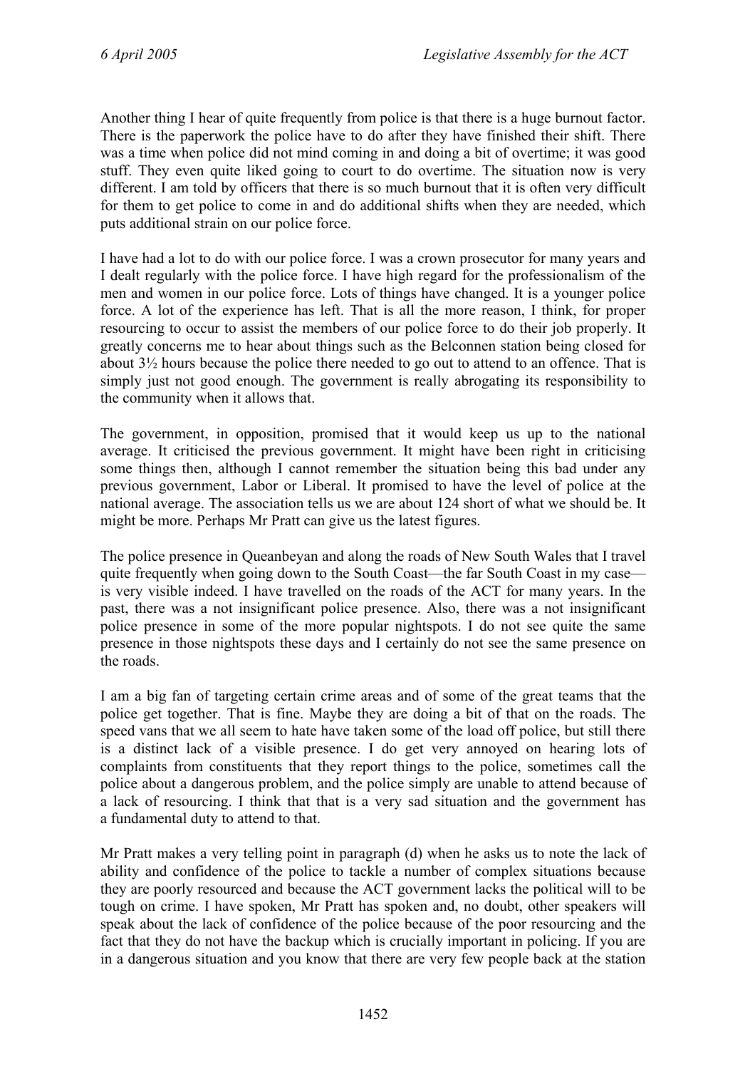Another thing I hear of quite frequently from police is that there is a huge burnout factor. There is the paperwork the police have to do after they have finished their shift. There was a time when police did not mind coming in and doing a bit of overtime; it was good stuff. They even quite liked going to court to do overtime. The situation now is very different. I am told by officers that there is so much burnout that it is often very difficult for them to get police to come in and do additional shifts when they are needed, which puts additional strain on our police force.

I have had a lot to do with our police force. I was a crown prosecutor for many years and I dealt regularly with the police force. I have high regard for the professionalism of the men and women in our police force. Lots of things have changed. It is a younger police force. A lot of the experience has left. That is all the more reason, I think, for proper resourcing to occur to assist the members of our police force to do their job properly. It greatly concerns me to hear about things such as the Belconnen station being closed for about 3½ hours because the police there needed to go out to attend to an offence. That is simply just not good enough. The government is really abrogating its responsibility to the community when it allows that.

The government, in opposition, promised that it would keep us up to the national average. It criticised the previous government. It might have been right in criticising some things then, although I cannot remember the situation being this bad under any previous government, Labor or Liberal. It promised to have the level of police at the national average. The association tells us we are about 124 short of what we should be. It might be more. Perhaps Mr Pratt can give us the latest figures.

The police presence in Queanbeyan and along the roads of New South Wales that I travel quite frequently when going down to the South Coast—the far South Coast in my case—is very visible indeed. I have travelled on the roads of the ACT for many years. In the past, there was a not insignificant police presence. Also, there was a not insignificant police presence in some of the more popular nightspots. I do not see quite the same presence in those nightspots these days and I certainly do not see the same presence on the roads.

I am a big fan of targeting certain crime areas and of some of the great teams that the police get together. That is fine. Maybe they are doing a bit of that on the roads. The speed vans that we all seem to hate have taken some of the load off police, but still there is a distinct lack of a visible presence. I do get very annoyed on hearing lots of complaints from constituents that they report things to the police, sometimes call the police about a dangerous problem, and the police simply are unable to attend because of a lack of resourcing. I think that that is a very sad situation and the government has a fundamental duty to attend to that.

Mr Pratt makes a very telling point in paragraph (d) when he asks us to note the lack of ability and confidence of the police to tackle a number of complex situations because they are poorly resourced and because the ACT government lacks the political will to be tough on crime. I have spoken, Mr Pratt has spoken and, no doubt, other speakers will speak about the lack of confidence of the police because of the poor resourcing and the fact that they do not have the backup which is crucially important in policing. If you are in a dangerous situation and you know that there are very few people back at the station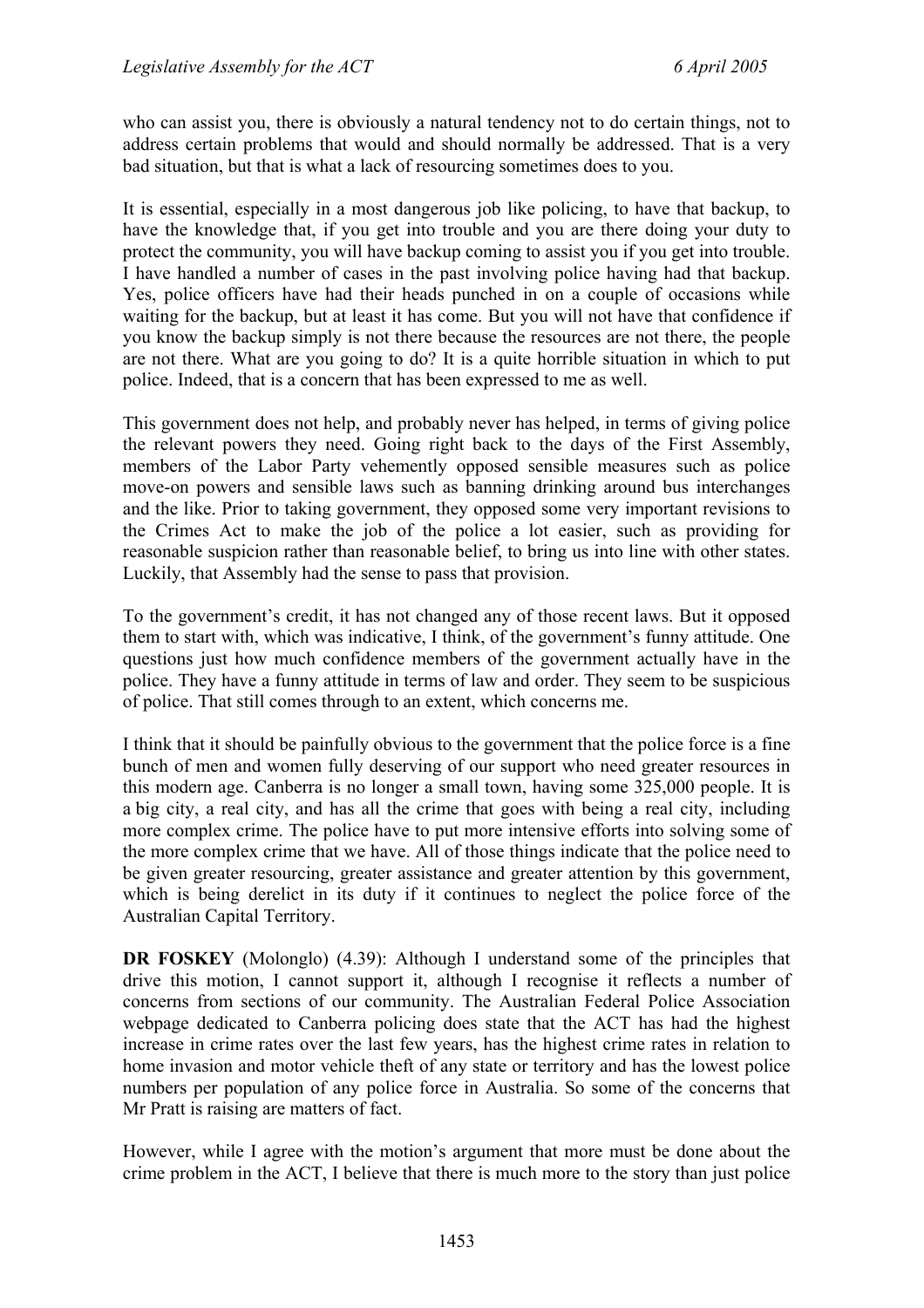who can assist you, there is obviously a natural tendency not to do certain things, not to address certain problems that would and should normally be addressed. That is a very bad situation, but that is what a lack of resourcing sometimes does to you.

It is essential, especially in a most dangerous job like policing, to have that backup, to have the knowledge that, if you get into trouble and you are there doing your duty to protect the community, you will have backup coming to assist you if you get into trouble. I have handled a number of cases in the past involving police having had that backup. Yes, police officers have had their heads punched in on a couple of occasions while waiting for the backup, but at least it has come. But you will not have that confidence if you know the backup simply is not there because the resources are not there, the people are not there. What are you going to do? It is a quite horrible situation in which to put police. Indeed, that is a concern that has been expressed to me as well.

This government does not help, and probably never has helped, in terms of giving police the relevant powers they need. Going right back to the days of the First Assembly, members of the Labor Party vehemently opposed sensible measures such as police move-on powers and sensible laws such as banning drinking around bus interchanges and the like. Prior to taking government, they opposed some very important revisions to the Crimes Act to make the job of the police a lot easier, such as providing for reasonable suspicion rather than reasonable belief, to bring us into line with other states. Luckily, that Assembly had the sense to pass that provision.

To the government's credit, it has not changed any of those recent laws. But it opposed them to start with, which was indicative, I think, of the government's funny attitude. One questions just how much confidence members of the government actually have in the police. They have a funny attitude in terms of law and order. They seem to be suspicious of police. That still comes through to an extent, which concerns me.

I think that it should be painfully obvious to the government that the police force is a fine bunch of men and women fully deserving of our support who need greater resources in this modern age. Canberra is no longer a small town, having some 325,000 people. It is a big city, a real city, and has all the crime that goes with being a real city, including more complex crime. The police have to put more intensive efforts into solving some of the more complex crime that we have. All of those things indicate that the police need to be given greater resourcing, greater assistance and greater attention by this government, which is being derelict in its duty if it continues to neglect the police force of the Australian Capital Territory.

**DR FOSKEY** (Molonglo) (4.39): Although I understand some of the principles that drive this motion, I cannot support it, although I recognise it reflects a number of concerns from sections of our community. The Australian Federal Police Association webpage dedicated to Canberra policing does state that the ACT has had the highest increase in crime rates over the last few years, has the highest crime rates in relation to home invasion and motor vehicle theft of any state or territory and has the lowest police numbers per population of any police force in Australia. So some of the concerns that Mr Pratt is raising are matters of fact.

However, while I agree with the motion's argument that more must be done about the crime problem in the ACT, I believe that there is much more to the story than just police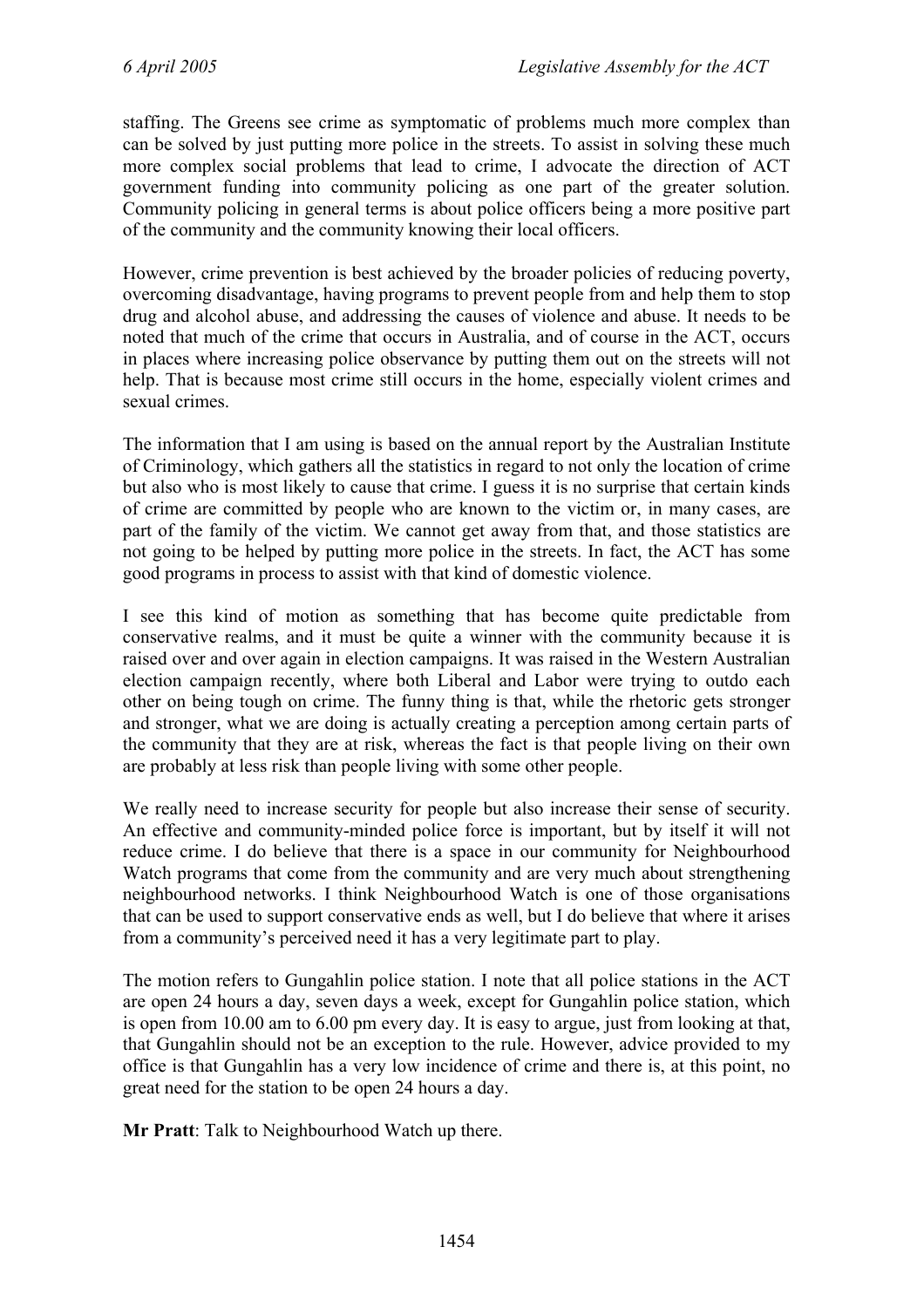staffing. The Greens see crime as symptomatic of problems much more complex than can be solved by just putting more police in the streets. To assist in solving these much more complex social problems that lead to crime, I advocate the direction of ACT government funding into community policing as one part of the greater solution. Community policing in general terms is about police officers being a more positive part of the community and the community knowing their local officers.

However, crime prevention is best achieved by the broader policies of reducing poverty, overcoming disadvantage, having programs to prevent people from and help them to stop drug and alcohol abuse, and addressing the causes of violence and abuse. It needs to be noted that much of the crime that occurs in Australia, and of course in the ACT, occurs in places where increasing police observance by putting them out on the streets will not help. That is because most crime still occurs in the home, especially violent crimes and sexual crimes.

The information that I am using is based on the annual report by the Australian Institute of Criminology, which gathers all the statistics in regard to not only the location of crime but also who is most likely to cause that crime. I guess it is no surprise that certain kinds of crime are committed by people who are known to the victim or, in many cases, are part of the family of the victim. We cannot get away from that, and those statistics are not going to be helped by putting more police in the streets. In fact, the ACT has some good programs in process to assist with that kind of domestic violence.

I see this kind of motion as something that has become quite predictable from conservative realms, and it must be quite a winner with the community because it is raised over and over again in election campaigns. It was raised in the Western Australian election campaign recently, where both Liberal and Labor were trying to outdo each other on being tough on crime. The funny thing is that, while the rhetoric gets stronger and stronger, what we are doing is actually creating a perception among certain parts of the community that they are at risk, whereas the fact is that people living on their own are probably at less risk than people living with some other people.

We really need to increase security for people but also increase their sense of security. An effective and community-minded police force is important, but by itself it will not reduce crime. I do believe that there is a space in our community for Neighbourhood Watch programs that come from the community and are very much about strengthening neighbourhood networks. I think Neighbourhood Watch is one of those organisations that can be used to support conservative ends as well, but I do believe that where it arises from a community's perceived need it has a very legitimate part to play.

The motion refers to Gungahlin police station. I note that all police stations in the ACT are open 24 hours a day, seven days a week, except for Gungahlin police station, which is open from 10.00 am to 6.00 pm every day. It is easy to argue, just from looking at that, that Gungahlin should not be an exception to the rule. However, advice provided to my office is that Gungahlin has a very low incidence of crime and there is, at this point, no great need for the station to be open 24 hours a day.

**Mr Pratt**: Talk to Neighbourhood Watch up there.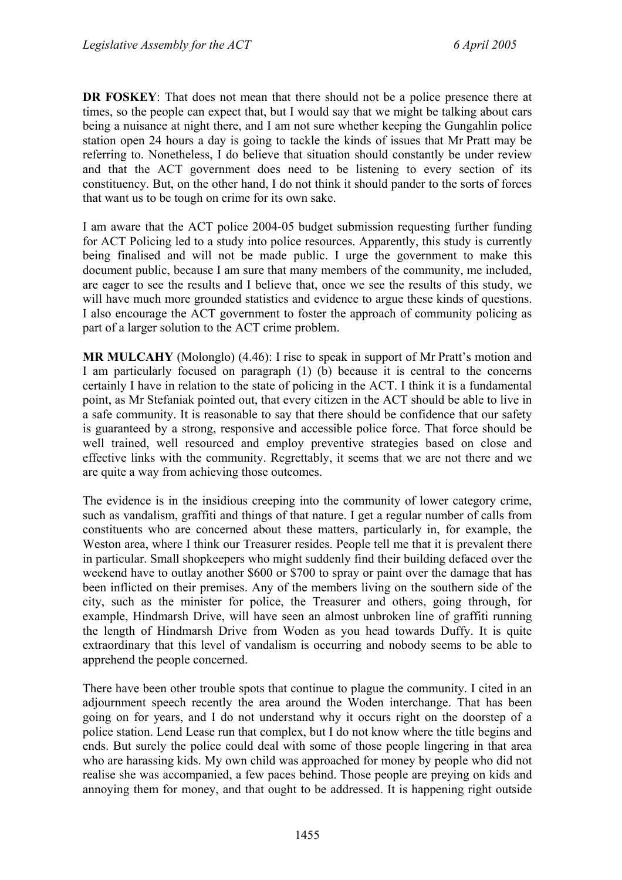**DR FOSKEY**: That does not mean that there should not be a police presence there at times, so the people can expect that, but I would say that we might be talking about cars being a nuisance at night there, and I am not sure whether keeping the Gungahlin police station open 24 hours a day is going to tackle the kinds of issues that Mr Pratt may be referring to. Nonetheless, I do believe that situation should constantly be under review and that the ACT government does need to be listening to every section of its constituency. But, on the other hand, I do not think it should pander to the sorts of forces that want us to be tough on crime for its own sake.

I am aware that the ACT police 2004-05 budget submission requesting further funding for ACT Policing led to a study into police resources. Apparently, this study is currently being finalised and will not be made public. I urge the government to make this document public, because I am sure that many members of the community, me included, are eager to see the results and I believe that, once we see the results of this study, we will have much more grounded statistics and evidence to argue these kinds of questions. I also encourage the ACT government to foster the approach of community policing as part of a larger solution to the ACT crime problem.

**MR MULCAHY** (Molonglo) (4.46): I rise to speak in support of Mr Pratt's motion and I am particularly focused on paragraph (1) (b) because it is central to the concerns certainly I have in relation to the state of policing in the ACT. I think it is a fundamental point, as Mr Stefaniak pointed out, that every citizen in the ACT should be able to live in a safe community. It is reasonable to say that there should be confidence that our safety is guaranteed by a strong, responsive and accessible police force. That force should be well trained, well resourced and employ preventive strategies based on close and effective links with the community. Regrettably, it seems that we are not there and we are quite a way from achieving those outcomes.

The evidence is in the insidious creeping into the community of lower category crime, such as vandalism, graffiti and things of that nature. I get a regular number of calls from constituents who are concerned about these matters, particularly in, for example, the Weston area, where I think our Treasurer resides. People tell me that it is prevalent there in particular. Small shopkeepers who might suddenly find their building defaced over the weekend have to outlay another $600 or $700 to spray or paint over the damage that has been inflicted on their premises. Any of the members living on the southern side of the city, such as the minister for police, the Treasurer and others, going through, for example, Hindmarsh Drive, will have seen an almost unbroken line of graffiti running the length of Hindmarsh Drive from Woden as you head towards Duffy. It is quite extraordinary that this level of vandalism is occurring and nobody seems to be able to apprehend the people concerned.

There have been other trouble spots that continue to plague the community. I cited in an adjournment speech recently the area around the Woden interchange. That has been going on for years, and I do not understand why it occurs right on the doorstep of a police station. Lend Lease run that complex, but I do not know where the title begins and ends. But surely the police could deal with some of those people lingering in that area who are harassing kids. My own child was approached for money by people who did not realise she was accompanied, a few paces behind. Those people are preying on kids and annoying them for money, and that ought to be addressed. It is happening right outside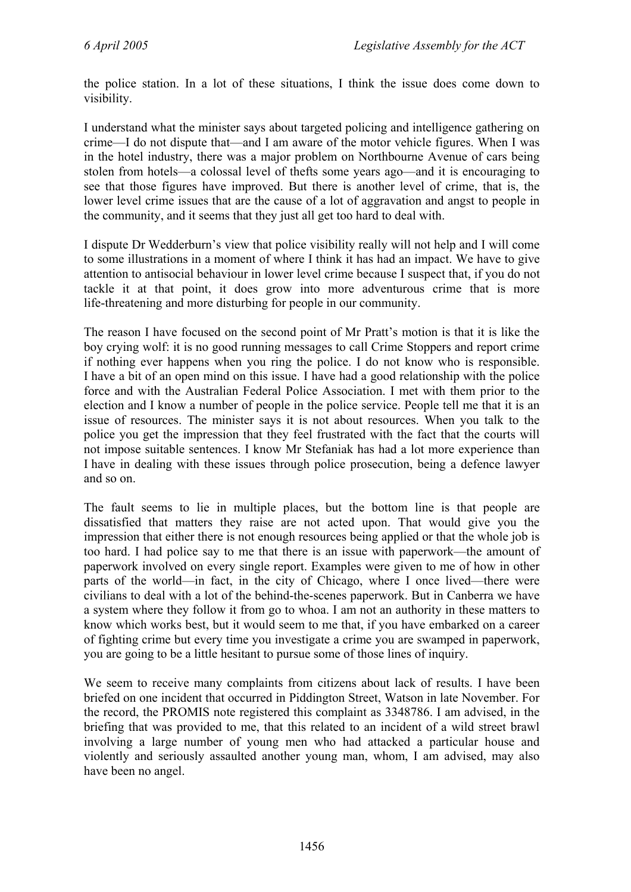the police station. In a lot of these situations, I think the issue does come down to visibility.

I understand what the minister says about targeted policing and intelligence gathering on crime—I do not dispute that—and I am aware of the motor vehicle figures. When I was in the hotel industry, there was a major problem on Northbourne Avenue of cars being stolen from hotels—a colossal level of thefts some years ago—and it is encouraging to see that those figures have improved. But there is another level of crime, that is, the lower level crime issues that are the cause of a lot of aggravation and angst to people in the community, and it seems that they just all get too hard to deal with.

I dispute Dr Wedderburn's view that police visibility really will not help and I will come to some illustrations in a moment of where I think it has had an impact. We have to give attention to antisocial behaviour in lower level crime because I suspect that, if you do not tackle it at that point, it does grow into more adventurous crime that is more life-threatening and more disturbing for people in our community.

The reason I have focused on the second point of Mr Pratt's motion is that it is like the boy crying wolf: it is no good running messages to call Crime Stoppers and report crime if nothing ever happens when you ring the police. I do not know who is responsible. I have a bit of an open mind on this issue. I have had a good relationship with the police force and with the Australian Federal Police Association. I met with them prior to the election and I know a number of people in the police service. People tell me that it is an issue of resources. The minister says it is not about resources. When you talk to the police you get the impression that they feel frustrated with the fact that the courts will not impose suitable sentences. I know Mr Stefaniak has had a lot more experience than I have in dealing with these issues through police prosecution, being a defence lawyer and so on.

The fault seems to lie in multiple places, but the bottom line is that people are dissatisfied that matters they raise are not acted upon. That would give you the impression that either there is not enough resources being applied or that the whole job is too hard. I had police say to me that there is an issue with paperwork—the amount of paperwork involved on every single report. Examples were given to me of how in other parts of the world—in fact, in the city of Chicago, where I once lived—there were civilians to deal with a lot of the behind-the-scenes paperwork. But in Canberra we have a system where they follow it from go to whoa. I am not an authority in these matters to know which works best, but it would seem to me that, if you have embarked on a career of fighting crime but every time you investigate a crime you are swamped in paperwork, you are going to be a little hesitant to pursue some of those lines of inquiry.

We seem to receive many complaints from citizens about lack of results. I have been briefed on one incident that occurred in Piddington Street, Watson in late November. For the record, the PROMIS note registered this complaint as 3348786. I am advised, in the briefing that was provided to me, that this related to an incident of a wild street brawl involving a large number of young men who had attacked a particular house and violently and seriously assaulted another young man, whom, I am advised, may also have been no angel.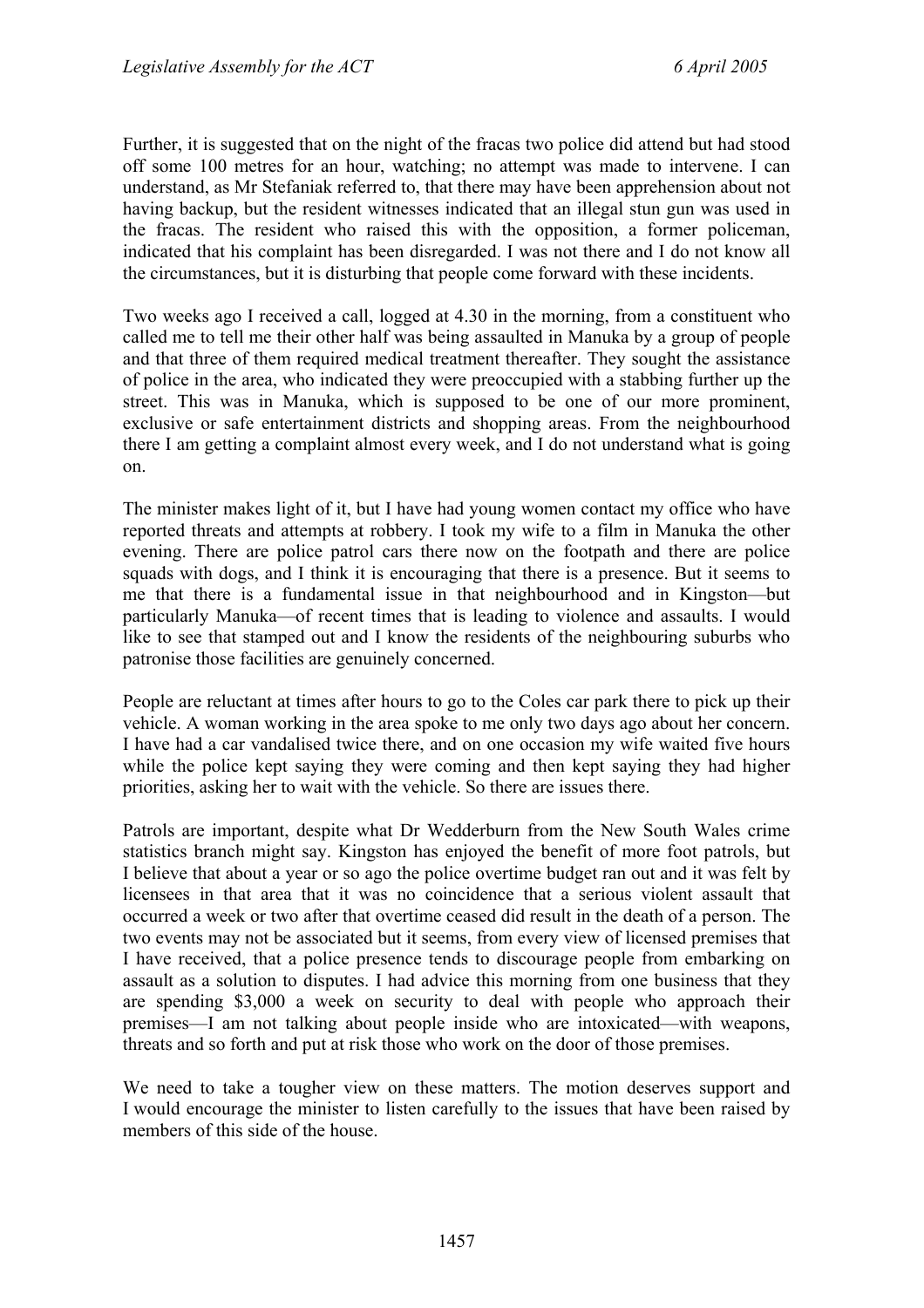Further, it is suggested that on the night of the fracas two police did attend but had stood off some 100 metres for an hour, watching; no attempt was made to intervene. I can understand, as Mr Stefaniak referred to, that there may have been apprehension about not having backup, but the resident witnesses indicated that an illegal stun gun was used in the fracas. The resident who raised this with the opposition, a former policeman, indicated that his complaint has been disregarded. I was not there and I do not know all the circumstances, but it is disturbing that people come forward with these incidents.

Two weeks ago I received a call, logged at 4.30 in the morning, from a constituent who called me to tell me their other half was being assaulted in Manuka by a group of people and that three of them required medical treatment thereafter. They sought the assistance of police in the area, who indicated they were preoccupied with a stabbing further up the street. This was in Manuka, which is supposed to be one of our more prominent, exclusive or safe entertainment districts and shopping areas. From the neighbourhood there I am getting a complaint almost every week, and I do not understand what is going on.

The minister makes light of it, but I have had young women contact my office who have reported threats and attempts at robbery. I took my wife to a film in Manuka the other evening. There are police patrol cars there now on the footpath and there are police squads with dogs, and I think it is encouraging that there is a presence. But it seems to me that there is a fundamental issue in that neighbourhood and in Kingston—but particularly Manuka—of recent times that is leading to violence and assaults. I would like to see that stamped out and I know the residents of the neighbouring suburbs who patronise those facilities are genuinely concerned.

People are reluctant at times after hours to go to the Coles car park there to pick up their vehicle. A woman working in the area spoke to me only two days ago about her concern. I have had a car vandalised twice there, and on one occasion my wife waited five hours while the police kept saying they were coming and then kept saying they had higher priorities, asking her to wait with the vehicle. So there are issues there.

Patrols are important, despite what Dr Wedderburn from the New South Wales crime statistics branch might say. Kingston has enjoyed the benefit of more foot patrols, but I believe that about a year or so ago the police overtime budget ran out and it was felt by licensees in that area that it was no coincidence that a serious violent assault that occurred a week or two after that overtime ceased did result in the death of a person. The two events may not be associated but it seems, from every view of licensed premises that I have received, that a police presence tends to discourage people from embarking on assault as a solution to disputes. I had advice this morning from one business that they are spending $3,000 a week on security to deal with people who approach their premises—I am not talking about people inside who are intoxicated—with weapons, threats and so forth and put at risk those who work on the door of those premises.

We need to take a tougher view on these matters. The motion deserves support and I would encourage the minister to listen carefully to the issues that have been raised by members of this side of the house.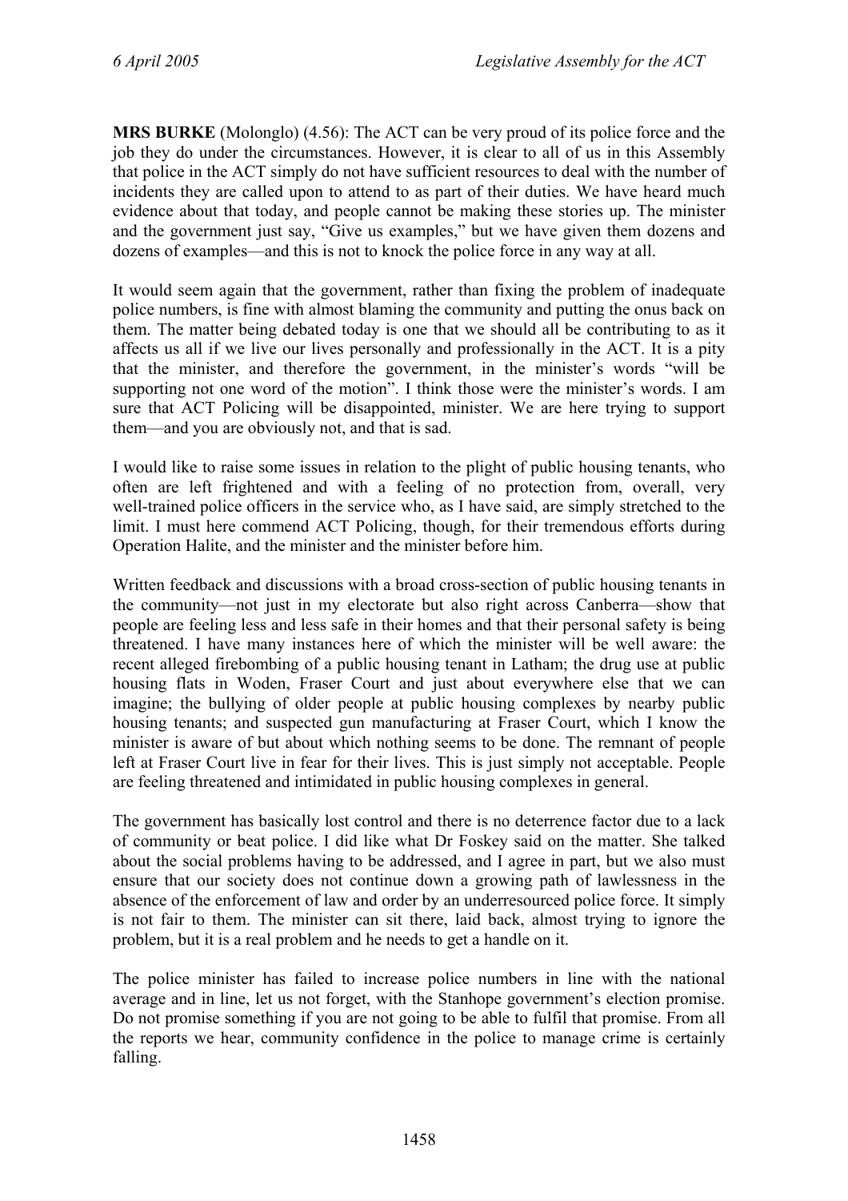**MRS BURKE** (Molonglo) (4.56): The ACT can be very proud of its police force and the job they do under the circumstances. However, it is clear to all of us in this Assembly that police in the ACT simply do not have sufficient resources to deal with the number of incidents they are called upon to attend to as part of their duties. We have heard much evidence about that today, and people cannot be making these stories up. The minister and the government just say, "Give us examples," but we have given them dozens and dozens of examples—and this is not to knock the police force in any way at all.

It would seem again that the government, rather than fixing the problem of inadequate police numbers, is fine with almost blaming the community and putting the onus back on them. The matter being debated today is one that we should all be contributing to as it affects us all if we live our lives personally and professionally in the ACT. It is a pity that the minister, and therefore the government, in the minister's words "will be supporting not one word of the motion". I think those were the minister's words. I am sure that ACT Policing will be disappointed, minister. We are here trying to support them—and you are obviously not, and that is sad.

I would like to raise some issues in relation to the plight of public housing tenants, who often are left frightened and with a feeling of no protection from, overall, very well-trained police officers in the service who, as I have said, are simply stretched to the limit. I must here commend ACT Policing, though, for their tremendous efforts during Operation Halite, and the minister and the minister before him.

Written feedback and discussions with a broad cross-section of public housing tenants in the community—not just in my electorate but also right across Canberra—show that people are feeling less and less safe in their homes and that their personal safety is being threatened. I have many instances here of which the minister will be well aware: the recent alleged firebombing of a public housing tenant in Latham; the drug use at public housing flats in Woden, Fraser Court and just about everywhere else that we can imagine; the bullying of older people at public housing complexes by nearby public housing tenants; and suspected gun manufacturing at Fraser Court, which I know the minister is aware of but about which nothing seems to be done. The remnant of people left at Fraser Court live in fear for their lives. This is just simply not acceptable. People are feeling threatened and intimidated in public housing complexes in general.

The government has basically lost control and there is no deterrence factor due to a lack of community or beat police. I did like what Dr Foskey said on the matter. She talked about the social problems having to be addressed, and I agree in part, but we also must ensure that our society does not continue down a growing path of lawlessness in the absence of the enforcement of law and order by an underresourced police force. It simply is not fair to them. The minister can sit there, laid back, almost trying to ignore the problem, but it is a real problem and he needs to get a handle on it.

The police minister has failed to increase police numbers in line with the national average and in line, let us not forget, with the Stanhope government's election promise. Do not promise something if you are not going to be able to fulfil that promise. From all the reports we hear, community confidence in the police to manage crime is certainly falling.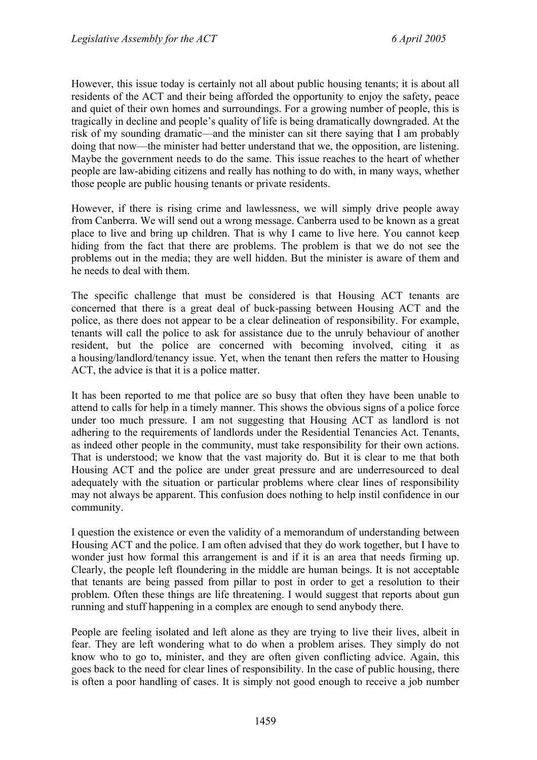However, this issue today is certainly not all about public housing tenants; it is about all residents of the ACT and their being afforded the opportunity to enjoy the safety, peace and quiet of their own homes and surroundings. For a growing number of people, this is tragically in decline and people's quality of life is being dramatically downgraded. At the risk of my sounding dramatic—and the minister can sit there saying that I am probably doing that now—the minister had better understand that we, the opposition, are listening. Maybe the government needs to do the same. This issue reaches to the heart of whether people are law-abiding citizens and really has nothing to do with, in many ways, whether those people are public housing tenants or private residents.

However, if there is rising crime and lawlessness, we will simply drive people away from Canberra. We will send out a wrong message. Canberra used to be known as a great place to live and bring up children. That is why I came to live here. You cannot keep hiding from the fact that there are problems. The problem is that we do not see the problems out in the media; they are well hidden. But the minister is aware of them and he needs to deal with them.

The specific challenge that must be considered is that Housing ACT tenants are concerned that there is a great deal of buck-passing between Housing ACT and the police, as there does not appear to be a clear delineation of responsibility. For example, tenants will call the police to ask for assistance due to the unruly behaviour of another resident, but the police are concerned with becoming involved, citing it as a housing/landlord/tenancy issue. Yet, when the tenant then refers the matter to Housing ACT, the advice is that it is a police matter.

It has been reported to me that police are so busy that often they have been unable to attend to calls for help in a timely manner. This shows the obvious signs of a police force under too much pressure. I am not suggesting that Housing ACT as landlord is not adhering to the requirements of landlords under the Residential Tenancies Act. Tenants, as indeed other people in the community, must take responsibility for their own actions. That is understood; we know that the vast majority do. But it is clear to me that both Housing ACT and the police are under great pressure and are underresourced to deal adequately with the situation or particular problems where clear lines of responsibility may not always be apparent. This confusion does nothing to help instil confidence in our community.

I question the existence or even the validity of a memorandum of understanding between Housing ACT and the police. I am often advised that they do work together, but I have to wonder just how formal this arrangement is and if it is an area that needs firming up. Clearly, the people left floundering in the middle are human beings. It is not acceptable that tenants are being passed from pillar to post in order to get a resolution to their problem. Often these things are life threatening. I would suggest that reports about gun running and stuff happening in a complex are enough to send anybody there.

People are feeling isolated and left alone as they are trying to live their lives, albeit in fear. They are left wondering what to do when a problem arises. They simply do not know who to go to, minister, and they are often given conflicting advice. Again, this goes back to the need for clear lines of responsibility. In the case of public housing, there is often a poor handling of cases. It is simply not good enough to receive a job number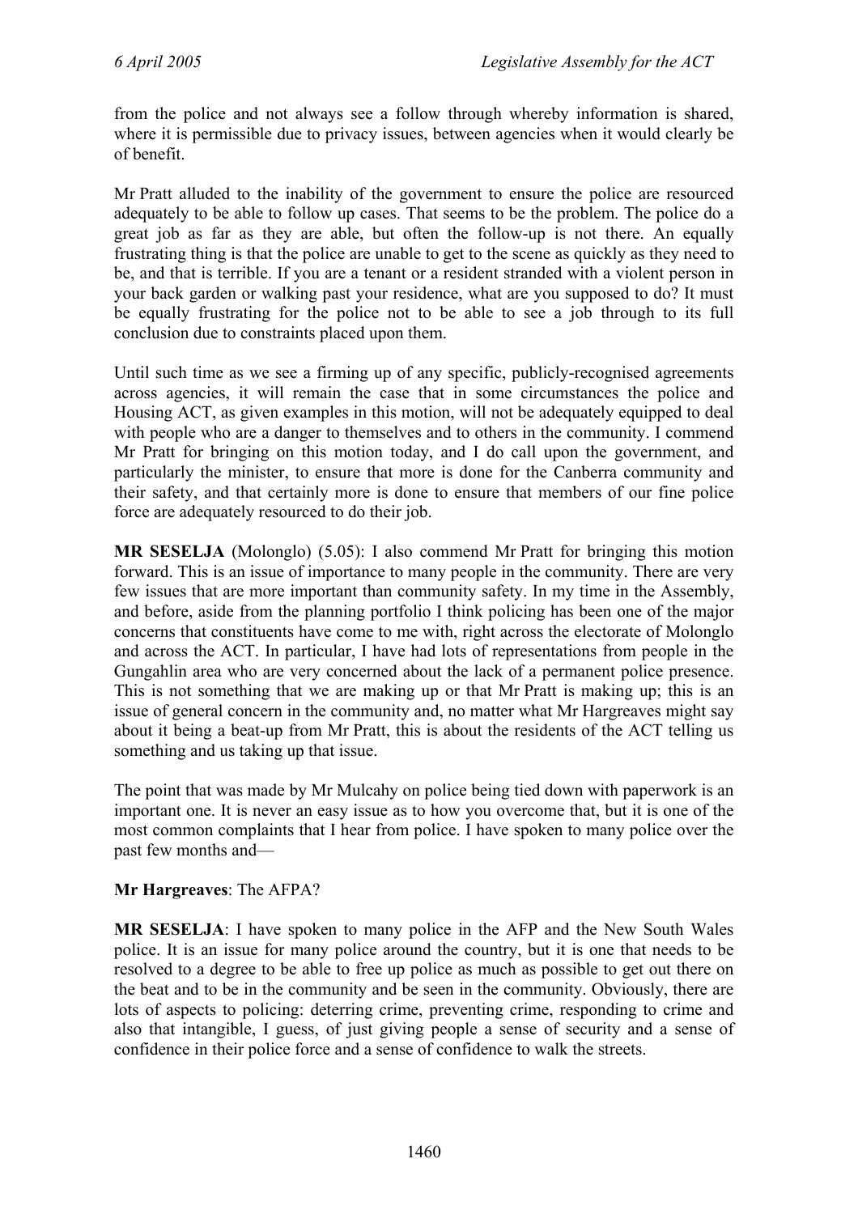from the police and not always see a follow through whereby information is shared, where it is permissible due to privacy issues, between agencies when it would clearly be of benefit.

Mr Pratt alluded to the inability of the government to ensure the police are resourced adequately to be able to follow up cases. That seems to be the problem. The police do a great job as far as they are able, but often the follow-up is not there. An equally frustrating thing is that the police are unable to get to the scene as quickly as they need to be, and that is terrible. If you are a tenant or a resident stranded with a violent person in your back garden or walking past your residence, what are you supposed to do? It must be equally frustrating for the police not to be able to see a job through to its full conclusion due to constraints placed upon them.

Until such time as we see a firming up of any specific, publicly-recognised agreements across agencies, it will remain the case that in some circumstances the police and Housing ACT, as given examples in this motion, will not be adequately equipped to deal with people who are a danger to themselves and to others in the community. I commend Mr Pratt for bringing on this motion today, and I do call upon the government, and particularly the minister, to ensure that more is done for the Canberra community and their safety, and that certainly more is done to ensure that members of our fine police force are adequately resourced to do their job.

**MR SESELJA** (Molonglo) (5.05): I also commend Mr Pratt for bringing this motion forward. This is an issue of importance to many people in the community. There are very few issues that are more important than community safety. In my time in the Assembly, and before, aside from the planning portfolio I think policing has been one of the major concerns that constituents have come to me with, right across the electorate of Molonglo and across the ACT. In particular, I have had lots of representations from people in the Gungahlin area who are very concerned about the lack of a permanent police presence. This is not something that we are making up or that Mr Pratt is making up; this is an issue of general concern in the community and, no matter what Mr Hargreaves might say about it being a beat-up from Mr Pratt, this is about the residents of the ACT telling us something and us taking up that issue.

The point that was made by Mr Mulcahy on police being tied down with paperwork is an important one. It is never an easy issue as to how you overcome that, but it is one of the most common complaints that I hear from police. I have spoken to many police over the past few months and—

**Mr Hargreaves**: The AFPA?

**MR SESELJA**: I have spoken to many police in the AFP and the New South Wales police. It is an issue for many police around the country, but it is one that needs to be resolved to a degree to be able to free up police as much as possible to get out there on the beat and to be in the community and be seen in the community. Obviously, there are lots of aspects to policing: deterring crime, preventing crime, responding to crime and also that intangible, I guess, of just giving people a sense of security and a sense of confidence in their police force and a sense of confidence to walk the streets.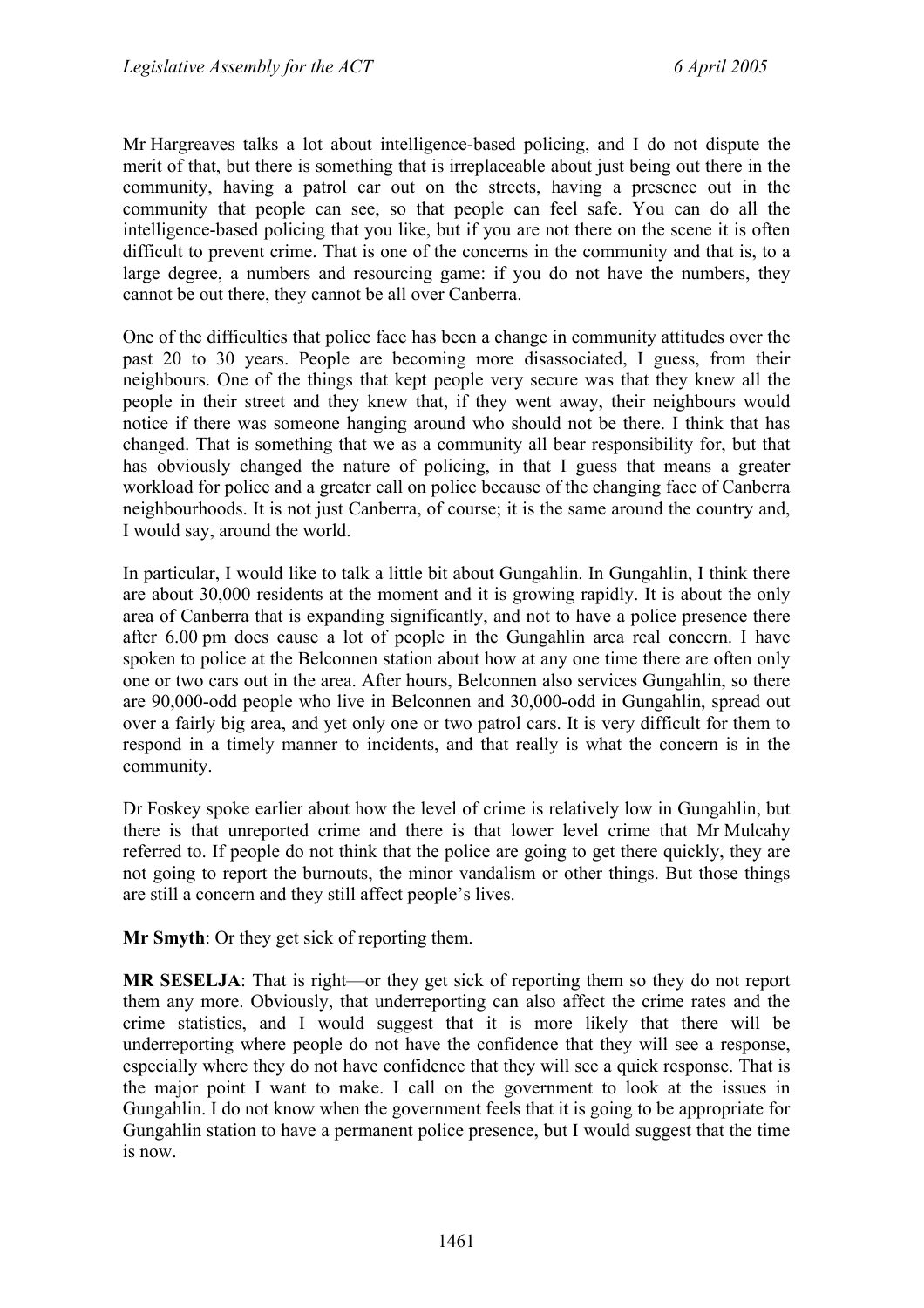Mr Hargreaves talks a lot about intelligence-based policing, and I do not dispute the merit of that, but there is something that is irreplaceable about just being out there in the community, having a patrol car out on the streets, having a presence out in the community that people can see, so that people can feel safe. You can do all the intelligence-based policing that you like, but if you are not there on the scene it is often difficult to prevent crime. That is one of the concerns in the community and that is, to a large degree, a numbers and resourcing game: if you do not have the numbers, they cannot be out there, they cannot be all over Canberra.

One of the difficulties that police face has been a change in community attitudes over the past 20 to 30 years. People are becoming more disassociated, I guess, from their neighbours. One of the things that kept people very secure was that they knew all the people in their street and they knew that, if they went away, their neighbours would notice if there was someone hanging around who should not be there. I think that has changed. That is something that we as a community all bear responsibility for, but that has obviously changed the nature of policing, in that I guess that means a greater workload for police and a greater call on police because of the changing face of Canberra neighbourhoods. It is not just Canberra, of course; it is the same around the country and, I would say, around the world.

In particular, I would like to talk a little bit about Gungahlin. In Gungahlin, I think there are about 30,000 residents at the moment and it is growing rapidly. It is about the only area of Canberra that is expanding significantly, and not to have a police presence there after 6.00 pm does cause a lot of people in the Gungahlin area real concern. I have spoken to police at the Belconnen station about how at any one time there are often only one or two cars out in the area. After hours, Belconnen also services Gungahlin, so there are 90,000-odd people who live in Belconnen and 30,000-odd in Gungahlin, spread out over a fairly big area, and yet only one or two patrol cars. It is very difficult for them to respond in a timely manner to incidents, and that really is what the concern is in the community.

Dr Foskey spoke earlier about how the level of crime is relatively low in Gungahlin, but there is that unreported crime and there is that lower level crime that Mr Mulcahy referred to. If people do not think that the police are going to get there quickly, they are not going to report the burnouts, the minor vandalism or other things. But those things are still a concern and they still affect people's lives.

**Mr Smyth**: Or they get sick of reporting them.

**MR SESELJA**: That is right—or they get sick of reporting them so they do not report them any more. Obviously, that underreporting can also affect the crime rates and the crime statistics, and I would suggest that it is more likely that there will be underreporting where people do not have the confidence that they will see a response, especially where they do not have confidence that they will see a quick response. That is the major point I want to make. I call on the government to look at the issues in Gungahlin. I do not know when the government feels that it is going to be appropriate for Gungahlin station to have a permanent police presence, but I would suggest that the time is now.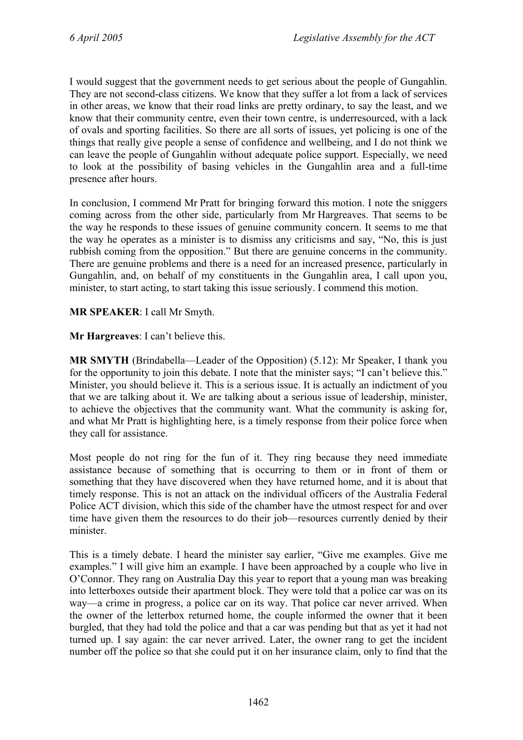I would suggest that the government needs to get serious about the people of Gungahlin. They are not second-class citizens. We know that they suffer a lot from a lack of services in other areas, we know that their road links are pretty ordinary, to say the least, and we know that their community centre, even their town centre, is underresourced, with a lack of ovals and sporting facilities. So there are all sorts of issues, yet policing is one of the things that really give people a sense of confidence and wellbeing, and I do not think we can leave the people of Gungahlin without adequate police support. Especially, we need to look at the possibility of basing vehicles in the Gungahlin area and a full-time presence after hours.

In conclusion, I commend Mr Pratt for bringing forward this motion. I note the sniggers coming across from the other side, particularly from Mr Hargreaves. That seems to be the way he responds to these issues of genuine community concern. It seems to me that the way he operates as a minister is to dismiss any criticisms and say, "No, this is just rubbish coming from the opposition." But there are genuine concerns in the community. There are genuine problems and there is a need for an increased presence, particularly in Gungahlin, and, on behalf of my constituents in the Gungahlin area, I call upon you, minister, to start acting, to start taking this issue seriously. I commend this motion.

**MR SPEAKER**: I call Mr Smyth.

**Mr Hargreaves**: I can't believe this.

**MR SMYTH** (Brindabella—Leader of the Opposition) (5.12): Mr Speaker, I thank you for the opportunity to join this debate. I note that the minister says; "I can't believe this." Minister, you should believe it. This is a serious issue. It is actually an indictment of you that we are talking about it. We are talking about a serious issue of leadership, minister, to achieve the objectives that the community want. What the community is asking for, and what Mr Pratt is highlighting here, is a timely response from their police force when they call for assistance.

Most people do not ring for the fun of it. They ring because they need immediate assistance because of something that is occurring to them or in front of them or something that they have discovered when they have returned home, and it is about that timely response. This is not an attack on the individual officers of the Australia Federal Police ACT division, which this side of the chamber have the utmost respect for and over time have given them the resources to do their job—resources currently denied by their minister.

This is a timely debate. I heard the minister say earlier, "Give me examples. Give me examples." I will give him an example. I have been approached by a couple who live in O'Connor. They rang on Australia Day this year to report that a young man was breaking into letterboxes outside their apartment block. They were told that a police car was on its way—a crime in progress, a police car on its way. That police car never arrived. When the owner of the letterbox returned home, the couple informed the owner that it been burgled, that they had told the police and that a car was pending but that as yet it had not turned up. I say again: the car never arrived. Later, the owner rang to get the incident number off the police so that she could put it on her insurance claim, only to find that the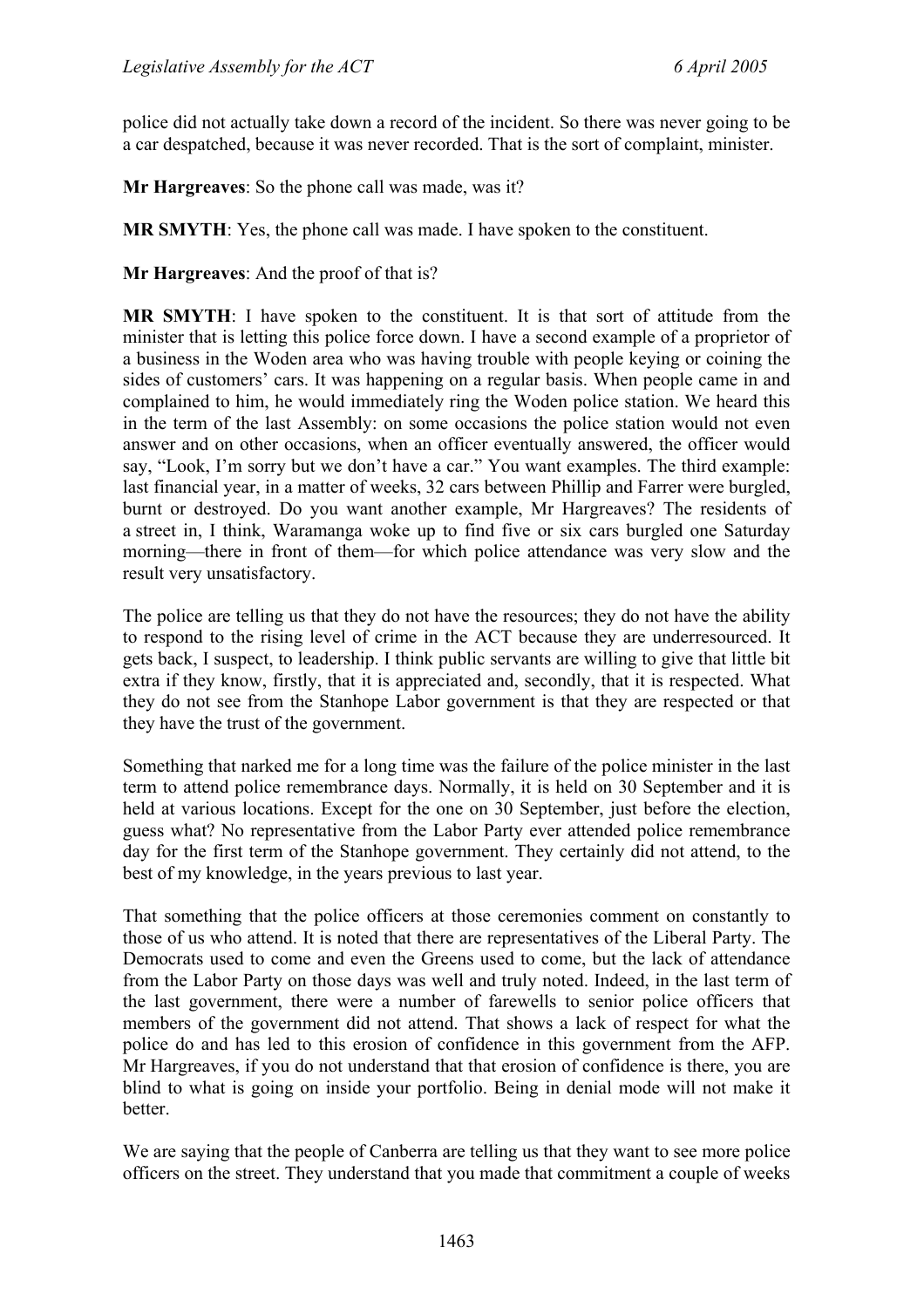police did not actually take down a record of the incident. So there was never going to be a car despatched, because it was never recorded. That is the sort of complaint, minister.

**Mr Hargreaves**: So the phone call was made, was it?

**MR SMYTH**: Yes, the phone call was made. I have spoken to the constituent.

**Mr Hargreaves**: And the proof of that is?

**MR SMYTH**: I have spoken to the constituent. It is that sort of attitude from the minister that is letting this police force down. I have a second example of a proprietor of a business in the Woden area who was having trouble with people keying or coining the sides of customers' cars. It was happening on a regular basis. When people came in and complained to him, he would immediately ring the Woden police station. We heard this in the term of the last Assembly: on some occasions the police station would not even answer and on other occasions, when an officer eventually answered, the officer would say, "Look, I'm sorry but we don't have a car." You want examples. The third example: last financial year, in a matter of weeks, 32 cars between Phillip and Farrer were burgled, burnt or destroyed. Do you want another example, Mr Hargreaves? The residents of a street in, I think, Waramanga woke up to find five or six cars burgled one Saturday morning—there in front of them—for which police attendance was very slow and the result very unsatisfactory.

The police are telling us that they do not have the resources; they do not have the ability to respond to the rising level of crime in the ACT because they are underresourced. It gets back, I suspect, to leadership. I think public servants are willing to give that little bit extra if they know, firstly, that it is appreciated and, secondly, that it is respected. What they do not see from the Stanhope Labor government is that they are respected or that they have the trust of the government.

Something that narked me for a long time was the failure of the police minister in the last term to attend police remembrance days. Normally, it is held on 30 September and it is held at various locations. Except for the one on 30 September, just before the election, guess what? No representative from the Labor Party ever attended police remembrance day for the first term of the Stanhope government. They certainly did not attend, to the best of my knowledge, in the years previous to last year.

That something that the police officers at those ceremonies comment on constantly to those of us who attend. It is noted that there are representatives of the Liberal Party. The Democrats used to come and even the Greens used to come, but the lack of attendance from the Labor Party on those days was well and truly noted. Indeed, in the last term of the last government, there were a number of farewells to senior police officers that members of the government did not attend. That shows a lack of respect for what the police do and has led to this erosion of confidence in this government from the AFP. Mr Hargreaves, if you do not understand that that erosion of confidence is there, you are blind to what is going on inside your portfolio. Being in denial mode will not make it better.

We are saying that the people of Canberra are telling us that they want to see more police officers on the street. They understand that you made that commitment a couple of weeks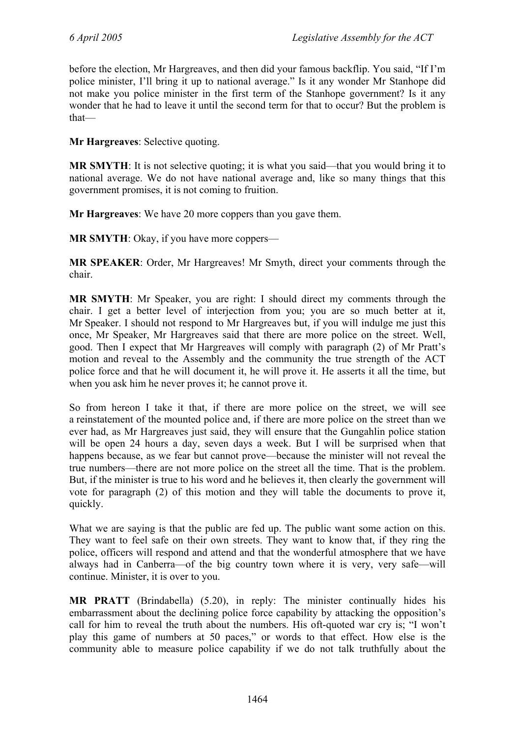before the election, Mr Hargreaves, and then did your famous backflip. You said, "If I'm police minister, I'll bring it up to national average." Is it any wonder Mr Stanhope did not make you police minister in the first term of the Stanhope government? Is it any wonder that he had to leave it until the second term for that to occur? But the problem is that—

**Mr Hargreaves**: Selective quoting.

**MR SMYTH**: It is not selective quoting; it is what you said—that you would bring it to national average. We do not have national average and, like so many things that this government promises, it is not coming to fruition.

**Mr Hargreaves**: We have 20 more coppers than you gave them.

**MR SMYTH**: Okay, if you have more coppers—

**MR SPEAKER**: Order, Mr Hargreaves! Mr Smyth, direct your comments through the chair.

**MR SMYTH**: Mr Speaker, you are right: I should direct my comments through the chair. I get a better level of interjection from you; you are so much better at it, Mr Speaker. I should not respond to Mr Hargreaves but, if you will indulge me just this once, Mr Speaker, Mr Hargreaves said that there are more police on the street. Well, good. Then I expect that Mr Hargreaves will comply with paragraph (2) of Mr Pratt's motion and reveal to the Assembly and the community the true strength of the ACT police force and that he will document it, he will prove it. He asserts it all the time, but when you ask him he never proves it; he cannot prove it.

So from hereon I take it that, if there are more police on the street, we will see a reinstatement of the mounted police and, if there are more police on the street than we ever had, as Mr Hargreaves just said, they will ensure that the Gungahlin police station will be open 24 hours a day, seven days a week. But I will be surprised when that happens because, as we fear but cannot prove—because the minister will not reveal the true numbers—there are not more police on the street all the time. That is the problem. But, if the minister is true to his word and he believes it, then clearly the government will vote for paragraph (2) of this motion and they will table the documents to prove it, quickly.

What we are saying is that the public are fed up. The public want some action on this. They want to feel safe on their own streets. They want to know that, if they ring the police, officers will respond and attend and that the wonderful atmosphere that we have always had in Canberra—of the big country town where it is very, very safe—will continue. Minister, it is over to you.

**MR PRATT** (Brindabella) (5.20), in reply: The minister continually hides his embarrassment about the declining police force capability by attacking the opposition's call for him to reveal the truth about the numbers. His oft-quoted war cry is; "I won't play this game of numbers at 50 paces," or words to that effect. How else is the community able to measure police capability if we do not talk truthfully about the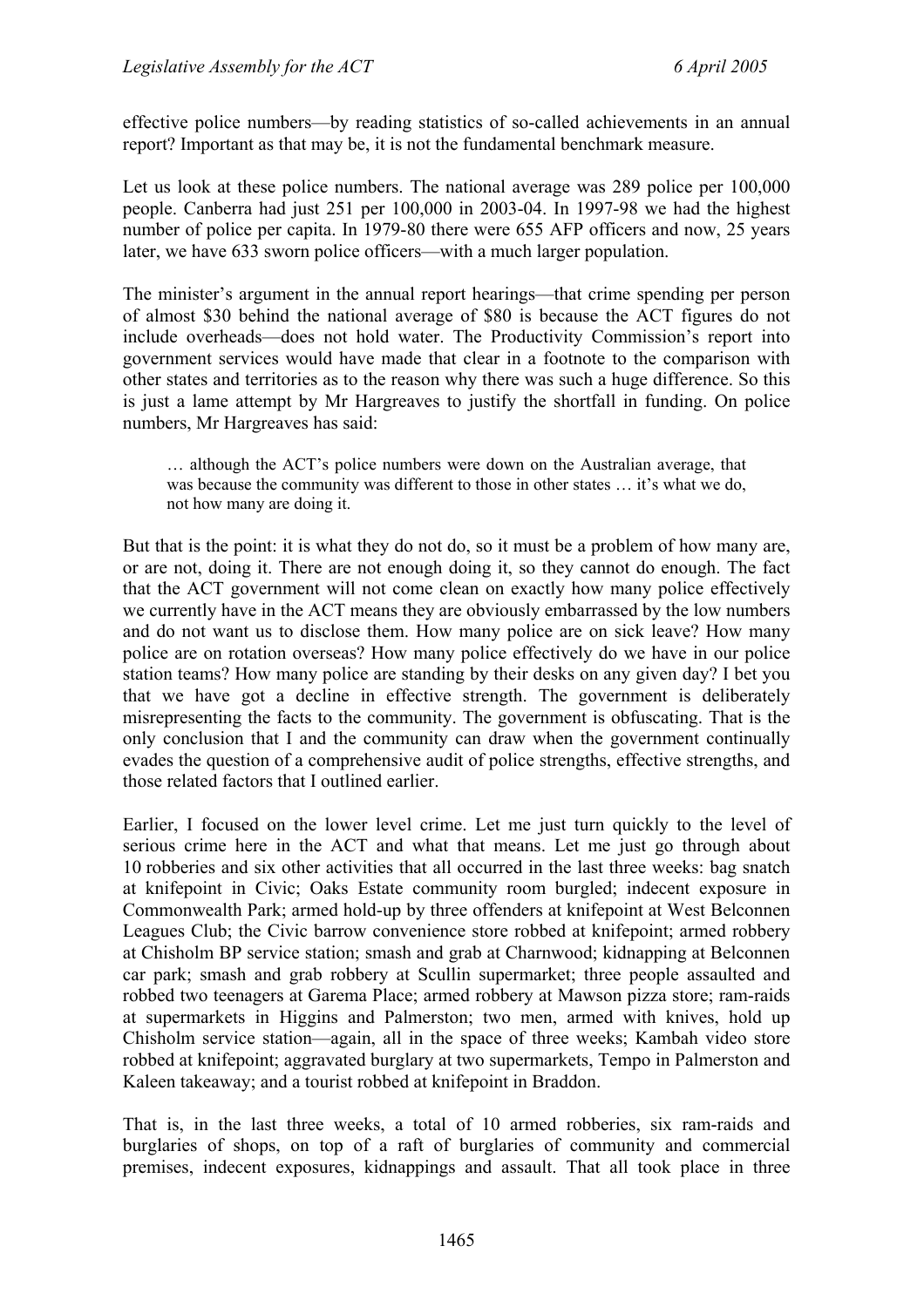effective police numbers—by reading statistics of so-called achievements in an annual report? Important as that may be, it is not the fundamental benchmark measure.

Let us look at these police numbers. The national average was 289 police per 100,000 people. Canberra had just 251 per 100,000 in 2003-04. In 1997-98 we had the highest number of police per capita. In 1979-80 there were 655 AFP officers and now, 25 years later, we have 633 sworn police officers—with a much larger population.

The minister's argument in the annual report hearings—that crime spending per person of almost $30 behind the national average of $80 is because the ACT figures do not include overheads—does not hold water. The Productivity Commission's report into government services would have made that clear in a footnote to the comparison with other states and territories as to the reason why there was such a huge difference. So this is just a lame attempt by Mr Hargreaves to justify the shortfall in funding. On police numbers, Mr Hargreaves has said:

> … although the ACT's police numbers were down on the Australian average, that was because the community was different to those in other states … it's what we do, not how many are doing it.

But that is the point: it is what they do not do, so it must be a problem of how many are, or are not, doing it. There are not enough doing it, so they cannot do enough. The fact that the ACT government will not come clean on exactly how many police effectively we currently have in the ACT means they are obviously embarrassed by the low numbers and do not want us to disclose them. How many police are on sick leave? How many police are on rotation overseas? How many police effectively do we have in our police station teams? How many police are standing by their desks on any given day? I bet you that we have got a decline in effective strength. The government is deliberately misrepresenting the facts to the community. The government is obfuscating. That is the only conclusion that I and the community can draw when the government continually evades the question of a comprehensive audit of police strengths, effective strengths, and those related factors that I outlined earlier.

Earlier, I focused on the lower level crime. Let me just turn quickly to the level of serious crime here in the ACT and what that means. Let me just go through about 10 robberies and six other activities that all occurred in the last three weeks: bag snatch at knifepoint in Civic; Oaks Estate community room burgled; indecent exposure in Commonwealth Park; armed hold-up by three offenders at knifepoint at West Belconnen Leagues Club; the Civic barrow convenience store robbed at knifepoint; armed robbery at Chisholm BP service station; smash and grab at Charnwood; kidnapping at Belconnen car park; smash and grab robbery at Scullin supermarket; three people assaulted and robbed two teenagers at Garema Place; armed robbery at Mawson pizza store; ram-raids at supermarkets in Higgins and Palmerston; two men, armed with knives, hold up Chisholm service station—again, all in the space of three weeks; Kambah video store robbed at knifepoint; aggravated burglary at two supermarkets, Tempo in Palmerston and Kaleen takeaway; and a tourist robbed at knifepoint in Braddon.

That is, in the last three weeks, a total of 10 armed robberies, six ram-raids and burglaries of shops, on top of a raft of burglaries of community and commercial premises, indecent exposures, kidnappings and assault. That all took place in three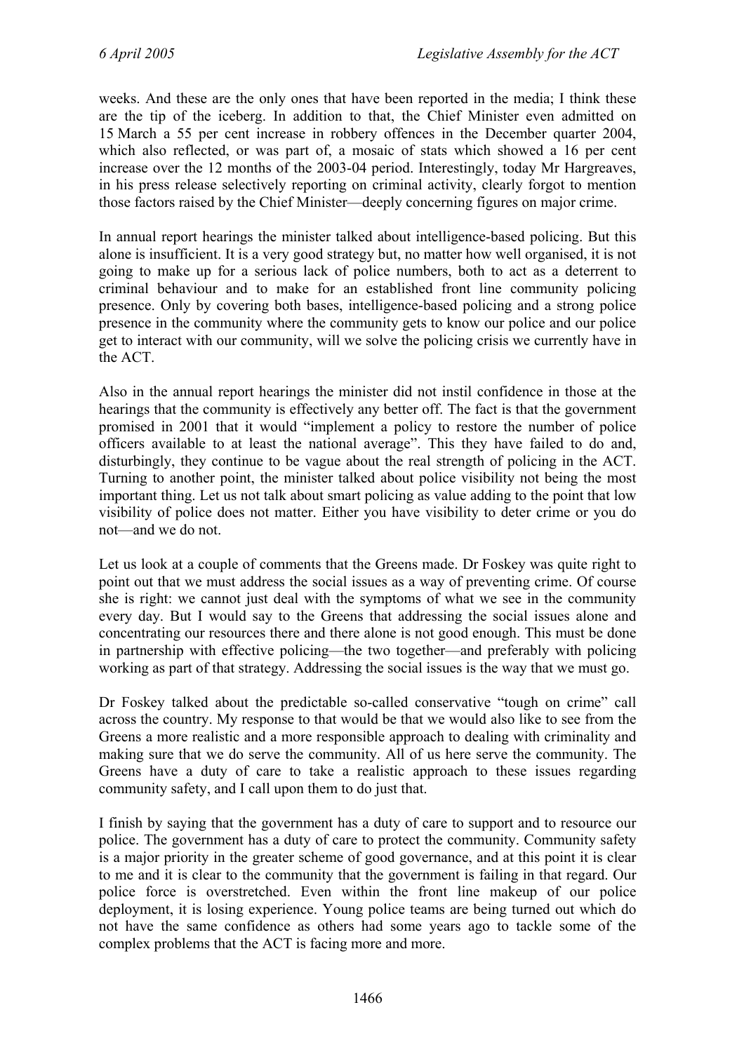weeks. And these are the only ones that have been reported in the media; I think these are the tip of the iceberg. In addition to that, the Chief Minister even admitted on 15 March a 55 per cent increase in robbery offences in the December quarter 2004, which also reflected, or was part of, a mosaic of stats which showed a 16 per cent increase over the 12 months of the 2003-04 period. Interestingly, today Mr Hargreaves, in his press release selectively reporting on criminal activity, clearly forgot to mention those factors raised by the Chief Minister—deeply concerning figures on major crime.

In annual report hearings the minister talked about intelligence-based policing. But this alone is insufficient. It is a very good strategy but, no matter how well organised, it is not going to make up for a serious lack of police numbers, both to act as a deterrent to criminal behaviour and to make for an established front line community policing presence. Only by covering both bases, intelligence-based policing and a strong police presence in the community where the community gets to know our police and our police get to interact with our community, will we solve the policing crisis we currently have in the ACT.

Also in the annual report hearings the minister did not instil confidence in those at the hearings that the community is effectively any better off. The fact is that the government promised in 2001 that it would "implement a policy to restore the number of police officers available to at least the national average". This they have failed to do and, disturbingly, they continue to be vague about the real strength of policing in the ACT. Turning to another point, the minister talked about police visibility not being the most important thing. Let us not talk about smart policing as value adding to the point that low visibility of police does not matter. Either you have visibility to deter crime or you do not—and we do not.

Let us look at a couple of comments that the Greens made. Dr Foskey was quite right to point out that we must address the social issues as a way of preventing crime. Of course she is right: we cannot just deal with the symptoms of what we see in the community every day. But I would say to the Greens that addressing the social issues alone and concentrating our resources there and there alone is not good enough. This must be done in partnership with effective policing—the two together—and preferably with policing working as part of that strategy. Addressing the social issues is the way that we must go.

Dr Foskey talked about the predictable so-called conservative "tough on crime" call across the country. My response to that would be that we would also like to see from the Greens a more realistic and a more responsible approach to dealing with criminality and making sure that we do serve the community. All of us here serve the community. The Greens have a duty of care to take a realistic approach to these issues regarding community safety, and I call upon them to do just that.

I finish by saying that the government has a duty of care to support and to resource our police. The government has a duty of care to protect the community. Community safety is a major priority in the greater scheme of good governance, and at this point it is clear to me and it is clear to the community that the government is failing in that regard. Our police force is overstretched. Even within the front line makeup of our police deployment, it is losing experience. Young police teams are being turned out which do not have the same confidence as others had some years ago to tackle some of the complex problems that the ACT is facing more and more.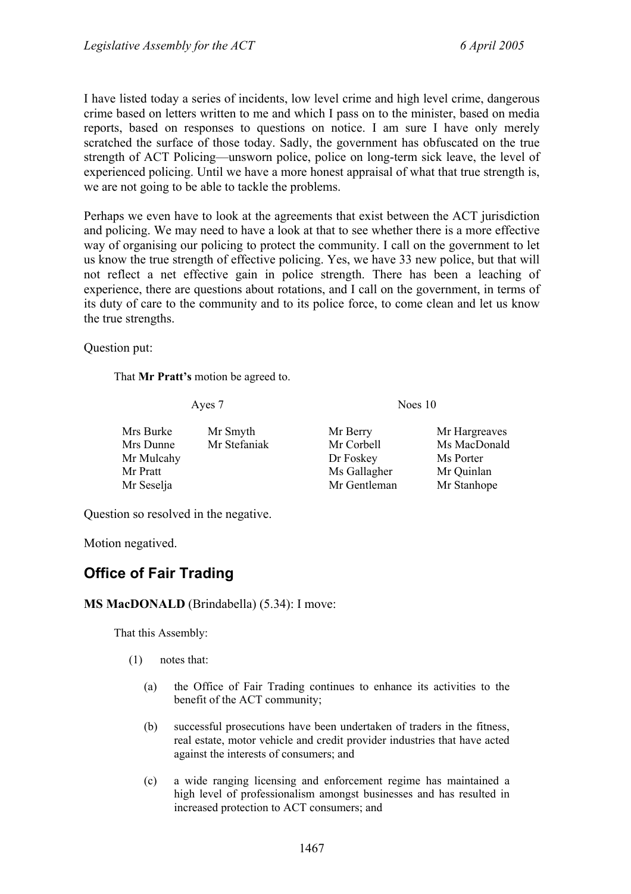I have listed today a series of incidents, low level crime and high level crime, dangerous crime based on letters written to me and which I pass on to the minister, based on media reports, based on responses to questions on notice. I am sure I have only merely scratched the surface of those today. Sadly, the government has obfuscated on the true strength of ACT Policing—unsworn police, police on long-term sick leave, the level of experienced policing. Until we have a more honest appraisal of what that true strength is, we are not going to be able to tackle the problems.

Perhaps we even have to look at the agreements that exist between the ACT jurisdiction and policing. We may need to have a look at that to see whether there is a more effective way of organising our policing to protect the community. I call on the government to let us know the true strength of effective policing. Yes, we have 33 new police, but that will not reflect a net effective gain in police strength. There has been a leaching of experience, there are questions about rotations, and I call on the government, in terms of its duty of care to the community and to its police force, to come clean and let us know the true strengths.

Question put:

> That **Mr Pratt's** motion be agreed to.

| Ayes 7 | | Noes 10 | |
|---|---|---|---|
| Mrs Burke | Mr Smyth | Mr Berry | Mr Hargreaves |
| Mrs Dunne | Mr Stefaniak | Mr Corbell | Ms MacDonald |
| Mr Mulcahy | | Dr Foskey | Ms Porter |
| Mr Pratt | | Ms Gallagher | Mr Quinlan |
| Mr Seselja | | Mr Gentleman | Mr Stanhope |

Question so resolved in the negative.

Motion negatived.

## Office of Fair Trading

**MS MacDONALD** (Brindabella) (5.34): I move:

> That this Assembly:
>
> (1) notes that:
>
> (a) the Office of Fair Trading continues to enhance its activities to the benefit of the ACT community;
>
> (b) successful prosecutions have been undertaken of traders in the fitness, real estate, motor vehicle and credit provider industries that have acted against the interests of consumers; and
>
> (c) a wide ranging licensing and enforcement regime has maintained a high level of professionalism amongst businesses and has resulted in increased protection to ACT consumers; and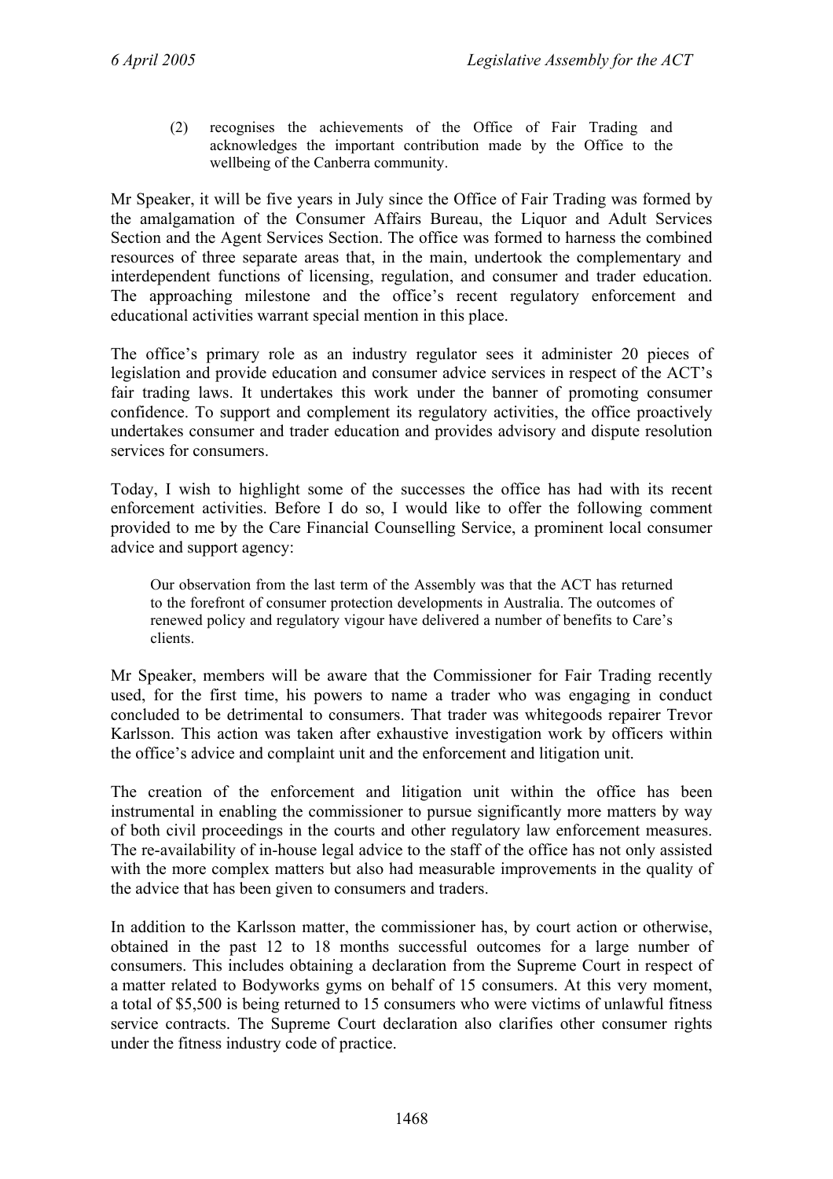(2) recognises the achievements of the Office of Fair Trading and acknowledges the important contribution made by the Office to the wellbeing of the Canberra community.

Mr Speaker, it will be five years in July since the Office of Fair Trading was formed by the amalgamation of the Consumer Affairs Bureau, the Liquor and Adult Services Section and the Agent Services Section. The office was formed to harness the combined resources of three separate areas that, in the main, undertook the complementary and interdependent functions of licensing, regulation, and consumer and trader education. The approaching milestone and the office's recent regulatory enforcement and educational activities warrant special mention in this place.

The office's primary role as an industry regulator sees it administer 20 pieces of legislation and provide education and consumer advice services in respect of the ACT's fair trading laws. It undertakes this work under the banner of promoting consumer confidence. To support and complement its regulatory activities, the office proactively undertakes consumer and trader education and provides advisory and dispute resolution services for consumers.

Today, I wish to highlight some of the successes the office has had with its recent enforcement activities. Before I do so, I would like to offer the following comment provided to me by the Care Financial Counselling Service, a prominent local consumer advice and support agency:

> Our observation from the last term of the Assembly was that the ACT has returned to the forefront of consumer protection developments in Australia. The outcomes of renewed policy and regulatory vigour have delivered a number of benefits to Care's clients.

Mr Speaker, members will be aware that the Commissioner for Fair Trading recently used, for the first time, his powers to name a trader who was engaging in conduct concluded to be detrimental to consumers. That trader was whitegoods repairer Trevor Karlsson. This action was taken after exhaustive investigation work by officers within the office's advice and complaint unit and the enforcement and litigation unit.

The creation of the enforcement and litigation unit within the office has been instrumental in enabling the commissioner to pursue significantly more matters by way of both civil proceedings in the courts and other regulatory law enforcement measures. The re-availability of in-house legal advice to the staff of the office has not only assisted with the more complex matters but also had measurable improvements in the quality of the advice that has been given to consumers and traders.

In addition to the Karlsson matter, the commissioner has, by court action or otherwise, obtained in the past 12 to 18 months successful outcomes for a large number of consumers. This includes obtaining a declaration from the Supreme Court in respect of a matter related to Bodyworks gyms on behalf of 15 consumers. At this very moment, a total of $5,500 is being returned to 15 consumers who were victims of unlawful fitness service contracts. The Supreme Court declaration also clarifies other consumer rights under the fitness industry code of practice.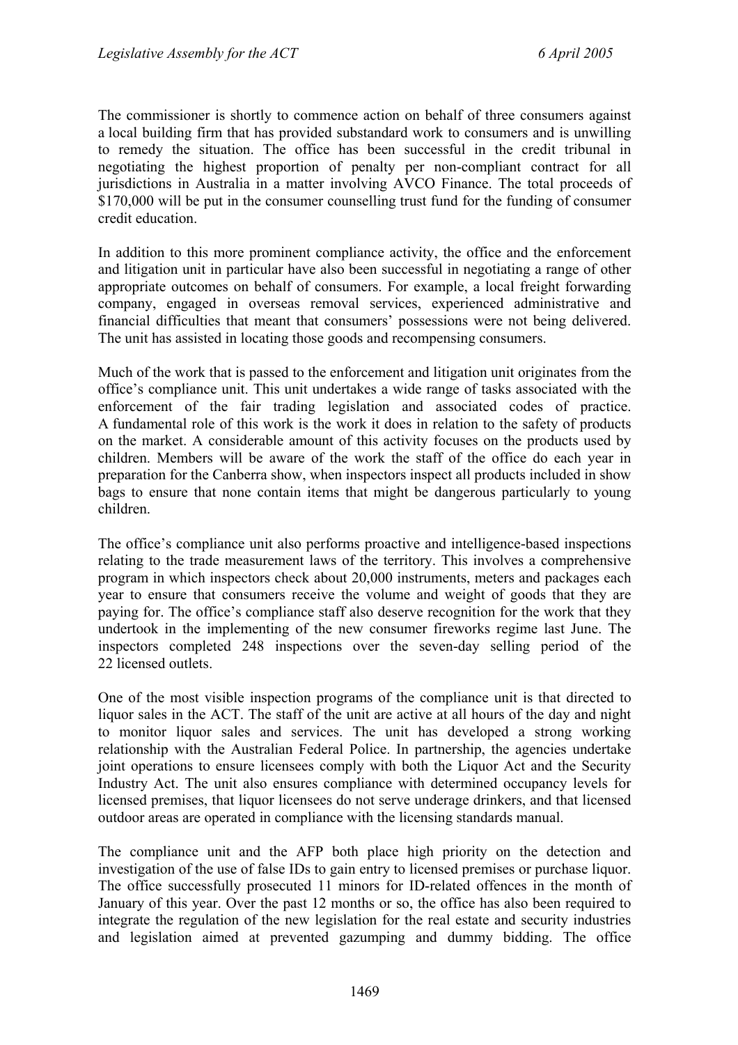The commissioner is shortly to commence action on behalf of three consumers against a local building firm that has provided substandard work to consumers and is unwilling to remedy the situation. The office has been successful in the credit tribunal in negotiating the highest proportion of penalty per non-compliant contract for all jurisdictions in Australia in a matter involving AVCO Finance. The total proceeds of $170,000 will be put in the consumer counselling trust fund for the funding of consumer credit education.

In addition to this more prominent compliance activity, the office and the enforcement and litigation unit in particular have also been successful in negotiating a range of other appropriate outcomes on behalf of consumers. For example, a local freight forwarding company, engaged in overseas removal services, experienced administrative and financial difficulties that meant that consumers' possessions were not being delivered. The unit has assisted in locating those goods and recompensing consumers.

Much of the work that is passed to the enforcement and litigation unit originates from the office's compliance unit. This unit undertakes a wide range of tasks associated with the enforcement of the fair trading legislation and associated codes of practice. A fundamental role of this work is the work it does in relation to the safety of products on the market. A considerable amount of this activity focuses on the products used by children. Members will be aware of the work the staff of the office do each year in preparation for the Canberra show, when inspectors inspect all products included in show bags to ensure that none contain items that might be dangerous particularly to young children.

The office's compliance unit also performs proactive and intelligence-based inspections relating to the trade measurement laws of the territory. This involves a comprehensive program in which inspectors check about 20,000 instruments, meters and packages each year to ensure that consumers receive the volume and weight of goods that they are paying for. The office's compliance staff also deserve recognition for the work that they undertook in the implementing of the new consumer fireworks regime last June. The inspectors completed 248 inspections over the seven-day selling period of the 22 licensed outlets.

One of the most visible inspection programs of the compliance unit is that directed to liquor sales in the ACT. The staff of the unit are active at all hours of the day and night to monitor liquor sales and services. The unit has developed a strong working relationship with the Australian Federal Police. In partnership, the agencies undertake joint operations to ensure licensees comply with both the Liquor Act and the Security Industry Act. The unit also ensures compliance with determined occupancy levels for licensed premises, that liquor licensees do not serve underage drinkers, and that licensed outdoor areas are operated in compliance with the licensing standards manual.

The compliance unit and the AFP both place high priority on the detection and investigation of the use of false IDs to gain entry to licensed premises or purchase liquor. The office successfully prosecuted 11 minors for ID-related offences in the month of January of this year. Over the past 12 months or so, the office has also been required to integrate the regulation of the new legislation for the real estate and security industries and legislation aimed at prevented gazumping and dummy bidding. The office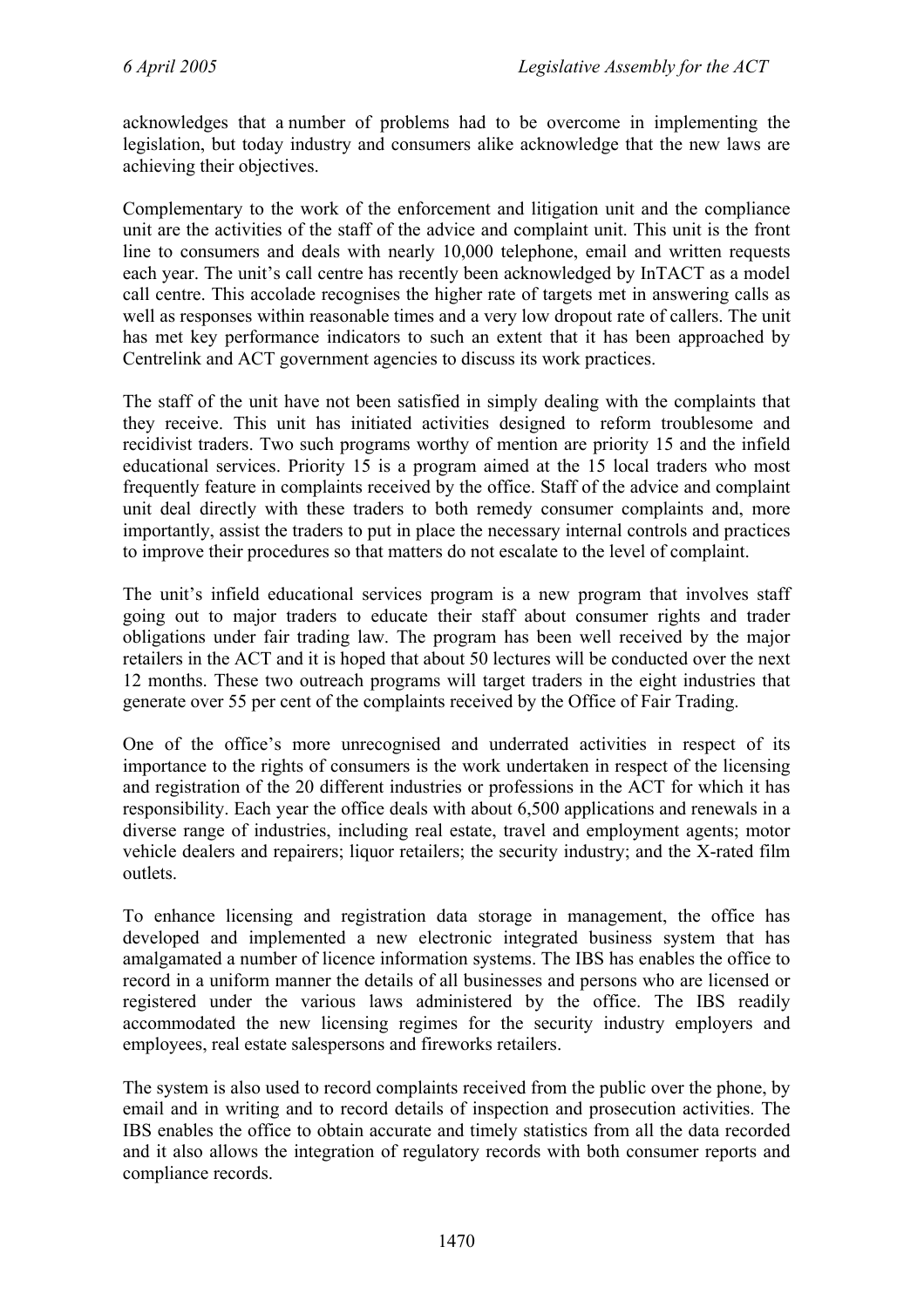acknowledges that a number of problems had to be overcome in implementing the legislation, but today industry and consumers alike acknowledge that the new laws are achieving their objectives.

Complementary to the work of the enforcement and litigation unit and the compliance unit are the activities of the staff of the advice and complaint unit. This unit is the front line to consumers and deals with nearly 10,000 telephone, email and written requests each year. The unit's call centre has recently been acknowledged by InTACT as a model call centre. This accolade recognises the higher rate of targets met in answering calls as well as responses within reasonable times and a very low dropout rate of callers. The unit has met key performance indicators to such an extent that it has been approached by Centrelink and ACT government agencies to discuss its work practices.

The staff of the unit have not been satisfied in simply dealing with the complaints that they receive. This unit has initiated activities designed to reform troublesome and recidivist traders. Two such programs worthy of mention are priority 15 and the infield educational services. Priority 15 is a program aimed at the 15 local traders who most frequently feature in complaints received by the office. Staff of the advice and complaint unit deal directly with these traders to both remedy consumer complaints and, more importantly, assist the traders to put in place the necessary internal controls and practices to improve their procedures so that matters do not escalate to the level of complaint.

The unit's infield educational services program is a new program that involves staff going out to major traders to educate their staff about consumer rights and trader obligations under fair trading law. The program has been well received by the major retailers in the ACT and it is hoped that about 50 lectures will be conducted over the next 12 months. These two outreach programs will target traders in the eight industries that generate over 55 per cent of the complaints received by the Office of Fair Trading.

One of the office's more unrecognised and underrated activities in respect of its importance to the rights of consumers is the work undertaken in respect of the licensing and registration of the 20 different industries or professions in the ACT for which it has responsibility. Each year the office deals with about 6,500 applications and renewals in a diverse range of industries, including real estate, travel and employment agents; motor vehicle dealers and repairers; liquor retailers; the security industry; and the X-rated film outlets.

To enhance licensing and registration data storage in management, the office has developed and implemented a new electronic integrated business system that has amalgamated a number of licence information systems. The IBS has enables the office to record in a uniform manner the details of all businesses and persons who are licensed or registered under the various laws administered by the office. The IBS readily accommodated the new licensing regimes for the security industry employers and employees, real estate salespersons and fireworks retailers.

The system is also used to record complaints received from the public over the phone, by email and in writing and to record details of inspection and prosecution activities. The IBS enables the office to obtain accurate and timely statistics from all the data recorded and it also allows the integration of regulatory records with both consumer reports and compliance records.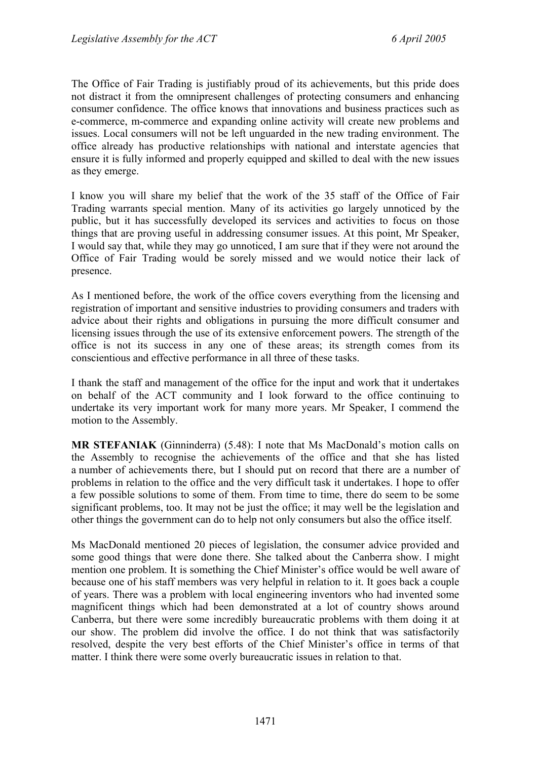The Office of Fair Trading is justifiably proud of its achievements, but this pride does not distract it from the omnipresent challenges of protecting consumers and enhancing consumer confidence. The office knows that innovations and business practices such as e-commerce, m-commerce and expanding online activity will create new problems and issues. Local consumers will not be left unguarded in the new trading environment. The office already has productive relationships with national and interstate agencies that ensure it is fully informed and properly equipped and skilled to deal with the new issues as they emerge.

I know you will share my belief that the work of the 35 staff of the Office of Fair Trading warrants special mention. Many of its activities go largely unnoticed by the public, but it has successfully developed its services and activities to focus on those things that are proving useful in addressing consumer issues. At this point, Mr Speaker, I would say that, while they may go unnoticed, I am sure that if they were not around the Office of Fair Trading would be sorely missed and we would notice their lack of presence.

As I mentioned before, the work of the office covers everything from the licensing and registration of important and sensitive industries to providing consumers and traders with advice about their rights and obligations in pursuing the more difficult consumer and licensing issues through the use of its extensive enforcement powers. The strength of the office is not its success in any one of these areas; its strength comes from its conscientious and effective performance in all three of these tasks.

I thank the staff and management of the office for the input and work that it undertakes on behalf of the ACT community and I look forward to the office continuing to undertake its very important work for many more years. Mr Speaker, I commend the motion to the Assembly.

**MR STEFANIAK** (Ginninderra) (5.48): I note that Ms MacDonald's motion calls on the Assembly to recognise the achievements of the office and that she has listed a number of achievements there, but I should put on record that there are a number of problems in relation to the office and the very difficult task it undertakes. I hope to offer a few possible solutions to some of them. From time to time, there do seem to be some significant problems, too. It may not be just the office; it may well be the legislation and other things the government can do to help not only consumers but also the office itself.

Ms MacDonald mentioned 20 pieces of legislation, the consumer advice provided and some good things that were done there. She talked about the Canberra show. I might mention one problem. It is something the Chief Minister's office would be well aware of because one of his staff members was very helpful in relation to it. It goes back a couple of years. There was a problem with local engineering inventors who had invented some magnificent things which had been demonstrated at a lot of country shows around Canberra, but there were some incredibly bureaucratic problems with them doing it at our show. The problem did involve the office. I do not think that was satisfactorily resolved, despite the very best efforts of the Chief Minister's office in terms of that matter. I think there were some overly bureaucratic issues in relation to that.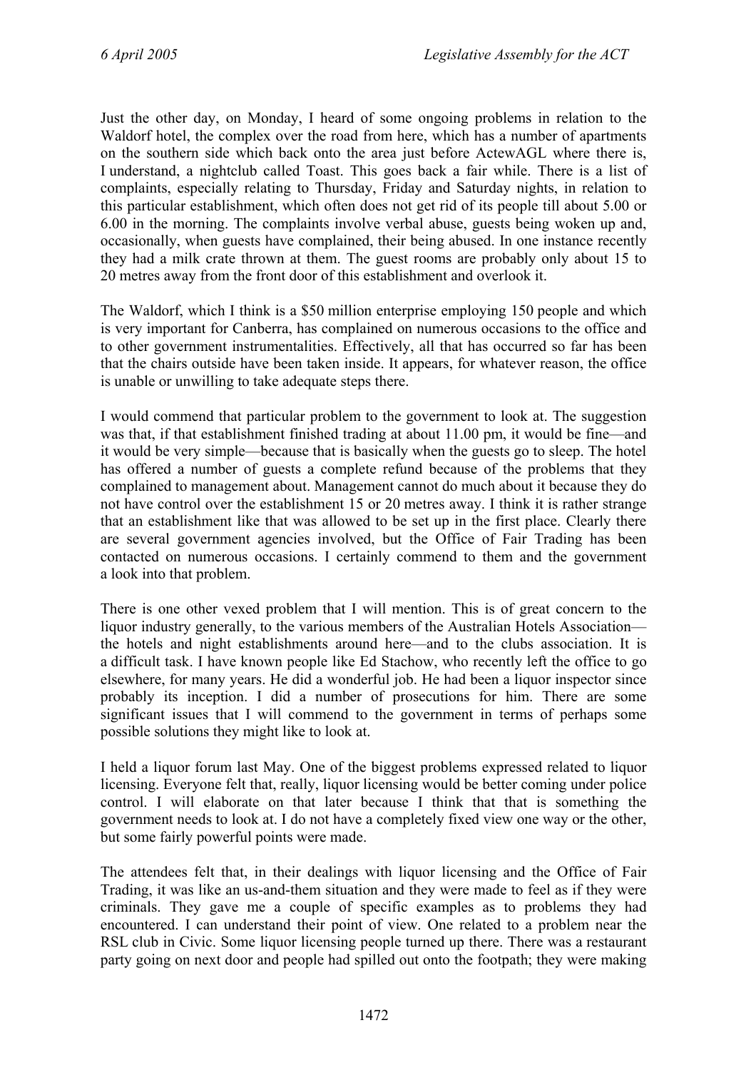Just the other day, on Monday, I heard of some ongoing problems in relation to the Waldorf hotel, the complex over the road from here, which has a number of apartments on the southern side which back onto the area just before ActewAGL where there is, I understand, a nightclub called Toast. This goes back a fair while. There is a list of complaints, especially relating to Thursday, Friday and Saturday nights, in relation to this particular establishment, which often does not get rid of its people till about 5.00 or 6.00 in the morning. The complaints involve verbal abuse, guests being woken up and, occasionally, when guests have complained, their being abused. In one instance recently they had a milk crate thrown at them. The guest rooms are probably only about 15 to 20 metres away from the front door of this establishment and overlook it.

The Waldorf, which I think is a $50 million enterprise employing 150 people and which is very important for Canberra, has complained on numerous occasions to the office and to other government instrumentalities. Effectively, all that has occurred so far has been that the chairs outside have been taken inside. It appears, for whatever reason, the office is unable or unwilling to take adequate steps there.

I would commend that particular problem to the government to look at. The suggestion was that, if that establishment finished trading at about 11.00 pm, it would be fine—and it would be very simple—because that is basically when the guests go to sleep. The hotel has offered a number of guests a complete refund because of the problems that they complained to management about. Management cannot do much about it because they do not have control over the establishment 15 or 20 metres away. I think it is rather strange that an establishment like that was allowed to be set up in the first place. Clearly there are several government agencies involved, but the Office of Fair Trading has been contacted on numerous occasions. I certainly commend to them and the government a look into that problem.

There is one other vexed problem that I will mention. This is of great concern to the liquor industry generally, to the various members of the Australian Hotels Association—the hotels and night establishments around here—and to the clubs association. It is a difficult task. I have known people like Ed Stachow, who recently left the office to go elsewhere, for many years. He did a wonderful job. He had been a liquor inspector since probably its inception. I did a number of prosecutions for him. There are some significant issues that I will commend to the government in terms of perhaps some possible solutions they might like to look at.

I held a liquor forum last May. One of the biggest problems expressed related to liquor licensing. Everyone felt that, really, liquor licensing would be better coming under police control. I will elaborate on that later because I think that that is something the government needs to look at. I do not have a completely fixed view one way or the other, but some fairly powerful points were made.

The attendees felt that, in their dealings with liquor licensing and the Office of Fair Trading, it was like an us-and-them situation and they were made to feel as if they were criminals. They gave me a couple of specific examples as to problems they had encountered. I can understand their point of view. One related to a problem near the RSL club in Civic. Some liquor licensing people turned up there. There was a restaurant party going on next door and people had spilled out onto the footpath; they were making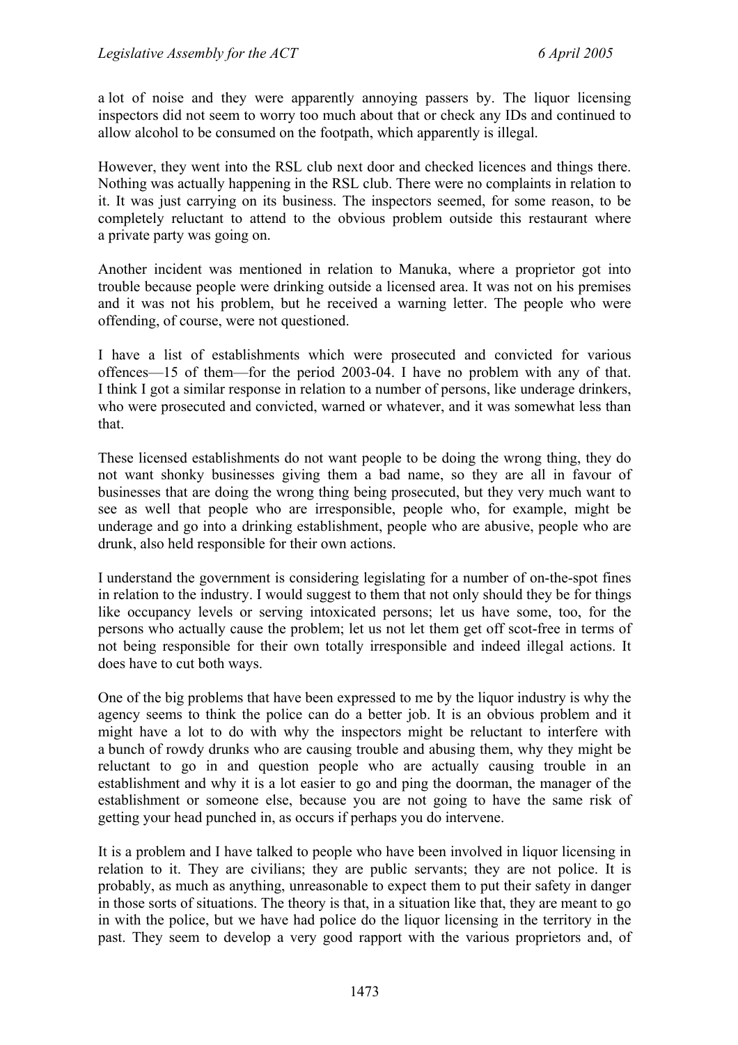a lot of noise and they were apparently annoying passers by. The liquor licensing inspectors did not seem to worry too much about that or check any IDs and continued to allow alcohol to be consumed on the footpath, which apparently is illegal.

However, they went into the RSL club next door and checked licences and things there. Nothing was actually happening in the RSL club. There were no complaints in relation to it. It was just carrying on its business. The inspectors seemed, for some reason, to be completely reluctant to attend to the obvious problem outside this restaurant where a private party was going on.

Another incident was mentioned in relation to Manuka, where a proprietor got into trouble because people were drinking outside a licensed area. It was not on his premises and it was not his problem, but he received a warning letter. The people who were offending, of course, were not questioned.

I have a list of establishments which were prosecuted and convicted for various offences—15 of them—for the period 2003-04. I have no problem with any of that. I think I got a similar response in relation to a number of persons, like underage drinkers, who were prosecuted and convicted, warned or whatever, and it was somewhat less than that.

These licensed establishments do not want people to be doing the wrong thing, they do not want shonky businesses giving them a bad name, so they are all in favour of businesses that are doing the wrong thing being prosecuted, but they very much want to see as well that people who are irresponsible, people who, for example, might be underage and go into a drinking establishment, people who are abusive, people who are drunk, also held responsible for their own actions.

I understand the government is considering legislating for a number of on-the-spot fines in relation to the industry. I would suggest to them that not only should they be for things like occupancy levels or serving intoxicated persons; let us have some, too, for the persons who actually cause the problem; let us not let them get off scot-free in terms of not being responsible for their own totally irresponsible and indeed illegal actions. It does have to cut both ways.

One of the big problems that have been expressed to me by the liquor industry is why the agency seems to think the police can do a better job. It is an obvious problem and it might have a lot to do with why the inspectors might be reluctant to interfere with a bunch of rowdy drunks who are causing trouble and abusing them, why they might be reluctant to go in and question people who are actually causing trouble in an establishment and why it is a lot easier to go and ping the doorman, the manager of the establishment or someone else, because you are not going to have the same risk of getting your head punched in, as occurs if perhaps you do intervene.

It is a problem and I have talked to people who have been involved in liquor licensing in relation to it. They are civilians; they are public servants; they are not police. It is probably, as much as anything, unreasonable to expect them to put their safety in danger in those sorts of situations. The theory is that, in a situation like that, they are meant to go in with the police, but we have had police do the liquor licensing in the territory in the past. They seem to develop a very good rapport with the various proprietors and, of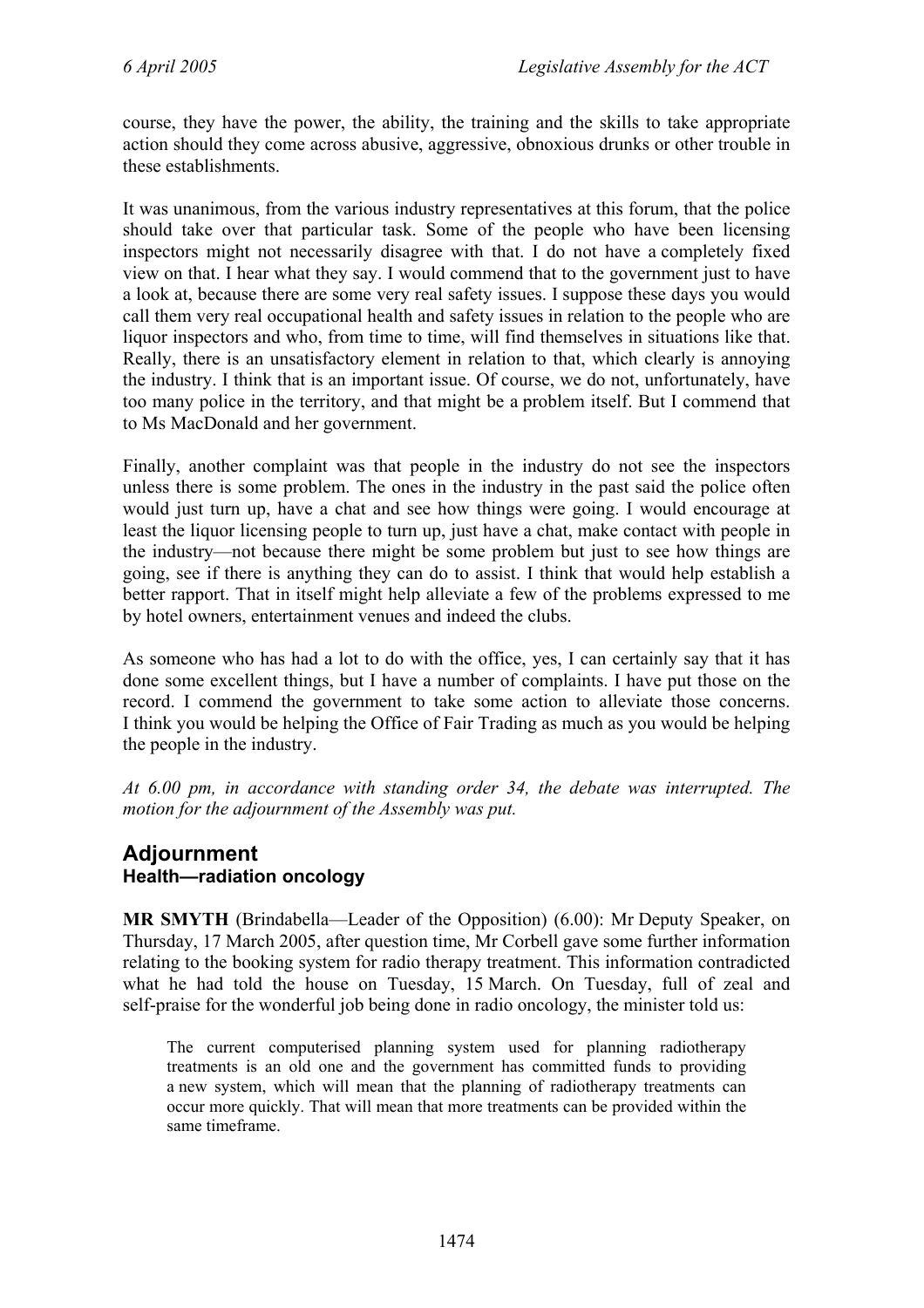course, they have the power, the ability, the training and the skills to take appropriate action should they come across abusive, aggressive, obnoxious drunks or other trouble in these establishments.

It was unanimous, from the various industry representatives at this forum, that the police should take over that particular task. Some of the people who have been licensing inspectors might not necessarily disagree with that. I do not have a completely fixed view on that. I hear what they say. I would commend that to the government just to have a look at, because there are some very real safety issues. I suppose these days you would call them very real occupational health and safety issues in relation to the people who are liquor inspectors and who, from time to time, will find themselves in situations like that. Really, there is an unsatisfactory element in relation to that, which clearly is annoying the industry. I think that is an important issue. Of course, we do not, unfortunately, have too many police in the territory, and that might be a problem itself. But I commend that to Ms MacDonald and her government.

Finally, another complaint was that people in the industry do not see the inspectors unless there is some problem. The ones in the industry in the past said the police often would just turn up, have a chat and see how things were going. I would encourage at least the liquor licensing people to turn up, just have a chat, make contact with people in the industry—not because there might be some problem but just to see how things are going, see if there is anything they can do to assist. I think that would help establish a better rapport. That in itself might help alleviate a few of the problems expressed to me by hotel owners, entertainment venues and indeed the clubs.

As someone who has had a lot to do with the office, yes, I can certainly say that it has done some excellent things, but I have a number of complaints. I have put those on the record. I commend the government to take some action to alleviate those concerns. I think you would be helping the Office of Fair Trading as much as you would be helping the people in the industry.

*At 6.00 pm, in accordance with standing order 34, the debate was interrupted. The motion for the adjournment of the Assembly was put.*

## Adjournment

### Health—radiation oncology

**MR SMYTH** (Brindabella—Leader of the Opposition) (6.00): Mr Deputy Speaker, on Thursday, 17 March 2005, after question time, Mr Corbell gave some further information relating to the booking system for radio therapy treatment. This information contradicted what he had told the house on Tuesday, 15 March. On Tuesday, full of zeal and self-praise for the wonderful job being done in radio oncology, the minister told us:

> The current computerised planning system used for planning radiotherapy treatments is an old one and the government has committed funds to providing a new system, which will mean that the planning of radiotherapy treatments can occur more quickly. That will mean that more treatments can be provided within the same timeframe.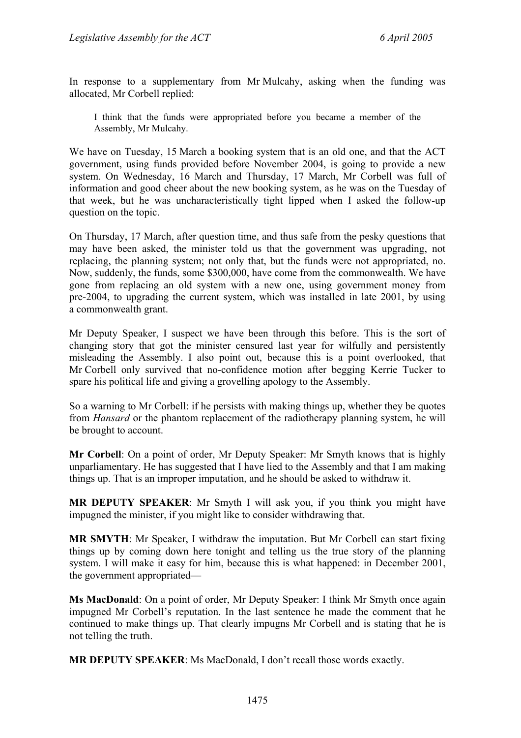In response to a supplementary from Mr Mulcahy, asking when the funding was allocated, Mr Corbell replied:

> I think that the funds were appropriated before you became a member of the Assembly, Mr Mulcahy.

We have on Tuesday, 15 March a booking system that is an old one, and that the ACT government, using funds provided before November 2004, is going to provide a new system. On Wednesday, 16 March and Thursday, 17 March, Mr Corbell was full of information and good cheer about the new booking system, as he was on the Tuesday of that week, but he was uncharacteristically tight lipped when I asked the follow-up question on the topic.

On Thursday, 17 March, after question time, and thus safe from the pesky questions that may have been asked, the minister told us that the government was upgrading, not replacing, the planning system; not only that, but the funds were not appropriated, no. Now, suddenly, the funds, some $300,000, have come from the commonwealth. We have gone from replacing an old system with a new one, using government money from pre-2004, to upgrading the current system, which was installed in late 2001, by using a commonwealth grant.

Mr Deputy Speaker, I suspect we have been through this before. This is the sort of changing story that got the minister censured last year for wilfully and persistently misleading the Assembly. I also point out, because this is a point overlooked, that Mr Corbell only survived that no-confidence motion after begging Kerrie Tucker to spare his political life and giving a grovelling apology to the Assembly.

So a warning to Mr Corbell: if he persists with making things up, whether they be quotes from *Hansard* or the phantom replacement of the radiotherapy planning system, he will be brought to account.

**Mr Corbell**: On a point of order, Mr Deputy Speaker: Mr Smyth knows that is highly unparliamentary. He has suggested that I have lied to the Assembly and that I am making things up. That is an improper imputation, and he should be asked to withdraw it.

**MR DEPUTY SPEAKER**: Mr Smyth I will ask you, if you think you might have impugned the minister, if you might like to consider withdrawing that.

**MR SMYTH**: Mr Speaker, I withdraw the imputation. But Mr Corbell can start fixing things up by coming down here tonight and telling us the true story of the planning system. I will make it easy for him, because this is what happened: in December 2001, the government appropriated—

**Ms MacDonald**: On a point of order, Mr Deputy Speaker: I think Mr Smyth once again impugned Mr Corbell's reputation. In the last sentence he made the comment that he continued to make things up. That clearly impugns Mr Corbell and is stating that he is not telling the truth.

**MR DEPUTY SPEAKER**: Ms MacDonald, I don't recall those words exactly.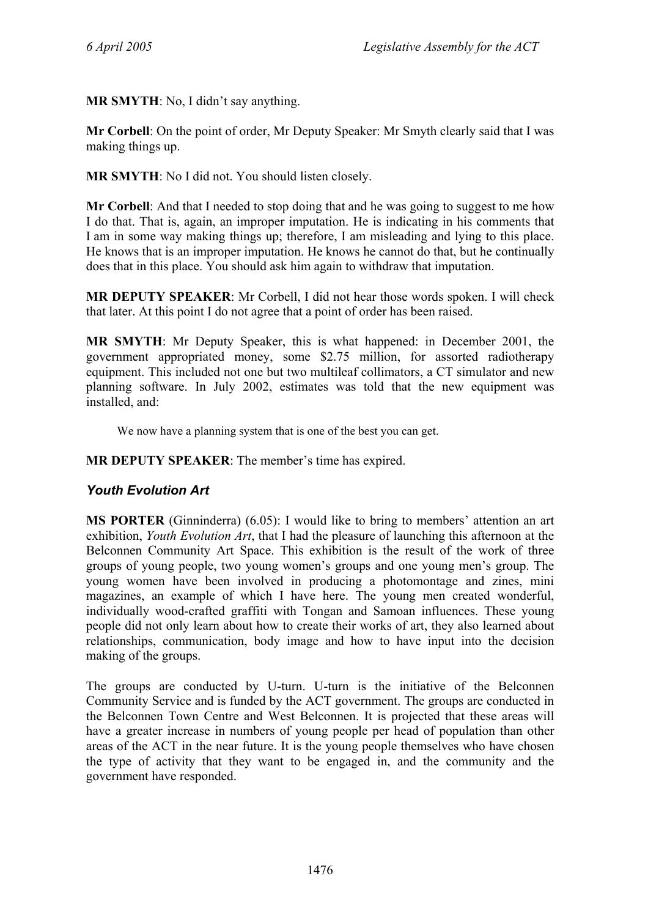**MR SMYTH**: No, I didn't say anything.

**Mr Corbell**: On the point of order, Mr Deputy Speaker: Mr Smyth clearly said that I was making things up.

**MR SMYTH**: No I did not. You should listen closely.

**Mr Corbell**: And that I needed to stop doing that and he was going to suggest to me how I do that. That is, again, an improper imputation. He is indicating in his comments that I am in some way making things up; therefore, I am misleading and lying to this place. He knows that is an improper imputation. He knows he cannot do that, but he continually does that in this place. You should ask him again to withdraw that imputation.

**MR DEPUTY SPEAKER**: Mr Corbell, I did not hear those words spoken. I will check that later. At this point I do not agree that a point of order has been raised.

**MR SMYTH**: Mr Deputy Speaker, this is what happened: in December 2001, the government appropriated money, some $2.75 million, for assorted radiotherapy equipment. This included not one but two multileaf collimators, a CT simulator and new planning software. In July 2002, estimates was told that the new equipment was installed, and:

> We now have a planning system that is one of the best you can get.

**MR DEPUTY SPEAKER**: The member's time has expired.

### *Youth Evolution Art*

**MS PORTER** (Ginninderra) (6.05): I would like to bring to members' attention an art exhibition, *Youth Evolution Art*, that I had the pleasure of launching this afternoon at the Belconnen Community Art Space. This exhibition is the result of the work of three groups of young people, two young women's groups and one young men's group. The young women have been involved in producing a photomontage and zines, mini magazines, an example of which I have here. The young men created wonderful, individually wood-crafted graffiti with Tongan and Samoan influences. These young people did not only learn about how to create their works of art, they also learned about relationships, communication, body image and how to have input into the decision making of the groups.

The groups are conducted by U-turn. U-turn is the initiative of the Belconnen Community Service and is funded by the ACT government. The groups are conducted in the Belconnen Town Centre and West Belconnen. It is projected that these areas will have a greater increase in numbers of young people per head of population than other areas of the ACT in the near future. It is the young people themselves who have chosen the type of activity that they want to be engaged in, and the community and the government have responded.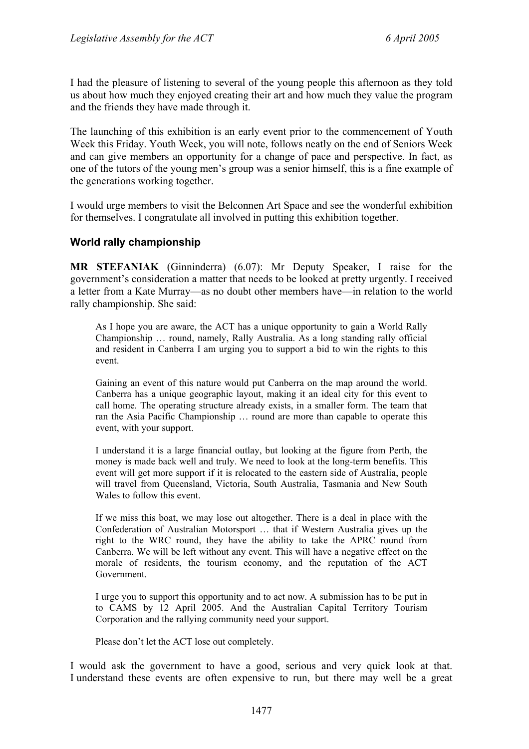I had the pleasure of listening to several of the young people this afternoon as they told us about how much they enjoyed creating their art and how much they value the program and the friends they have made through it.

The launching of this exhibition is an early event prior to the commencement of Youth Week this Friday. Youth Week, you will note, follows neatly on the end of Seniors Week and can give members an opportunity for a change of pace and perspective. In fact, as one of the tutors of the young men's group was a senior himself, this is a fine example of the generations working together.

I would urge members to visit the Belconnen Art Space and see the wonderful exhibition for themselves. I congratulate all involved in putting this exhibition together.

### World rally championship

**MR STEFANIAK** (Ginninderra) (6.07): Mr Deputy Speaker, I raise for the government's consideration a matter that needs to be looked at pretty urgently. I received a letter from a Kate Murray—as no doubt other members have—in relation to the world rally championship. She said:

> As I hope you are aware, the ACT has a unique opportunity to gain a World Rally Championship … round, namely, Rally Australia. As a long standing rally official and resident in Canberra I am urging you to support a bid to win the rights to this event.
>
> Gaining an event of this nature would put Canberra on the map around the world. Canberra has a unique geographic layout, making it an ideal city for this event to call home. The operating structure already exists, in a smaller form. The team that ran the Asia Pacific Championship … round are more than capable to operate this event, with your support.
>
> I understand it is a large financial outlay, but looking at the figure from Perth, the money is made back well and truly. We need to look at the long-term benefits. This event will get more support if it is relocated to the eastern side of Australia, people will travel from Queensland, Victoria, South Australia, Tasmania and New South Wales to follow this event.
>
> If we miss this boat, we may lose out altogether. There is a deal in place with the Confederation of Australian Motorsport … that if Western Australia gives up the right to the WRC round, they have the ability to take the APRC round from Canberra. We will be left without any event. This will have a negative effect on the morale of residents, the tourism economy, and the reputation of the ACT Government.
>
> I urge you to support this opportunity and to act now. A submission has to be put in to CAMS by 12 April 2005. And the Australian Capital Territory Tourism Corporation and the rallying community need your support.
>
> Please don't let the ACT lose out completely.

I would ask the government to have a good, serious and very quick look at that. I understand these events are often expensive to run, but there may well be a great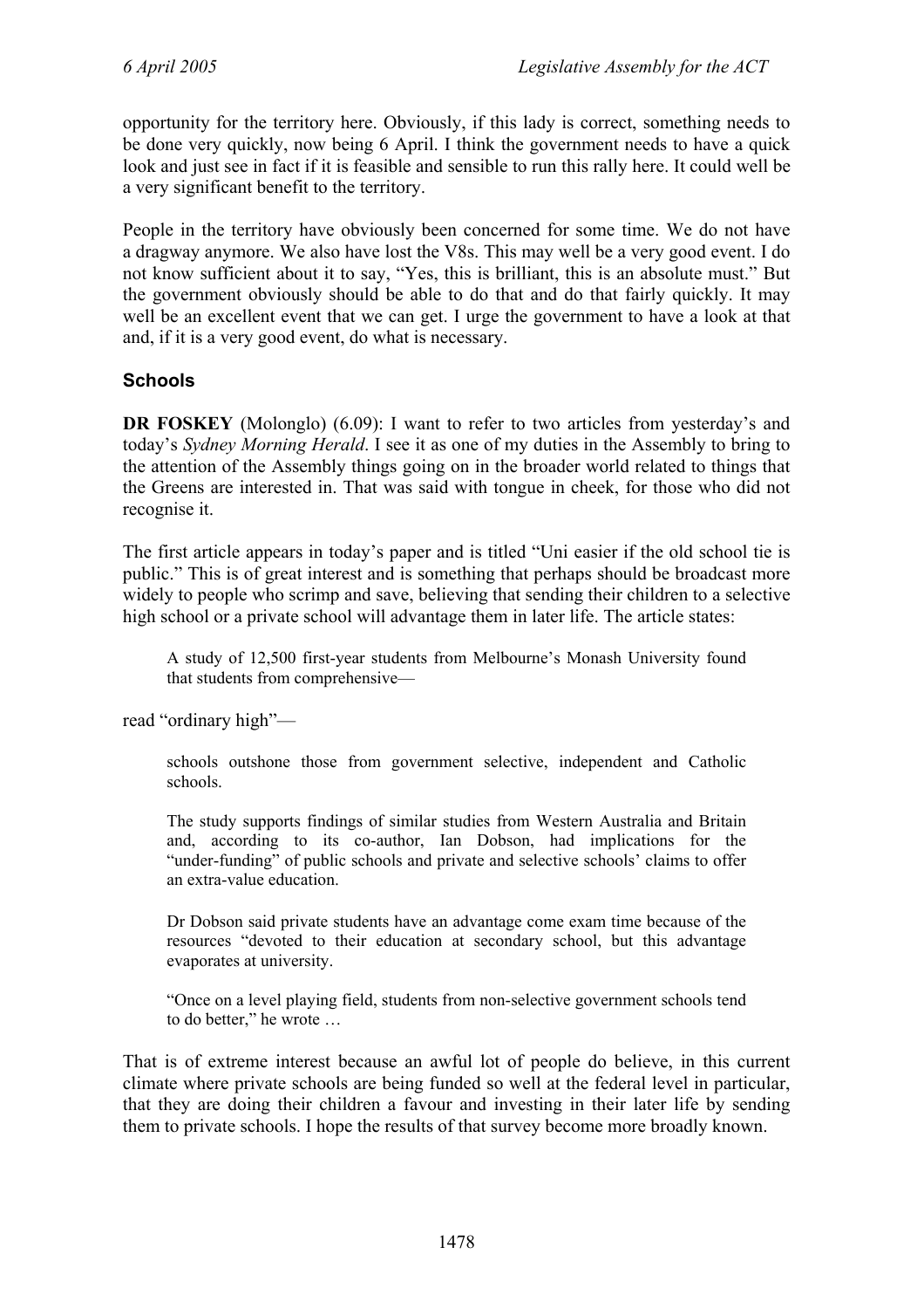opportunity for the territory here. Obviously, if this lady is correct, something needs to be done very quickly, now being 6 April. I think the government needs to have a quick look and just see in fact if it is feasible and sensible to run this rally here. It could well be a very significant benefit to the territory.

People in the territory have obviously been concerned for some time. We do not have a dragway anymore. We also have lost the V8s. This may well be a very good event. I do not know sufficient about it to say, "Yes, this is brilliant, this is an absolute must." But the government obviously should be able to do that and do that fairly quickly. It may well be an excellent event that we can get. I urge the government to have a look at that and, if it is a very good event, do what is necessary.

## Schools

**DR FOSKEY** (Molonglo) (6.09): I want to refer to two articles from yesterday's and today's *Sydney Morning Herald*. I see it as one of my duties in the Assembly to bring to the attention of the Assembly things going on in the broader world related to things that the Greens are interested in. That was said with tongue in cheek, for those who did not recognise it.

The first article appears in today's paper and is titled "Uni easier if the old school tie is public." This is of great interest and is something that perhaps should be broadcast more widely to people who scrimp and save, believing that sending their children to a selective high school or a private school will advantage them in later life. The article states:

> A study of 12,500 first-year students from Melbourne's Monash University found that students from comprehensive—

read "ordinary high"—

> schools outshone those from government selective, independent and Catholic schools.
>
> The study supports findings of similar studies from Western Australia and Britain and, according to its co-author, Ian Dobson, had implications for the "under-funding" of public schools and private and selective schools' claims to offer an extra-value education.
>
> Dr Dobson said private students have an advantage come exam time because of the resources "devoted to their education at secondary school, but this advantage evaporates at university.
>
> "Once on a level playing field, students from non-selective government schools tend to do better," he wrote …

That is of extreme interest because an awful lot of people do believe, in this current climate where private schools are being funded so well at the federal level in particular, that they are doing their children a favour and investing in their later life by sending them to private schools. I hope the results of that survey become more broadly known.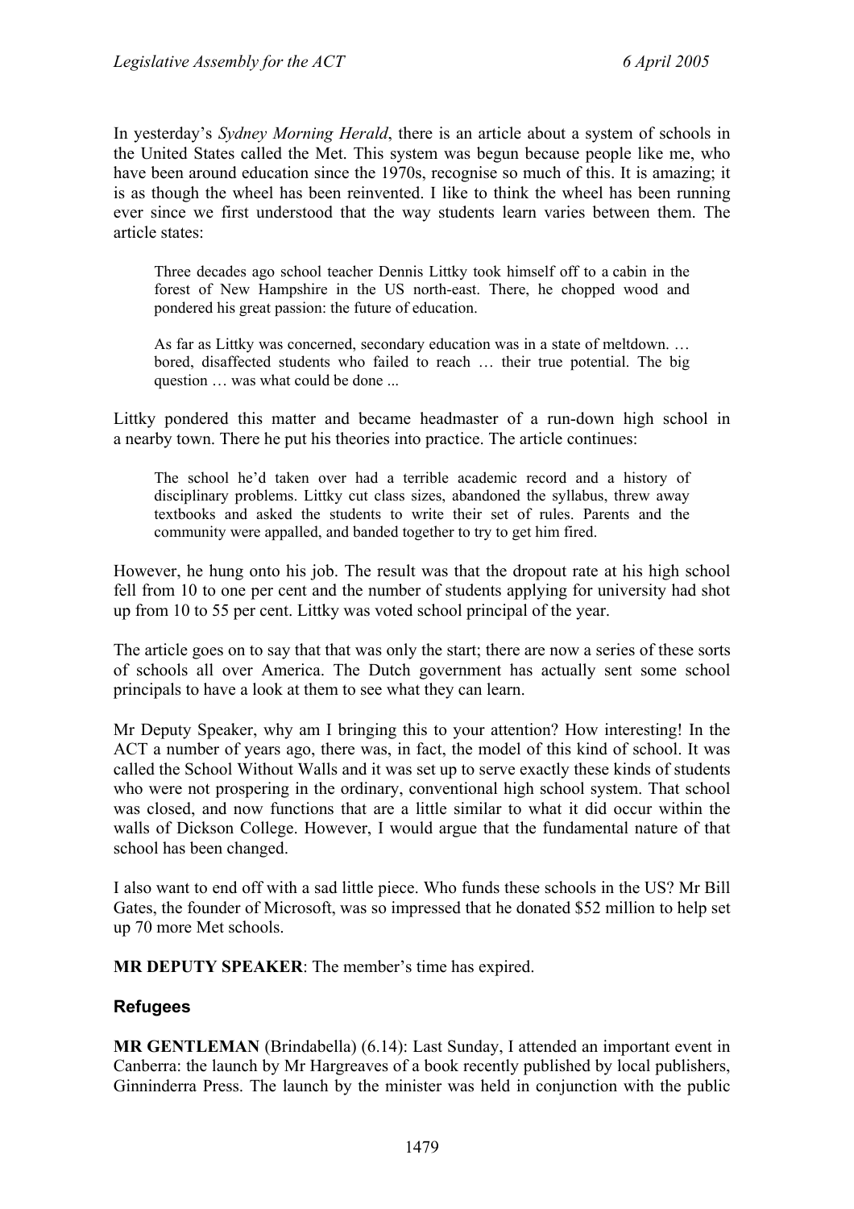In yesterday's *Sydney Morning Herald*, there is an article about a system of schools in the United States called the Met. This system was begun because people like me, who have been around education since the 1970s, recognise so much of this. It is amazing; it is as though the wheel has been reinvented. I like to think the wheel has been running ever since we first understood that the way students learn varies between them. The article states:

> Three decades ago school teacher Dennis Littky took himself off to a cabin in the forest of New Hampshire in the US north-east. There, he chopped wood and pondered his great passion: the future of education.
>
> As far as Littky was concerned, secondary education was in a state of meltdown. … bored, disaffected students who failed to reach … their true potential. The big question … was what could be done ...

Littky pondered this matter and became headmaster of a run-down high school in a nearby town. There he put his theories into practice. The article continues:

> The school he'd taken over had a terrible academic record and a history of disciplinary problems. Littky cut class sizes, abandoned the syllabus, threw away textbooks and asked the students to write their set of rules. Parents and the community were appalled, and banded together to try to get him fired.

However, he hung onto his job. The result was that the dropout rate at his high school fell from 10 to one per cent and the number of students applying for university had shot up from 10 to 55 per cent. Littky was voted school principal of the year.

The article goes on to say that that was only the start; there are now a series of these sorts of schools all over America. The Dutch government has actually sent some school principals to have a look at them to see what they can learn.

Mr Deputy Speaker, why am I bringing this to your attention? How interesting! In the ACT a number of years ago, there was, in fact, the model of this kind of school. It was called the School Without Walls and it was set up to serve exactly these kinds of students who were not prospering in the ordinary, conventional high school system. That school was closed, and now functions that are a little similar to what it did occur within the walls of Dickson College. However, I would argue that the fundamental nature of that school has been changed.

I also want to end off with a sad little piece. Who funds these schools in the US? Mr Bill Gates, the founder of Microsoft, was so impressed that he donated $52 million to help set up 70 more Met schools.

**MR DEPUTY SPEAKER**: The member's time has expired.

### Refugees

**MR GENTLEMAN** (Brindabella) (6.14): Last Sunday, I attended an important event in Canberra: the launch by Mr Hargreaves of a book recently published by local publishers, Ginninderra Press. The launch by the minister was held in conjunction with the public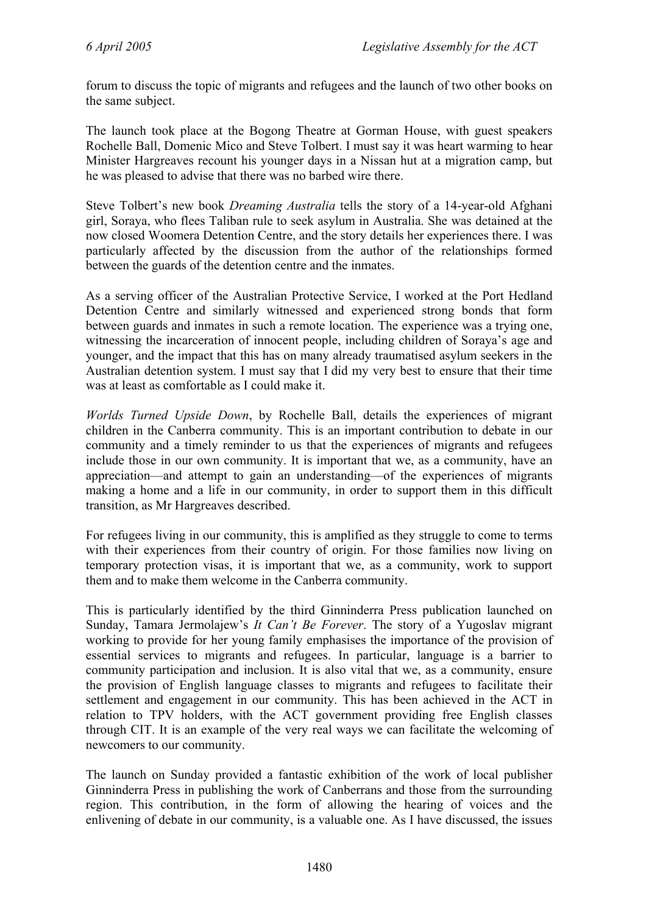forum to discuss the topic of migrants and refugees and the launch of two other books on the same subject.

The launch took place at the Bogong Theatre at Gorman House, with guest speakers Rochelle Ball, Domenic Mico and Steve Tolbert. I must say it was heart warming to hear Minister Hargreaves recount his younger days in a Nissan hut at a migration camp, but he was pleased to advise that there was no barbed wire there.

Steve Tolbert's new book *Dreaming Australia* tells the story of a 14-year-old Afghani girl, Soraya, who flees Taliban rule to seek asylum in Australia. She was detained at the now closed Woomera Detention Centre, and the story details her experiences there. I was particularly affected by the discussion from the author of the relationships formed between the guards of the detention centre and the inmates.

As a serving officer of the Australian Protective Service, I worked at the Port Hedland Detention Centre and similarly witnessed and experienced strong bonds that form between guards and inmates in such a remote location. The experience was a trying one, witnessing the incarceration of innocent people, including children of Soraya's age and younger, and the impact that this has on many already traumatised asylum seekers in the Australian detention system. I must say that I did my very best to ensure that their time was at least as comfortable as I could make it.

*Worlds Turned Upside Down*, by Rochelle Ball, details the experiences of migrant children in the Canberra community. This is an important contribution to debate in our community and a timely reminder to us that the experiences of migrants and refugees include those in our own community. It is important that we, as a community, have an appreciation—and attempt to gain an understanding—of the experiences of migrants making a home and a life in our community, in order to support them in this difficult transition, as Mr Hargreaves described.

For refugees living in our community, this is amplified as they struggle to come to terms with their experiences from their country of origin. For those families now living on temporary protection visas, it is important that we, as a community, work to support them and to make them welcome in the Canberra community.

This is particularly identified by the third Ginninderra Press publication launched on Sunday, Tamara Jermolajew's *It Can't Be Forever*. The story of a Yugoslav migrant working to provide for her young family emphasises the importance of the provision of essential services to migrants and refugees. In particular, language is a barrier to community participation and inclusion. It is also vital that we, as a community, ensure the provision of English language classes to migrants and refugees to facilitate their settlement and engagement in our community. This has been achieved in the ACT in relation to TPV holders, with the ACT government providing free English classes through CIT. It is an example of the very real ways we can facilitate the welcoming of newcomers to our community.

The launch on Sunday provided a fantastic exhibition of the work of local publisher Ginninderra Press in publishing the work of Canberrans and those from the surrounding region. This contribution, in the form of allowing the hearing of voices and the enlivening of debate in our community, is a valuable one. As I have discussed, the issues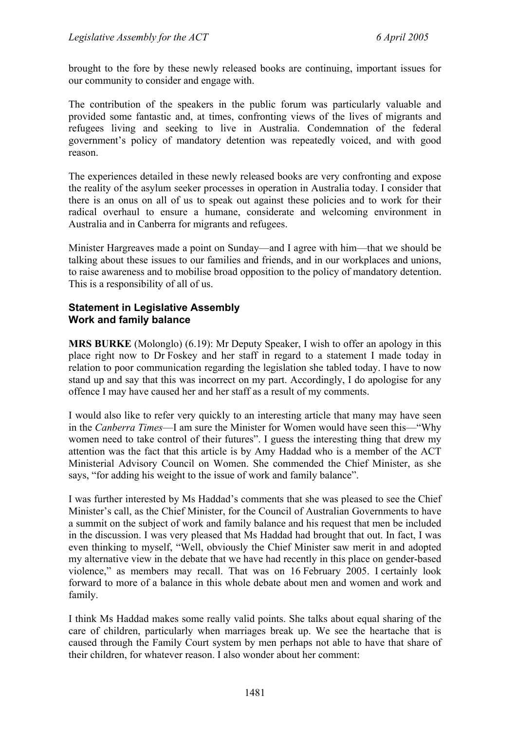brought to the fore by these newly released books are continuing, important issues for our community to consider and engage with.

The contribution of the speakers in the public forum was particularly valuable and provided some fantastic and, at times, confronting views of the lives of migrants and refugees living and seeking to live in Australia. Condemnation of the federal government's policy of mandatory detention was repeatedly voiced, and with good reason.

The experiences detailed in these newly released books are very confronting and expose the reality of the asylum seeker processes in operation in Australia today. I consider that there is an onus on all of us to speak out against these policies and to work for their radical overhaul to ensure a humane, considerate and welcoming environment in Australia and in Canberra for migrants and refugees.

Minister Hargreaves made a point on Sunday—and I agree with him—that we should be talking about these issues to our families and friends, and in our workplaces and unions, to raise awareness and to mobilise broad opposition to the policy of mandatory detention. This is a responsibility of all of us.

### Statement in Legislative Assembly
### Work and family balance

**MRS BURKE** (Molonglo) (6.19): Mr Deputy Speaker, I wish to offer an apology in this place right now to Dr Foskey and her staff in regard to a statement I made today in relation to poor communication regarding the legislation she tabled today. I have to now stand up and say that this was incorrect on my part. Accordingly, I do apologise for any offence I may have caused her and her staff as a result of my comments.

I would also like to refer very quickly to an interesting article that many may have seen in the *Canberra Times*—I am sure the Minister for Women would have seen this—"Why women need to take control of their futures". I guess the interesting thing that drew my attention was the fact that this article is by Amy Haddad who is a member of the ACT Ministerial Advisory Council on Women. She commended the Chief Minister, as she says, "for adding his weight to the issue of work and family balance".

I was further interested by Ms Haddad's comments that she was pleased to see the Chief Minister's call, as the Chief Minister, for the Council of Australian Governments to have a summit on the subject of work and family balance and his request that men be included in the discussion. I was very pleased that Ms Haddad had brought that out. In fact, I was even thinking to myself, "Well, obviously the Chief Minister saw merit in and adopted my alternative view in the debate that we have had recently in this place on gender-based violence," as members may recall. That was on 16 February 2005. I certainly look forward to more of a balance in this whole debate about men and women and work and family.

I think Ms Haddad makes some really valid points. She talks about equal sharing of the care of children, particularly when marriages break up. We see the heartache that is caused through the Family Court system by men perhaps not able to have that share of their children, for whatever reason. I also wonder about her comment: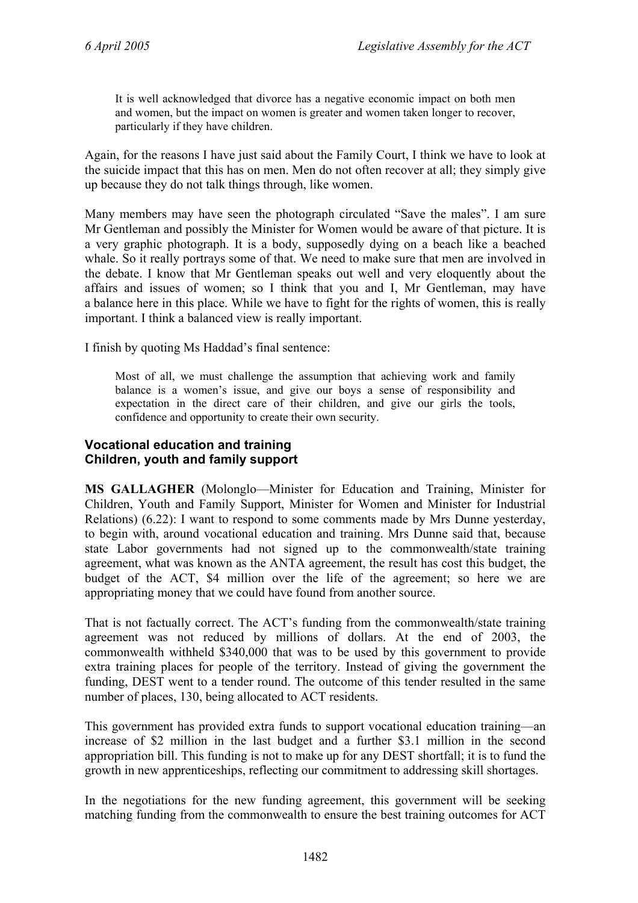> It is well acknowledged that divorce has a negative economic impact on both men and women, but the impact on women is greater and women taken longer to recover, particularly if they have children.

Again, for the reasons I have just said about the Family Court, I think we have to look at the suicide impact that this has on men. Men do not often recover at all; they simply give up because they do not talk things through, like women.

Many members may have seen the photograph circulated "Save the males". I am sure Mr Gentleman and possibly the Minister for Women would be aware of that picture. It is a very graphic photograph. It is a body, supposedly dying on a beach like a beached whale. So it really portrays some of that. We need to make sure that men are involved in the debate. I know that Mr Gentleman speaks out well and very eloquently about the affairs and issues of women; so I think that you and I, Mr Gentleman, may have a balance here in this place. While we have to fight for the rights of women, this is really important. I think a balanced view is really important.

I finish by quoting Ms Haddad's final sentence:

> Most of all, we must challenge the assumption that achieving work and family balance is a women's issue, and give our boys a sense of responsibility and expectation in the direct care of their children, and give our girls the tools, confidence and opportunity to create their own security.

### Vocational education and training
### Children, youth and family support

**MS GALLAGHER** (Molonglo—Minister for Education and Training, Minister for Children, Youth and Family Support, Minister for Women and Minister for Industrial Relations) (6.22): I want to respond to some comments made by Mrs Dunne yesterday, to begin with, around vocational education and training. Mrs Dunne said that, because state Labor governments had not signed up to the commonwealth/state training agreement, what was known as the ANTA agreement, the result has cost this budget, the budget of the ACT, $4 million over the life of the agreement; so here we are appropriating money that we could have found from another source.

That is not factually correct. The ACT's funding from the commonwealth/state training agreement was not reduced by millions of dollars. At the end of 2003, the commonwealth withheld $340,000 that was to be used by this government to provide extra training places for people of the territory. Instead of giving the government the funding, DEST went to a tender round. The outcome of this tender resulted in the same number of places, 130, being allocated to ACT residents.

This government has provided extra funds to support vocational education training—an increase of $2 million in the last budget and a further $3.1 million in the second appropriation bill. This funding is not to make up for any DEST shortfall; it is to fund the growth in new apprenticeships, reflecting our commitment to addressing skill shortages.

In the negotiations for the new funding agreement, this government will be seeking matching funding from the commonwealth to ensure the best training outcomes for ACT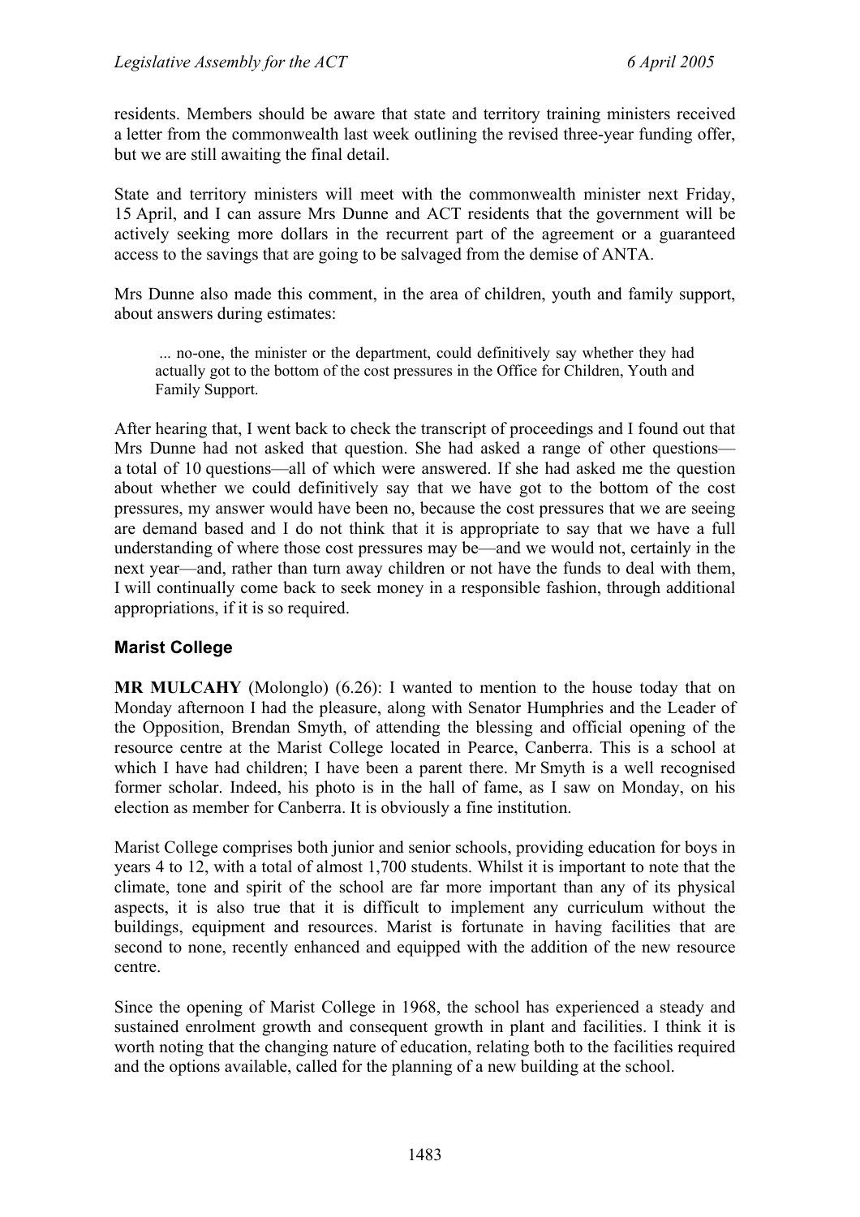residents. Members should be aware that state and territory training ministers received a letter from the commonwealth last week outlining the revised three-year funding offer, but we are still awaiting the final detail.

State and territory ministers will meet with the commonwealth minister next Friday, 15 April, and I can assure Mrs Dunne and ACT residents that the government will be actively seeking more dollars in the recurrent part of the agreement or a guaranteed access to the savings that are going to be salvaged from the demise of ANTA.

Mrs Dunne also made this comment, in the area of children, youth and family support, about answers during estimates:

> ... no-one, the minister or the department, could definitively say whether they had actually got to the bottom of the cost pressures in the Office for Children, Youth and Family Support.

After hearing that, I went back to check the transcript of proceedings and I found out that Mrs Dunne had not asked that question. She had asked a range of other questions—a total of 10 questions—all of which were answered. If she had asked me the question about whether we could definitively say that we have got to the bottom of the cost pressures, my answer would have been no, because the cost pressures that we are seeing are demand based and I do not think that it is appropriate to say that we have a full understanding of where those cost pressures may be—and we would not, certainly in the next year—and, rather than turn away children or not have the funds to deal with them, I will continually come back to seek money in a responsible fashion, through additional appropriations, if it is so required.

## Marist College

**MR MULCAHY** (Molonglo) (6.26): I wanted to mention to the house today that on Monday afternoon I had the pleasure, along with Senator Humphries and the Leader of the Opposition, Brendan Smyth, of attending the blessing and official opening of the resource centre at the Marist College located in Pearce, Canberra. This is a school at which I have had children; I have been a parent there. Mr Smyth is a well recognised former scholar. Indeed, his photo is in the hall of fame, as I saw on Monday, on his election as member for Canberra. It is obviously a fine institution.

Marist College comprises both junior and senior schools, providing education for boys in years 4 to 12, with a total of almost 1,700 students. Whilst it is important to note that the climate, tone and spirit of the school are far more important than any of its physical aspects, it is also true that it is difficult to implement any curriculum without the buildings, equipment and resources. Marist is fortunate in having facilities that are second to none, recently enhanced and equipped with the addition of the new resource centre.

Since the opening of Marist College in 1968, the school has experienced a steady and sustained enrolment growth and consequent growth in plant and facilities. I think it is worth noting that the changing nature of education, relating both to the facilities required and the options available, called for the planning of a new building at the school.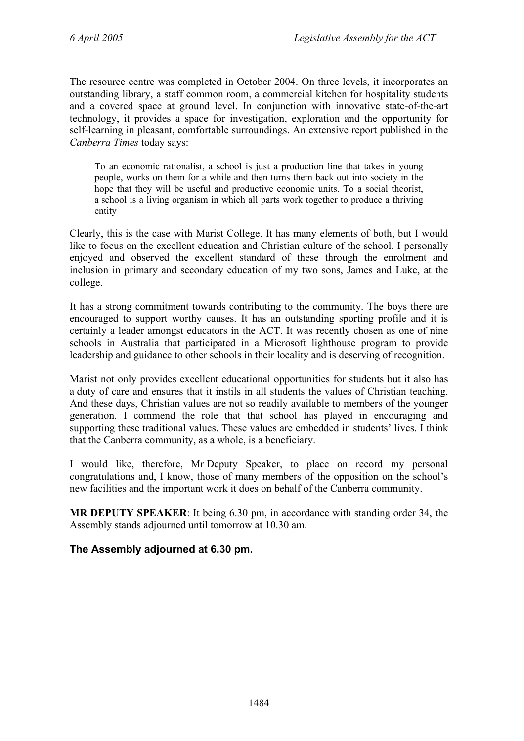The resource centre was completed in October 2004. On three levels, it incorporates an outstanding library, a staff common room, a commercial kitchen for hospitality students and a covered space at ground level. In conjunction with innovative state-of-the-art technology, it provides a space for investigation, exploration and the opportunity for self-learning in pleasant, comfortable surroundings. An extensive report published in the *Canberra Times* today says:

> To an economic rationalist, a school is just a production line that takes in young people, works on them for a while and then turns them back out into society in the hope that they will be useful and productive economic units. To a social theorist, a school is a living organism in which all parts work together to produce a thriving entity

Clearly, this is the case with Marist College. It has many elements of both, but I would like to focus on the excellent education and Christian culture of the school. I personally enjoyed and observed the excellent standard of these through the enrolment and inclusion in primary and secondary education of my two sons, James and Luke, at the college.

It has a strong commitment towards contributing to the community. The boys there are encouraged to support worthy causes. It has an outstanding sporting profile and it is certainly a leader amongst educators in the ACT. It was recently chosen as one of nine schools in Australia that participated in a Microsoft lighthouse program to provide leadership and guidance to other schools in their locality and is deserving of recognition.

Marist not only provides excellent educational opportunities for students but it also has a duty of care and ensures that it instils in all students the values of Christian teaching. And these days, Christian values are not so readily available to members of the younger generation. I commend the role that that school has played in encouraging and supporting these traditional values. These values are embedded in students' lives. I think that the Canberra community, as a whole, is a beneficiary.

I would like, therefore, Mr Deputy Speaker, to place on record my personal congratulations and, I know, those of many members of the opposition on the school's new facilities and the important work it does on behalf of the Canberra community.

**MR DEPUTY SPEAKER**: It being 6.30 pm, in accordance with standing order 34, the Assembly stands adjourned until tomorrow at 10.30 am.

**The Assembly adjourned at 6.30 pm.**